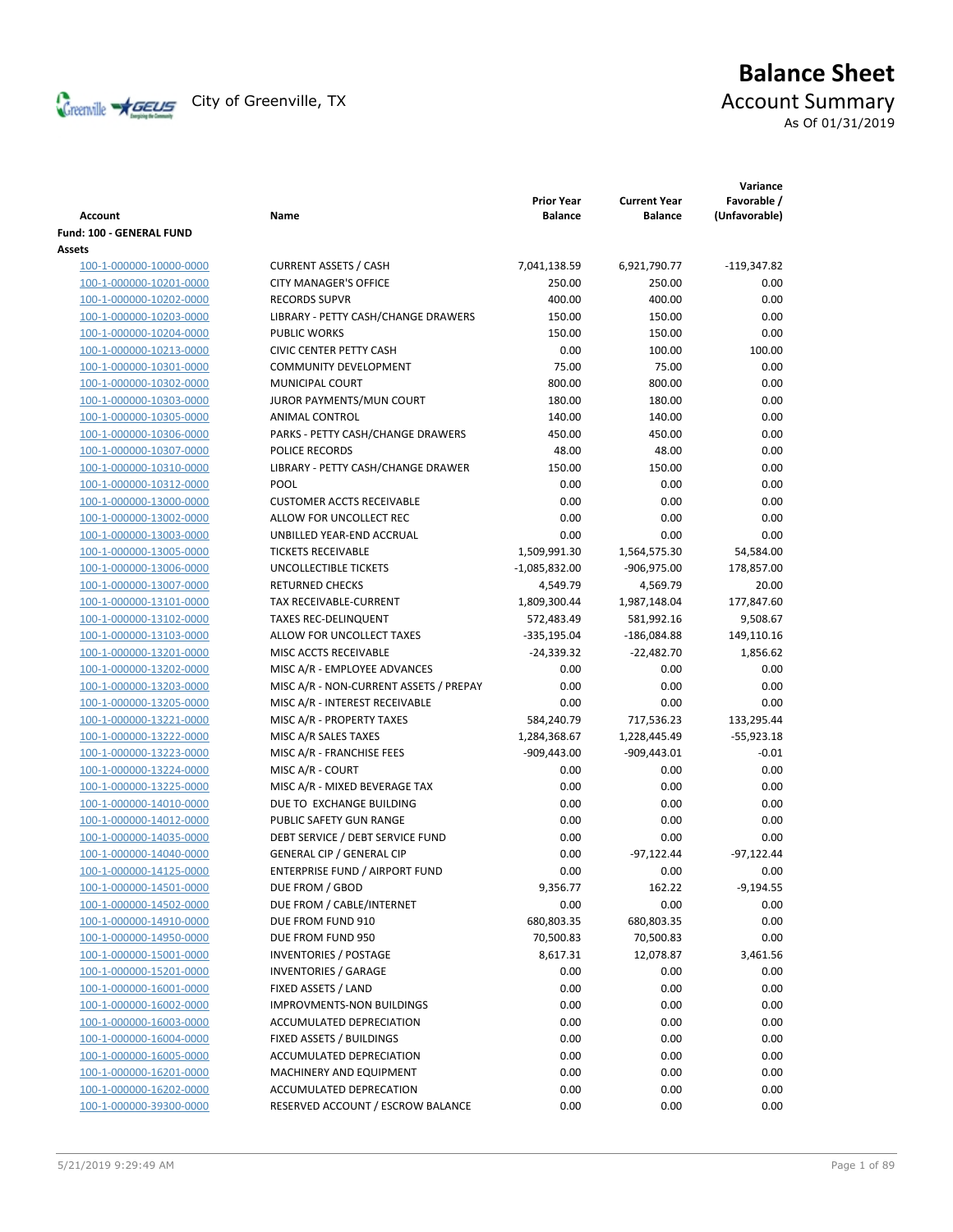# Balance Sheet

City of Greenville, TX

## Account Summary

As Of 01/31/2019

| Account | Name | Prior Year Balance | Current Year Balance | Variance Favorable / (Unfavorable) |
|---|---|---|---|---|
| **Fund: 100 - GENERAL FUND** | | | | |
| **Assets** | | | | |
| 100-1-000000-10000-0000 | CURRENT ASSETS / CASH | 7,041,138.59 | 6,921,790.77 | -119,347.82 |
| 100-1-000000-10201-0000 | CITY MANAGER'S OFFICE | 250.00 | 250.00 | 0.00 |
| 100-1-000000-10202-0000 | RECORDS SUPVR | 400.00 | 400.00 | 0.00 |
| 100-1-000000-10203-0000 | LIBRARY - PETTY CASH/CHANGE DRAWERS | 150.00 | 150.00 | 0.00 |
| 100-1-000000-10204-0000 | PUBLIC WORKS | 150.00 | 150.00 | 0.00 |
| 100-1-000000-10213-0000 | CIVIC CENTER PETTY CASH | 0.00 | 100.00 | 100.00 |
| 100-1-000000-10301-0000 | COMMUNITY DEVELOPMENT | 75.00 | 75.00 | 0.00 |
| 100-1-000000-10302-0000 | MUNICIPAL COURT | 800.00 | 800.00 | 0.00 |
| 100-1-000000-10303-0000 | JUROR PAYMENTS/MUN COURT | 180.00 | 180.00 | 0.00 |
| 100-1-000000-10305-0000 | ANIMAL CONTROL | 140.00 | 140.00 | 0.00 |
| 100-1-000000-10306-0000 | PARKS - PETTY CASH/CHANGE DRAWERS | 450.00 | 450.00 | 0.00 |
| 100-1-000000-10307-0000 | POLICE RECORDS | 48.00 | 48.00 | 0.00 |
| 100-1-000000-10310-0000 | LIBRARY - PETTY CASH/CHANGE DRAWER | 150.00 | 150.00 | 0.00 |
| 100-1-000000-10312-0000 | POOL | 0.00 | 0.00 | 0.00 |
| 100-1-000000-13000-0000 | CUSTOMER ACCTS RECEIVABLE | 0.00 | 0.00 | 0.00 |
| 100-1-000000-13002-0000 | ALLOW FOR UNCOLLECT REC | 0.00 | 0.00 | 0.00 |
| 100-1-000000-13003-0000 | UNBILLED YEAR-END ACCRUAL | 0.00 | 0.00 | 0.00 |
| 100-1-000000-13005-0000 | TICKETS RECEIVABLE | 1,509,991.30 | 1,564,575.30 | 54,584.00 |
| 100-1-000000-13006-0000 | UNCOLLECTIBLE TICKETS | -1,085,832.00 | -906,975.00 | 178,857.00 |
| 100-1-000000-13007-0000 | RETURNED CHECKS | 4,549.79 | 4,569.79 | 20.00 |
| 100-1-000000-13101-0000 | TAX RECEIVABLE-CURRENT | 1,809,300.44 | 1,987,148.04 | 177,847.60 |
| 100-1-000000-13102-0000 | TAXES REC-DELINQUENT | 572,483.49 | 581,992.16 | 9,508.67 |
| 100-1-000000-13103-0000 | ALLOW FOR UNCOLLECT TAXES | -335,195.04 | -186,084.88 | 149,110.16 |
| 100-1-000000-13201-0000 | MISC ACCTS RECEIVABLE | -24,339.32 | -22,482.70 | 1,856.62 |
| 100-1-000000-13202-0000 | MISC A/R - EMPLOYEE ADVANCES | 0.00 | 0.00 | 0.00 |
| 100-1-000000-13203-0000 | MISC A/R - NON-CURRENT ASSETS / PREPAY | 0.00 | 0.00 | 0.00 |
| 100-1-000000-13205-0000 | MISC A/R - INTEREST RECEIVABLE | 0.00 | 0.00 | 0.00 |
| 100-1-000000-13221-0000 | MISC A/R - PROPERTY TAXES | 584,240.79 | 717,536.23 | 133,295.44 |
| 100-1-000000-13222-0000 | MISC A/R SALES TAXES | 1,284,368.67 | 1,228,445.49 | -55,923.18 |
| 100-1-000000-13223-0000 | MISC A/R - FRANCHISE FEES | -909,443.00 | -909,443.01 | -0.01 |
| 100-1-000000-13224-0000 | MISC A/R - COURT | 0.00 | 0.00 | 0.00 |
| 100-1-000000-13225-0000 | MISC A/R - MIXED BEVERAGE TAX | 0.00 | 0.00 | 0.00 |
| 100-1-000000-14010-0000 | DUE TO EXCHANGE BUILDING | 0.00 | 0.00 | 0.00 |
| 100-1-000000-14012-0000 | PUBLIC SAFETY GUN RANGE | 0.00 | 0.00 | 0.00 |
| 100-1-000000-14035-0000 | DEBT SERVICE / DEBT SERVICE FUND | 0.00 | 0.00 | 0.00 |
| 100-1-000000-14040-0000 | GENERAL CIP / GENERAL CIP | 0.00 | -97,122.44 | -97,122.44 |
| 100-1-000000-14125-0000 | ENTERPRISE FUND / AIRPORT FUND | 0.00 | 0.00 | 0.00 |
| 100-1-000000-14501-0000 | DUE FROM / GBOD | 9,356.77 | 162.22 | -9,194.55 |
| 100-1-000000-14502-0000 | DUE FROM / CABLE/INTERNET | 0.00 | 0.00 | 0.00 |
| 100-1-000000-14910-0000 | DUE FROM FUND 910 | 680,803.35 | 680,803.35 | 0.00 |
| 100-1-000000-14950-0000 | DUE FROM FUND 950 | 70,500.83 | 70,500.83 | 0.00 |
| 100-1-000000-15001-0000 | INVENTORIES / POSTAGE | 8,617.31 | 12,078.87 | 3,461.56 |
| 100-1-000000-15201-0000 | INVENTORIES / GARAGE | 0.00 | 0.00 | 0.00 |
| 100-1-000000-16001-0000 | FIXED ASSETS / LAND | 0.00 | 0.00 | 0.00 |
| 100-1-000000-16002-0000 | IMPROVMENTS-NON BUILDINGS | 0.00 | 0.00 | 0.00 |
| 100-1-000000-16003-0000 | ACCUMULATED DEPRECIATION | 0.00 | 0.00 | 0.00 |
| 100-1-000000-16004-0000 | FIXED ASSETS / BUILDINGS | 0.00 | 0.00 | 0.00 |
| 100-1-000000-16005-0000 | ACCUMULATED DEPRECIATION | 0.00 | 0.00 | 0.00 |
| 100-1-000000-16201-0000 | MACHINERY AND EQUIPMENT | 0.00 | 0.00 | 0.00 |
| 100-1-000000-16202-0000 | ACCUMULATED DEPRECATION | 0.00 | 0.00 | 0.00 |
| 100-1-000000-39300-0000 | RESERVED ACCOUNT / ESCROW BALANCE | 0.00 | 0.00 | 0.00 |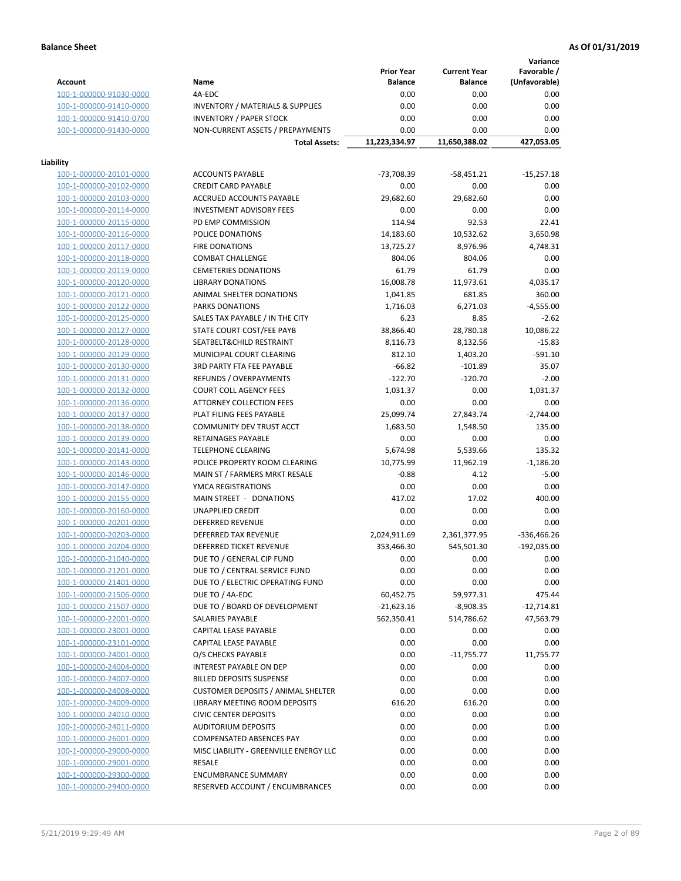**Balance Sheet** **As Of 01/31/2019**

| Account | Name | Prior Year Balance | Current Year Balance | Variance Favorable / (Unfavorable) |
|---|---|---|---|---|
| 100-1-000000-91030-0000 | 4A-EDC | 0.00 | 0.00 | 0.00 |
| 100-1-000000-91410-0000 | INVENTORY / MATERIALS & SUPPLIES | 0.00 | 0.00 | 0.00 |
| 100-1-000000-91410-0700 | INVENTORY / PAPER STOCK | 0.00 | 0.00 | 0.00 |
| 100-1-000000-91430-0000 | NON-CURRENT ASSETS / PREPAYMENTS | 0.00 | 0.00 | 0.00 |
| | **Total Assets:** | **11,223,334.97** | **11,650,388.02** | **427,053.05** |

**Liability**

| Account | Name | Prior Year Balance | Current Year Balance | Variance Favorable / (Unfavorable) |
|---|---|---|---|---|
| 100-1-000000-20101-0000 | ACCOUNTS PAYABLE | -73,708.39 | -58,451.21 | -15,257.18 |
| 100-1-000000-20102-0000 | CREDIT CARD PAYABLE | 0.00 | 0.00 | 0.00 |
| 100-1-000000-20103-0000 | ACCRUED ACCOUNTS PAYABLE | 29,682.60 | 29,682.60 | 0.00 |
| 100-1-000000-20114-0000 | INVESTMENT ADVISORY FEES | 0.00 | 0.00 | 0.00 |
| 100-1-000000-20115-0000 | PD EMP COMMISSION | 114.94 | 92.53 | 22.41 |
| 100-1-000000-20116-0000 | POLICE DONATIONS | 14,183.60 | 10,532.62 | 3,650.98 |
| 100-1-000000-20117-0000 | FIRE DONATIONS | 13,725.27 | 8,976.96 | 4,748.31 |
| 100-1-000000-20118-0000 | COMBAT CHALLENGE | 804.06 | 804.06 | 0.00 |
| 100-1-000000-20119-0000 | CEMETERIES DONATIONS | 61.79 | 61.79 | 0.00 |
| 100-1-000000-20120-0000 | LIBRARY DONATIONS | 16,008.78 | 11,973.61 | 4,035.17 |
| 100-1-000000-20121-0000 | ANIMAL SHELTER DONATIONS | 1,041.85 | 681.85 | 360.00 |
| 100-1-000000-20122-0000 | PARKS DONATIONS | 1,716.03 | 6,271.03 | -4,555.00 |
| 100-1-000000-20125-0000 | SALES TAX PAYABLE / IN THE CITY | 6.23 | 8.85 | -2.62 |
| 100-1-000000-20127-0000 | STATE COURT COST/FEE PAYB | 38,866.40 | 28,780.18 | 10,086.22 |
| 100-1-000000-20128-0000 | SEATBELT&CHILD RESTRAINT | 8,116.73 | 8,132.56 | -15.83 |
| 100-1-000000-20129-0000 | MUNICIPAL COURT CLEARING | 812.10 | 1,403.20 | -591.10 |
| 100-1-000000-20130-0000 | 3RD PARTY FTA FEE PAYABLE | -66.82 | -101.89 | 35.07 |
| 100-1-000000-20131-0000 | REFUNDS / OVERPAYMENTS | -122.70 | -120.70 | -2.00 |
| 100-1-000000-20132-0000 | COURT COLL AGENCY FEES | 1,031.37 | 0.00 | 1,031.37 |
| 100-1-000000-20136-0000 | ATTORNEY COLLECTION FEES | 0.00 | 0.00 | 0.00 |
| 100-1-000000-20137-0000 | PLAT FILING FEES PAYABLE | 25,099.74 | 27,843.74 | -2,744.00 |
| 100-1-000000-20138-0000 | COMMUNITY DEV TRUST ACCT | 1,683.50 | 1,548.50 | 135.00 |
| 100-1-000000-20139-0000 | RETAINAGES PAYABLE | 0.00 | 0.00 | 0.00 |
| 100-1-000000-20141-0000 | TELEPHONE CLEARING | 5,674.98 | 5,539.66 | 135.32 |
| 100-1-000000-20143-0000 | POLICE PROPERTY ROOM CLEARING | 10,775.99 | 11,962.19 | -1,186.20 |
| 100-1-000000-20146-0000 | MAIN ST / FARMERS MRKT RESALE | -0.88 | 4.12 | -5.00 |
| 100-1-000000-20147-0000 | YMCA REGISTRATIONS | 0.00 | 0.00 | 0.00 |
| 100-1-000000-20155-0000 | MAIN STREET - DONATIONS | 417.02 | 17.02 | 400.00 |
| 100-1-000000-20160-0000 | UNAPPLIED CREDIT | 0.00 | 0.00 | 0.00 |
| 100-1-000000-20201-0000 | DEFERRED REVENUE | 0.00 | 0.00 | 0.00 |
| 100-1-000000-20203-0000 | DEFERRED TAX REVENUE | 2,024,911.69 | 2,361,377.95 | -336,466.26 |
| 100-1-000000-20204-0000 | DEFERRED TICKET REVENUE | 353,466.30 | 545,501.30 | -192,035.00 |
| 100-1-000000-21040-0000 | DUE TO / GENERAL CIP FUND | 0.00 | 0.00 | 0.00 |
| 100-1-000000-21201-0000 | DUE TO / CENTRAL SERVICE FUND | 0.00 | 0.00 | 0.00 |
| 100-1-000000-21401-0000 | DUE TO / ELECTRIC OPERATING FUND | 0.00 | 0.00 | 0.00 |
| 100-1-000000-21506-0000 | DUE TO / 4A-EDC | 60,452.75 | 59,977.31 | 475.44 |
| 100-1-000000-21507-0000 | DUE TO / BOARD OF DEVELOPMENT | -21,623.16 | -8,908.35 | -12,714.81 |
| 100-1-000000-22001-0000 | SALARIES PAYABLE | 562,350.41 | 514,786.62 | 47,563.79 |
| 100-1-000000-23001-0000 | CAPITAL LEASE PAYABLE | 0.00 | 0.00 | 0.00 |
| 100-1-000000-23101-0000 | CAPITAL LEASE PAYABLE | 0.00 | 0.00 | 0.00 |
| 100-1-000000-24001-0000 | O/S CHECKS PAYABLE | 0.00 | -11,755.77 | 11,755.77 |
| 100-1-000000-24004-0000 | INTEREST PAYABLE ON DEP | 0.00 | 0.00 | 0.00 |
| 100-1-000000-24007-0000 | BILLED DEPOSITS SUSPENSE | 0.00 | 0.00 | 0.00 |
| 100-1-000000-24008-0000 | CUSTOMER DEPOSITS / ANIMAL SHELTER | 0.00 | 0.00 | 0.00 |
| 100-1-000000-24009-0000 | LIBRARY MEETING ROOM DEPOSITS | 616.20 | 616.20 | 0.00 |
| 100-1-000000-24010-0000 | CIVIC CENTER DEPOSITS | 0.00 | 0.00 | 0.00 |
| 100-1-000000-24011-0000 | AUDITORIUM DEPOSITS | 0.00 | 0.00 | 0.00 |
| 100-1-000000-26001-0000 | COMPENSATED ABSENCES PAY | 0.00 | 0.00 | 0.00 |
| 100-1-000000-29000-0000 | MISC LIABILITY - GREENVILLE ENERGY LLC | 0.00 | 0.00 | 0.00 |
| 100-1-000000-29001-0000 | RESALE | 0.00 | 0.00 | 0.00 |
| 100-1-000000-29300-0000 | ENCUMBRANCE SUMMARY | 0.00 | 0.00 | 0.00 |
| 100-1-000000-29400-0000 | RESERVED ACCOUNT / ENCUMBRANCES | 0.00 | 0.00 | 0.00 |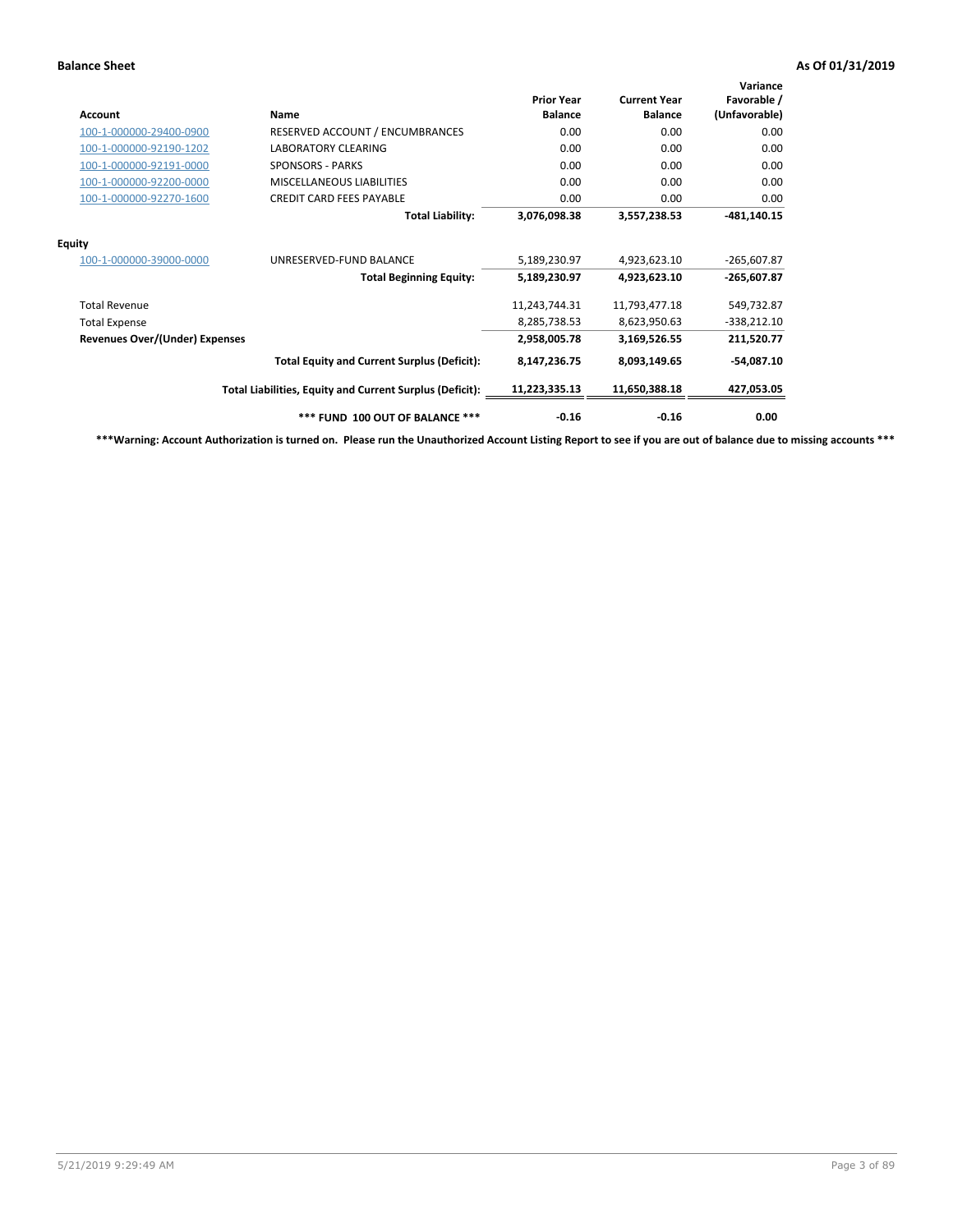**Balance Sheet** **As Of 01/31/2019**

| Account | Name | Prior Year Balance | Current Year Balance | Variance Favorable / (Unfavorable) |
|---|---|---|---|---|
| 100-1-000000-29400-0900 | RESERVED ACCOUNT / ENCUMBRANCES | 0.00 | 0.00 | 0.00 |
| 100-1-000000-92190-1202 | LABORATORY CLEARING | 0.00 | 0.00 | 0.00 |
| 100-1-000000-92191-0000 | SPONSORS - PARKS | 0.00 | 0.00 | 0.00 |
| 100-1-000000-92200-0000 | MISCELLANEOUS LIABILITIES | 0.00 | 0.00 | 0.00 |
| 100-1-000000-92270-1600 | CREDIT CARD FEES PAYABLE | 0.00 | 0.00 | 0.00 |
| | **Total Liability:** | **3,076,098.38** | **3,557,238.53** | **-481,140.15** |
| **Equity** | | | | |
| 100-1-000000-39000-0000 | UNRESERVED-FUND BALANCE | 5,189,230.97 | 4,923,623.10 | -265,607.87 |
| | **Total Beginning Equity:** | **5,189,230.97** | **4,923,623.10** | **-265,607.87** |
| Total Revenue | | 11,243,744.31 | 11,793,477.18 | 549,732.87 |
| Total Expense | | 8,285,738.53 | 8,623,950.63 | -338,212.10 |
| **Revenues Over/(Under) Expenses** | | **2,958,005.78** | **3,169,526.55** | **211,520.77** |
| | **Total Equity and Current Surplus (Deficit):** | **8,147,236.75** | **8,093,149.65** | **-54,087.10** |
| | **Total Liabilities, Equity and Current Surplus (Deficit):** | **11,223,335.13** | **11,650,388.18** | **427,053.05** |
| | **\*\*\* FUND 100 OUT OF BALANCE \*\*\*** | **-0.16** | **-0.16** | **0.00** |

**\*\*\*Warning: Account Authorization is turned on. Please run the Unauthorized Account Listing Report to see if you are out of balance due to missing accounts \*\*\***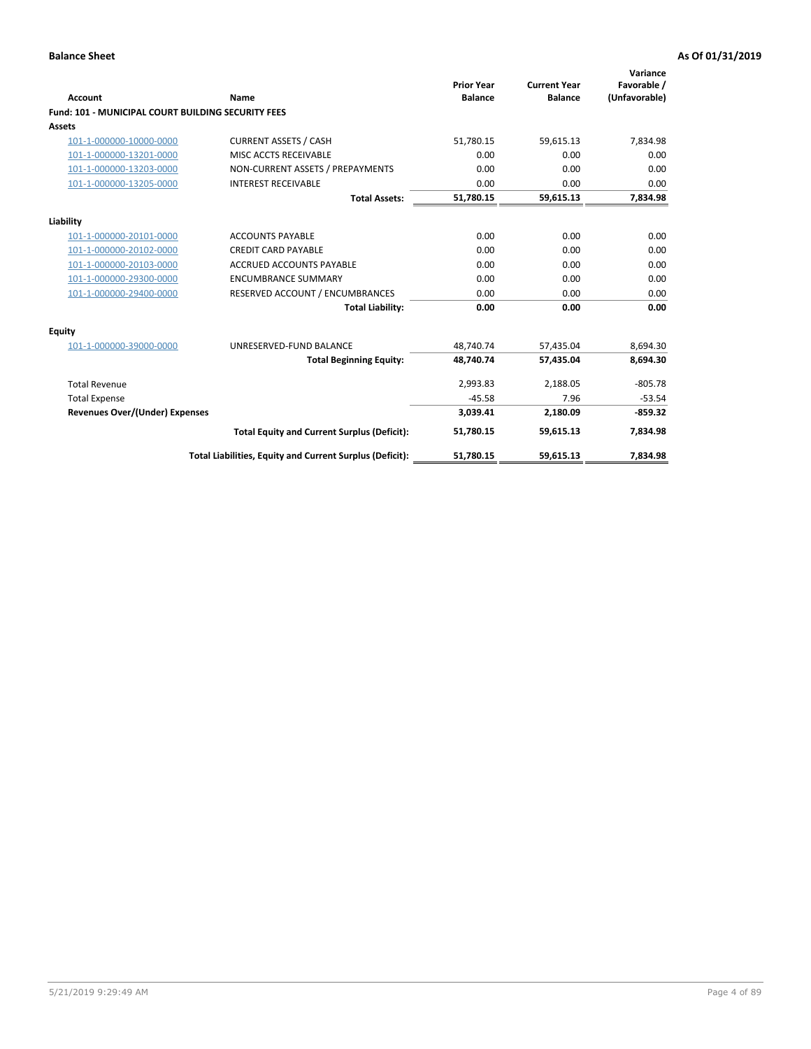**Balance Sheet** **As Of 01/31/2019**

| Account | Name | Prior Year Balance | Current Year Balance | Variance Favorable / (Unfavorable) |
|---|---|---|---|---|
| **Fund: 101 - MUNICIPAL COURT BUILDING SECURITY FEES** | | | | |
| **Assets** | | | | |
| 101-1-000000-10000-0000 | CURRENT ASSETS / CASH | 51,780.15 | 59,615.13 | 7,834.98 |
| 101-1-000000-13201-0000 | MISC ACCTS RECEIVABLE | 0.00 | 0.00 | 0.00 |
| 101-1-000000-13203-0000 | NON-CURRENT ASSETS / PREPAYMENTS | 0.00 | 0.00 | 0.00 |
| 101-1-000000-13205-0000 | INTEREST RECEIVABLE | 0.00 | 0.00 | 0.00 |
| | **Total Assets:** | **51,780.15** | **59,615.13** | **7,834.98** |
| **Liability** | | | | |
| 101-1-000000-20101-0000 | ACCOUNTS PAYABLE | 0.00 | 0.00 | 0.00 |
| 101-1-000000-20102-0000 | CREDIT CARD PAYABLE | 0.00 | 0.00 | 0.00 |
| 101-1-000000-20103-0000 | ACCRUED ACCOUNTS PAYABLE | 0.00 | 0.00 | 0.00 |
| 101-1-000000-29300-0000 | ENCUMBRANCE SUMMARY | 0.00 | 0.00 | 0.00 |
| 101-1-000000-29400-0000 | RESERVED ACCOUNT / ENCUMBRANCES | 0.00 | 0.00 | 0.00 |
| | **Total Liability:** | **0.00** | **0.00** | **0.00** |
| **Equity** | | | | |
| 101-1-000000-39000-0000 | UNRESERVED-FUND BALANCE | 48,740.74 | 57,435.04 | 8,694.30 |
| | **Total Beginning Equity:** | **48,740.74** | **57,435.04** | **8,694.30** |
| Total Revenue | | 2,993.83 | 2,188.05 | -805.78 |
| Total Expense | | -45.58 | 7.96 | -53.54 |
| **Revenues Over/(Under) Expenses** | | **3,039.41** | **2,180.09** | **-859.32** |
| | **Total Equity and Current Surplus (Deficit):** | **51,780.15** | **59,615.13** | **7,834.98** |
| | **Total Liabilities, Equity and Current Surplus (Deficit):** | **51,780.15** | **59,615.13** | **7,834.98** |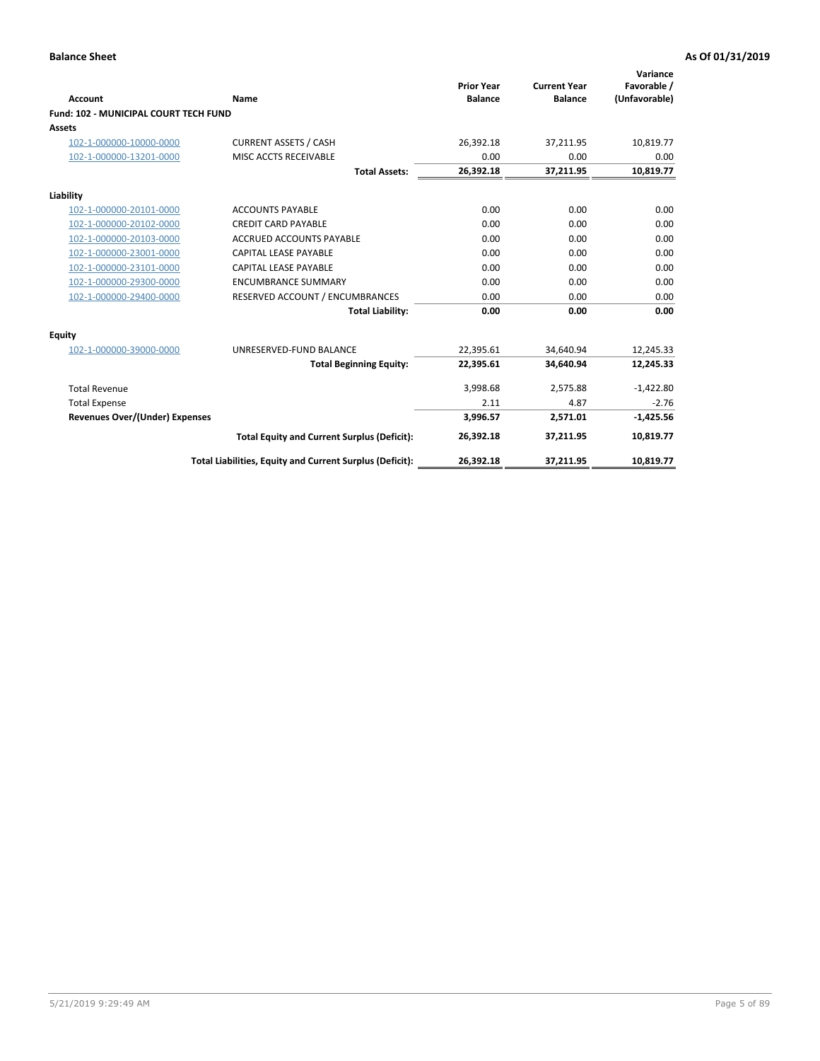**Balance Sheet** **As Of 01/31/2019**

| Account | Name | Prior Year Balance | Current Year Balance | Variance Favorable / (Unfavorable) |
|---|---|---|---|---|
| **Fund: 102 - MUNICIPAL COURT TECH FUND** | | | | |
| **Assets** | | | | |
| 102-1-000000-10000-0000 | CURRENT ASSETS / CASH | 26,392.18 | 37,211.95 | 10,819.77 |
| 102-1-000000-13201-0000 | MISC ACCTS RECEIVABLE | 0.00 | 0.00 | 0.00 |
| | **Total Assets:** | **26,392.18** | **37,211.95** | **10,819.77** |
| **Liability** | | | | |
| 102-1-000000-20101-0000 | ACCOUNTS PAYABLE | 0.00 | 0.00 | 0.00 |
| 102-1-000000-20102-0000 | CREDIT CARD PAYABLE | 0.00 | 0.00 | 0.00 |
| 102-1-000000-20103-0000 | ACCRUED ACCOUNTS PAYABLE | 0.00 | 0.00 | 0.00 |
| 102-1-000000-23001-0000 | CAPITAL LEASE PAYABLE | 0.00 | 0.00 | 0.00 |
| 102-1-000000-23101-0000 | CAPITAL LEASE PAYABLE | 0.00 | 0.00 | 0.00 |
| 102-1-000000-29300-0000 | ENCUMBRANCE SUMMARY | 0.00 | 0.00 | 0.00 |
| 102-1-000000-29400-0000 | RESERVED ACCOUNT / ENCUMBRANCES | 0.00 | 0.00 | 0.00 |
| | **Total Liability:** | **0.00** | **0.00** | **0.00** |
| **Equity** | | | | |
| 102-1-000000-39000-0000 | UNRESERVED-FUND BALANCE | 22,395.61 | 34,640.94 | 12,245.33 |
| | **Total Beginning Equity:** | **22,395.61** | **34,640.94** | **12,245.33** |
| Total Revenue | | 3,998.68 | 2,575.88 | -1,422.80 |
| Total Expense | | 2.11 | 4.87 | -2.76 |
| **Revenues Over/(Under) Expenses** | | **3,996.57** | **2,571.01** | **-1,425.56** |
| | **Total Equity and Current Surplus (Deficit):** | **26,392.18** | **37,211.95** | **10,819.77** |
| | **Total Liabilities, Equity and Current Surplus (Deficit):** | **26,392.18** | **37,211.95** | **10,819.77** |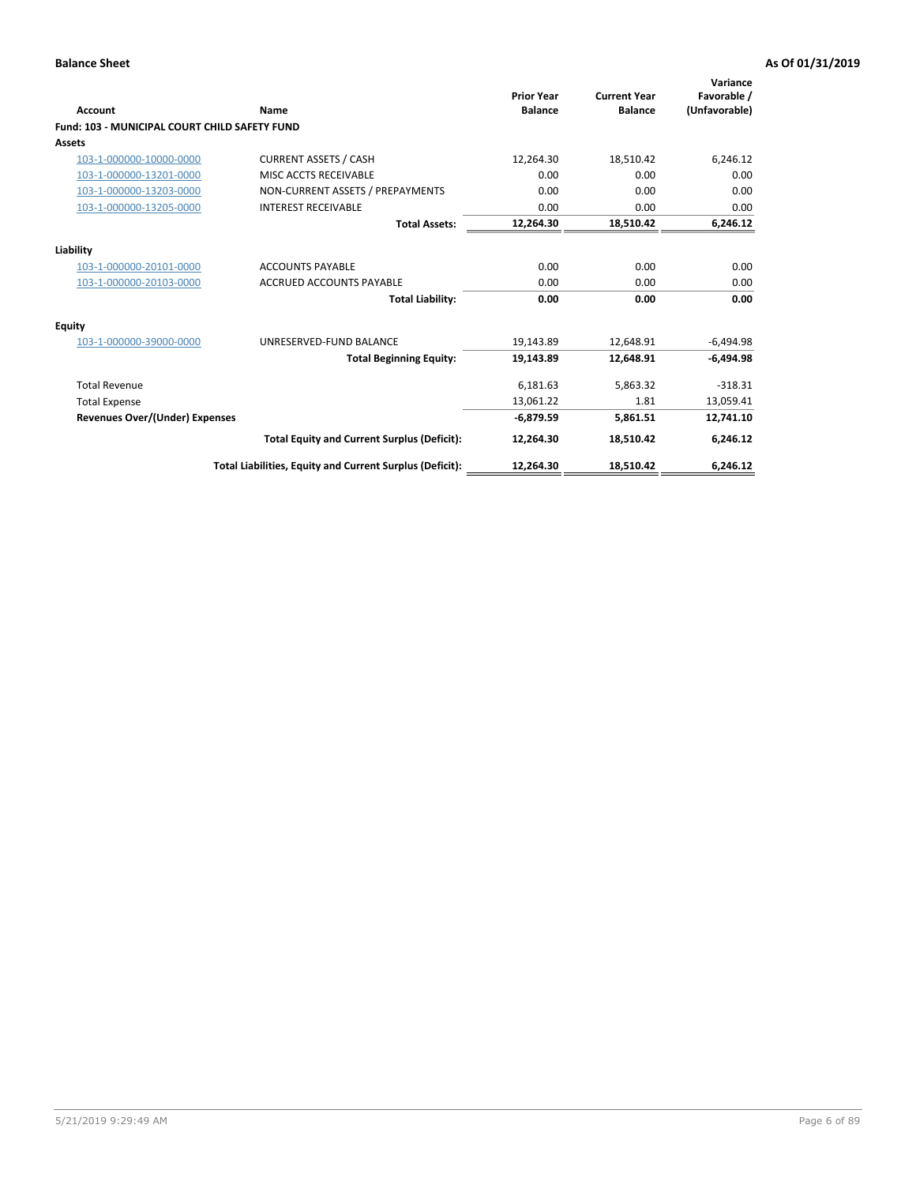**Balance Sheet** **As Of 01/31/2019**

| Account | Name | Prior Year Balance | Current Year Balance | Variance Favorable / (Unfavorable) |
|---|---|---|---|---|
| **Fund: 103 - MUNICIPAL COURT CHILD SAFETY FUND** | | | | |
| **Assets** | | | | |
| 103-1-000000-10000-0000 | CURRENT ASSETS / CASH | 12,264.30 | 18,510.42 | 6,246.12 |
| 103-1-000000-13201-0000 | MISC ACCTS RECEIVABLE | 0.00 | 0.00 | 0.00 |
| 103-1-000000-13203-0000 | NON-CURRENT ASSETS / PREPAYMENTS | 0.00 | 0.00 | 0.00 |
| 103-1-000000-13205-0000 | INTEREST RECEIVABLE | 0.00 | 0.00 | 0.00 |
| | **Total Assets:** | **12,264.30** | **18,510.42** | **6,246.12** |
| **Liability** | | | | |
| 103-1-000000-20101-0000 | ACCOUNTS PAYABLE | 0.00 | 0.00 | 0.00 |
| 103-1-000000-20103-0000 | ACCRUED ACCOUNTS PAYABLE | 0.00 | 0.00 | 0.00 |
| | **Total Liability:** | **0.00** | **0.00** | **0.00** |
| **Equity** | | | | |
| 103-1-000000-39000-0000 | UNRESERVED-FUND BALANCE | 19,143.89 | 12,648.91 | -6,494.98 |
| | **Total Beginning Equity:** | **19,143.89** | **12,648.91** | **-6,494.98** |
| Total Revenue | | 6,181.63 | 5,863.32 | -318.31 |
| Total Expense | | 13,061.22 | 1.81 | 13,059.41 |
| **Revenues Over/(Under) Expenses** | | **-6,879.59** | **5,861.51** | **12,741.10** |
| | **Total Equity and Current Surplus (Deficit):** | **12,264.30** | **18,510.42** | **6,246.12** |
| | **Total Liabilities, Equity and Current Surplus (Deficit):** | **12,264.30** | **18,510.42** | **6,246.12** |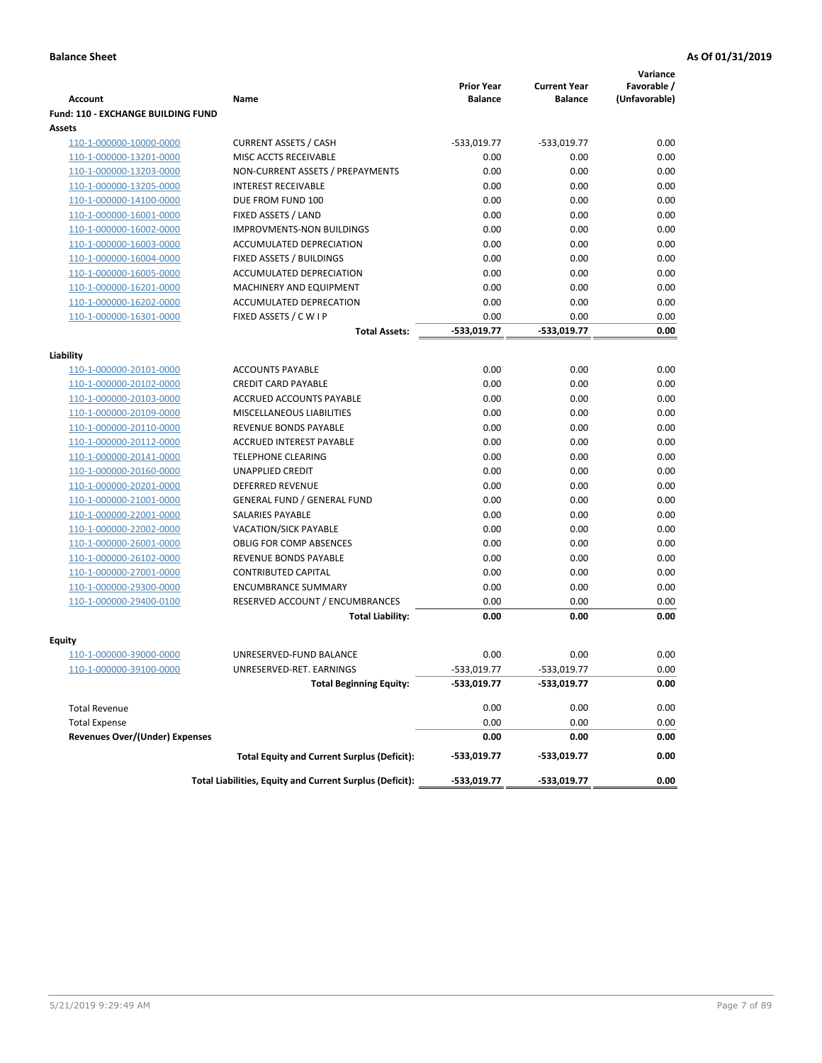**Balance Sheet** — **As Of 01/31/2019**

| Account | Name | Prior Year Balance | Current Year Balance | Variance Favorable / (Unfavorable) |
|---|---|---|---|---|
| **Fund: 110 - EXCHANGE BUILDING FUND** | | | | |
| **Assets** | | | | |
| 110-1-000000-10000-0000 | CURRENT ASSETS / CASH | -533,019.77 | -533,019.77 | 0.00 |
| 110-1-000000-13201-0000 | MISC ACCTS RECEIVABLE | 0.00 | 0.00 | 0.00 |
| 110-1-000000-13203-0000 | NON-CURRENT ASSETS / PREPAYMENTS | 0.00 | 0.00 | 0.00 |
| 110-1-000000-13205-0000 | INTEREST RECEIVABLE | 0.00 | 0.00 | 0.00 |
| 110-1-000000-14100-0000 | DUE FROM FUND 100 | 0.00 | 0.00 | 0.00 |
| 110-1-000000-16001-0000 | FIXED ASSETS / LAND | 0.00 | 0.00 | 0.00 |
| 110-1-000000-16002-0000 | IMPROVMENTS-NON BUILDINGS | 0.00 | 0.00 | 0.00 |
| 110-1-000000-16003-0000 | ACCUMULATED DEPRECIATION | 0.00 | 0.00 | 0.00 |
| 110-1-000000-16004-0000 | FIXED ASSETS / BUILDINGS | 0.00 | 0.00 | 0.00 |
| 110-1-000000-16005-0000 | ACCUMULATED DEPRECIATION | 0.00 | 0.00 | 0.00 |
| 110-1-000000-16201-0000 | MACHINERY AND EQUIPMENT | 0.00 | 0.00 | 0.00 |
| 110-1-000000-16202-0000 | ACCUMULATED DEPRECATION | 0.00 | 0.00 | 0.00 |
| 110-1-000000-16301-0000 | FIXED ASSETS / C W I P | 0.00 | 0.00 | 0.00 |
| | **Total Assets:** | **-533,019.77** | **-533,019.77** | **0.00** |
| **Liability** | | | | |
| 110-1-000000-20101-0000 | ACCOUNTS PAYABLE | 0.00 | 0.00 | 0.00 |
| 110-1-000000-20102-0000 | CREDIT CARD PAYABLE | 0.00 | 0.00 | 0.00 |
| 110-1-000000-20103-0000 | ACCRUED ACCOUNTS PAYABLE | 0.00 | 0.00 | 0.00 |
| 110-1-000000-20109-0000 | MISCELLANEOUS LIABILITIES | 0.00 | 0.00 | 0.00 |
| 110-1-000000-20110-0000 | REVENUE BONDS PAYABLE | 0.00 | 0.00 | 0.00 |
| 110-1-000000-20112-0000 | ACCRUED INTEREST PAYABLE | 0.00 | 0.00 | 0.00 |
| 110-1-000000-20141-0000 | TELEPHONE CLEARING | 0.00 | 0.00 | 0.00 |
| 110-1-000000-20160-0000 | UNAPPLIED CREDIT | 0.00 | 0.00 | 0.00 |
| 110-1-000000-20201-0000 | DEFERRED REVENUE | 0.00 | 0.00 | 0.00 |
| 110-1-000000-21001-0000 | GENERAL FUND / GENERAL FUND | 0.00 | 0.00 | 0.00 |
| 110-1-000000-22001-0000 | SALARIES PAYABLE | 0.00 | 0.00 | 0.00 |
| 110-1-000000-22002-0000 | VACATION/SICK PAYABLE | 0.00 | 0.00 | 0.00 |
| 110-1-000000-26001-0000 | OBLIG FOR COMP ABSENCES | 0.00 | 0.00 | 0.00 |
| 110-1-000000-26102-0000 | REVENUE BONDS PAYABLE | 0.00 | 0.00 | 0.00 |
| 110-1-000000-27001-0000 | CONTRIBUTED CAPITAL | 0.00 | 0.00 | 0.00 |
| 110-1-000000-29300-0000 | ENCUMBRANCE SUMMARY | 0.00 | 0.00 | 0.00 |
| 110-1-000000-29400-0100 | RESERVED ACCOUNT / ENCUMBRANCES | 0.00 | 0.00 | 0.00 |
| | **Total Liability:** | **0.00** | **0.00** | **0.00** |
| **Equity** | | | | |
| 110-1-000000-39000-0000 | UNRESERVED-FUND BALANCE | 0.00 | 0.00 | 0.00 |
| 110-1-000000-39100-0000 | UNRESERVED-RET. EARNINGS | -533,019.77 | -533,019.77 | 0.00 |
| | **Total Beginning Equity:** | **-533,019.77** | **-533,019.77** | **0.00** |
| Total Revenue | | 0.00 | 0.00 | 0.00 |
| Total Expense | | 0.00 | 0.00 | 0.00 |
| **Revenues Over/(Under) Expenses** | | **0.00** | **0.00** | **0.00** |
| | **Total Equity and Current Surplus (Deficit):** | **-533,019.77** | **-533,019.77** | **0.00** |
| | **Total Liabilities, Equity and Current Surplus (Deficit):** | **-533,019.77** | **-533,019.77** | **0.00** |

5/21/2019 9:29:49 AM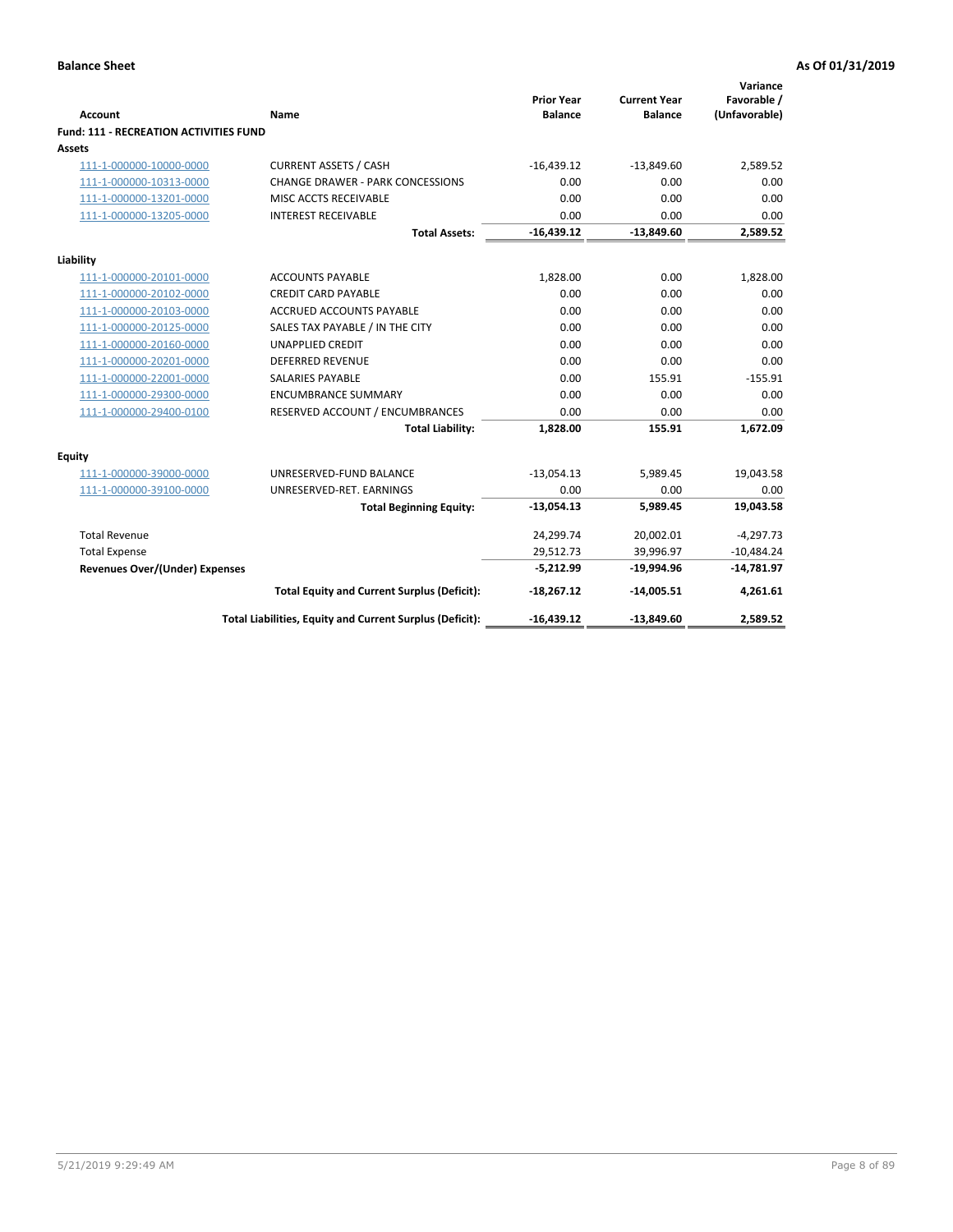**Balance Sheet** **As Of 01/31/2019**

| Account | Name | Prior Year Balance | Current Year Balance | Variance Favorable / (Unfavorable) |
|---|---|---|---|---|
| **Fund: 111 - RECREATION ACTIVITIES FUND** | | | | |
| **Assets** | | | | |
| 111-1-000000-10000-0000 | CURRENT ASSETS / CASH | -16,439.12 | -13,849.60 | 2,589.52 |
| 111-1-000000-10313-0000 | CHANGE DRAWER - PARK CONCESSIONS | 0.00 | 0.00 | 0.00 |
| 111-1-000000-13201-0000 | MISC ACCTS RECEIVABLE | 0.00 | 0.00 | 0.00 |
| 111-1-000000-13205-0000 | INTEREST RECEIVABLE | 0.00 | 0.00 | 0.00 |
| | **Total Assets:** | **-16,439.12** | **-13,849.60** | **2,589.52** |
| **Liability** | | | | |
| 111-1-000000-20101-0000 | ACCOUNTS PAYABLE | 1,828.00 | 0.00 | 1,828.00 |
| 111-1-000000-20102-0000 | CREDIT CARD PAYABLE | 0.00 | 0.00 | 0.00 |
| 111-1-000000-20103-0000 | ACCRUED ACCOUNTS PAYABLE | 0.00 | 0.00 | 0.00 |
| 111-1-000000-20125-0000 | SALES TAX PAYABLE / IN THE CITY | 0.00 | 0.00 | 0.00 |
| 111-1-000000-20160-0000 | UNAPPLIED CREDIT | 0.00 | 0.00 | 0.00 |
| 111-1-000000-20201-0000 | DEFERRED REVENUE | 0.00 | 0.00 | 0.00 |
| 111-1-000000-22001-0000 | SALARIES PAYABLE | 0.00 | 155.91 | -155.91 |
| 111-1-000000-29300-0000 | ENCUMBRANCE SUMMARY | 0.00 | 0.00 | 0.00 |
| 111-1-000000-29400-0100 | RESERVED ACCOUNT / ENCUMBRANCES | 0.00 | 0.00 | 0.00 |
| | **Total Liability:** | **1,828.00** | **155.91** | **1,672.09** |
| **Equity** | | | | |
| 111-1-000000-39000-0000 | UNRESERVED-FUND BALANCE | -13,054.13 | 5,989.45 | 19,043.58 |
| 111-1-000000-39100-0000 | UNRESERVED-RET. EARNINGS | 0.00 | 0.00 | 0.00 |
| | **Total Beginning Equity:** | **-13,054.13** | **5,989.45** | **19,043.58** |
| Total Revenue | | 24,299.74 | 20,002.01 | -4,297.73 |
| Total Expense | | 29,512.73 | 39,996.97 | -10,484.24 |
| **Revenues Over/(Under) Expenses** | | **-5,212.99** | **-19,994.96** | **-14,781.97** |
| | **Total Equity and Current Surplus (Deficit):** | **-18,267.12** | **-14,005.51** | **4,261.61** |
| | **Total Liabilities, Equity and Current Surplus (Deficit):** | **-16,439.12** | **-13,849.60** | **2,589.52** |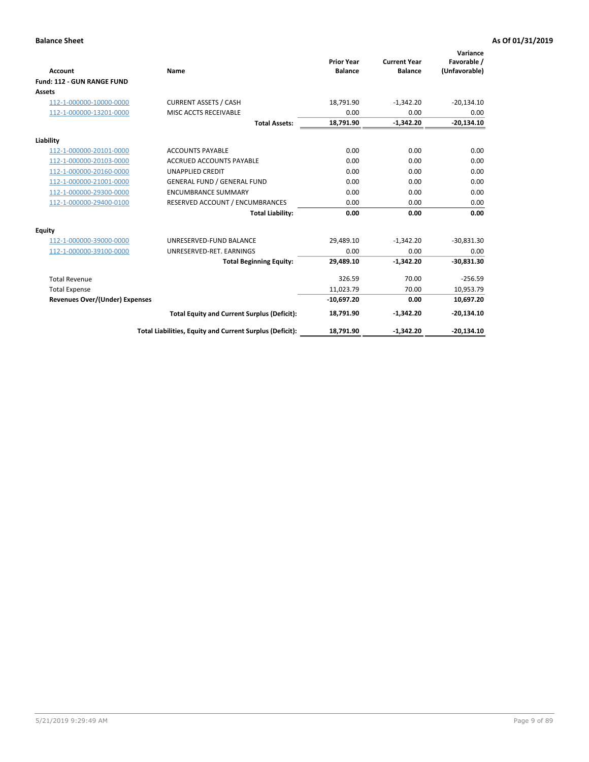**Balance Sheet** **As Of 01/31/2019**

| Account | Name | Prior Year Balance | Current Year Balance | Variance Favorable / (Unfavorable) |
|---|---|---|---|---|
| **Fund: 112 - GUN RANGE FUND** | | | | |
| **Assets** | | | | |
| 112-1-000000-10000-0000 | CURRENT ASSETS / CASH | 18,791.90 | -1,342.20 | -20,134.10 |
| 112-1-000000-13201-0000 | MISC ACCTS RECEIVABLE | 0.00 | 0.00 | 0.00 |
| | **Total Assets:** | **18,791.90** | **-1,342.20** | **-20,134.10** |
| **Liability** | | | | |
| 112-1-000000-20101-0000 | ACCOUNTS PAYABLE | 0.00 | 0.00 | 0.00 |
| 112-1-000000-20103-0000 | ACCRUED ACCOUNTS PAYABLE | 0.00 | 0.00 | 0.00 |
| 112-1-000000-20160-0000 | UNAPPLIED CREDIT | 0.00 | 0.00 | 0.00 |
| 112-1-000000-21001-0000 | GENERAL FUND / GENERAL FUND | 0.00 | 0.00 | 0.00 |
| 112-1-000000-29300-0000 | ENCUMBRANCE SUMMARY | 0.00 | 0.00 | 0.00 |
| 112-1-000000-29400-0100 | RESERVED ACCOUNT / ENCUMBRANCES | 0.00 | 0.00 | 0.00 |
| | **Total Liability:** | **0.00** | **0.00** | **0.00** |
| **Equity** | | | | |
| 112-1-000000-39000-0000 | UNRESERVED-FUND BALANCE | 29,489.10 | -1,342.20 | -30,831.30 |
| 112-1-000000-39100-0000 | UNRESERVED-RET. EARNINGS | 0.00 | 0.00 | 0.00 |
| | **Total Beginning Equity:** | **29,489.10** | **-1,342.20** | **-30,831.30** |
| Total Revenue | | 326.59 | 70.00 | -256.59 |
| Total Expense | | 11,023.79 | 70.00 | 10,953.79 |
| **Revenues Over/(Under) Expenses** | | **-10,697.20** | **0.00** | **10,697.20** |
| | **Total Equity and Current Surplus (Deficit):** | **18,791.90** | **-1,342.20** | **-20,134.10** |
| | **Total Liabilities, Equity and Current Surplus (Deficit):** | **18,791.90** | **-1,342.20** | **-20,134.10** |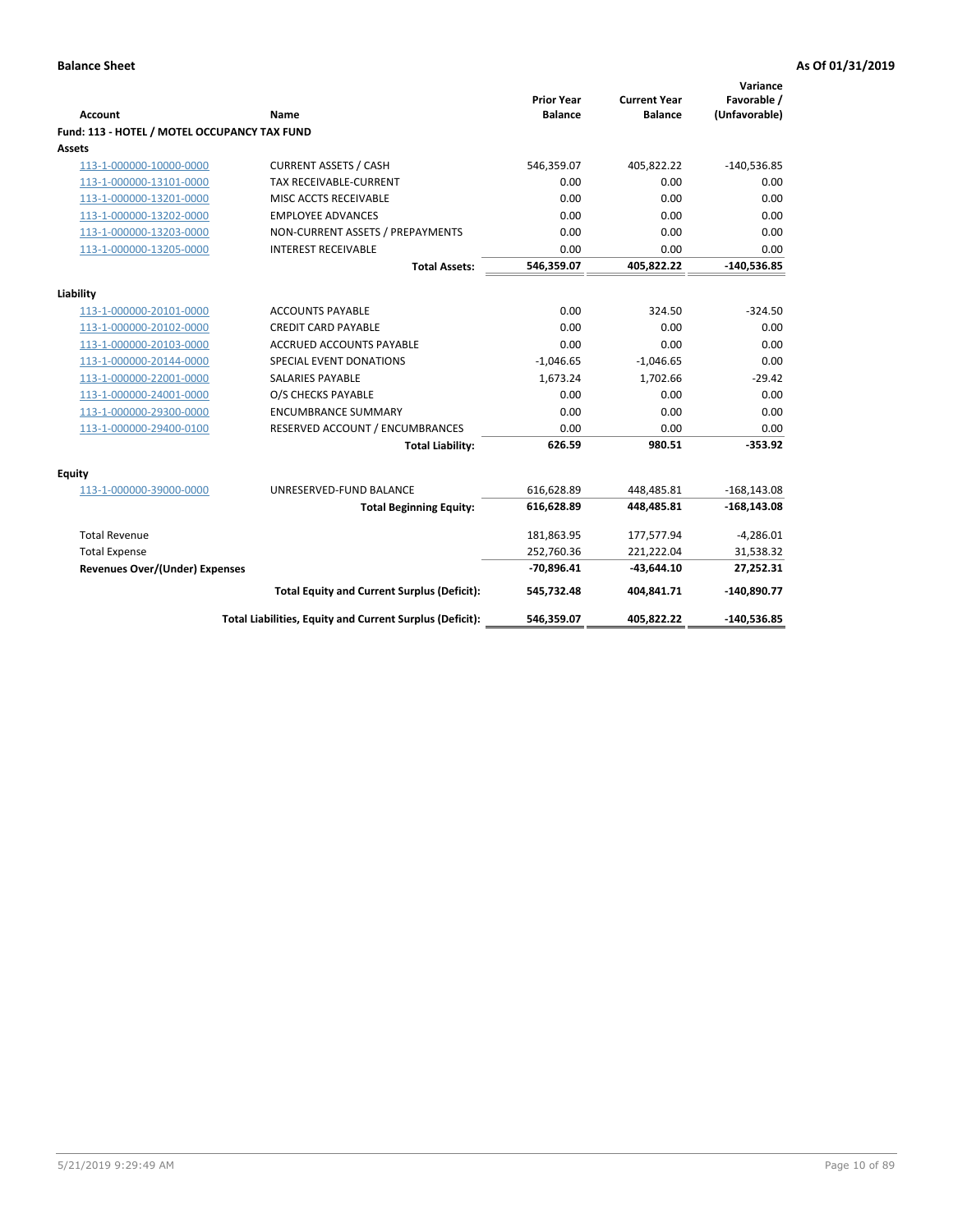**Balance Sheet** | **As Of 01/31/2019**

| Account | Name | Prior Year Balance | Current Year Balance | Variance Favorable / (Unfavorable) |
|---|---|---|---|---|
| **Fund: 113 - HOTEL / MOTEL OCCUPANCY TAX FUND** | | | | |
| **Assets** | | | | |
| 113-1-000000-10000-0000 | CURRENT ASSETS / CASH | 546,359.07 | 405,822.22 | -140,536.85 |
| 113-1-000000-13101-0000 | TAX RECEIVABLE-CURRENT | 0.00 | 0.00 | 0.00 |
| 113-1-000000-13201-0000 | MISC ACCTS RECEIVABLE | 0.00 | 0.00 | 0.00 |
| 113-1-000000-13202-0000 | EMPLOYEE ADVANCES | 0.00 | 0.00 | 0.00 |
| 113-1-000000-13203-0000 | NON-CURRENT ASSETS / PREPAYMENTS | 0.00 | 0.00 | 0.00 |
| 113-1-000000-13205-0000 | INTEREST RECEIVABLE | 0.00 | 0.00 | 0.00 |
| | **Total Assets:** | **546,359.07** | **405,822.22** | **-140,536.85** |
| **Liability** | | | | |
| 113-1-000000-20101-0000 | ACCOUNTS PAYABLE | 0.00 | 324.50 | -324.50 |
| 113-1-000000-20102-0000 | CREDIT CARD PAYABLE | 0.00 | 0.00 | 0.00 |
| 113-1-000000-20103-0000 | ACCRUED ACCOUNTS PAYABLE | 0.00 | 0.00 | 0.00 |
| 113-1-000000-20144-0000 | SPECIAL EVENT DONATIONS | -1,046.65 | -1,046.65 | 0.00 |
| 113-1-000000-22001-0000 | SALARIES PAYABLE | 1,673.24 | 1,702.66 | -29.42 |
| 113-1-000000-24001-0000 | O/S CHECKS PAYABLE | 0.00 | 0.00 | 0.00 |
| 113-1-000000-29300-0000 | ENCUMBRANCE SUMMARY | 0.00 | 0.00 | 0.00 |
| 113-1-000000-29400-0100 | RESERVED ACCOUNT / ENCUMBRANCES | 0.00 | 0.00 | 0.00 |
| | **Total Liability:** | **626.59** | **980.51** | **-353.92** |
| **Equity** | | | | |
| 113-1-000000-39000-0000 | UNRESERVED-FUND BALANCE | 616,628.89 | 448,485.81 | -168,143.08 |
| | **Total Beginning Equity:** | **616,628.89** | **448,485.81** | **-168,143.08** |
| Total Revenue | | 181,863.95 | 177,577.94 | -4,286.01 |
| Total Expense | | 252,760.36 | 221,222.04 | 31,538.32 |
| **Revenues Over/(Under) Expenses** | | **-70,896.41** | **-43,644.10** | **27,252.31** |
| | **Total Equity and Current Surplus (Deficit):** | **545,732.48** | **404,841.71** | **-140,890.77** |
| | **Total Liabilities, Equity and Current Surplus (Deficit):** | **546,359.07** | **405,822.22** | **-140,536.85** |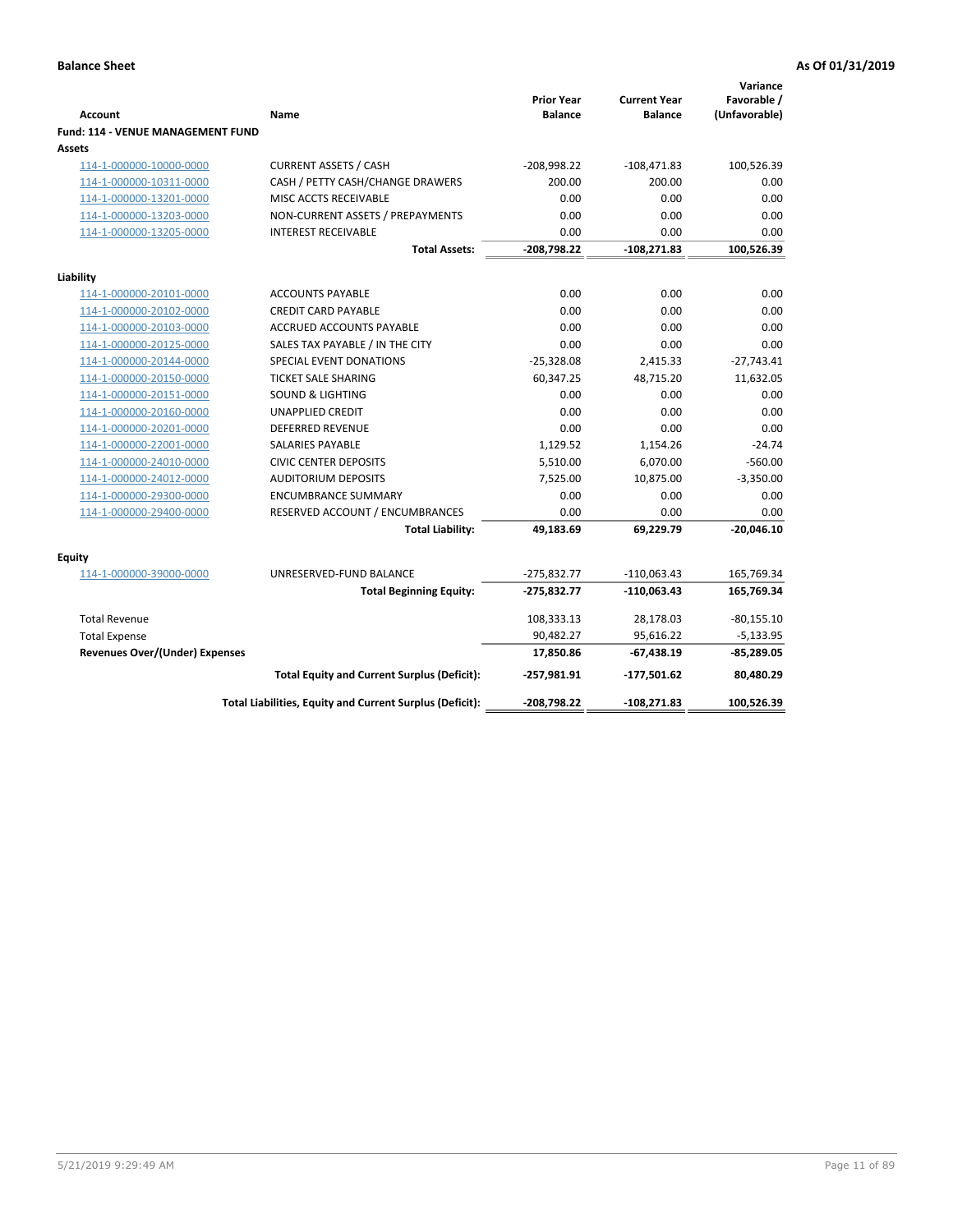**Balance Sheet** **As Of 01/31/2019**

| Account | Name | Prior Year Balance | Current Year Balance | Variance Favorable / (Unfavorable) |
|---|---|---|---|---|
| **Fund: 114 - VENUE MANAGEMENT FUND** | | | | |
| **Assets** | | | | |
| 114-1-000000-10000-0000 | CURRENT ASSETS / CASH | -208,998.22 | -108,471.83 | 100,526.39 |
| 114-1-000000-10311-0000 | CASH / PETTY CASH/CHANGE DRAWERS | 200.00 | 200.00 | 0.00 |
| 114-1-000000-13201-0000 | MISC ACCTS RECEIVABLE | 0.00 | 0.00 | 0.00 |
| 114-1-000000-13203-0000 | NON-CURRENT ASSETS / PREPAYMENTS | 0.00 | 0.00 | 0.00 |
| 114-1-000000-13205-0000 | INTEREST RECEIVABLE | 0.00 | 0.00 | 0.00 |
| | **Total Assets:** | **-208,798.22** | **-108,271.83** | **100,526.39** |
| **Liability** | | | | |
| 114-1-000000-20101-0000 | ACCOUNTS PAYABLE | 0.00 | 0.00 | 0.00 |
| 114-1-000000-20102-0000 | CREDIT CARD PAYABLE | 0.00 | 0.00 | 0.00 |
| 114-1-000000-20103-0000 | ACCRUED ACCOUNTS PAYABLE | 0.00 | 0.00 | 0.00 |
| 114-1-000000-20125-0000 | SALES TAX PAYABLE / IN THE CITY | 0.00 | 0.00 | 0.00 |
| 114-1-000000-20144-0000 | SPECIAL EVENT DONATIONS | -25,328.08 | 2,415.33 | -27,743.41 |
| 114-1-000000-20150-0000 | TICKET SALE SHARING | 60,347.25 | 48,715.20 | 11,632.05 |
| 114-1-000000-20151-0000 | SOUND & LIGHTING | 0.00 | 0.00 | 0.00 |
| 114-1-000000-20160-0000 | UNAPPLIED CREDIT | 0.00 | 0.00 | 0.00 |
| 114-1-000000-20201-0000 | DEFERRED REVENUE | 0.00 | 0.00 | 0.00 |
| 114-1-000000-22001-0000 | SALARIES PAYABLE | 1,129.52 | 1,154.26 | -24.74 |
| 114-1-000000-24010-0000 | CIVIC CENTER DEPOSITS | 5,510.00 | 6,070.00 | -560.00 |
| 114-1-000000-24012-0000 | AUDITORIUM DEPOSITS | 7,525.00 | 10,875.00 | -3,350.00 |
| 114-1-000000-29300-0000 | ENCUMBRANCE SUMMARY | 0.00 | 0.00 | 0.00 |
| 114-1-000000-29400-0000 | RESERVED ACCOUNT / ENCUMBRANCES | 0.00 | 0.00 | 0.00 |
| | **Total Liability:** | **49,183.69** | **69,229.79** | **-20,046.10** |
| **Equity** | | | | |
| 114-1-000000-39000-0000 | UNRESERVED-FUND BALANCE | -275,832.77 | -110,063.43 | 165,769.34 |
| | **Total Beginning Equity:** | **-275,832.77** | **-110,063.43** | **165,769.34** |
| Total Revenue | | 108,333.13 | 28,178.03 | -80,155.10 |
| Total Expense | | 90,482.27 | 95,616.22 | -5,133.95 |
| **Revenues Over/(Under) Expenses** | | **17,850.86** | **-67,438.19** | **-85,289.05** |
| | **Total Equity and Current Surplus (Deficit):** | **-257,981.91** | **-177,501.62** | **80,480.29** |
| | **Total Liabilities, Equity and Current Surplus (Deficit):** | **-208,798.22** | **-108,271.83** | **100,526.39** |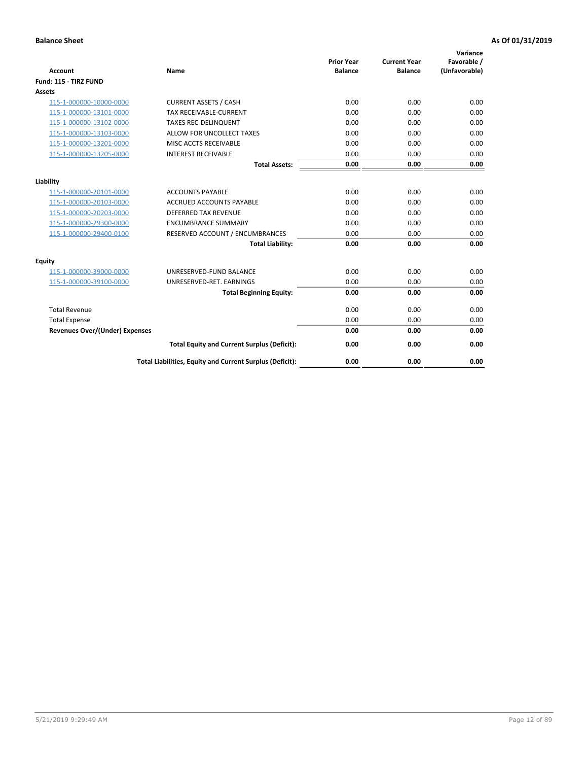**Balance Sheet** **As Of 01/31/2019**

| Account | Name | Prior Year Balance | Current Year Balance | Variance Favorable / (Unfavorable) |
|---|---|---|---|---|
| **Fund: 115 - TIRZ FUND** | | | | |
| **Assets** | | | | |
| 115-1-000000-10000-0000 | CURRENT ASSETS / CASH | 0.00 | 0.00 | 0.00 |
| 115-1-000000-13101-0000 | TAX RECEIVABLE-CURRENT | 0.00 | 0.00 | 0.00 |
| 115-1-000000-13102-0000 | TAXES REC-DELINQUENT | 0.00 | 0.00 | 0.00 |
| 115-1-000000-13103-0000 | ALLOW FOR UNCOLLECT TAXES | 0.00 | 0.00 | 0.00 |
| 115-1-000000-13201-0000 | MISC ACCTS RECEIVABLE | 0.00 | 0.00 | 0.00 |
| 115-1-000000-13205-0000 | INTEREST RECEIVABLE | 0.00 | 0.00 | 0.00 |
| | **Total Assets:** | **0.00** | **0.00** | **0.00** |
| **Liability** | | | | |
| 115-1-000000-20101-0000 | ACCOUNTS PAYABLE | 0.00 | 0.00 | 0.00 |
| 115-1-000000-20103-0000 | ACCRUED ACCOUNTS PAYABLE | 0.00 | 0.00 | 0.00 |
| 115-1-000000-20203-0000 | DEFERRED TAX REVENUE | 0.00 | 0.00 | 0.00 |
| 115-1-000000-29300-0000 | ENCUMBRANCE SUMMARY | 0.00 | 0.00 | 0.00 |
| 115-1-000000-29400-0100 | RESERVED ACCOUNT / ENCUMBRANCES | 0.00 | 0.00 | 0.00 |
| | **Total Liability:** | **0.00** | **0.00** | **0.00** |
| **Equity** | | | | |
| 115-1-000000-39000-0000 | UNRESERVED-FUND BALANCE | 0.00 | 0.00 | 0.00 |
| 115-1-000000-39100-0000 | UNRESERVED-RET. EARNINGS | 0.00 | 0.00 | 0.00 |
| | **Total Beginning Equity:** | **0.00** | **0.00** | **0.00** |
| Total Revenue | | 0.00 | 0.00 | 0.00 |
| Total Expense | | 0.00 | 0.00 | 0.00 |
| **Revenues Over/(Under) Expenses** | | **0.00** | **0.00** | **0.00** |
| | **Total Equity and Current Surplus (Deficit):** | **0.00** | **0.00** | **0.00** |
| | **Total Liabilities, Equity and Current Surplus (Deficit):** | **0.00** | **0.00** | **0.00** |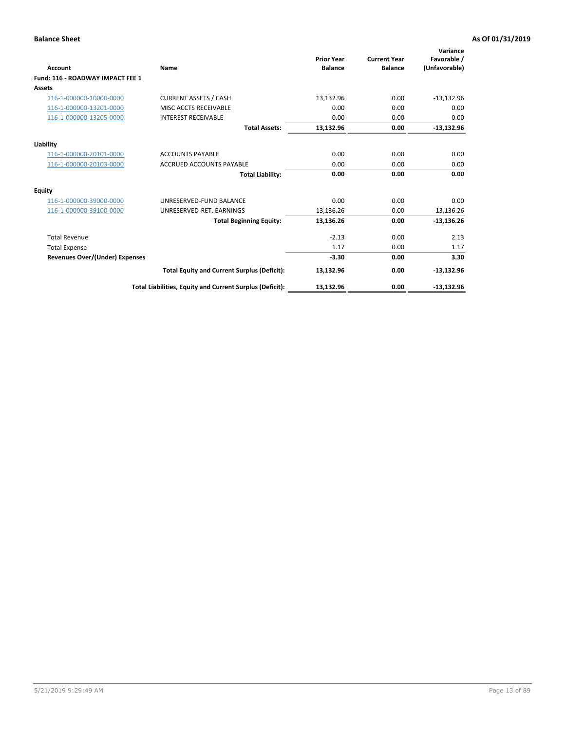**Balance Sheet** — **As Of 01/31/2019**

| Account | Name | Prior Year Balance | Current Year Balance | Variance Favorable / (Unfavorable) |
|---|---|---|---|---|
| **Fund: 116 - ROADWAY IMPACT FEE 1** | | | | |
| **Assets** | | | | |
| 116-1-000000-10000-0000 | CURRENT ASSETS / CASH | 13,132.96 | 0.00 | -13,132.96 |
| 116-1-000000-13201-0000 | MISC ACCTS RECEIVABLE | 0.00 | 0.00 | 0.00 |
| 116-1-000000-13205-0000 | INTEREST RECEIVABLE | 0.00 | 0.00 | 0.00 |
| | **Total Assets:** | **13,132.96** | **0.00** | **-13,132.96** |
| **Liability** | | | | |
| 116-1-000000-20101-0000 | ACCOUNTS PAYABLE | 0.00 | 0.00 | 0.00 |
| 116-1-000000-20103-0000 | ACCRUED ACCOUNTS PAYABLE | 0.00 | 0.00 | 0.00 |
| | **Total Liability:** | **0.00** | **0.00** | **0.00** |
| **Equity** | | | | |
| 116-1-000000-39000-0000 | UNRESERVED-FUND BALANCE | 0.00 | 0.00 | 0.00 |
| 116-1-000000-39100-0000 | UNRESERVED-RET. EARNINGS | 13,136.26 | 0.00 | -13,136.26 |
| | **Total Beginning Equity:** | **13,136.26** | **0.00** | **-13,136.26** |
| Total Revenue | | -2.13 | 0.00 | 2.13 |
| Total Expense | | 1.17 | 0.00 | 1.17 |
| **Revenues Over/(Under) Expenses** | | **-3.30** | **0.00** | **3.30** |
| | **Total Equity and Current Surplus (Deficit):** | **13,132.96** | **0.00** | **-13,132.96** |
| | **Total Liabilities, Equity and Current Surplus (Deficit):** | **13,132.96** | **0.00** | **-13,132.96** |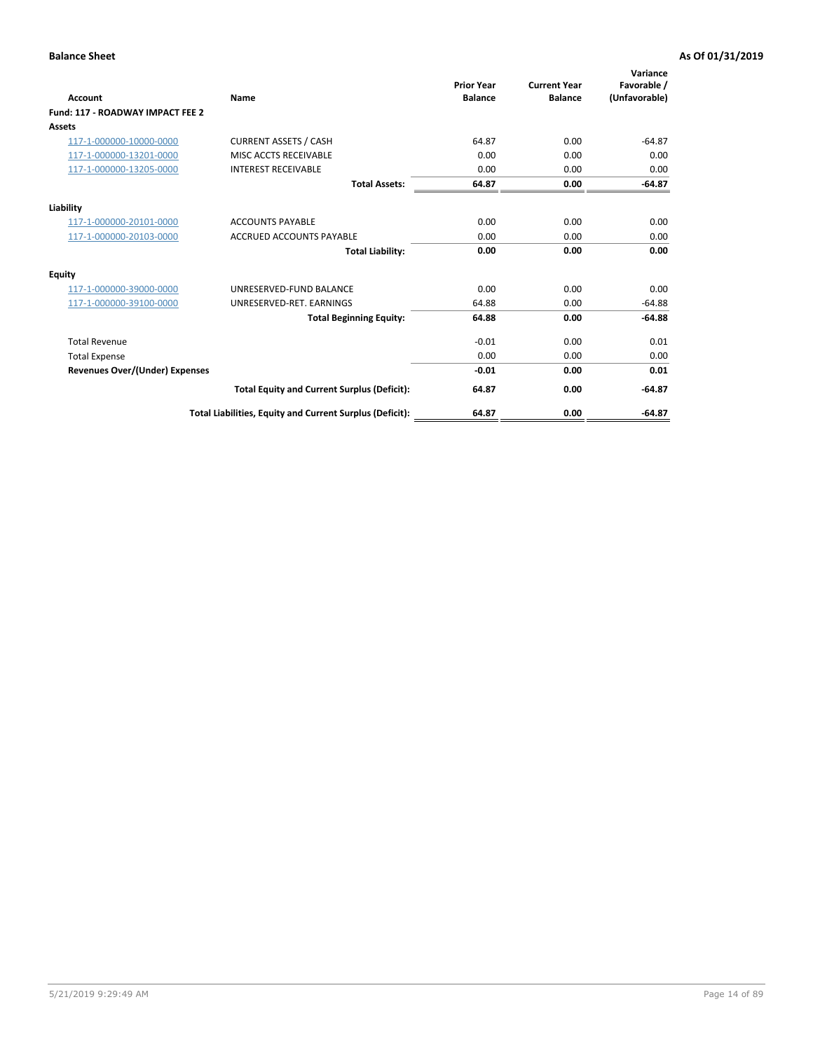**Balance Sheet** **As Of 01/31/2019**

| Account | Name | Prior Year Balance | Current Year Balance | Variance Favorable / (Unfavorable) |
|---|---|---|---|---|
| **Fund: 117 - ROADWAY IMPACT FEE 2** | | | | |
| **Assets** | | | | |
| 117-1-000000-10000-0000 | CURRENT ASSETS / CASH | 64.87 | 0.00 | -64.87 |
| 117-1-000000-13201-0000 | MISC ACCTS RECEIVABLE | 0.00 | 0.00 | 0.00 |
| 117-1-000000-13205-0000 | INTEREST RECEIVABLE | 0.00 | 0.00 | 0.00 |
| | **Total Assets:** | **64.87** | **0.00** | **-64.87** |
| **Liability** | | | | |
| 117-1-000000-20101-0000 | ACCOUNTS PAYABLE | 0.00 | 0.00 | 0.00 |
| 117-1-000000-20103-0000 | ACCRUED ACCOUNTS PAYABLE | 0.00 | 0.00 | 0.00 |
| | **Total Liability:** | **0.00** | **0.00** | **0.00** |
| **Equity** | | | | |
| 117-1-000000-39000-0000 | UNRESERVED-FUND BALANCE | 0.00 | 0.00 | 0.00 |
| 117-1-000000-39100-0000 | UNRESERVED-RET. EARNINGS | 64.88 | 0.00 | -64.88 |
| | **Total Beginning Equity:** | **64.88** | **0.00** | **-64.88** |
| Total Revenue | | -0.01 | 0.00 | 0.01 |
| Total Expense | | 0.00 | 0.00 | 0.00 |
| **Revenues Over/(Under) Expenses** | | **-0.01** | **0.00** | **0.01** |
| | **Total Equity and Current Surplus (Deficit):** | **64.87** | **0.00** | **-64.87** |
| | **Total Liabilities, Equity and Current Surplus (Deficit):** | **64.87** | **0.00** | **-64.87** |

5/21/2019 9:29:49 AM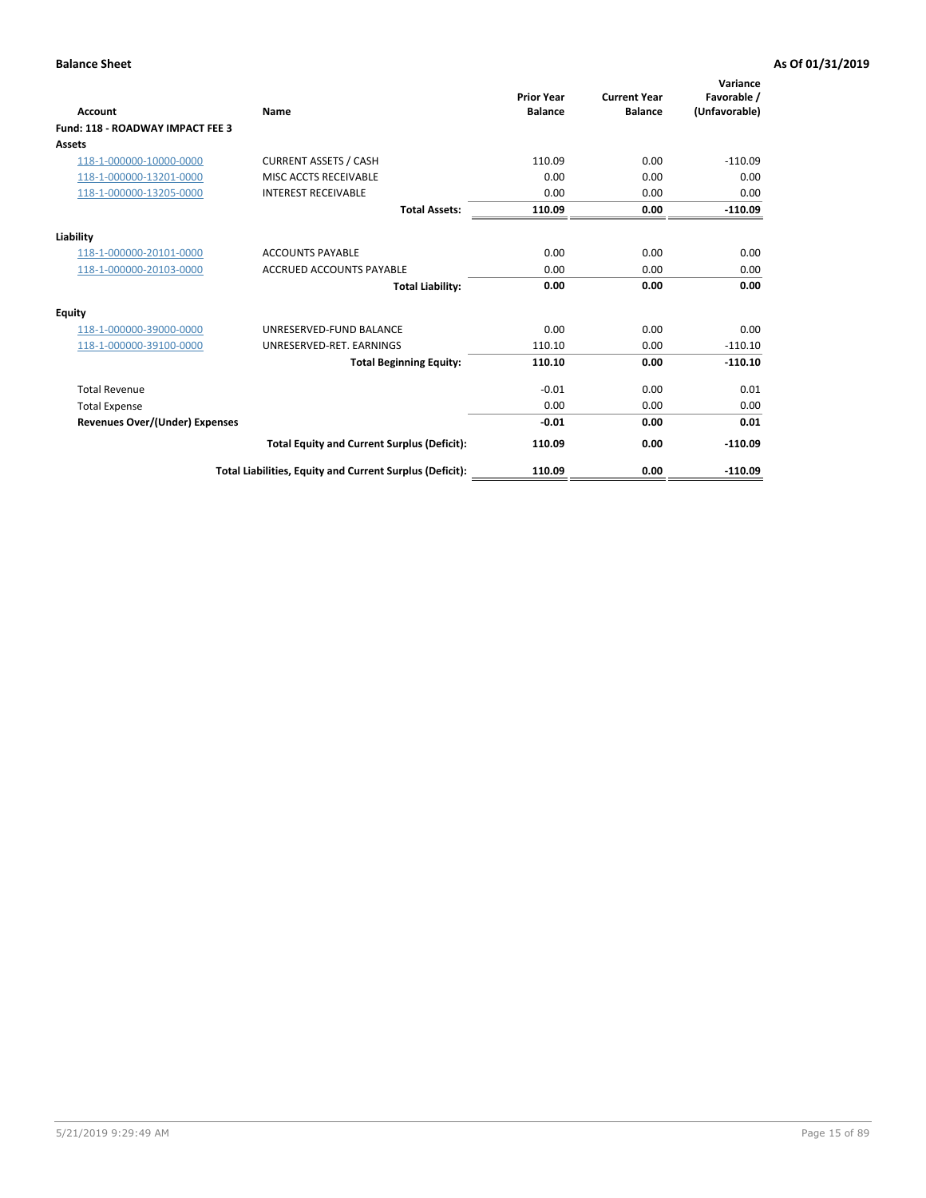**Balance Sheet** **As Of 01/31/2019**

| Account | Name | Prior Year Balance | Current Year Balance | Variance Favorable / (Unfavorable) |
|---|---|---|---|---|
| **Fund: 118 - ROADWAY IMPACT FEE 3** | | | | |
| **Assets** | | | | |
| 118-1-000000-10000-0000 | CURRENT ASSETS / CASH | 110.09 | 0.00 | -110.09 |
| 118-1-000000-13201-0000 | MISC ACCTS RECEIVABLE | 0.00 | 0.00 | 0.00 |
| 118-1-000000-13205-0000 | INTEREST RECEIVABLE | 0.00 | 0.00 | 0.00 |
| | **Total Assets:** | **110.09** | **0.00** | **-110.09** |
| **Liability** | | | | |
| 118-1-000000-20101-0000 | ACCOUNTS PAYABLE | 0.00 | 0.00 | 0.00 |
| 118-1-000000-20103-0000 | ACCRUED ACCOUNTS PAYABLE | 0.00 | 0.00 | 0.00 |
| | **Total Liability:** | **0.00** | **0.00** | **0.00** |
| **Equity** | | | | |
| 118-1-000000-39000-0000 | UNRESERVED-FUND BALANCE | 0.00 | 0.00 | 0.00 |
| 118-1-000000-39100-0000 | UNRESERVED-RET. EARNINGS | 110.10 | 0.00 | -110.10 |
| | **Total Beginning Equity:** | **110.10** | **0.00** | **-110.10** |
| Total Revenue | | -0.01 | 0.00 | 0.01 |
| Total Expense | | 0.00 | 0.00 | 0.00 |
| **Revenues Over/(Under) Expenses** | | **-0.01** | **0.00** | **0.01** |
| | **Total Equity and Current Surplus (Deficit):** | **110.09** | **0.00** | **-110.09** |
| | **Total Liabilities, Equity and Current Surplus (Deficit):** | **110.09** | **0.00** | **-110.09** |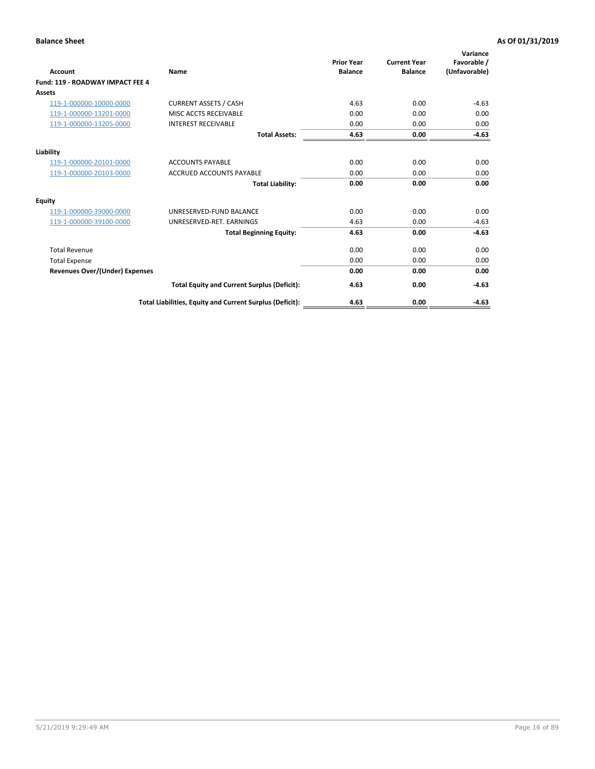**Balance Sheet** **As Of 01/31/2019**

| Account | Name | Prior Year Balance | Current Year Balance | Variance Favorable / (Unfavorable) |
|---|---|---|---|---|
| **Fund: 119 - ROADWAY IMPACT FEE 4** | | | | |
| **Assets** | | | | |
| 119-1-000000-10000-0000 | CURRENT ASSETS / CASH | 4.63 | 0.00 | -4.63 |
| 119-1-000000-13201-0000 | MISC ACCTS RECEIVABLE | 0.00 | 0.00 | 0.00 |
| 119-1-000000-13205-0000 | INTEREST RECEIVABLE | 0.00 | 0.00 | 0.00 |
| | **Total Assets:** | **4.63** | **0.00** | **-4.63** |
| **Liability** | | | | |
| 119-1-000000-20101-0000 | ACCOUNTS PAYABLE | 0.00 | 0.00 | 0.00 |
| 119-1-000000-20103-0000 | ACCRUED ACCOUNTS PAYABLE | 0.00 | 0.00 | 0.00 |
| | **Total Liability:** | **0.00** | **0.00** | **0.00** |
| **Equity** | | | | |
| 119-1-000000-39000-0000 | UNRESERVED-FUND BALANCE | 0.00 | 0.00 | 0.00 |
| 119-1-000000-39100-0000 | UNRESERVED-RET. EARNINGS | 4.63 | 0.00 | -4.63 |
| | **Total Beginning Equity:** | **4.63** | **0.00** | **-4.63** |
| Total Revenue | | 0.00 | 0.00 | 0.00 |
| Total Expense | | 0.00 | 0.00 | 0.00 |
| **Revenues Over/(Under) Expenses** | | **0.00** | **0.00** | **0.00** |
| | **Total Equity and Current Surplus (Deficit):** | **4.63** | **0.00** | **-4.63** |
| | **Total Liabilities, Equity and Current Surplus (Deficit):** | **4.63** | **0.00** | **-4.63** |

5/21/2019 9:29:49 AM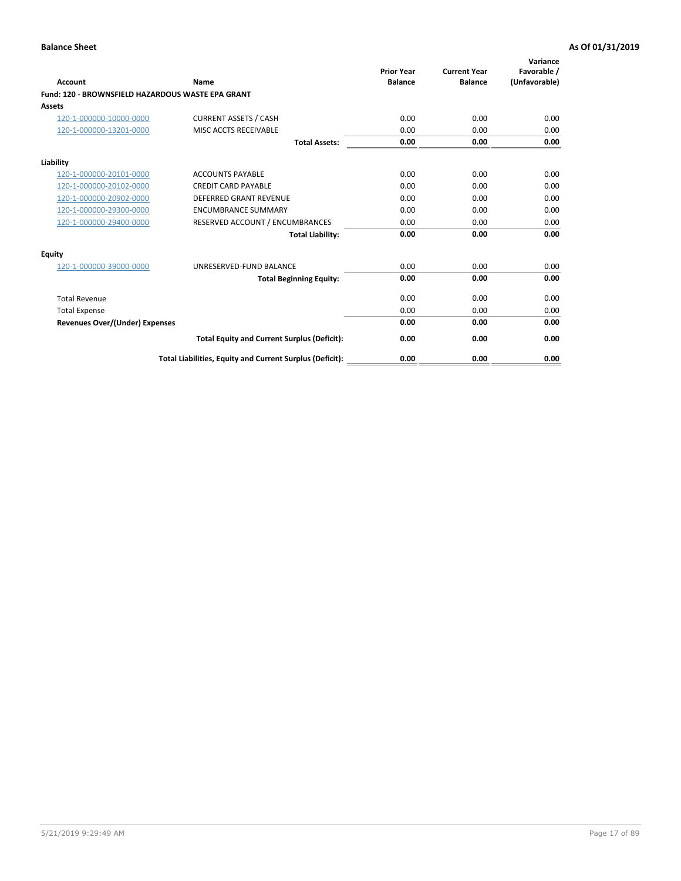**Balance Sheet** **As Of 01/31/2019**

| Account | Name | Prior Year Balance | Current Year Balance | Variance Favorable / (Unfavorable) |
|---|---|---|---|---|
| **Fund: 120 - BROWNSFIELD HAZARDOUS WASTE EPA GRANT** | | | | |
| **Assets** | | | | |
| 120-1-000000-10000-0000 | CURRENT ASSETS / CASH | 0.00 | 0.00 | 0.00 |
| 120-1-000000-13201-0000 | MISC ACCTS RECEIVABLE | 0.00 | 0.00 | 0.00 |
| | **Total Assets:** | **0.00** | **0.00** | **0.00** |
| **Liability** | | | | |
| 120-1-000000-20101-0000 | ACCOUNTS PAYABLE | 0.00 | 0.00 | 0.00 |
| 120-1-000000-20102-0000 | CREDIT CARD PAYABLE | 0.00 | 0.00 | 0.00 |
| 120-1-000000-20902-0000 | DEFERRED GRANT REVENUE | 0.00 | 0.00 | 0.00 |
| 120-1-000000-29300-0000 | ENCUMBRANCE SUMMARY | 0.00 | 0.00 | 0.00 |
| 120-1-000000-29400-0000 | RESERVED ACCOUNT / ENCUMBRANCES | 0.00 | 0.00 | 0.00 |
| | **Total Liability:** | **0.00** | **0.00** | **0.00** |
| **Equity** | | | | |
| 120-1-000000-39000-0000 | UNRESERVED-FUND BALANCE | 0.00 | 0.00 | 0.00 |
| | **Total Beginning Equity:** | **0.00** | **0.00** | **0.00** |
| Total Revenue | | 0.00 | 0.00 | 0.00 |
| Total Expense | | 0.00 | 0.00 | 0.00 |
| **Revenues Over/(Under) Expenses** | | **0.00** | **0.00** | **0.00** |
| | **Total Equity and Current Surplus (Deficit):** | **0.00** | **0.00** | **0.00** |
| | **Total Liabilities, Equity and Current Surplus (Deficit):** | **0.00** | **0.00** | **0.00** |

5/21/2019 9:29:49 AM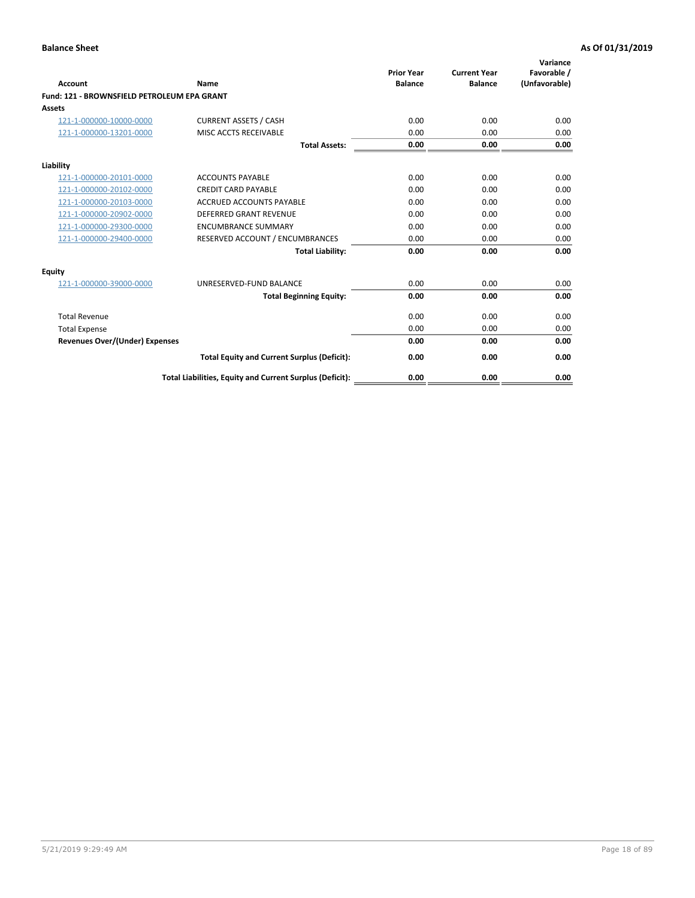**Balance Sheet** **As Of 01/31/2019**

| Account | Name | Prior Year Balance | Current Year Balance | Variance Favorable / (Unfavorable) |
|---|---|---|---|---|
| **Fund: 121 - BROWNSFIELD PETROLEUM EPA GRANT** | | | | |
| **Assets** | | | | |
| 121-1-000000-10000-0000 | CURRENT ASSETS / CASH | 0.00 | 0.00 | 0.00 |
| 121-1-000000-13201-0000 | MISC ACCTS RECEIVABLE | 0.00 | 0.00 | 0.00 |
| | **Total Assets:** | **0.00** | **0.00** | **0.00** |
| **Liability** | | | | |
| 121-1-000000-20101-0000 | ACCOUNTS PAYABLE | 0.00 | 0.00 | 0.00 |
| 121-1-000000-20102-0000 | CREDIT CARD PAYABLE | 0.00 | 0.00 | 0.00 |
| 121-1-000000-20103-0000 | ACCRUED ACCOUNTS PAYABLE | 0.00 | 0.00 | 0.00 |
| 121-1-000000-20902-0000 | DEFERRED GRANT REVENUE | 0.00 | 0.00 | 0.00 |
| 121-1-000000-29300-0000 | ENCUMBRANCE SUMMARY | 0.00 | 0.00 | 0.00 |
| 121-1-000000-29400-0000 | RESERVED ACCOUNT / ENCUMBRANCES | 0.00 | 0.00 | 0.00 |
| | **Total Liability:** | **0.00** | **0.00** | **0.00** |
| **Equity** | | | | |
| 121-1-000000-39000-0000 | UNRESERVED-FUND BALANCE | 0.00 | 0.00 | 0.00 |
| | **Total Beginning Equity:** | **0.00** | **0.00** | **0.00** |
| Total Revenue | | 0.00 | 0.00 | 0.00 |
| Total Expense | | 0.00 | 0.00 | 0.00 |
| **Revenues Over/(Under) Expenses** | | **0.00** | **0.00** | **0.00** |
| | **Total Equity and Current Surplus (Deficit):** | **0.00** | **0.00** | **0.00** |
| | **Total Liabilities, Equity and Current Surplus (Deficit):** | **0.00** | **0.00** | **0.00** |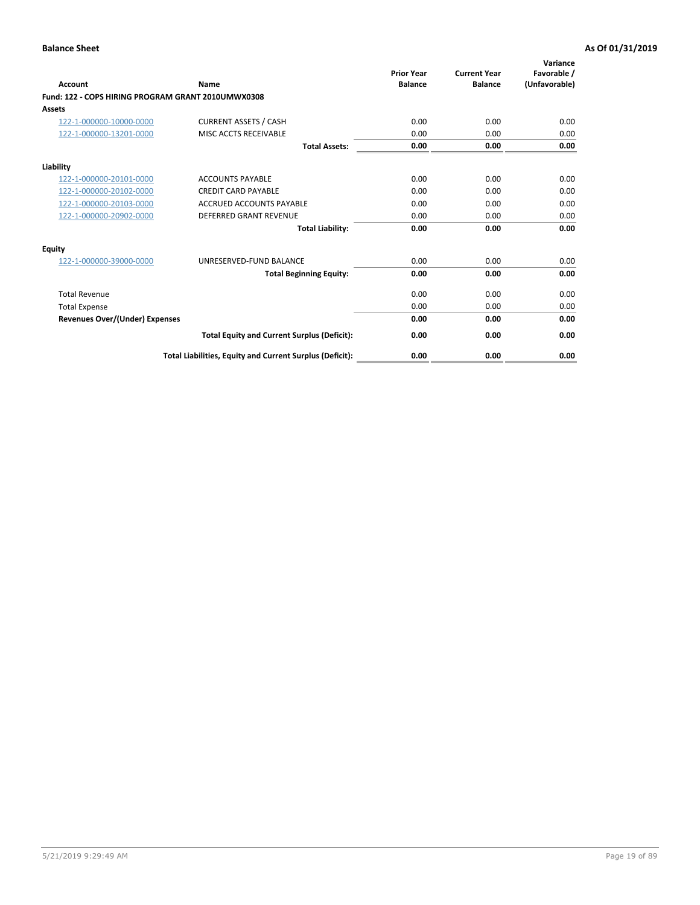**Balance Sheet** | **As Of 01/31/2019**

| Account | Name | Prior Year Balance | Current Year Balance | Variance Favorable / (Unfavorable) |
|---|---|---|---|---|
| **Fund: 122 - COPS HIRING PROGRAM GRANT 2010UMWX0308** | | | | |
| **Assets** | | | | |
| 122-1-000000-10000-0000 | CURRENT ASSETS / CASH | 0.00 | 0.00 | 0.00 |
| 122-1-000000-13201-0000 | MISC ACCTS RECEIVABLE | 0.00 | 0.00 | 0.00 |
| | **Total Assets:** | **0.00** | **0.00** | **0.00** |
| **Liability** | | | | |
| 122-1-000000-20101-0000 | ACCOUNTS PAYABLE | 0.00 | 0.00 | 0.00 |
| 122-1-000000-20102-0000 | CREDIT CARD PAYABLE | 0.00 | 0.00 | 0.00 |
| 122-1-000000-20103-0000 | ACCRUED ACCOUNTS PAYABLE | 0.00 | 0.00 | 0.00 |
| 122-1-000000-20902-0000 | DEFERRED GRANT REVENUE | 0.00 | 0.00 | 0.00 |
| | **Total Liability:** | **0.00** | **0.00** | **0.00** |
| **Equity** | | | | |
| 122-1-000000-39000-0000 | UNRESERVED-FUND BALANCE | 0.00 | 0.00 | 0.00 |
| | **Total Beginning Equity:** | **0.00** | **0.00** | **0.00** |
| Total Revenue | | 0.00 | 0.00 | 0.00 |
| Total Expense | | 0.00 | 0.00 | 0.00 |
| **Revenues Over/(Under) Expenses** | | **0.00** | **0.00** | **0.00** |
| | **Total Equity and Current Surplus (Deficit):** | **0.00** | **0.00** | **0.00** |
| | **Total Liabilities, Equity and Current Surplus (Deficit):** | **0.00** | **0.00** | **0.00** |

5/21/2019 9:29:49 AM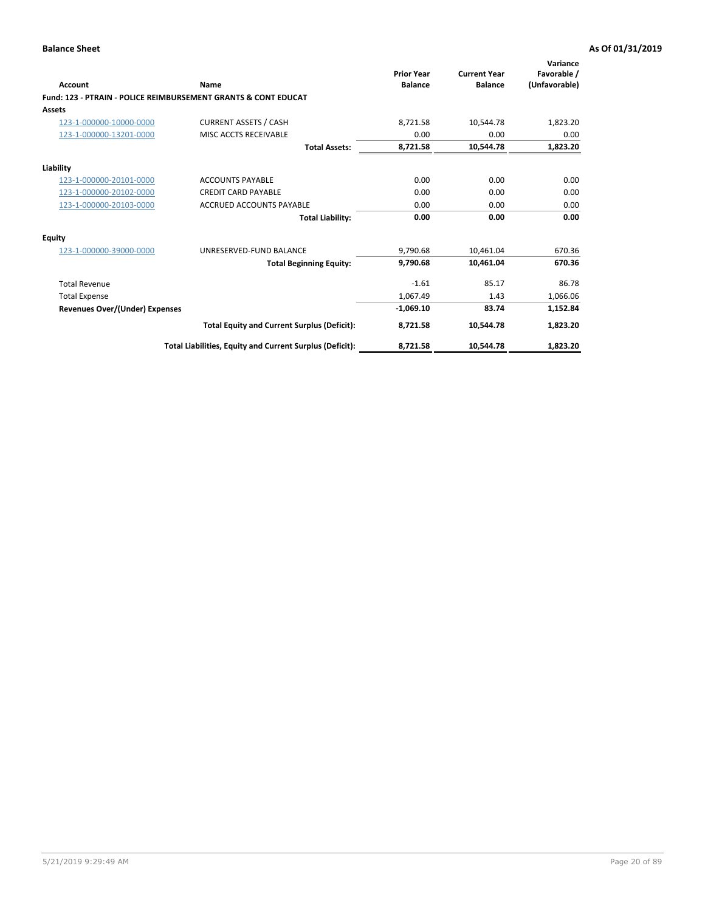**Balance Sheet** **As Of 01/31/2019**

| Account | Name | Prior Year Balance | Current Year Balance | Variance Favorable / (Unfavorable) |
|---|---|---|---|---|
| **Fund: 123 - PTRAIN - POLICE REIMBURSEMENT GRANTS & CONT EDUCAT** | | | | |
| **Assets** | | | | |
| 123-1-000000-10000-0000 | CURRENT ASSETS / CASH | 8,721.58 | 10,544.78 | 1,823.20 |
| 123-1-000000-13201-0000 | MISC ACCTS RECEIVABLE | 0.00 | 0.00 | 0.00 |
| | **Total Assets:** | **8,721.58** | **10,544.78** | **1,823.20** |
| **Liability** | | | | |
| 123-1-000000-20101-0000 | ACCOUNTS PAYABLE | 0.00 | 0.00 | 0.00 |
| 123-1-000000-20102-0000 | CREDIT CARD PAYABLE | 0.00 | 0.00 | 0.00 |
| 123-1-000000-20103-0000 | ACCRUED ACCOUNTS PAYABLE | 0.00 | 0.00 | 0.00 |
| | **Total Liability:** | **0.00** | **0.00** | **0.00** |
| **Equity** | | | | |
| 123-1-000000-39000-0000 | UNRESERVED-FUND BALANCE | 9,790.68 | 10,461.04 | 670.36 |
| | **Total Beginning Equity:** | **9,790.68** | **10,461.04** | **670.36** |
| Total Revenue | | -1.61 | 85.17 | 86.78 |
| Total Expense | | 1,067.49 | 1.43 | 1,066.06 |
| **Revenues Over/(Under) Expenses** | | **-1,069.10** | **83.74** | **1,152.84** |
| | **Total Equity and Current Surplus (Deficit):** | **8,721.58** | **10,544.78** | **1,823.20** |
| | **Total Liabilities, Equity and Current Surplus (Deficit):** | **8,721.58** | **10,544.78** | **1,823.20** |

5/21/2019 9:29:49 AM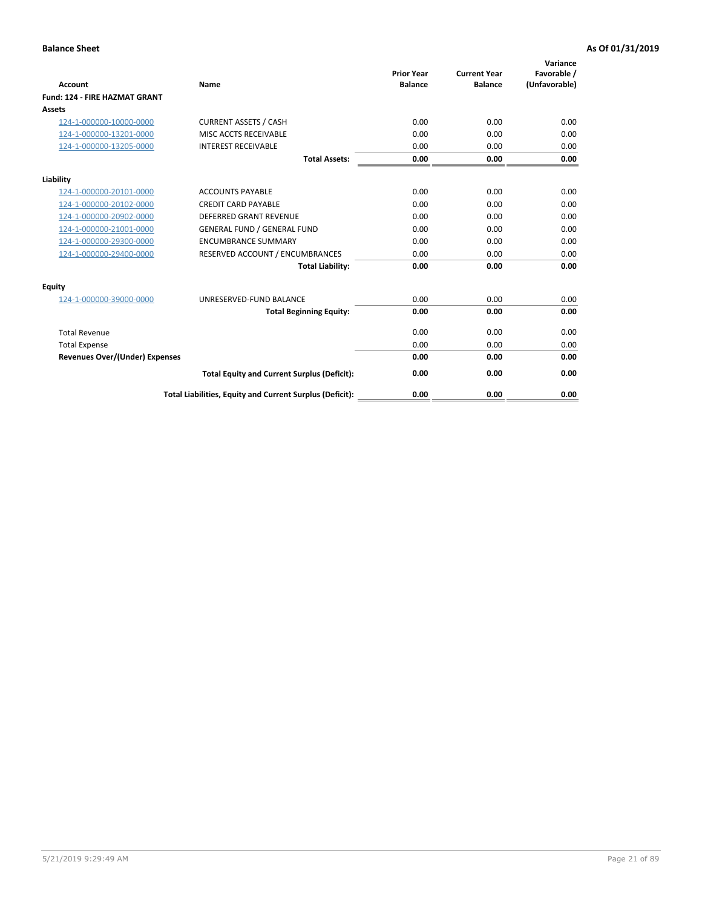**Balance Sheet** **As Of 01/31/2019**

| Account | Name | Prior Year Balance | Current Year Balance | Variance Favorable / (Unfavorable) |
|---|---|---|---|---|
| **Fund: 124 - FIRE HAZMAT GRANT** | | | | |
| **Assets** | | | | |
| 124-1-000000-10000-0000 | CURRENT ASSETS / CASH | 0.00 | 0.00 | 0.00 |
| 124-1-000000-13201-0000 | MISC ACCTS RECEIVABLE | 0.00 | 0.00 | 0.00 |
| 124-1-000000-13205-0000 | INTEREST RECEIVABLE | 0.00 | 0.00 | 0.00 |
| | **Total Assets:** | **0.00** | **0.00** | **0.00** |
| **Liability** | | | | |
| 124-1-000000-20101-0000 | ACCOUNTS PAYABLE | 0.00 | 0.00 | 0.00 |
| 124-1-000000-20102-0000 | CREDIT CARD PAYABLE | 0.00 | 0.00 | 0.00 |
| 124-1-000000-20902-0000 | DEFERRED GRANT REVENUE | 0.00 | 0.00 | 0.00 |
| 124-1-000000-21001-0000 | GENERAL FUND / GENERAL FUND | 0.00 | 0.00 | 0.00 |
| 124-1-000000-29300-0000 | ENCUMBRANCE SUMMARY | 0.00 | 0.00 | 0.00 |
| 124-1-000000-29400-0000 | RESERVED ACCOUNT / ENCUMBRANCES | 0.00 | 0.00 | 0.00 |
| | **Total Liability:** | **0.00** | **0.00** | **0.00** |
| **Equity** | | | | |
| 124-1-000000-39000-0000 | UNRESERVED-FUND BALANCE | 0.00 | 0.00 | 0.00 |
| | **Total Beginning Equity:** | **0.00** | **0.00** | **0.00** |
| Total Revenue | | 0.00 | 0.00 | 0.00 |
| Total Expense | | 0.00 | 0.00 | 0.00 |
| **Revenues Over/(Under) Expenses** | | **0.00** | **0.00** | **0.00** |
| | **Total Equity and Current Surplus (Deficit):** | **0.00** | **0.00** | **0.00** |
| | **Total Liabilities, Equity and Current Surplus (Deficit):** | **0.00** | **0.00** | **0.00** |

5/21/2019 9:29:49 AM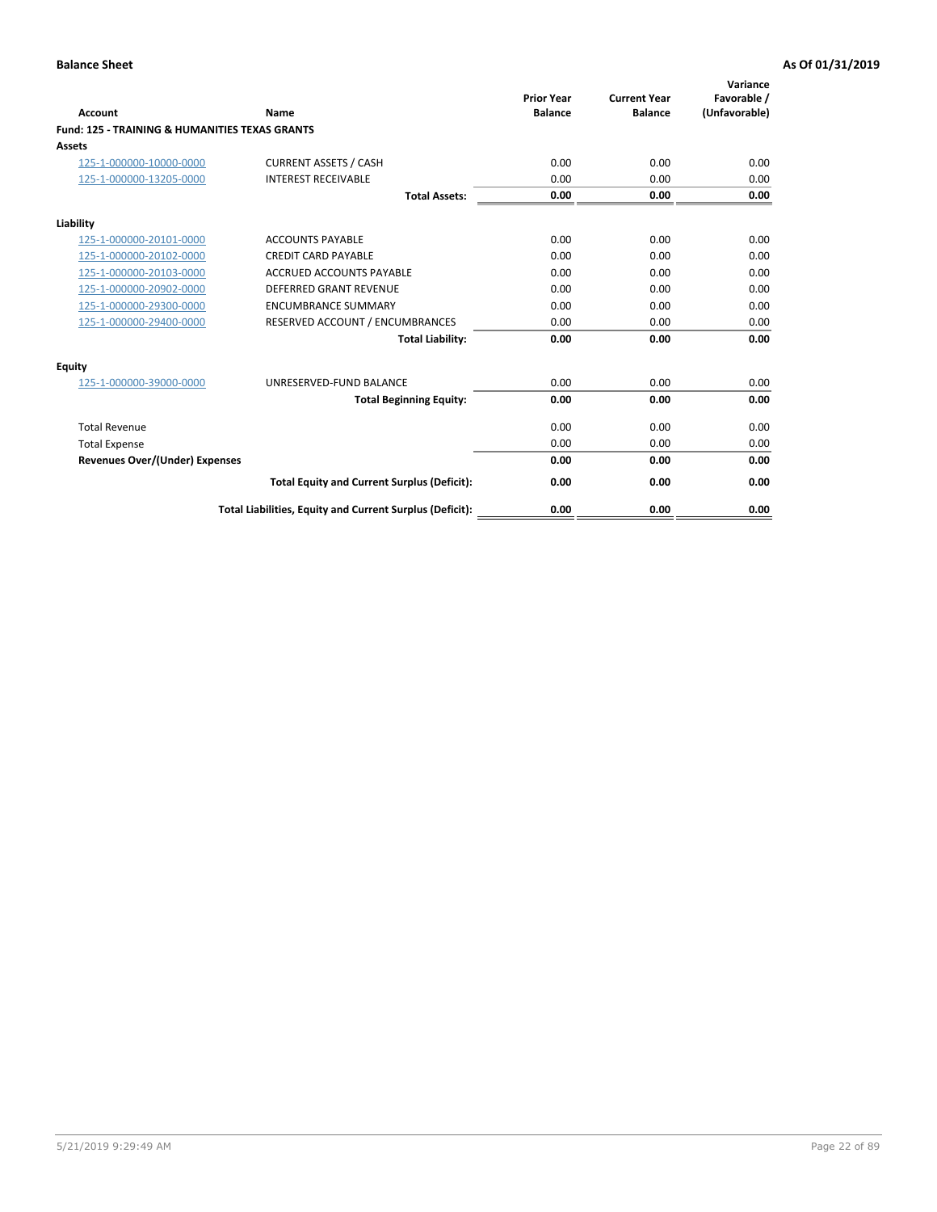**Balance Sheet** — **As Of 01/31/2019**

| Account | Name | Prior Year Balance | Current Year Balance | Variance Favorable / (Unfavorable) |
|---|---|---|---|---|
| **Fund: 125 - TRAINING & HUMANITIES TEXAS GRANTS** | | | | |
| **Assets** | | | | |
| 125-1-000000-10000-0000 | CURRENT ASSETS / CASH | 0.00 | 0.00 | 0.00 |
| 125-1-000000-13205-0000 | INTEREST RECEIVABLE | 0.00 | 0.00 | 0.00 |
| | **Total Assets:** | **0.00** | **0.00** | **0.00** |
| **Liability** | | | | |
| 125-1-000000-20101-0000 | ACCOUNTS PAYABLE | 0.00 | 0.00 | 0.00 |
| 125-1-000000-20102-0000 | CREDIT CARD PAYABLE | 0.00 | 0.00 | 0.00 |
| 125-1-000000-20103-0000 | ACCRUED ACCOUNTS PAYABLE | 0.00 | 0.00 | 0.00 |
| 125-1-000000-20902-0000 | DEFERRED GRANT REVENUE | 0.00 | 0.00 | 0.00 |
| 125-1-000000-29300-0000 | ENCUMBRANCE SUMMARY | 0.00 | 0.00 | 0.00 |
| 125-1-000000-29400-0000 | RESERVED ACCOUNT / ENCUMBRANCES | 0.00 | 0.00 | 0.00 |
| | **Total Liability:** | **0.00** | **0.00** | **0.00** |
| **Equity** | | | | |
| 125-1-000000-39000-0000 | UNRESERVED-FUND BALANCE | 0.00 | 0.00 | 0.00 |
| | **Total Beginning Equity:** | **0.00** | **0.00** | **0.00** |
| Total Revenue | | 0.00 | 0.00 | 0.00 |
| Total Expense | | 0.00 | 0.00 | 0.00 |
| **Revenues Over/(Under) Expenses** | | **0.00** | **0.00** | **0.00** |
| | **Total Equity and Current Surplus (Deficit):** | **0.00** | **0.00** | **0.00** |
| | **Total Liabilities, Equity and Current Surplus (Deficit):** | **0.00** | **0.00** | **0.00** |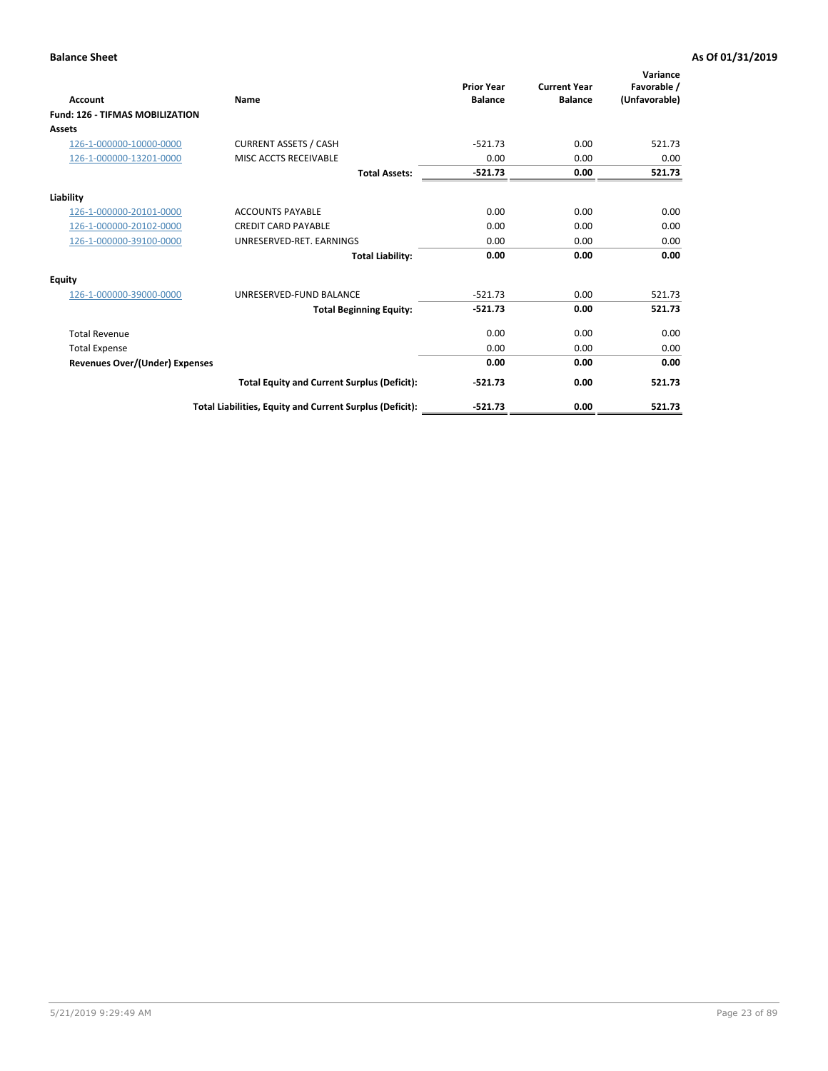**Balance Sheet** | **As Of 01/31/2019**

| Account | Name | Prior Year Balance | Current Year Balance | Variance Favorable / (Unfavorable) |
|---|---|---|---|---|
| **Fund: 126 - TIFMAS MOBILIZATION** | | | | |
| **Assets** | | | | |
| 126-1-000000-10000-0000 | CURRENT ASSETS / CASH | -521.73 | 0.00 | 521.73 |
| 126-1-000000-13201-0000 | MISC ACCTS RECEIVABLE | 0.00 | 0.00 | 0.00 |
| | **Total Assets:** | **-521.73** | **0.00** | **521.73** |
| **Liability** | | | | |
| 126-1-000000-20101-0000 | ACCOUNTS PAYABLE | 0.00 | 0.00 | 0.00 |
| 126-1-000000-20102-0000 | CREDIT CARD PAYABLE | 0.00 | 0.00 | 0.00 |
| 126-1-000000-39100-0000 | UNRESERVED-RET. EARNINGS | 0.00 | 0.00 | 0.00 |
| | **Total Liability:** | **0.00** | **0.00** | **0.00** |
| **Equity** | | | | |
| 126-1-000000-39000-0000 | UNRESERVED-FUND BALANCE | -521.73 | 0.00 | 521.73 |
| | **Total Beginning Equity:** | **-521.73** | **0.00** | **521.73** |
| Total Revenue | | 0.00 | 0.00 | 0.00 |
| Total Expense | | 0.00 | 0.00 | 0.00 |
| **Revenues Over/(Under) Expenses** | | **0.00** | **0.00** | **0.00** |
| | **Total Equity and Current Surplus (Deficit):** | **-521.73** | **0.00** | **521.73** |
| | **Total Liabilities, Equity and Current Surplus (Deficit):** | **-521.73** | **0.00** | **521.73** |

5/21/2019 9:29:49 AM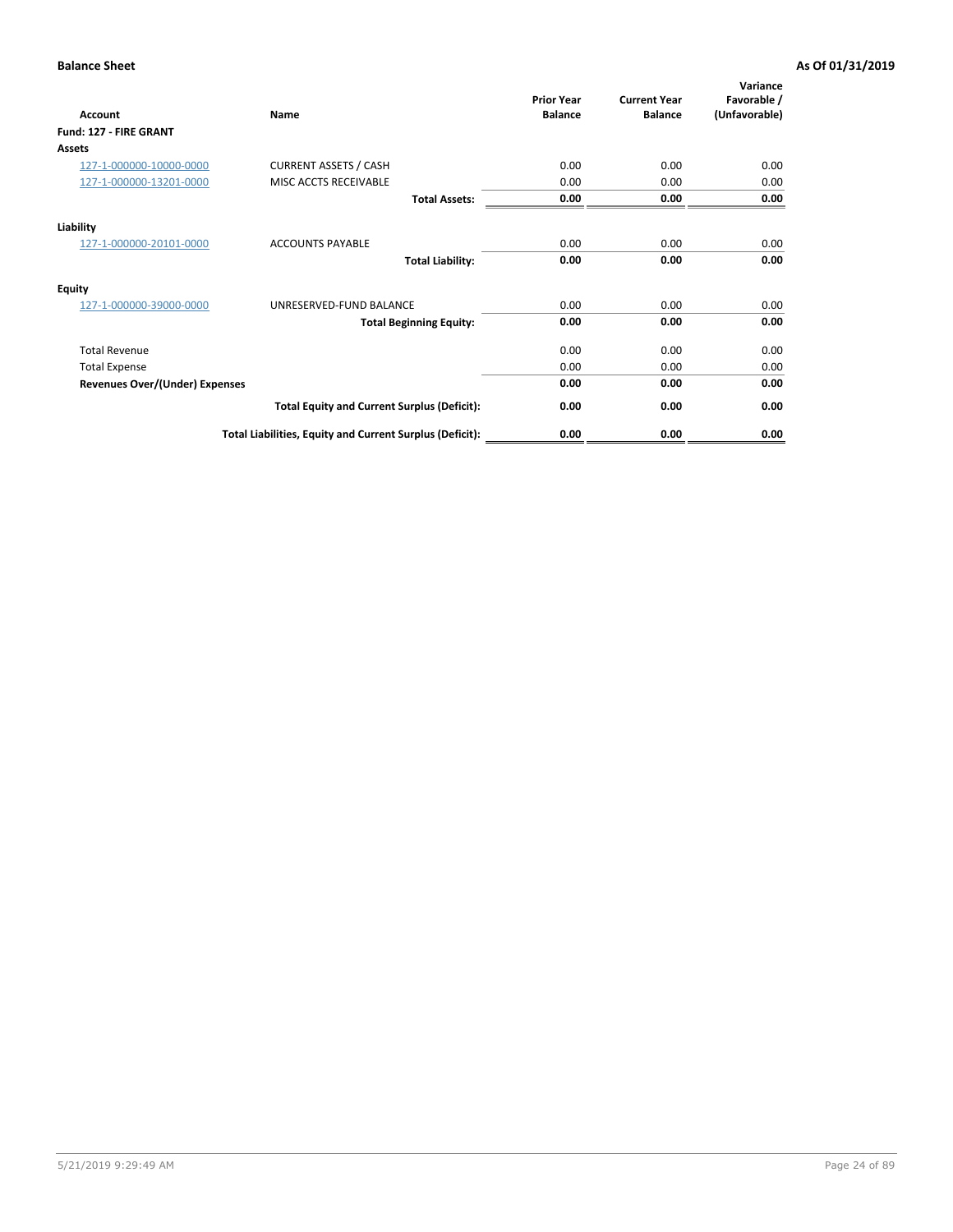**Balance Sheet** **As Of 01/31/2019**

| Account | Name | Prior Year Balance | Current Year Balance | Variance Favorable / (Unfavorable) |
|---|---|---|---|---|
| **Fund: 127 - FIRE GRANT** | | | | |
| **Assets** | | | | |
| 127-1-000000-10000-0000 | CURRENT ASSETS / CASH | 0.00 | 0.00 | 0.00 |
| 127-1-000000-13201-0000 | MISC ACCTS RECEIVABLE | 0.00 | 0.00 | 0.00 |
| | **Total Assets:** | **0.00** | **0.00** | **0.00** |
| **Liability** | | | | |
| 127-1-000000-20101-0000 | ACCOUNTS PAYABLE | 0.00 | 0.00 | 0.00 |
| | **Total Liability:** | **0.00** | **0.00** | **0.00** |
| **Equity** | | | | |
| 127-1-000000-39000-0000 | UNRESERVED-FUND BALANCE | 0.00 | 0.00 | 0.00 |
| | **Total Beginning Equity:** | **0.00** | **0.00** | **0.00** |
| Total Revenue | | 0.00 | 0.00 | 0.00 |
| Total Expense | | 0.00 | 0.00 | 0.00 |
| **Revenues Over/(Under) Expenses** | | **0.00** | **0.00** | **0.00** |
| | **Total Equity and Current Surplus (Deficit):** | **0.00** | **0.00** | **0.00** |
| | **Total Liabilities, Equity and Current Surplus (Deficit):** | **0.00** | **0.00** | **0.00** |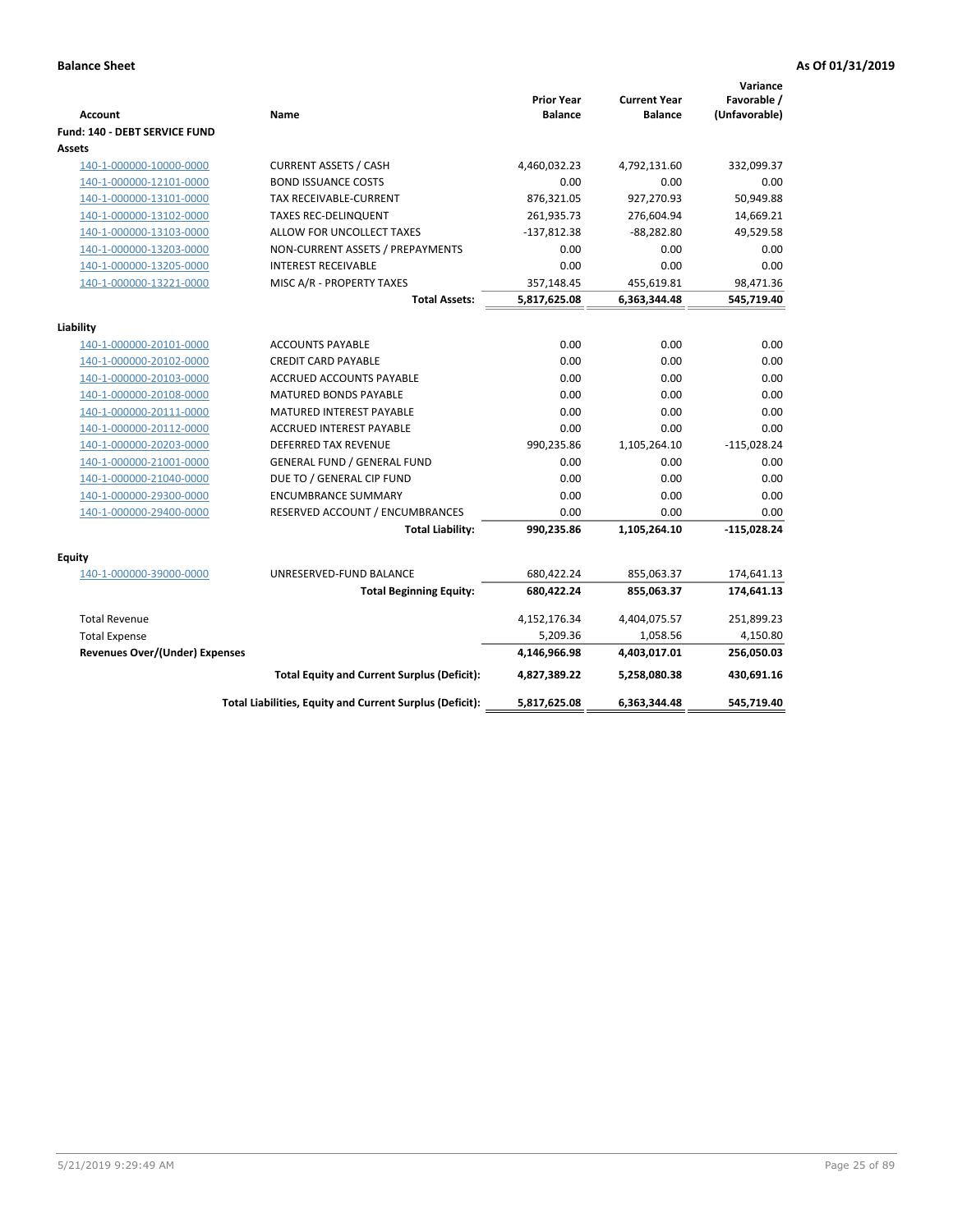**Balance Sheet** **As Of 01/31/2019**

| Account | Name | Prior Year Balance | Current Year Balance | Variance Favorable / (Unfavorable) |
|---|---|---|---|---|
| **Fund: 140 - DEBT SERVICE FUND** | | | | |
| **Assets** | | | | |
| 140-1-000000-10000-0000 | CURRENT ASSETS / CASH | 4,460,032.23 | 4,792,131.60 | 332,099.37 |
| 140-1-000000-12101-0000 | BOND ISSUANCE COSTS | 0.00 | 0.00 | 0.00 |
| 140-1-000000-13101-0000 | TAX RECEIVABLE-CURRENT | 876,321.05 | 927,270.93 | 50,949.88 |
| 140-1-000000-13102-0000 | TAXES REC-DELINQUENT | 261,935.73 | 276,604.94 | 14,669.21 |
| 140-1-000000-13103-0000 | ALLOW FOR UNCOLLECT TAXES | -137,812.38 | -88,282.80 | 49,529.58 |
| 140-1-000000-13203-0000 | NON-CURRENT ASSETS / PREPAYMENTS | 0.00 | 0.00 | 0.00 |
| 140-1-000000-13205-0000 | INTEREST RECEIVABLE | 0.00 | 0.00 | 0.00 |
| 140-1-000000-13221-0000 | MISC A/R - PROPERTY TAXES | 357,148.45 | 455,619.81 | 98,471.36 |
| | **Total Assets:** | **5,817,625.08** | **6,363,344.48** | **545,719.40** |
| **Liability** | | | | |
| 140-1-000000-20101-0000 | ACCOUNTS PAYABLE | 0.00 | 0.00 | 0.00 |
| 140-1-000000-20102-0000 | CREDIT CARD PAYABLE | 0.00 | 0.00 | 0.00 |
| 140-1-000000-20103-0000 | ACCRUED ACCOUNTS PAYABLE | 0.00 | 0.00 | 0.00 |
| 140-1-000000-20108-0000 | MATURED BONDS PAYABLE | 0.00 | 0.00 | 0.00 |
| 140-1-000000-20111-0000 | MATURED INTEREST PAYABLE | 0.00 | 0.00 | 0.00 |
| 140-1-000000-20112-0000 | ACCRUED INTEREST PAYABLE | 0.00 | 0.00 | 0.00 |
| 140-1-000000-20203-0000 | DEFERRED TAX REVENUE | 990,235.86 | 1,105,264.10 | -115,028.24 |
| 140-1-000000-21001-0000 | GENERAL FUND / GENERAL FUND | 0.00 | 0.00 | 0.00 |
| 140-1-000000-21040-0000 | DUE TO / GENERAL CIP FUND | 0.00 | 0.00 | 0.00 |
| 140-1-000000-29300-0000 | ENCUMBRANCE SUMMARY | 0.00 | 0.00 | 0.00 |
| 140-1-000000-29400-0000 | RESERVED ACCOUNT / ENCUMBRANCES | 0.00 | 0.00 | 0.00 |
| | **Total Liability:** | **990,235.86** | **1,105,264.10** | **-115,028.24** |
| **Equity** | | | | |
| 140-1-000000-39000-0000 | UNRESERVED-FUND BALANCE | 680,422.24 | 855,063.37 | 174,641.13 |
| | **Total Beginning Equity:** | **680,422.24** | **855,063.37** | **174,641.13** |
| Total Revenue | | 4,152,176.34 | 4,404,075.57 | 251,899.23 |
| Total Expense | | 5,209.36 | 1,058.56 | 4,150.80 |
| **Revenues Over/(Under) Expenses** | | **4,146,966.98** | **4,403,017.01** | **256,050.03** |
| | **Total Equity and Current Surplus (Deficit):** | **4,827,389.22** | **5,258,080.38** | **430,691.16** |
| | **Total Liabilities, Equity and Current Surplus (Deficit):** | **5,817,625.08** | **6,363,344.48** | **545,719.40** |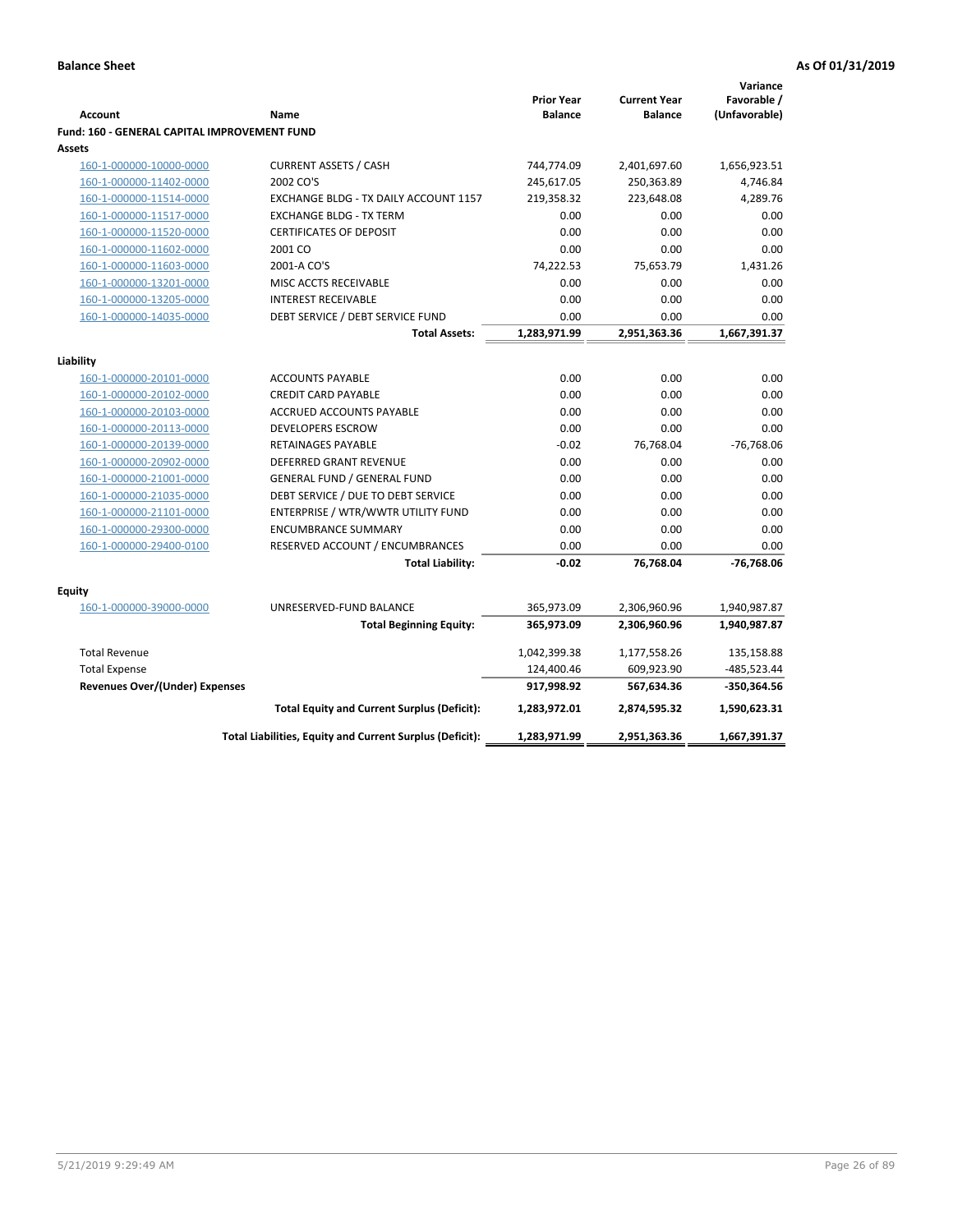**Balance Sheet** **As Of 01/31/2019**

| Account | Name | Prior Year Balance | Current Year Balance | Variance Favorable / (Unfavorable) |
|---|---|---|---|---|
| **Fund: 160 - GENERAL CAPITAL IMPROVEMENT FUND** | | | | |
| **Assets** | | | | |
| 160-1-000000-10000-0000 | CURRENT ASSETS / CASH | 744,774.09 | 2,401,697.60 | 1,656,923.51 |
| 160-1-000000-11402-0000 | 2002 CO'S | 245,617.05 | 250,363.89 | 4,746.84 |
| 160-1-000000-11514-0000 | EXCHANGE BLDG - TX DAILY ACCOUNT 1157 | 219,358.32 | 223,648.08 | 4,289.76 |
| 160-1-000000-11517-0000 | EXCHANGE BLDG - TX TERM | 0.00 | 0.00 | 0.00 |
| 160-1-000000-11520-0000 | CERTIFICATES OF DEPOSIT | 0.00 | 0.00 | 0.00 |
| 160-1-000000-11602-0000 | 2001 CO | 0.00 | 0.00 | 0.00 |
| 160-1-000000-11603-0000 | 2001-A CO'S | 74,222.53 | 75,653.79 | 1,431.26 |
| 160-1-000000-13201-0000 | MISC ACCTS RECEIVABLE | 0.00 | 0.00 | 0.00 |
| 160-1-000000-13205-0000 | INTEREST RECEIVABLE | 0.00 | 0.00 | 0.00 |
| 160-1-000000-14035-0000 | DEBT SERVICE / DEBT SERVICE FUND | 0.00 | 0.00 | 0.00 |
| | **Total Assets:** | **1,283,971.99** | **2,951,363.36** | **1,667,391.37** |
| **Liability** | | | | |
| 160-1-000000-20101-0000 | ACCOUNTS PAYABLE | 0.00 | 0.00 | 0.00 |
| 160-1-000000-20102-0000 | CREDIT CARD PAYABLE | 0.00 | 0.00 | 0.00 |
| 160-1-000000-20103-0000 | ACCRUED ACCOUNTS PAYABLE | 0.00 | 0.00 | 0.00 |
| 160-1-000000-20113-0000 | DEVELOPERS ESCROW | 0.00 | 0.00 | 0.00 |
| 160-1-000000-20139-0000 | RETAINAGES PAYABLE | -0.02 | 76,768.04 | -76,768.06 |
| 160-1-000000-20902-0000 | DEFERRED GRANT REVENUE | 0.00 | 0.00 | 0.00 |
| 160-1-000000-21001-0000 | GENERAL FUND / GENERAL FUND | 0.00 | 0.00 | 0.00 |
| 160-1-000000-21035-0000 | DEBT SERVICE / DUE TO DEBT SERVICE | 0.00 | 0.00 | 0.00 |
| 160-1-000000-21101-0000 | ENTERPRISE / WTR/WWTR UTILITY FUND | 0.00 | 0.00 | 0.00 |
| 160-1-000000-29300-0000 | ENCUMBRANCE SUMMARY | 0.00 | 0.00 | 0.00 |
| 160-1-000000-29400-0100 | RESERVED ACCOUNT / ENCUMBRANCES | 0.00 | 0.00 | 0.00 |
| | **Total Liability:** | **-0.02** | **76,768.04** | **-76,768.06** |
| **Equity** | | | | |
| 160-1-000000-39000-0000 | UNRESERVED-FUND BALANCE | 365,973.09 | 2,306,960.96 | 1,940,987.87 |
| | **Total Beginning Equity:** | **365,973.09** | **2,306,960.96** | **1,940,987.87** |
| Total Revenue | | 1,042,399.38 | 1,177,558.26 | 135,158.88 |
| Total Expense | | 124,400.46 | 609,923.90 | -485,523.44 |
| **Revenues Over/(Under) Expenses** | | **917,998.92** | **567,634.36** | **-350,364.56** |
| | **Total Equity and Current Surplus (Deficit):** | **1,283,972.01** | **2,874,595.32** | **1,590,623.31** |
| | **Total Liabilities, Equity and Current Surplus (Deficit):** | **1,283,971.99** | **2,951,363.36** | **1,667,391.37** |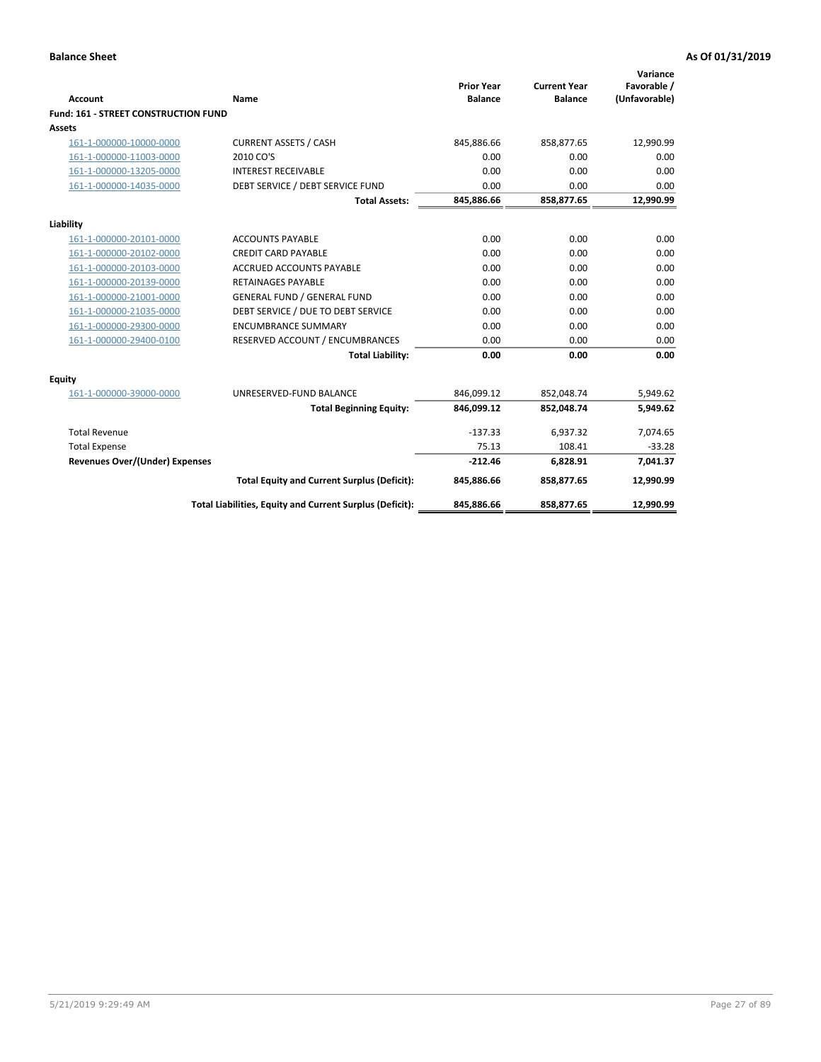**Balance Sheet** **As Of 01/31/2019**

| Account | Name | Prior Year Balance | Current Year Balance | Variance Favorable / (Unfavorable) |
|---|---|---|---|---|
| **Fund: 161 - STREET CONSTRUCTION FUND** | | | | |
| **Assets** | | | | |
| 161-1-000000-10000-0000 | CURRENT ASSETS / CASH | 845,886.66 | 858,877.65 | 12,990.99 |
| 161-1-000000-11003-0000 | 2010 CO'S | 0.00 | 0.00 | 0.00 |
| 161-1-000000-13205-0000 | INTEREST RECEIVABLE | 0.00 | 0.00 | 0.00 |
| 161-1-000000-14035-0000 | DEBT SERVICE / DEBT SERVICE FUND | 0.00 | 0.00 | 0.00 |
| | **Total Assets:** | **845,886.66** | **858,877.65** | **12,990.99** |
| **Liability** | | | | |
| 161-1-000000-20101-0000 | ACCOUNTS PAYABLE | 0.00 | 0.00 | 0.00 |
| 161-1-000000-20102-0000 | CREDIT CARD PAYABLE | 0.00 | 0.00 | 0.00 |
| 161-1-000000-20103-0000 | ACCRUED ACCOUNTS PAYABLE | 0.00 | 0.00 | 0.00 |
| 161-1-000000-20139-0000 | RETAINAGES PAYABLE | 0.00 | 0.00 | 0.00 |
| 161-1-000000-21001-0000 | GENERAL FUND / GENERAL FUND | 0.00 | 0.00 | 0.00 |
| 161-1-000000-21035-0000 | DEBT SERVICE / DUE TO DEBT SERVICE | 0.00 | 0.00 | 0.00 |
| 161-1-000000-29300-0000 | ENCUMBRANCE SUMMARY | 0.00 | 0.00 | 0.00 |
| 161-1-000000-29400-0100 | RESERVED ACCOUNT / ENCUMBRANCES | 0.00 | 0.00 | 0.00 |
| | **Total Liability:** | **0.00** | **0.00** | **0.00** |
| **Equity** | | | | |
| 161-1-000000-39000-0000 | UNRESERVED-FUND BALANCE | 846,099.12 | 852,048.74 | 5,949.62 |
| | **Total Beginning Equity:** | **846,099.12** | **852,048.74** | **5,949.62** |
| Total Revenue | | -137.33 | 6,937.32 | 7,074.65 |
| Total Expense | | 75.13 | 108.41 | -33.28 |
| **Revenues Over/(Under) Expenses** | | **-212.46** | **6,828.91** | **7,041.37** |
| | **Total Equity and Current Surplus (Deficit):** | **845,886.66** | **858,877.65** | **12,990.99** |
| | **Total Liabilities, Equity and Current Surplus (Deficit):** | **845,886.66** | **858,877.65** | **12,990.99** |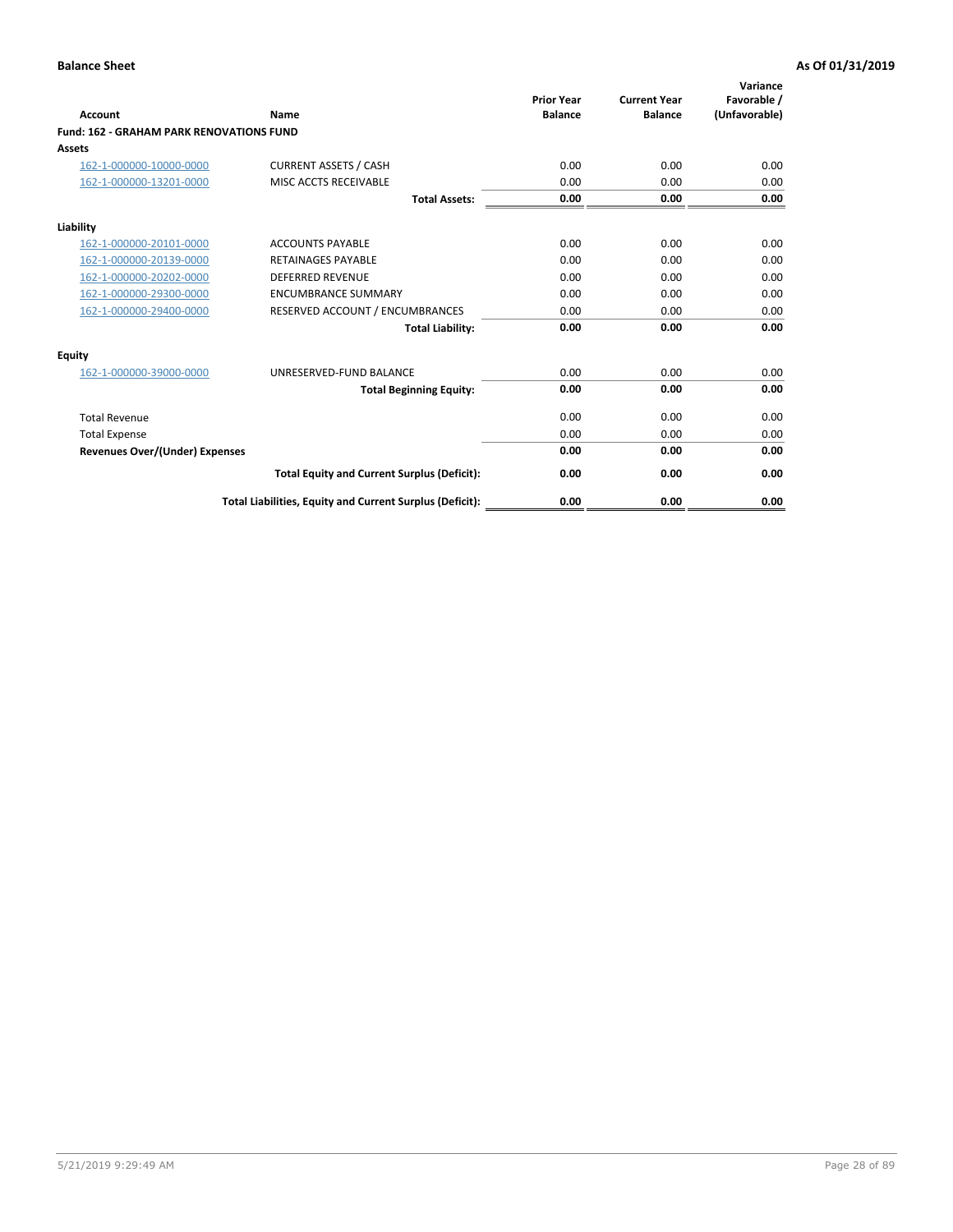**Balance Sheet** **As Of 01/31/2019**

| Account | Name | Prior Year Balance | Current Year Balance | Variance Favorable / (Unfavorable) |
|---|---|---|---|---|
| **Fund: 162 - GRAHAM PARK RENOVATIONS FUND** | | | | |
| **Assets** | | | | |
| 162-1-000000-10000-0000 | CURRENT ASSETS / CASH | 0.00 | 0.00 | 0.00 |
| 162-1-000000-13201-0000 | MISC ACCTS RECEIVABLE | 0.00 | 0.00 | 0.00 |
| | **Total Assets:** | **0.00** | **0.00** | **0.00** |
| **Liability** | | | | |
| 162-1-000000-20101-0000 | ACCOUNTS PAYABLE | 0.00 | 0.00 | 0.00 |
| 162-1-000000-20139-0000 | RETAINAGES PAYABLE | 0.00 | 0.00 | 0.00 |
| 162-1-000000-20202-0000 | DEFERRED REVENUE | 0.00 | 0.00 | 0.00 |
| 162-1-000000-29300-0000 | ENCUMBRANCE SUMMARY | 0.00 | 0.00 | 0.00 |
| 162-1-000000-29400-0000 | RESERVED ACCOUNT / ENCUMBRANCES | 0.00 | 0.00 | 0.00 |
| | **Total Liability:** | **0.00** | **0.00** | **0.00** |
| **Equity** | | | | |
| 162-1-000000-39000-0000 | UNRESERVED-FUND BALANCE | 0.00 | 0.00 | 0.00 |
| | **Total Beginning Equity:** | **0.00** | **0.00** | **0.00** |
| Total Revenue | | 0.00 | 0.00 | 0.00 |
| Total Expense | | 0.00 | 0.00 | 0.00 |
| **Revenues Over/(Under) Expenses** | | **0.00** | **0.00** | **0.00** |
| | **Total Equity and Current Surplus (Deficit):** | **0.00** | **0.00** | **0.00** |
| | **Total Liabilities, Equity and Current Surplus (Deficit):** | **0.00** | **0.00** | **0.00** |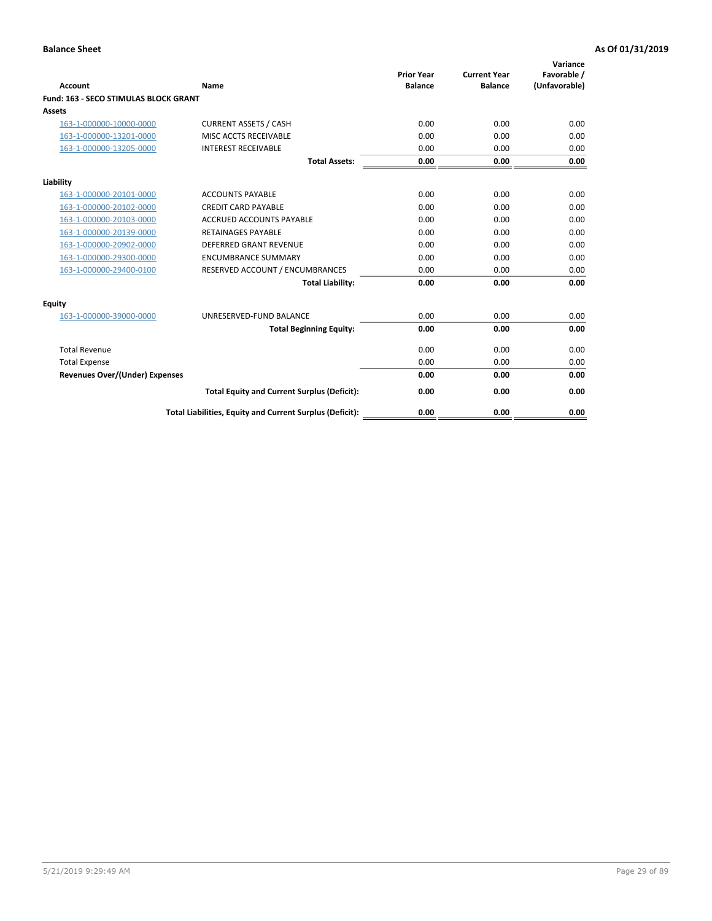**Balance Sheet** **As Of 01/31/2019**

| Account | Name | Prior Year Balance | Current Year Balance | Variance Favorable / (Unfavorable) |
|---|---|---|---|---|
| **Fund: 163 - SECO STIMULAS BLOCK GRANT** | | | | |
| **Assets** | | | | |
| 163-1-000000-10000-0000 | CURRENT ASSETS / CASH | 0.00 | 0.00 | 0.00 |
| 163-1-000000-13201-0000 | MISC ACCTS RECEIVABLE | 0.00 | 0.00 | 0.00 |
| 163-1-000000-13205-0000 | INTEREST RECEIVABLE | 0.00 | 0.00 | 0.00 |
| | **Total Assets:** | **0.00** | **0.00** | **0.00** |
| **Liability** | | | | |
| 163-1-000000-20101-0000 | ACCOUNTS PAYABLE | 0.00 | 0.00 | 0.00 |
| 163-1-000000-20102-0000 | CREDIT CARD PAYABLE | 0.00 | 0.00 | 0.00 |
| 163-1-000000-20103-0000 | ACCRUED ACCOUNTS PAYABLE | 0.00 | 0.00 | 0.00 |
| 163-1-000000-20139-0000 | RETAINAGES PAYABLE | 0.00 | 0.00 | 0.00 |
| 163-1-000000-20902-0000 | DEFERRED GRANT REVENUE | 0.00 | 0.00 | 0.00 |
| 163-1-000000-29300-0000 | ENCUMBRANCE SUMMARY | 0.00 | 0.00 | 0.00 |
| 163-1-000000-29400-0100 | RESERVED ACCOUNT / ENCUMBRANCES | 0.00 | 0.00 | 0.00 |
| | **Total Liability:** | **0.00** | **0.00** | **0.00** |
| **Equity** | | | | |
| 163-1-000000-39000-0000 | UNRESERVED-FUND BALANCE | 0.00 | 0.00 | 0.00 |
| | **Total Beginning Equity:** | **0.00** | **0.00** | **0.00** |
| Total Revenue | | 0.00 | 0.00 | 0.00 |
| Total Expense | | 0.00 | 0.00 | 0.00 |
| **Revenues Over/(Under) Expenses** | | **0.00** | **0.00** | **0.00** |
| | **Total Equity and Current Surplus (Deficit):** | **0.00** | **0.00** | **0.00** |
| | **Total Liabilities, Equity and Current Surplus (Deficit):** | **0.00** | **0.00** | **0.00** |

5/21/2019 9:29:49 AM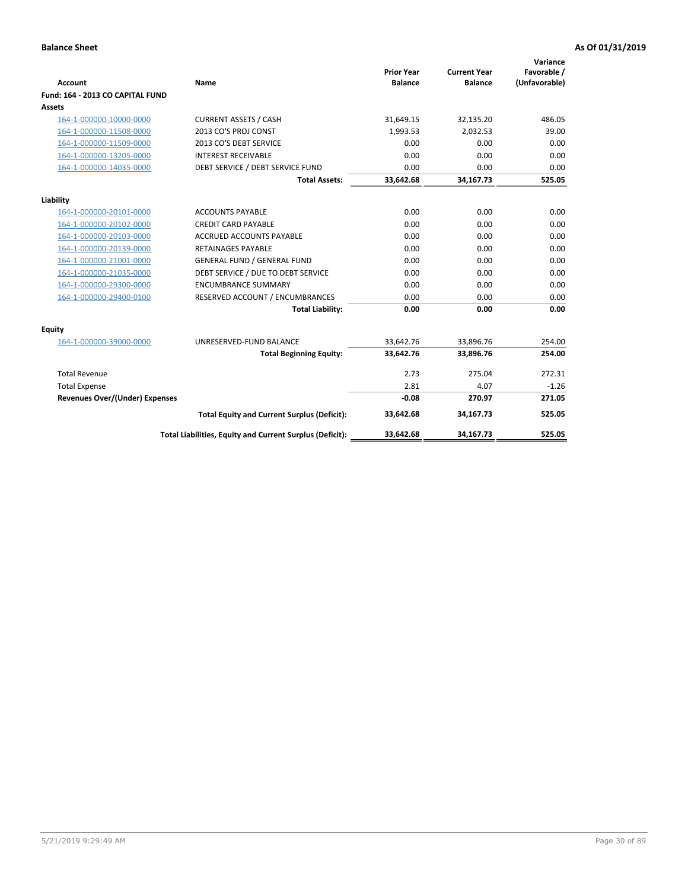**Balance Sheet** — **As Of 01/31/2019**

| Account | Name | Prior Year Balance | Current Year Balance | Variance Favorable / (Unfavorable) |
|---|---|---|---|---|
| **Fund: 164 - 2013 CO CAPITAL FUND** | | | | |
| **Assets** | | | | |
| 164-1-000000-10000-0000 | CURRENT ASSETS / CASH | 31,649.15 | 32,135.20 | 486.05 |
| 164-1-000000-11508-0000 | 2013 CO'S PROJ CONST | 1,993.53 | 2,032.53 | 39.00 |
| 164-1-000000-11509-0000 | 2013 CO'S DEBT SERVICE | 0.00 | 0.00 | 0.00 |
| 164-1-000000-13205-0000 | INTEREST RECEIVABLE | 0.00 | 0.00 | 0.00 |
| 164-1-000000-14035-0000 | DEBT SERVICE / DEBT SERVICE FUND | 0.00 | 0.00 | 0.00 |
| | **Total Assets:** | **33,642.68** | **34,167.73** | **525.05** |
| **Liability** | | | | |
| 164-1-000000-20101-0000 | ACCOUNTS PAYABLE | 0.00 | 0.00 | 0.00 |
| 164-1-000000-20102-0000 | CREDIT CARD PAYABLE | 0.00 | 0.00 | 0.00 |
| 164-1-000000-20103-0000 | ACCRUED ACCOUNTS PAYABLE | 0.00 | 0.00 | 0.00 |
| 164-1-000000-20139-0000 | RETAINAGES PAYABLE | 0.00 | 0.00 | 0.00 |
| 164-1-000000-21001-0000 | GENERAL FUND / GENERAL FUND | 0.00 | 0.00 | 0.00 |
| 164-1-000000-21035-0000 | DEBT SERVICE / DUE TO DEBT SERVICE | 0.00 | 0.00 | 0.00 |
| 164-1-000000-29300-0000 | ENCUMBRANCE SUMMARY | 0.00 | 0.00 | 0.00 |
| 164-1-000000-29400-0100 | RESERVED ACCOUNT / ENCUMBRANCES | 0.00 | 0.00 | 0.00 |
| | **Total Liability:** | **0.00** | **0.00** | **0.00** |
| **Equity** | | | | |
| 164-1-000000-39000-0000 | UNRESERVED-FUND BALANCE | 33,642.76 | 33,896.76 | 254.00 |
| | **Total Beginning Equity:** | **33,642.76** | **33,896.76** | **254.00** |
| Total Revenue | | 2.73 | 275.04 | 272.31 |
| Total Expense | | 2.81 | 4.07 | -1.26 |
| **Revenues Over/(Under) Expenses** | | **-0.08** | **270.97** | **271.05** |
| | **Total Equity and Current Surplus (Deficit):** | **33,642.68** | **34,167.73** | **525.05** |
| | **Total Liabilities, Equity and Current Surplus (Deficit):** | **33,642.68** | **34,167.73** | **525.05** |

5/21/2019 9:29:49 AM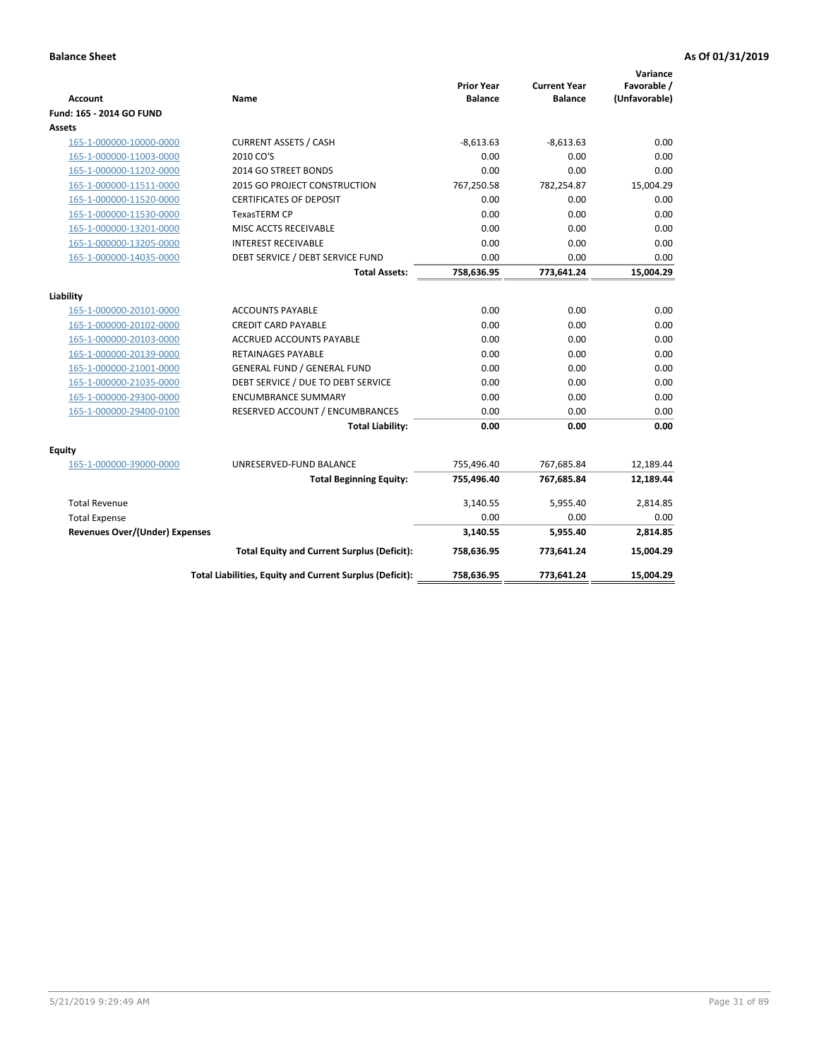**Balance Sheet** **As Of 01/31/2019**

| Account | Name | Prior Year Balance | Current Year Balance | Variance Favorable / (Unfavorable) |
|---|---|---|---|---|
| **Fund: 165 - 2014 GO FUND** | | | | |
| **Assets** | | | | |
| 165-1-000000-10000-0000 | CURRENT ASSETS / CASH | -8,613.63 | -8,613.63 | 0.00 |
| 165-1-000000-11003-0000 | 2010 CO'S | 0.00 | 0.00 | 0.00 |
| 165-1-000000-11202-0000 | 2014 GO STREET BONDS | 0.00 | 0.00 | 0.00 |
| 165-1-000000-11511-0000 | 2015 GO PROJECT CONSTRUCTION | 767,250.58 | 782,254.87 | 15,004.29 |
| 165-1-000000-11520-0000 | CERTIFICATES OF DEPOSIT | 0.00 | 0.00 | 0.00 |
| 165-1-000000-11530-0000 | TexasTERM CP | 0.00 | 0.00 | 0.00 |
| 165-1-000000-13201-0000 | MISC ACCTS RECEIVABLE | 0.00 | 0.00 | 0.00 |
| 165-1-000000-13205-0000 | INTEREST RECEIVABLE | 0.00 | 0.00 | 0.00 |
| 165-1-000000-14035-0000 | DEBT SERVICE / DEBT SERVICE FUND | 0.00 | 0.00 | 0.00 |
| | **Total Assets:** | **758,636.95** | **773,641.24** | **15,004.29** |
| **Liability** | | | | |
| 165-1-000000-20101-0000 | ACCOUNTS PAYABLE | 0.00 | 0.00 | 0.00 |
| 165-1-000000-20102-0000 | CREDIT CARD PAYABLE | 0.00 | 0.00 | 0.00 |
| 165-1-000000-20103-0000 | ACCRUED ACCOUNTS PAYABLE | 0.00 | 0.00 | 0.00 |
| 165-1-000000-20139-0000 | RETAINAGES PAYABLE | 0.00 | 0.00 | 0.00 |
| 165-1-000000-21001-0000 | GENERAL FUND / GENERAL FUND | 0.00 | 0.00 | 0.00 |
| 165-1-000000-21035-0000 | DEBT SERVICE / DUE TO DEBT SERVICE | 0.00 | 0.00 | 0.00 |
| 165-1-000000-29300-0000 | ENCUMBRANCE SUMMARY | 0.00 | 0.00 | 0.00 |
| 165-1-000000-29400-0100 | RESERVED ACCOUNT / ENCUMBRANCES | 0.00 | 0.00 | 0.00 |
| | **Total Liability:** | **0.00** | **0.00** | **0.00** |
| **Equity** | | | | |
| 165-1-000000-39000-0000 | UNRESERVED-FUND BALANCE | 755,496.40 | 767,685.84 | 12,189.44 |
| | **Total Beginning Equity:** | **755,496.40** | **767,685.84** | **12,189.44** |
| Total Revenue | | 3,140.55 | 5,955.40 | 2,814.85 |
| Total Expense | | 0.00 | 0.00 | 0.00 |
| **Revenues Over/(Under) Expenses** | | **3,140.55** | **5,955.40** | **2,814.85** |
| | **Total Equity and Current Surplus (Deficit):** | **758,636.95** | **773,641.24** | **15,004.29** |
| | **Total Liabilities, Equity and Current Surplus (Deficit):** | **758,636.95** | **773,641.24** | **15,004.29** |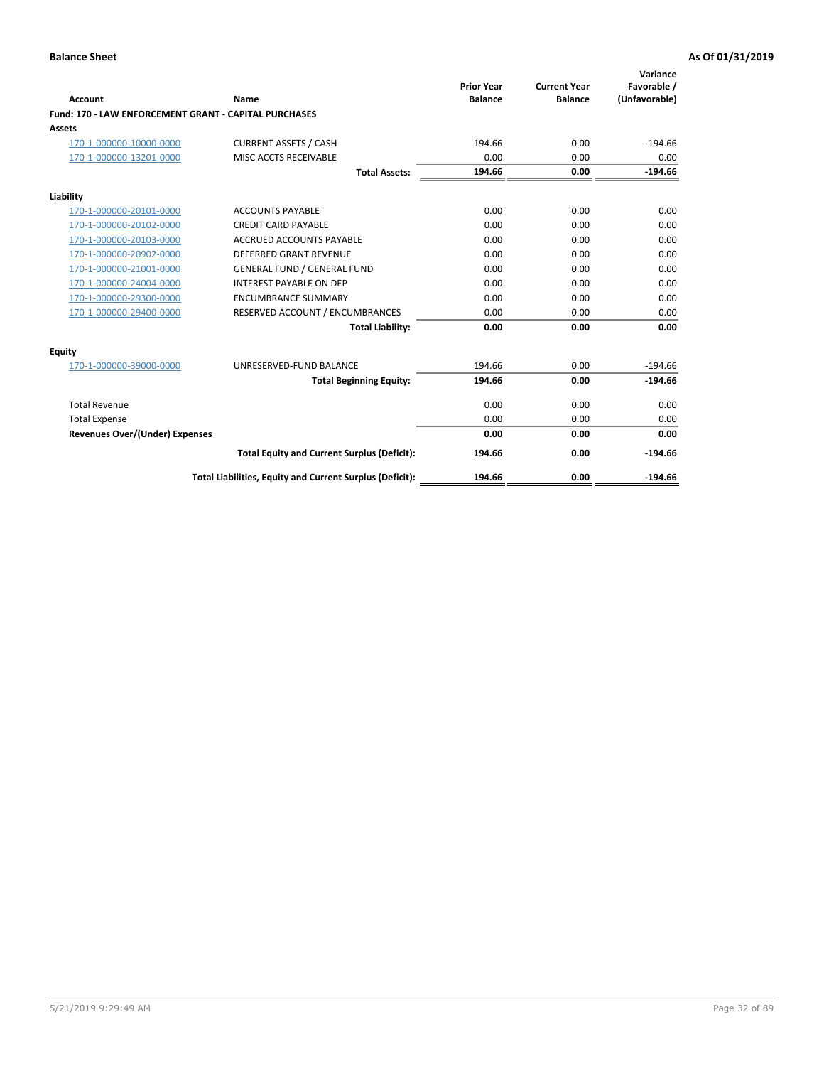**Balance Sheet** **As Of 01/31/2019**

| Account | Name | Prior Year Balance | Current Year Balance | Variance Favorable / (Unfavorable) |
|---|---|---|---|---|
| **Fund: 170 - LAW ENFORCEMENT GRANT - CAPITAL PURCHASES** | | | | |
| **Assets** | | | | |
| 170-1-000000-10000-0000 | CURRENT ASSETS / CASH | 194.66 | 0.00 | -194.66 |
| 170-1-000000-13201-0000 | MISC ACCTS RECEIVABLE | 0.00 | 0.00 | 0.00 |
| | **Total Assets:** | **194.66** | **0.00** | **-194.66** |
| **Liability** | | | | |
| 170-1-000000-20101-0000 | ACCOUNTS PAYABLE | 0.00 | 0.00 | 0.00 |
| 170-1-000000-20102-0000 | CREDIT CARD PAYABLE | 0.00 | 0.00 | 0.00 |
| 170-1-000000-20103-0000 | ACCRUED ACCOUNTS PAYABLE | 0.00 | 0.00 | 0.00 |
| 170-1-000000-20902-0000 | DEFERRED GRANT REVENUE | 0.00 | 0.00 | 0.00 |
| 170-1-000000-21001-0000 | GENERAL FUND / GENERAL FUND | 0.00 | 0.00 | 0.00 |
| 170-1-000000-24004-0000 | INTEREST PAYABLE ON DEP | 0.00 | 0.00 | 0.00 |
| 170-1-000000-29300-0000 | ENCUMBRANCE SUMMARY | 0.00 | 0.00 | 0.00 |
| 170-1-000000-29400-0000 | RESERVED ACCOUNT / ENCUMBRANCES | 0.00 | 0.00 | 0.00 |
| | **Total Liability:** | **0.00** | **0.00** | **0.00** |
| **Equity** | | | | |
| 170-1-000000-39000-0000 | UNRESERVED-FUND BALANCE | 194.66 | 0.00 | -194.66 |
| | **Total Beginning Equity:** | **194.66** | **0.00** | **-194.66** |
| Total Revenue | | 0.00 | 0.00 | 0.00 |
| Total Expense | | 0.00 | 0.00 | 0.00 |
| **Revenues Over/(Under) Expenses** | | **0.00** | **0.00** | **0.00** |
| | **Total Equity and Current Surplus (Deficit):** | **194.66** | **0.00** | **-194.66** |
| | **Total Liabilities, Equity and Current Surplus (Deficit):** | **194.66** | **0.00** | **-194.66** |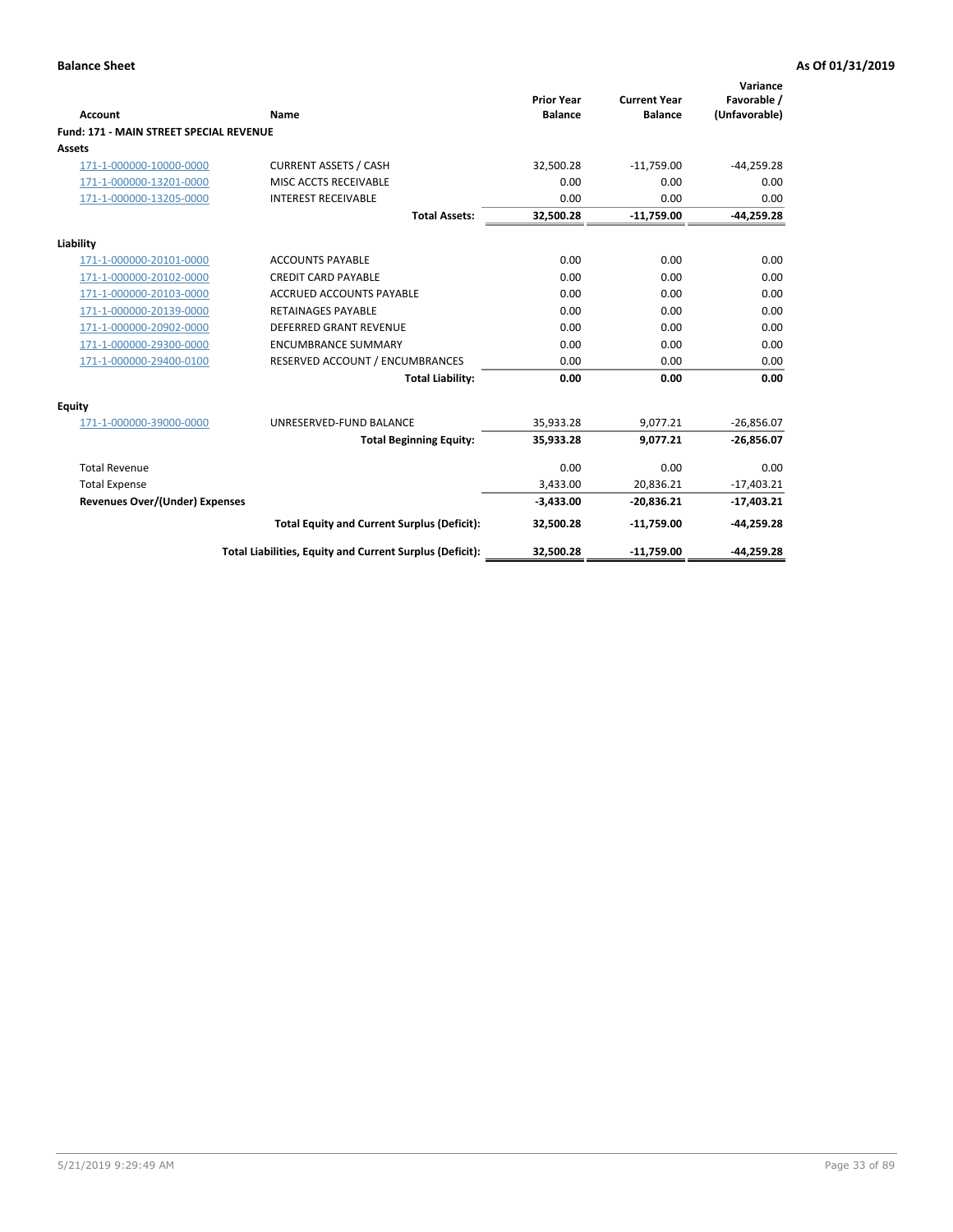**Balance Sheet** | **As Of 01/31/2019**

| Account | Name | Prior Year Balance | Current Year Balance | Variance Favorable / (Unfavorable) |
|---|---|---|---|---|
| **Fund: 171 - MAIN STREET SPECIAL REVENUE** | | | | |
| **Assets** | | | | |
| 171-1-000000-10000-0000 | CURRENT ASSETS / CASH | 32,500.28 | -11,759.00 | -44,259.28 |
| 171-1-000000-13201-0000 | MISC ACCTS RECEIVABLE | 0.00 | 0.00 | 0.00 |
| 171-1-000000-13205-0000 | INTEREST RECEIVABLE | 0.00 | 0.00 | 0.00 |
| | **Total Assets:** | **32,500.28** | **-11,759.00** | **-44,259.28** |
| **Liability** | | | | |
| 171-1-000000-20101-0000 | ACCOUNTS PAYABLE | 0.00 | 0.00 | 0.00 |
| 171-1-000000-20102-0000 | CREDIT CARD PAYABLE | 0.00 | 0.00 | 0.00 |
| 171-1-000000-20103-0000 | ACCRUED ACCOUNTS PAYABLE | 0.00 | 0.00 | 0.00 |
| 171-1-000000-20139-0000 | RETAINAGES PAYABLE | 0.00 | 0.00 | 0.00 |
| 171-1-000000-20902-0000 | DEFERRED GRANT REVENUE | 0.00 | 0.00 | 0.00 |
| 171-1-000000-29300-0000 | ENCUMBRANCE SUMMARY | 0.00 | 0.00 | 0.00 |
| 171-1-000000-29400-0100 | RESERVED ACCOUNT / ENCUMBRANCES | 0.00 | 0.00 | 0.00 |
| | **Total Liability:** | **0.00** | **0.00** | **0.00** |
| **Equity** | | | | |
| 171-1-000000-39000-0000 | UNRESERVED-FUND BALANCE | 35,933.28 | 9,077.21 | -26,856.07 |
| | **Total Beginning Equity:** | **35,933.28** | **9,077.21** | **-26,856.07** |
| Total Revenue | | 0.00 | 0.00 | 0.00 |
| Total Expense | | 3,433.00 | 20,836.21 | -17,403.21 |
| **Revenues Over/(Under) Expenses** | | **-3,433.00** | **-20,836.21** | **-17,403.21** |
| | **Total Equity and Current Surplus (Deficit):** | **32,500.28** | **-11,759.00** | **-44,259.28** |
| | **Total Liabilities, Equity and Current Surplus (Deficit):** | **32,500.28** | **-11,759.00** | **-44,259.28** |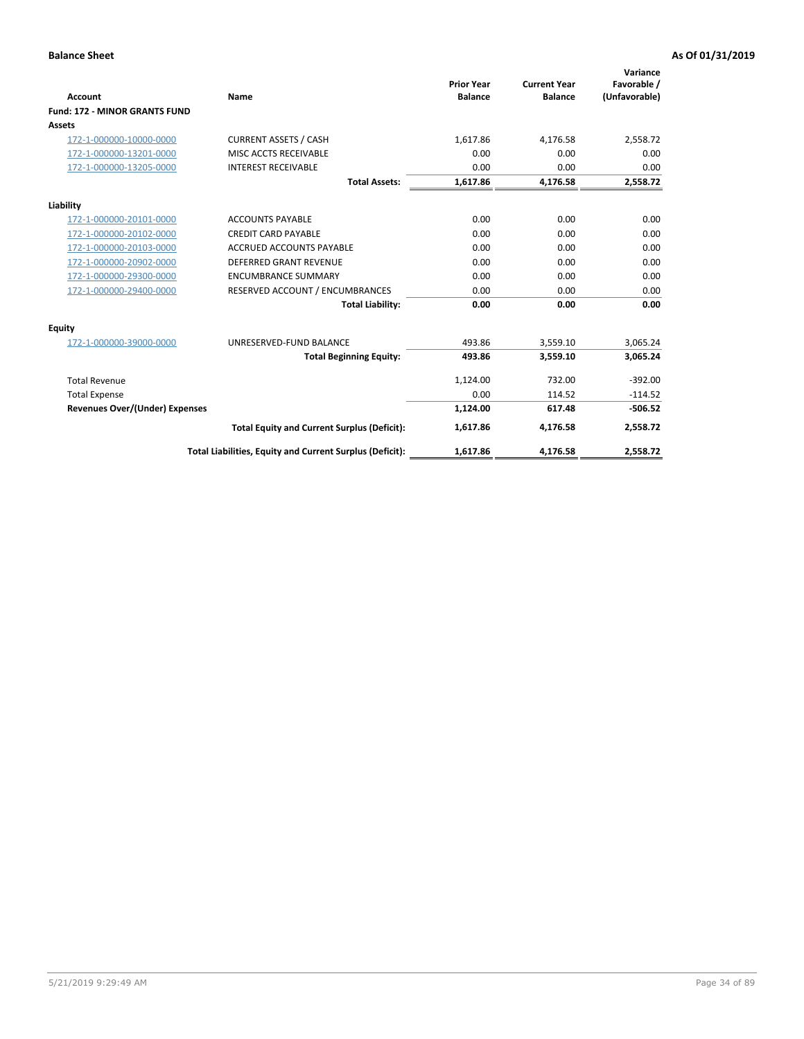**Balance Sheet** **As Of 01/31/2019**

| Account | Name | Prior Year Balance | Current Year Balance | Variance Favorable / (Unfavorable) |
|---|---|---|---|---|
| **Fund: 172 - MINOR GRANTS FUND** | | | | |
| **Assets** | | | | |
| 172-1-000000-10000-0000 | CURRENT ASSETS / CASH | 1,617.86 | 4,176.58 | 2,558.72 |
| 172-1-000000-13201-0000 | MISC ACCTS RECEIVABLE | 0.00 | 0.00 | 0.00 |
| 172-1-000000-13205-0000 | INTEREST RECEIVABLE | 0.00 | 0.00 | 0.00 |
| | **Total Assets:** | **1,617.86** | **4,176.58** | **2,558.72** |
| **Liability** | | | | |
| 172-1-000000-20101-0000 | ACCOUNTS PAYABLE | 0.00 | 0.00 | 0.00 |
| 172-1-000000-20102-0000 | CREDIT CARD PAYABLE | 0.00 | 0.00 | 0.00 |
| 172-1-000000-20103-0000 | ACCRUED ACCOUNTS PAYABLE | 0.00 | 0.00 | 0.00 |
| 172-1-000000-20902-0000 | DEFERRED GRANT REVENUE | 0.00 | 0.00 | 0.00 |
| 172-1-000000-29300-0000 | ENCUMBRANCE SUMMARY | 0.00 | 0.00 | 0.00 |
| 172-1-000000-29400-0000 | RESERVED ACCOUNT / ENCUMBRANCES | 0.00 | 0.00 | 0.00 |
| | **Total Liability:** | **0.00** | **0.00** | **0.00** |
| **Equity** | | | | |
| 172-1-000000-39000-0000 | UNRESERVED-FUND BALANCE | 493.86 | 3,559.10 | 3,065.24 |
| | **Total Beginning Equity:** | **493.86** | **3,559.10** | **3,065.24** |
| Total Revenue | | 1,124.00 | 732.00 | -392.00 |
| Total Expense | | 0.00 | 114.52 | -114.52 |
| **Revenues Over/(Under) Expenses** | | **1,124.00** | **617.48** | **-506.52** |
| | **Total Equity and Current Surplus (Deficit):** | **1,617.86** | **4,176.58** | **2,558.72** |
| | **Total Liabilities, Equity and Current Surplus (Deficit):** | **1,617.86** | **4,176.58** | **2,558.72** |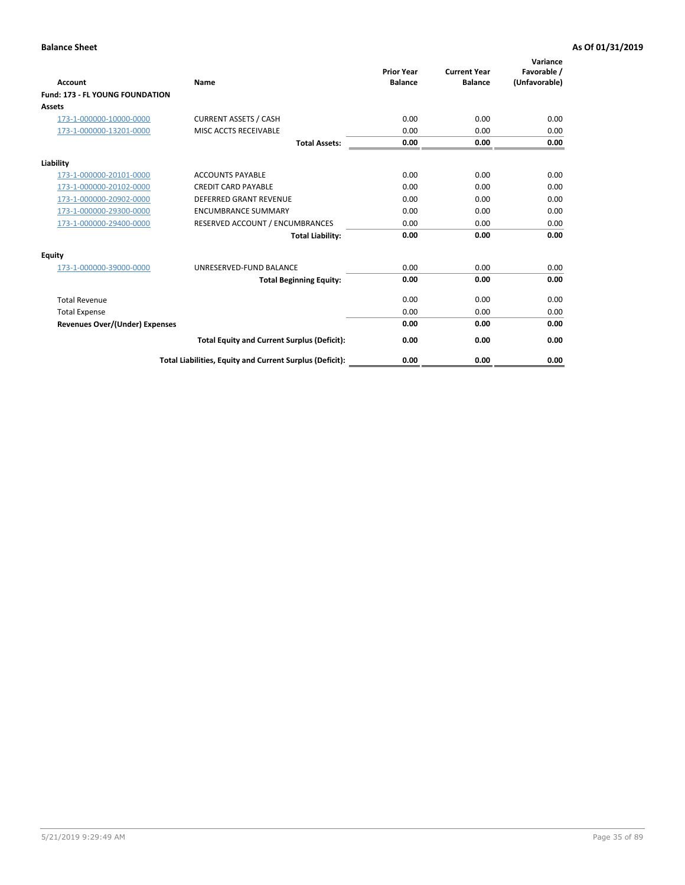**Balance Sheet** **As Of 01/31/2019**

| Account | Name | Prior Year Balance | Current Year Balance | Variance Favorable / (Unfavorable) |
|---|---|---|---|---|
| **Fund: 173 - FL YOUNG FOUNDATION** | | | | |
| **Assets** | | | | |
| 173-1-000000-10000-0000 | CURRENT ASSETS / CASH | 0.00 | 0.00 | 0.00 |
| 173-1-000000-13201-0000 | MISC ACCTS RECEIVABLE | 0.00 | 0.00 | 0.00 |
| | **Total Assets:** | **0.00** | **0.00** | **0.00** |
| **Liability** | | | | |
| 173-1-000000-20101-0000 | ACCOUNTS PAYABLE | 0.00 | 0.00 | 0.00 |
| 173-1-000000-20102-0000 | CREDIT CARD PAYABLE | 0.00 | 0.00 | 0.00 |
| 173-1-000000-20902-0000 | DEFERRED GRANT REVENUE | 0.00 | 0.00 | 0.00 |
| 173-1-000000-29300-0000 | ENCUMBRANCE SUMMARY | 0.00 | 0.00 | 0.00 |
| 173-1-000000-29400-0000 | RESERVED ACCOUNT / ENCUMBRANCES | 0.00 | 0.00 | 0.00 |
| | **Total Liability:** | **0.00** | **0.00** | **0.00** |
| **Equity** | | | | |
| 173-1-000000-39000-0000 | UNRESERVED-FUND BALANCE | 0.00 | 0.00 | 0.00 |
| | **Total Beginning Equity:** | **0.00** | **0.00** | **0.00** |
| Total Revenue | | 0.00 | 0.00 | 0.00 |
| Total Expense | | 0.00 | 0.00 | 0.00 |
| **Revenues Over/(Under) Expenses** | | **0.00** | **0.00** | **0.00** |
| | **Total Equity and Current Surplus (Deficit):** | **0.00** | **0.00** | **0.00** |
| | **Total Liabilities, Equity and Current Surplus (Deficit):** | **0.00** | **0.00** | **0.00** |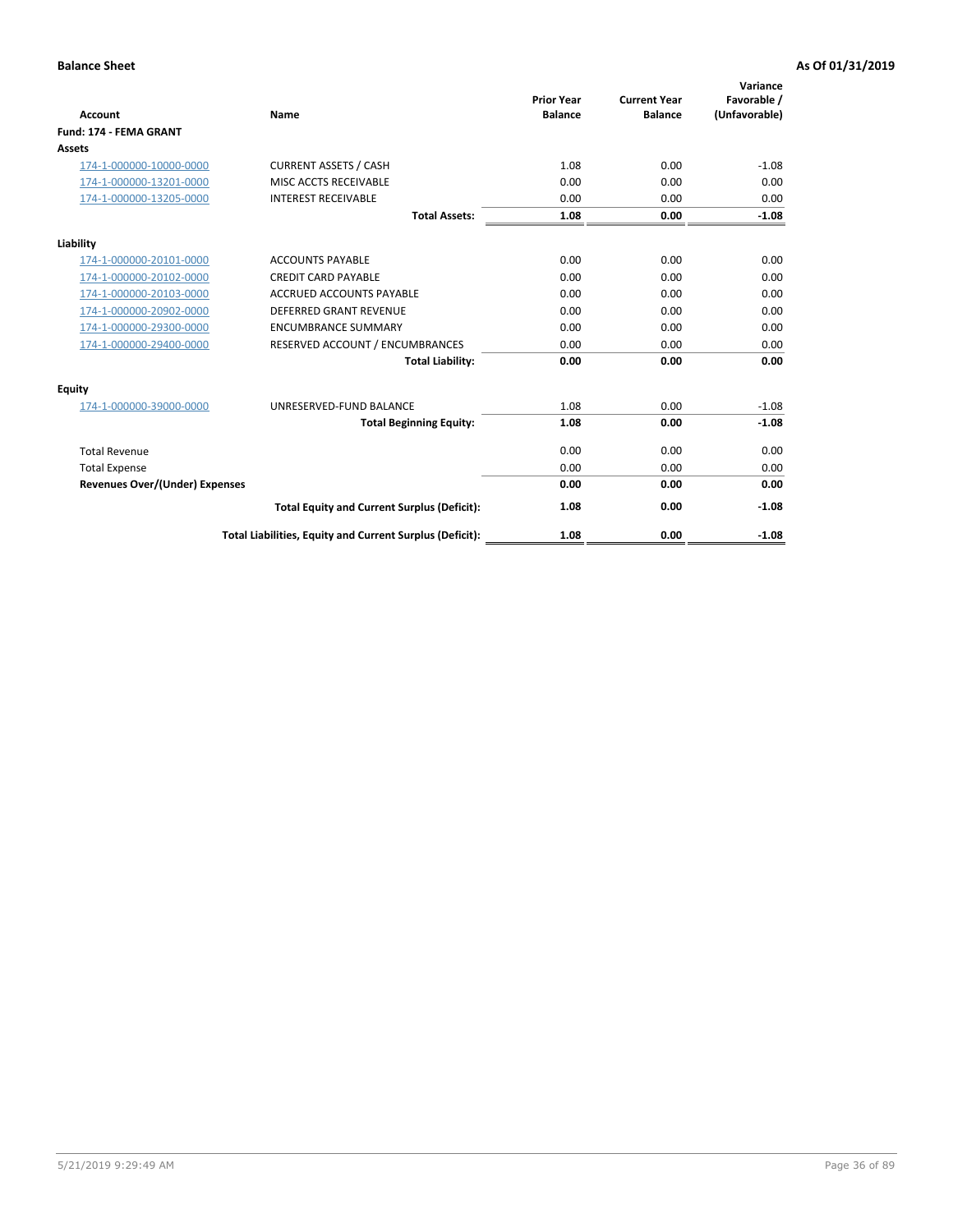**Balance Sheet** **As Of 01/31/2019**

| Account | Name | Prior Year Balance | Current Year Balance | Variance Favorable / (Unfavorable) |
|---|---|---|---|---|
| **Fund: 174 - FEMA GRANT** | | | | |
| **Assets** | | | | |
| 174-1-000000-10000-0000 | CURRENT ASSETS / CASH | 1.08 | 0.00 | -1.08 |
| 174-1-000000-13201-0000 | MISC ACCTS RECEIVABLE | 0.00 | 0.00 | 0.00 |
| 174-1-000000-13205-0000 | INTEREST RECEIVABLE | 0.00 | 0.00 | 0.00 |
| | **Total Assets:** | **1.08** | **0.00** | **-1.08** |
| **Liability** | | | | |
| 174-1-000000-20101-0000 | ACCOUNTS PAYABLE | 0.00 | 0.00 | 0.00 |
| 174-1-000000-20102-0000 | CREDIT CARD PAYABLE | 0.00 | 0.00 | 0.00 |
| 174-1-000000-20103-0000 | ACCRUED ACCOUNTS PAYABLE | 0.00 | 0.00 | 0.00 |
| 174-1-000000-20902-0000 | DEFERRED GRANT REVENUE | 0.00 | 0.00 | 0.00 |
| 174-1-000000-29300-0000 | ENCUMBRANCE SUMMARY | 0.00 | 0.00 | 0.00 |
| 174-1-000000-29400-0000 | RESERVED ACCOUNT / ENCUMBRANCES | 0.00 | 0.00 | 0.00 |
| | **Total Liability:** | **0.00** | **0.00** | **0.00** |
| **Equity** | | | | |
| 174-1-000000-39000-0000 | UNRESERVED-FUND BALANCE | 1.08 | 0.00 | -1.08 |
| | **Total Beginning Equity:** | **1.08** | **0.00** | **-1.08** |
| Total Revenue | | 0.00 | 0.00 | 0.00 |
| Total Expense | | 0.00 | 0.00 | 0.00 |
| **Revenues Over/(Under) Expenses** | | **0.00** | **0.00** | **0.00** |
| | **Total Equity and Current Surplus (Deficit):** | **1.08** | **0.00** | **-1.08** |
| | **Total Liabilities, Equity and Current Surplus (Deficit):** | **1.08** | **0.00** | **-1.08** |

5/21/2019 9:29:49 AM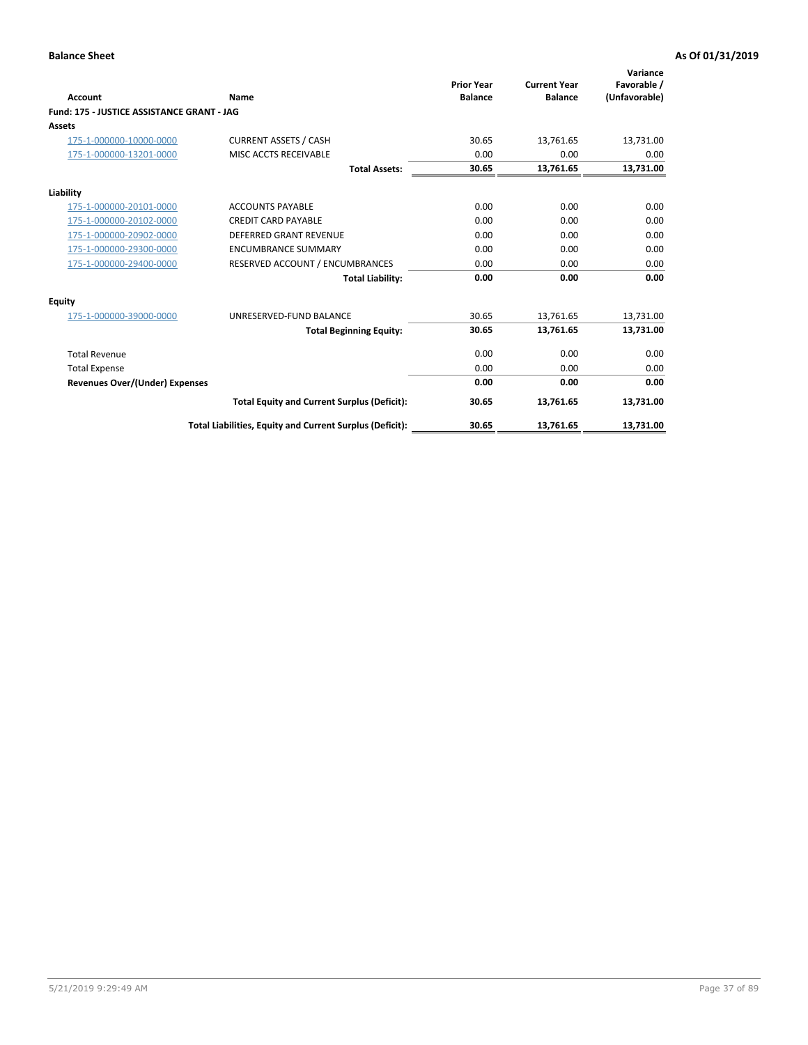**Balance Sheet** **As Of 01/31/2019**

| Account | Name | Prior Year Balance | Current Year Balance | Variance Favorable / (Unfavorable) |
|---|---|---|---|---|
| **Fund: 175 - JUSTICE ASSISTANCE GRANT - JAG** | | | | |
| **Assets** | | | | |
| 175-1-000000-10000-0000 | CURRENT ASSETS / CASH | 30.65 | 13,761.65 | 13,731.00 |
| 175-1-000000-13201-0000 | MISC ACCTS RECEIVABLE | 0.00 | 0.00 | 0.00 |
| | **Total Assets:** | **30.65** | **13,761.65** | **13,731.00** |
| **Liability** | | | | |
| 175-1-000000-20101-0000 | ACCOUNTS PAYABLE | 0.00 | 0.00 | 0.00 |
| 175-1-000000-20102-0000 | CREDIT CARD PAYABLE | 0.00 | 0.00 | 0.00 |
| 175-1-000000-20902-0000 | DEFERRED GRANT REVENUE | 0.00 | 0.00 | 0.00 |
| 175-1-000000-29300-0000 | ENCUMBRANCE SUMMARY | 0.00 | 0.00 | 0.00 |
| 175-1-000000-29400-0000 | RESERVED ACCOUNT / ENCUMBRANCES | 0.00 | 0.00 | 0.00 |
| | **Total Liability:** | **0.00** | **0.00** | **0.00** |
| **Equity** | | | | |
| 175-1-000000-39000-0000 | UNRESERVED-FUND BALANCE | 30.65 | 13,761.65 | 13,731.00 |
| | **Total Beginning Equity:** | **30.65** | **13,761.65** | **13,731.00** |
| Total Revenue | | 0.00 | 0.00 | 0.00 |
| Total Expense | | 0.00 | 0.00 | 0.00 |
| **Revenues Over/(Under) Expenses** | | **0.00** | **0.00** | **0.00** |
| | **Total Equity and Current Surplus (Deficit):** | **30.65** | **13,761.65** | **13,731.00** |
| | **Total Liabilities, Equity and Current Surplus (Deficit):** | **30.65** | **13,761.65** | **13,731.00** |

5/21/2019 9:29:49 AM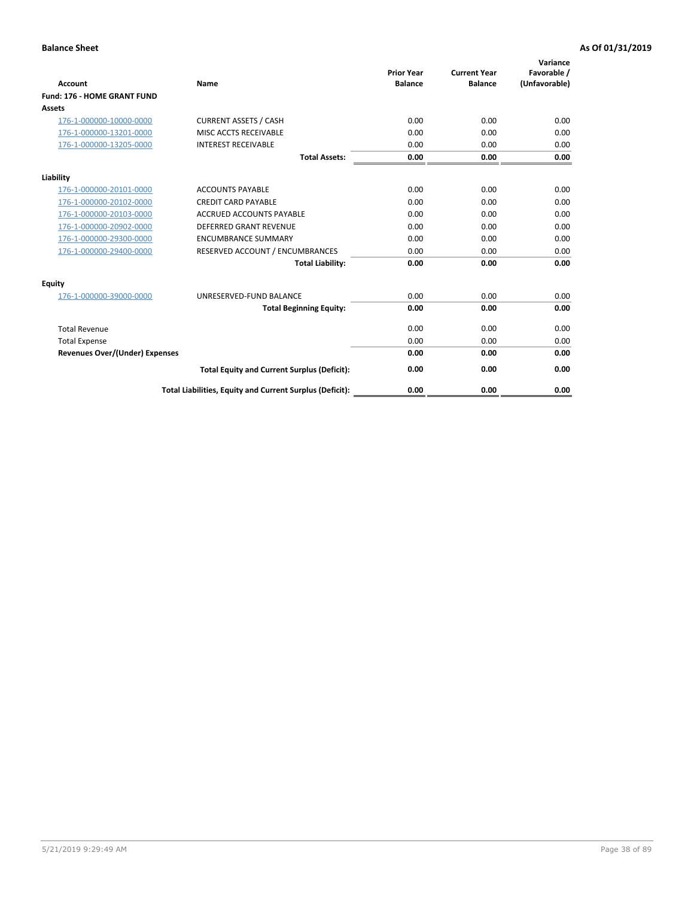**Balance Sheet** **As Of 01/31/2019**

| Account | Name | Prior Year Balance | Current Year Balance | Variance Favorable / (Unfavorable) |
|---|---|---|---|---|
| **Fund: 176 - HOME GRANT FUND** | | | | |
| **Assets** | | | | |
| 176-1-000000-10000-0000 | CURRENT ASSETS / CASH | 0.00 | 0.00 | 0.00 |
| 176-1-000000-13201-0000 | MISC ACCTS RECEIVABLE | 0.00 | 0.00 | 0.00 |
| 176-1-000000-13205-0000 | INTEREST RECEIVABLE | 0.00 | 0.00 | 0.00 |
| | **Total Assets:** | **0.00** | **0.00** | **0.00** |
| **Liability** | | | | |
| 176-1-000000-20101-0000 | ACCOUNTS PAYABLE | 0.00 | 0.00 | 0.00 |
| 176-1-000000-20102-0000 | CREDIT CARD PAYABLE | 0.00 | 0.00 | 0.00 |
| 176-1-000000-20103-0000 | ACCRUED ACCOUNTS PAYABLE | 0.00 | 0.00 | 0.00 |
| 176-1-000000-20902-0000 | DEFERRED GRANT REVENUE | 0.00 | 0.00 | 0.00 |
| 176-1-000000-29300-0000 | ENCUMBRANCE SUMMARY | 0.00 | 0.00 | 0.00 |
| 176-1-000000-29400-0000 | RESERVED ACCOUNT / ENCUMBRANCES | 0.00 | 0.00 | 0.00 |
| | **Total Liability:** | **0.00** | **0.00** | **0.00** |
| **Equity** | | | | |
| 176-1-000000-39000-0000 | UNRESERVED-FUND BALANCE | 0.00 | 0.00 | 0.00 |
| | **Total Beginning Equity:** | **0.00** | **0.00** | **0.00** |
| Total Revenue | | 0.00 | 0.00 | 0.00 |
| Total Expense | | 0.00 | 0.00 | 0.00 |
| **Revenues Over/(Under) Expenses** | | **0.00** | **0.00** | **0.00** |
| | **Total Equity and Current Surplus (Deficit):** | **0.00** | **0.00** | **0.00** |
| | **Total Liabilities, Equity and Current Surplus (Deficit):** | **0.00** | **0.00** | **0.00** |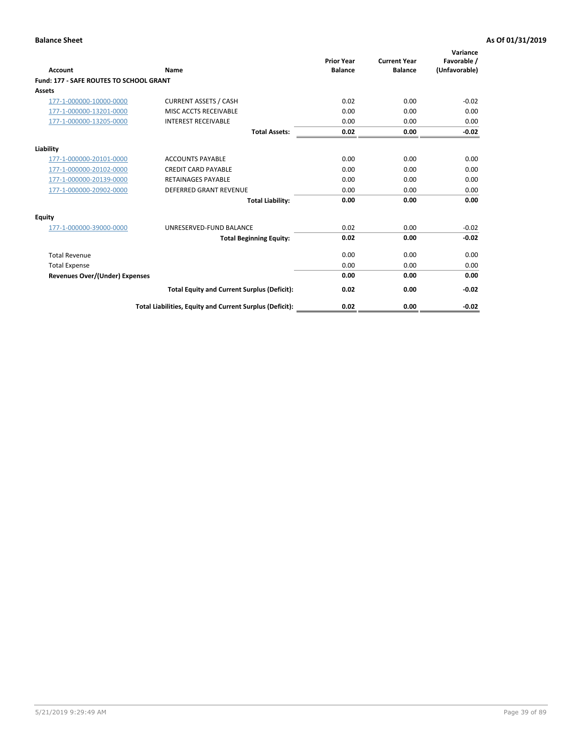**Balance Sheet** — **As Of 01/31/2019**

| Account | Name | Prior Year Balance | Current Year Balance | Variance Favorable / (Unfavorable) |
|---|---|---|---|---|
| **Fund: 177 - SAFE ROUTES TO SCHOOL GRANT** | | | | |
| **Assets** | | | | |
| 177-1-000000-10000-0000 | CURRENT ASSETS / CASH | 0.02 | 0.00 | -0.02 |
| 177-1-000000-13201-0000 | MISC ACCTS RECEIVABLE | 0.00 | 0.00 | 0.00 |
| 177-1-000000-13205-0000 | INTEREST RECEIVABLE | 0.00 | 0.00 | 0.00 |
| | **Total Assets:** | **0.02** | **0.00** | **-0.02** |
| **Liability** | | | | |
| 177-1-000000-20101-0000 | ACCOUNTS PAYABLE | 0.00 | 0.00 | 0.00 |
| 177-1-000000-20102-0000 | CREDIT CARD PAYABLE | 0.00 | 0.00 | 0.00 |
| 177-1-000000-20139-0000 | RETAINAGES PAYABLE | 0.00 | 0.00 | 0.00 |
| 177-1-000000-20902-0000 | DEFERRED GRANT REVENUE | 0.00 | 0.00 | 0.00 |
| | **Total Liability:** | **0.00** | **0.00** | **0.00** |
| **Equity** | | | | |
| 177-1-000000-39000-0000 | UNRESERVED-FUND BALANCE | 0.02 | 0.00 | -0.02 |
| | **Total Beginning Equity:** | **0.02** | **0.00** | **-0.02** |
| Total Revenue | | 0.00 | 0.00 | 0.00 |
| Total Expense | | 0.00 | 0.00 | 0.00 |
| **Revenues Over/(Under) Expenses** | | **0.00** | **0.00** | **0.00** |
| | **Total Equity and Current Surplus (Deficit):** | **0.02** | **0.00** | **-0.02** |
| | **Total Liabilities, Equity and Current Surplus (Deficit):** | **0.02** | **0.00** | **-0.02** |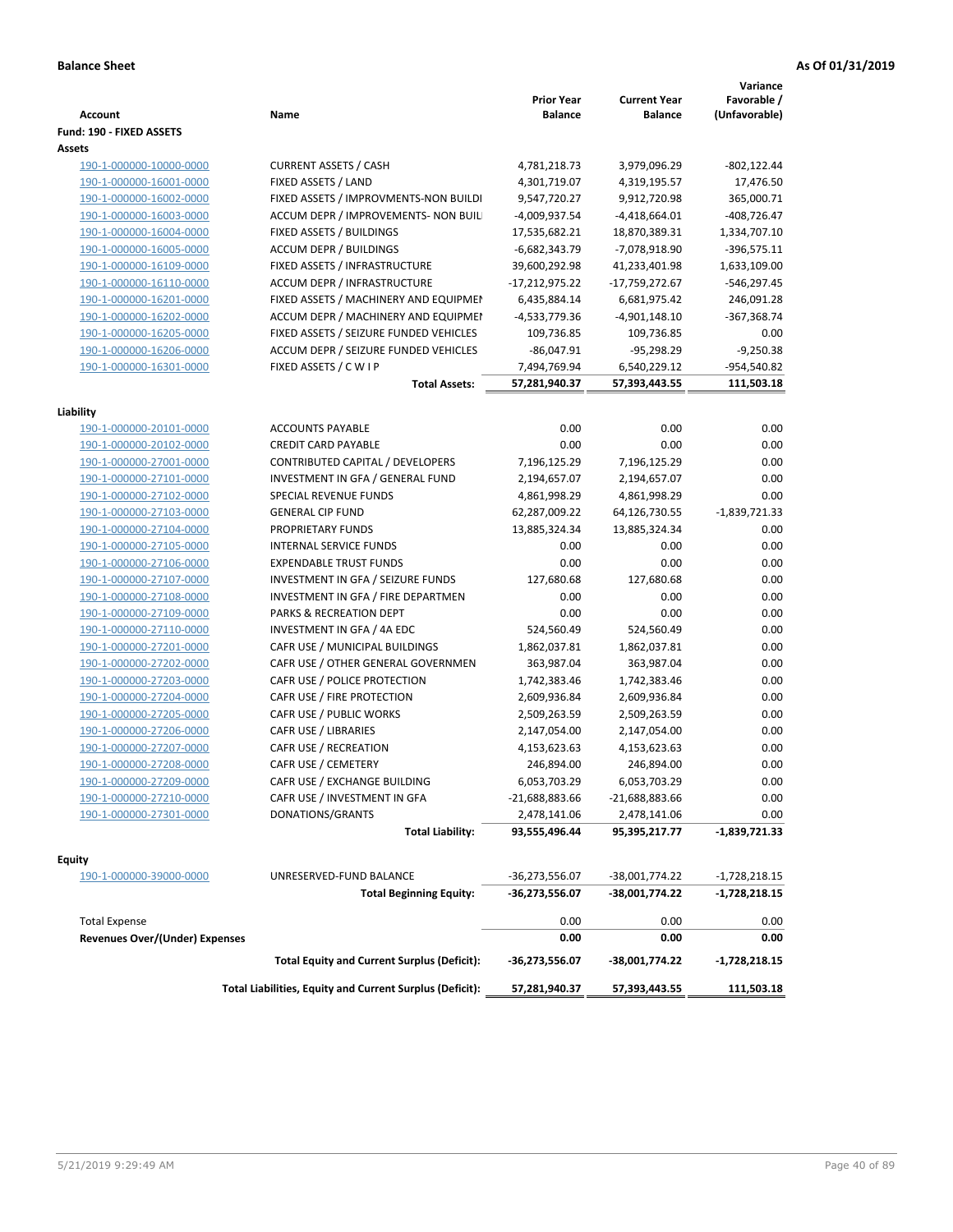**Balance Sheet** — As Of 01/31/2019

| Account | Name | Prior Year Balance | Current Year Balance | Variance Favorable / (Unfavorable) |
|---|---|---|---|---|
| **Fund: 190 - FIXED ASSETS** | | | | |
| **Assets** | | | | |
| 190-1-000000-10000-0000 | CURRENT ASSETS / CASH | 4,781,218.73 | 3,979,096.29 | -802,122.44 |
| 190-1-000000-16001-0000 | FIXED ASSETS / LAND | 4,301,719.07 | 4,319,195.57 | 17,476.50 |
| 190-1-000000-16002-0000 | FIXED ASSETS / IMPROVMENTS-NON BUILDI | 9,547,720.27 | 9,912,720.98 | 365,000.71 |
| 190-1-000000-16003-0000 | ACCUM DEPR / IMPROVEMENTS- NON BUIL | -4,009,937.54 | -4,418,664.01 | -408,726.47 |
| 190-1-000000-16004-0000 | FIXED ASSETS / BUILDINGS | 17,535,682.21 | 18,870,389.31 | 1,334,707.10 |
| 190-1-000000-16005-0000 | ACCUM DEPR / BUILDINGS | -6,682,343.79 | -7,078,918.90 | -396,575.11 |
| 190-1-000000-16109-0000 | FIXED ASSETS / INFRASTRUCTURE | 39,600,292.98 | 41,233,401.98 | 1,633,109.00 |
| 190-1-000000-16110-0000 | ACCUM DEPR / INFRASTRUCTURE | -17,212,975.22 | -17,759,272.67 | -546,297.45 |
| 190-1-000000-16201-0000 | FIXED ASSETS / MACHINERY AND EQUIPMEN | 6,435,884.14 | 6,681,975.42 | 246,091.28 |
| 190-1-000000-16202-0000 | ACCUM DEPR / MACHINERY AND EQUIPMEI | -4,533,779.36 | -4,901,148.10 | -367,368.74 |
| 190-1-000000-16205-0000 | FIXED ASSETS / SEIZURE FUNDED VEHICLES | 109,736.85 | 109,736.85 | 0.00 |
| 190-1-000000-16206-0000 | ACCUM DEPR / SEIZURE FUNDED VEHICLES | -86,047.91 | -95,298.29 | -9,250.38 |
| 190-1-000000-16301-0000 | FIXED ASSETS / C W I P | 7,494,769.94 | 6,540,229.12 | -954,540.82 |
| | **Total Assets:** | **57,281,940.37** | **57,393,443.55** | **111,503.18** |
| **Liability** | | | | |
| 190-1-000000-20101-0000 | ACCOUNTS PAYABLE | 0.00 | 0.00 | 0.00 |
| 190-1-000000-20102-0000 | CREDIT CARD PAYABLE | 0.00 | 0.00 | 0.00 |
| 190-1-000000-27001-0000 | CONTRIBUTED CAPITAL / DEVELOPERS | 7,196,125.29 | 7,196,125.29 | 0.00 |
| 190-1-000000-27101-0000 | INVESTMENT IN GFA / GENERAL FUND | 2,194,657.07 | 2,194,657.07 | 0.00 |
| 190-1-000000-27102-0000 | SPECIAL REVENUE FUNDS | 4,861,998.29 | 4,861,998.29 | 0.00 |
| 190-1-000000-27103-0000 | GENERAL CIP FUND | 62,287,009.22 | 64,126,730.55 | -1,839,721.33 |
| 190-1-000000-27104-0000 | PROPRIETARY FUNDS | 13,885,324.34 | 13,885,324.34 | 0.00 |
| 190-1-000000-27105-0000 | INTERNAL SERVICE FUNDS | 0.00 | 0.00 | 0.00 |
| 190-1-000000-27106-0000 | EXPENDABLE TRUST FUNDS | 0.00 | 0.00 | 0.00 |
| 190-1-000000-27107-0000 | INVESTMENT IN GFA / SEIZURE FUNDS | 127,680.68 | 127,680.68 | 0.00 |
| 190-1-000000-27108-0000 | INVESTMENT IN GFA / FIRE DEPARTMEN | 0.00 | 0.00 | 0.00 |
| 190-1-000000-27109-0000 | PARKS & RECREATION DEPT | 0.00 | 0.00 | 0.00 |
| 190-1-000000-27110-0000 | INVESTMENT IN GFA / 4A EDC | 524,560.49 | 524,560.49 | 0.00 |
| 190-1-000000-27201-0000 | CAFR USE / MUNICIPAL BUILDINGS | 1,862,037.81 | 1,862,037.81 | 0.00 |
| 190-1-000000-27202-0000 | CAFR USE / OTHER GENERAL GOVERNMEN | 363,987.04 | 363,987.04 | 0.00 |
| 190-1-000000-27203-0000 | CAFR USE / POLICE PROTECTION | 1,742,383.46 | 1,742,383.46 | 0.00 |
| 190-1-000000-27204-0000 | CAFR USE / FIRE PROTECTION | 2,609,936.84 | 2,609,936.84 | 0.00 |
| 190-1-000000-27205-0000 | CAFR USE / PUBLIC WORKS | 2,509,263.59 | 2,509,263.59 | 0.00 |
| 190-1-000000-27206-0000 | CAFR USE / LIBRARIES | 2,147,054.00 | 2,147,054.00 | 0.00 |
| 190-1-000000-27207-0000 | CAFR USE / RECREATION | 4,153,623.63 | 4,153,623.63 | 0.00 |
| 190-1-000000-27208-0000 | CAFR USE / CEMETERY | 246,894.00 | 246,894.00 | 0.00 |
| 190-1-000000-27209-0000 | CAFR USE / EXCHANGE BUILDING | 6,053,703.29 | 6,053,703.29 | 0.00 |
| 190-1-000000-27210-0000 | CAFR USE / INVESTMENT IN GFA | -21,688,883.66 | -21,688,883.66 | 0.00 |
| 190-1-000000-27301-0000 | DONATIONS/GRANTS | 2,478,141.06 | 2,478,141.06 | 0.00 |
| | **Total Liability:** | **93,555,496.44** | **95,395,217.77** | **-1,839,721.33** |
| **Equity** | | | | |
| 190-1-000000-39000-0000 | UNRESERVED-FUND BALANCE | -36,273,556.07 | -38,001,774.22 | -1,728,218.15 |
| | **Total Beginning Equity:** | **-36,273,556.07** | **-38,001,774.22** | **-1,728,218.15** |
| Total Expense | | 0.00 | 0.00 | 0.00 |
| **Revenues Over/(Under) Expenses** | | **0.00** | **0.00** | **0.00** |
| | **Total Equity and Current Surplus (Deficit):** | **-36,273,556.07** | **-38,001,774.22** | **-1,728,218.15** |
| | **Total Liabilities, Equity and Current Surplus (Deficit):** | **57,281,940.37** | **57,393,443.55** | **111,503.18** |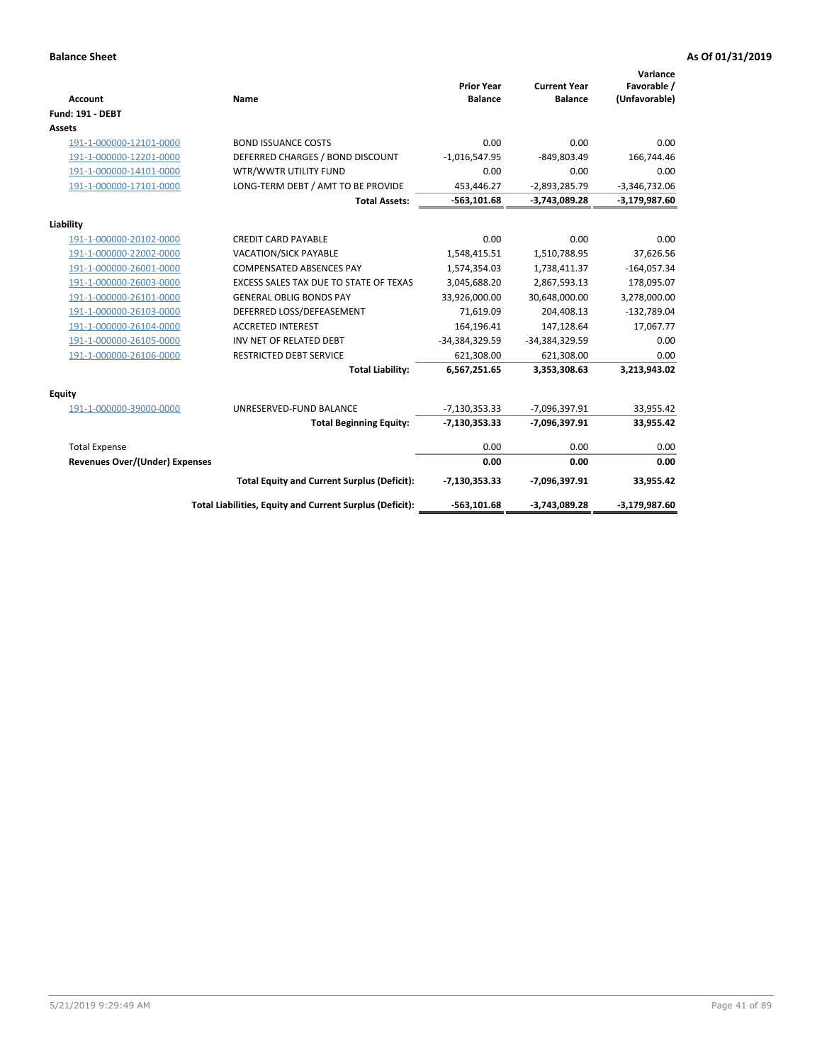**Balance Sheet** **As Of 01/31/2019**

| Account | Name | Prior Year Balance | Current Year Balance | Variance Favorable / (Unfavorable) |
|---|---|---|---|---|
| **Fund: 191 - DEBT** | | | | |
| **Assets** | | | | |
| 191-1-000000-12101-0000 | BOND ISSUANCE COSTS | 0.00 | 0.00 | 0.00 |
| 191-1-000000-12201-0000 | DEFERRED CHARGES / BOND DISCOUNT | -1,016,547.95 | -849,803.49 | 166,744.46 |
| 191-1-000000-14101-0000 | WTR/WWTR UTILITY FUND | 0.00 | 0.00 | 0.00 |
| 191-1-000000-17101-0000 | LONG-TERM DEBT / AMT TO BE PROVIDE | 453,446.27 | -2,893,285.79 | -3,346,732.06 |
| | **Total Assets:** | **-563,101.68** | **-3,743,089.28** | **-3,179,987.60** |
| **Liability** | | | | |
| 191-1-000000-20102-0000 | CREDIT CARD PAYABLE | 0.00 | 0.00 | 0.00 |
| 191-1-000000-22002-0000 | VACATION/SICK PAYABLE | 1,548,415.51 | 1,510,788.95 | 37,626.56 |
| 191-1-000000-26001-0000 | COMPENSATED ABSENCES PAY | 1,574,354.03 | 1,738,411.37 | -164,057.34 |
| 191-1-000000-26003-0000 | EXCESS SALES TAX DUE TO STATE OF TEXAS | 3,045,688.20 | 2,867,593.13 | 178,095.07 |
| 191-1-000000-26101-0000 | GENERAL OBLIG BONDS PAY | 33,926,000.00 | 30,648,000.00 | 3,278,000.00 |
| 191-1-000000-26103-0000 | DEFERRED LOSS/DEFEASEMENT | 71,619.09 | 204,408.13 | -132,789.04 |
| 191-1-000000-26104-0000 | ACCRETED INTEREST | 164,196.41 | 147,128.64 | 17,067.77 |
| 191-1-000000-26105-0000 | INV NET OF RELATED DEBT | -34,384,329.59 | -34,384,329.59 | 0.00 |
| 191-1-000000-26106-0000 | RESTRICTED DEBT SERVICE | 621,308.00 | 621,308.00 | 0.00 |
| | **Total Liability:** | **6,567,251.65** | **3,353,308.63** | **3,213,943.02** |
| **Equity** | | | | |
| 191-1-000000-39000-0000 | UNRESERVED-FUND BALANCE | -7,130,353.33 | -7,096,397.91 | 33,955.42 |
| | **Total Beginning Equity:** | **-7,130,353.33** | **-7,096,397.91** | **33,955.42** |
| Total Expense | | 0.00 | 0.00 | 0.00 |
| **Revenues Over/(Under) Expenses** | | **0.00** | **0.00** | **0.00** |
| | **Total Equity and Current Surplus (Deficit):** | **-7,130,353.33** | **-7,096,397.91** | **33,955.42** |
| | **Total Liabilities, Equity and Current Surplus (Deficit):** | **-563,101.68** | **-3,743,089.28** | **-3,179,987.60** |

5/21/2019 9:29:49 AM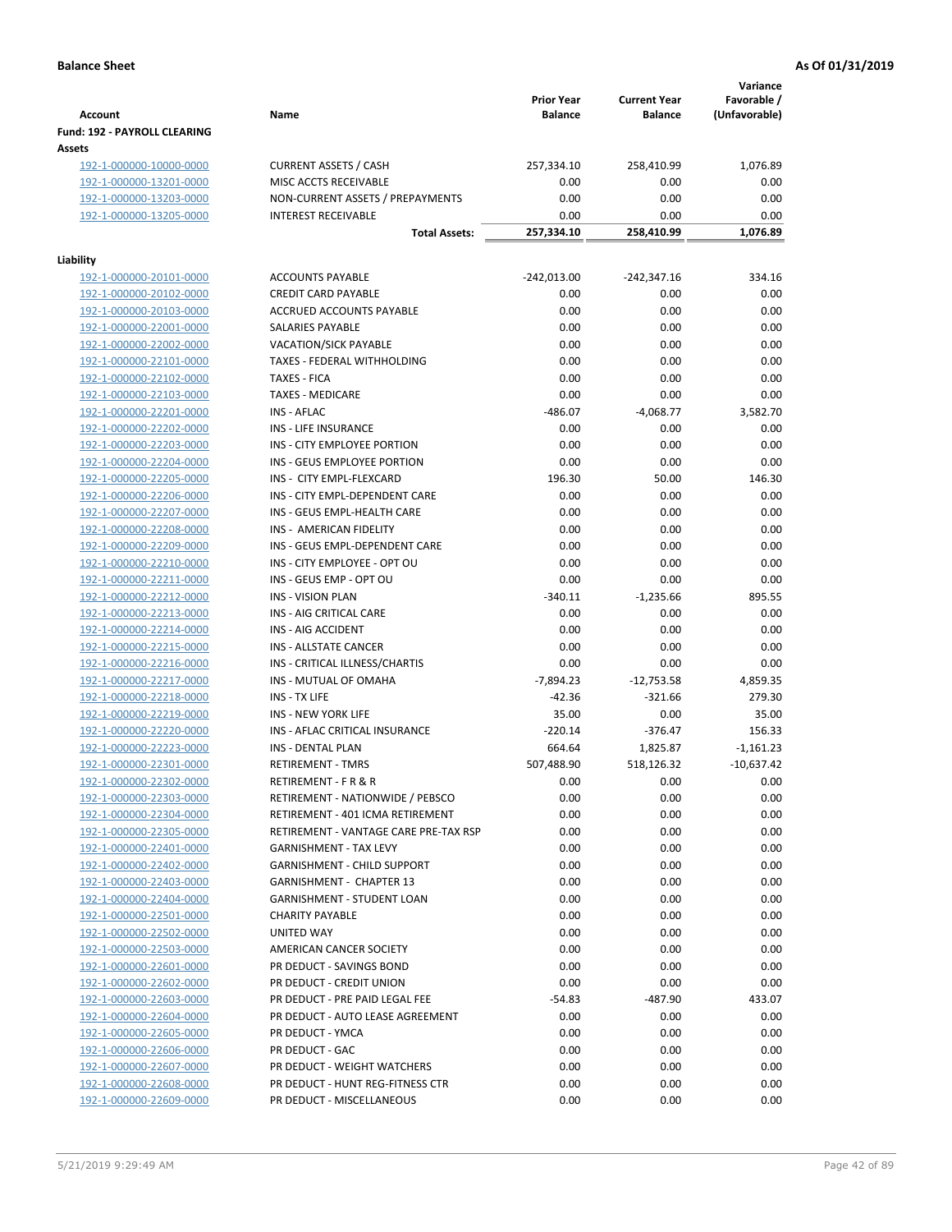**Balance Sheet** | **As Of 01/31/2019**

| Account | Name | Prior Year Balance | Current Year Balance | Variance Favorable / (Unfavorable) |
|---|---|---|---|---|
| **Fund: 192 - PAYROLL CLEARING** | | | | |
| **Assets** | | | | |
| 192-1-000000-10000-0000 | CURRENT ASSETS / CASH | 257,334.10 | 258,410.99 | 1,076.89 |
| 192-1-000000-13201-0000 | MISC ACCTS RECEIVABLE | 0.00 | 0.00 | 0.00 |
| 192-1-000000-13203-0000 | NON-CURRENT ASSETS / PREPAYMENTS | 0.00 | 0.00 | 0.00 |
| 192-1-000000-13205-0000 | INTEREST RECEIVABLE | 0.00 | 0.00 | 0.00 |
| | **Total Assets:** | **257,334.10** | **258,410.99** | **1,076.89** |
| **Liability** | | | | |
| 192-1-000000-20101-0000 | ACCOUNTS PAYABLE | -242,013.00 | -242,347.16 | 334.16 |
| 192-1-000000-20102-0000 | CREDIT CARD PAYABLE | 0.00 | 0.00 | 0.00 |
| 192-1-000000-20103-0000 | ACCRUED ACCOUNTS PAYABLE | 0.00 | 0.00 | 0.00 |
| 192-1-000000-22001-0000 | SALARIES PAYABLE | 0.00 | 0.00 | 0.00 |
| 192-1-000000-22002-0000 | VACATION/SICK PAYABLE | 0.00 | 0.00 | 0.00 |
| 192-1-000000-22101-0000 | TAXES - FEDERAL WITHHOLDING | 0.00 | 0.00 | 0.00 |
| 192-1-000000-22102-0000 | TAXES - FICA | 0.00 | 0.00 | 0.00 |
| 192-1-000000-22103-0000 | TAXES - MEDICARE | 0.00 | 0.00 | 0.00 |
| 192-1-000000-22201-0000 | INS - AFLAC | -486.07 | -4,068.77 | 3,582.70 |
| 192-1-000000-22202-0000 | INS - LIFE INSURANCE | 0.00 | 0.00 | 0.00 |
| 192-1-000000-22203-0000 | INS - CITY EMPLOYEE PORTION | 0.00 | 0.00 | 0.00 |
| 192-1-000000-22204-0000 | INS - GEUS EMPLOYEE PORTION | 0.00 | 0.00 | 0.00 |
| 192-1-000000-22205-0000 | INS - CITY EMPL-FLEXCARD | 196.30 | 50.00 | 146.30 |
| 192-1-000000-22206-0000 | INS - CITY EMPL-DEPENDENT CARE | 0.00 | 0.00 | 0.00 |
| 192-1-000000-22207-0000 | INS - GEUS EMPL-HEALTH CARE | 0.00 | 0.00 | 0.00 |
| 192-1-000000-22208-0000 | INS - AMERICAN FIDELITY | 0.00 | 0.00 | 0.00 |
| 192-1-000000-22209-0000 | INS - GEUS EMPL-DEPENDENT CARE | 0.00 | 0.00 | 0.00 |
| 192-1-000000-22210-0000 | INS - CITY EMPLOYEE - OPT OU | 0.00 | 0.00 | 0.00 |
| 192-1-000000-22211-0000 | INS - GEUS EMP - OPT OU | 0.00 | 0.00 | 0.00 |
| 192-1-000000-22212-0000 | INS - VISION PLAN | -340.11 | -1,235.66 | 895.55 |
| 192-1-000000-22213-0000 | INS - AIG CRITICAL CARE | 0.00 | 0.00 | 0.00 |
| 192-1-000000-22214-0000 | INS - AIG ACCIDENT | 0.00 | 0.00 | 0.00 |
| 192-1-000000-22215-0000 | INS - ALLSTATE CANCER | 0.00 | 0.00 | 0.00 |
| 192-1-000000-22216-0000 | INS - CRITICAL ILLNESS/CHARTIS | 0.00 | 0.00 | 0.00 |
| 192-1-000000-22217-0000 | INS - MUTUAL OF OMAHA | -7,894.23 | -12,753.58 | 4,859.35 |
| 192-1-000000-22218-0000 | INS - TX LIFE | -42.36 | -321.66 | 279.30 |
| 192-1-000000-22219-0000 | INS - NEW YORK LIFE | 35.00 | 0.00 | 35.00 |
| 192-1-000000-22220-0000 | INS - AFLAC CRITICAL INSURANCE | -220.14 | -376.47 | 156.33 |
| 192-1-000000-22223-0000 | INS - DENTAL PLAN | 664.64 | 1,825.87 | -1,161.23 |
| 192-1-000000-22301-0000 | RETIREMENT - TMRS | 507,488.90 | 518,126.32 | -10,637.42 |
| 192-1-000000-22302-0000 | RETIREMENT - F R & R | 0.00 | 0.00 | 0.00 |
| 192-1-000000-22303-0000 | RETIREMENT - NATIONWIDE / PEBSCO | 0.00 | 0.00 | 0.00 |
| 192-1-000000-22304-0000 | RETIREMENT - 401 ICMA RETIREMENT | 0.00 | 0.00 | 0.00 |
| 192-1-000000-22305-0000 | RETIREMENT - VANTAGE CARE PRE-TAX RSP | 0.00 | 0.00 | 0.00 |
| 192-1-000000-22401-0000 | GARNISHMENT - TAX LEVY | 0.00 | 0.00 | 0.00 |
| 192-1-000000-22402-0000 | GARNISHMENT - CHILD SUPPORT | 0.00 | 0.00 | 0.00 |
| 192-1-000000-22403-0000 | GARNISHMENT - CHAPTER 13 | 0.00 | 0.00 | 0.00 |
| 192-1-000000-22404-0000 | GARNISHMENT - STUDENT LOAN | 0.00 | 0.00 | 0.00 |
| 192-1-000000-22501-0000 | CHARITY PAYABLE | 0.00 | 0.00 | 0.00 |
| 192-1-000000-22502-0000 | UNITED WAY | 0.00 | 0.00 | 0.00 |
| 192-1-000000-22503-0000 | AMERICAN CANCER SOCIETY | 0.00 | 0.00 | 0.00 |
| 192-1-000000-22601-0000 | PR DEDUCT - SAVINGS BOND | 0.00 | 0.00 | 0.00 |
| 192-1-000000-22602-0000 | PR DEDUCT - CREDIT UNION | 0.00 | 0.00 | 0.00 |
| 192-1-000000-22603-0000 | PR DEDUCT - PRE PAID LEGAL FEE | -54.83 | -487.90 | 433.07 |
| 192-1-000000-22604-0000 | PR DEDUCT - AUTO LEASE AGREEMENT | 0.00 | 0.00 | 0.00 |
| 192-1-000000-22605-0000 | PR DEDUCT - YMCA | 0.00 | 0.00 | 0.00 |
| 192-1-000000-22606-0000 | PR DEDUCT - GAC | 0.00 | 0.00 | 0.00 |
| 192-1-000000-22607-0000 | PR DEDUCT - WEIGHT WATCHERS | 0.00 | 0.00 | 0.00 |
| 192-1-000000-22608-0000 | PR DEDUCT - HUNT REG-FITNESS CTR | 0.00 | 0.00 | 0.00 |
| 192-1-000000-22609-0000 | PR DEDUCT - MISCELLANEOUS | 0.00 | 0.00 | 0.00 |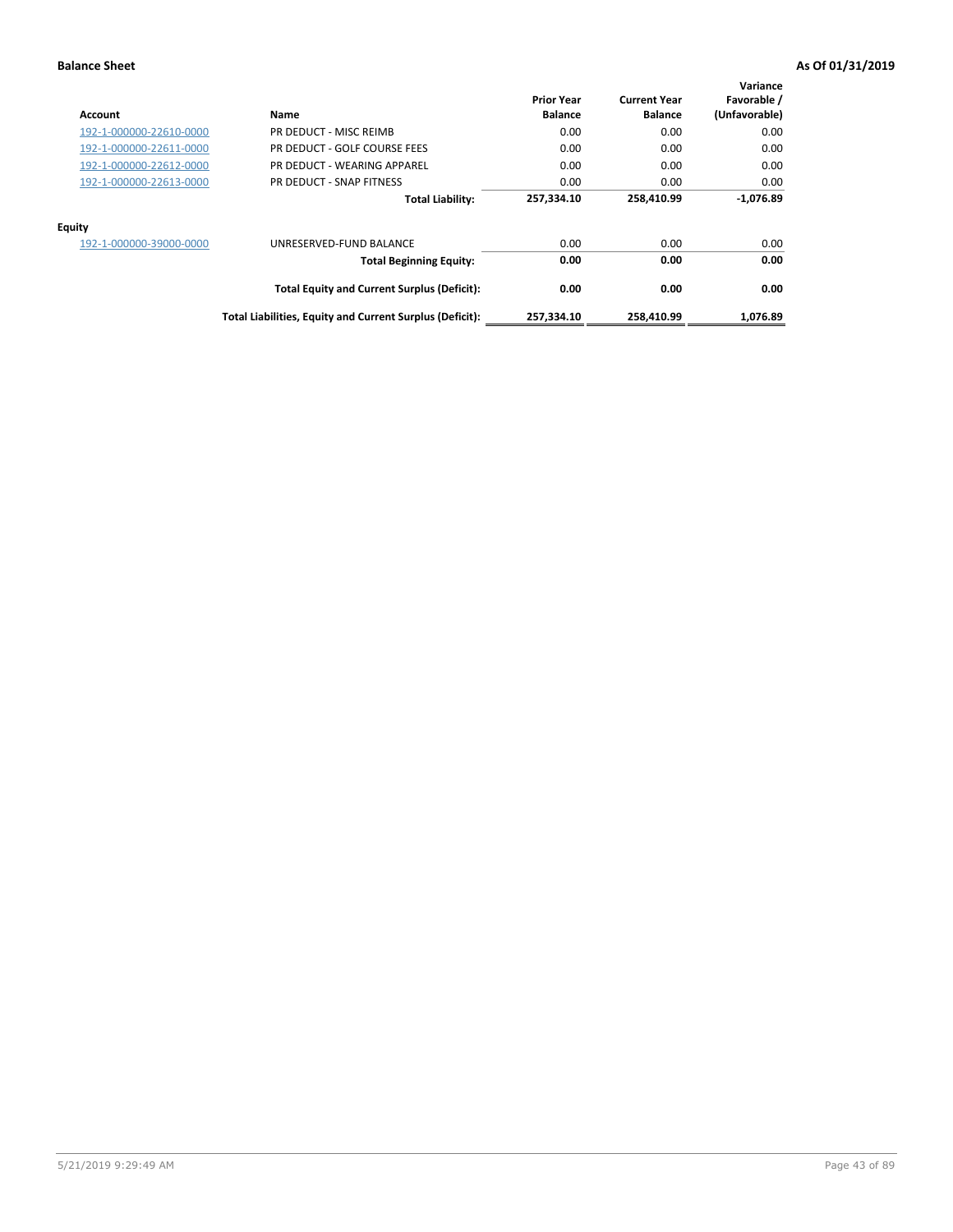**Balance Sheet** — **As Of 01/31/2019**

| Account | Name | Prior Year Balance | Current Year Balance | Variance Favorable / (Unfavorable) |
|---|---|---|---|---|
| 192-1-000000-22610-0000 | PR DEDUCT - MISC REIMB | 0.00 | 0.00 | 0.00 |
| 192-1-000000-22611-0000 | PR DEDUCT - GOLF COURSE FEES | 0.00 | 0.00 | 0.00 |
| 192-1-000000-22612-0000 | PR DEDUCT - WEARING APPAREL | 0.00 | 0.00 | 0.00 |
| 192-1-000000-22613-0000 | PR DEDUCT - SNAP FITNESS | 0.00 | 0.00 | 0.00 |
| | **Total Liability:** | **257,334.10** | **258,410.99** | **-1,076.89** |
| **Equity** | | | | |
| 192-1-000000-39000-0000 | UNRESERVED-FUND BALANCE | 0.00 | 0.00 | 0.00 |
| | **Total Beginning Equity:** | **0.00** | **0.00** | **0.00** |
| | **Total Equity and Current Surplus (Deficit):** | **0.00** | **0.00** | **0.00** |
| | **Total Liabilities, Equity and Current Surplus (Deficit):** | **257,334.10** | **258,410.99** | **1,076.89** |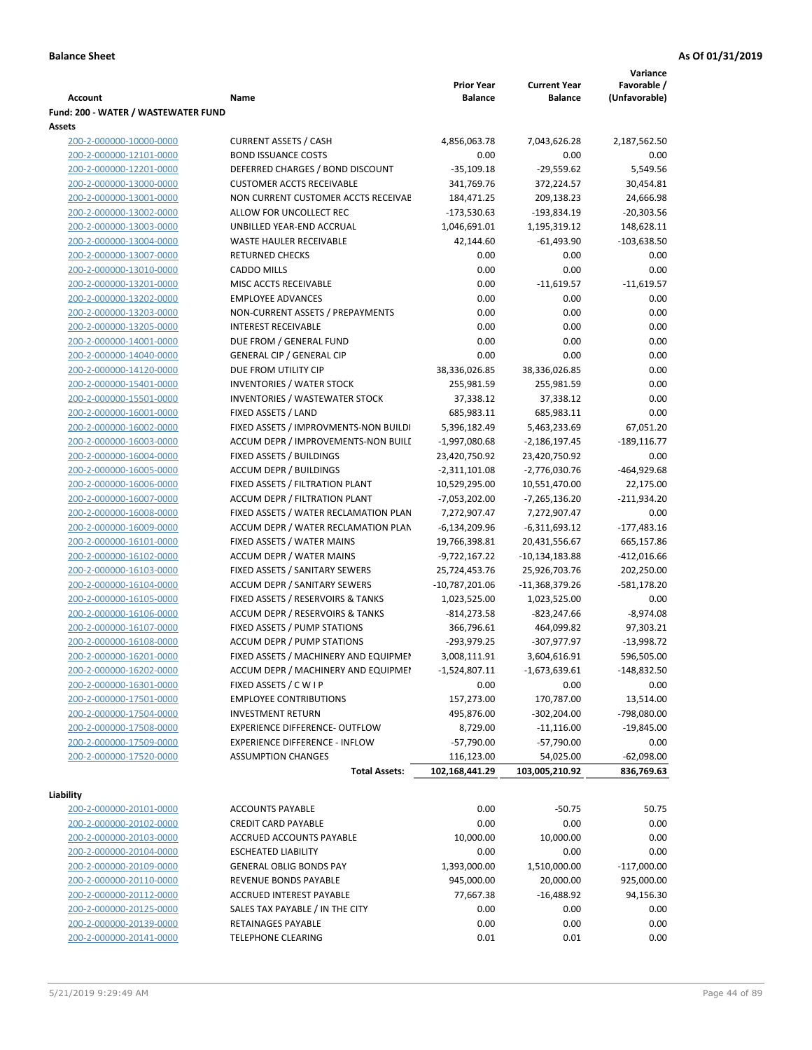**Balance Sheet** — As Of 01/31/2019

| Account | Name | Prior Year Balance | Current Year Balance | Variance Favorable / (Unfavorable) |
|---|---|---|---|---|
| **Fund: 200 - WATER / WASTEWATER FUND** | | | | |
| **Assets** | | | | |
| 200-2-000000-10000-0000 | CURRENT ASSETS / CASH | 4,856,063.78 | 7,043,626.28 | 2,187,562.50 |
| 200-2-000000-12101-0000 | BOND ISSUANCE COSTS | 0.00 | 0.00 | 0.00 |
| 200-2-000000-12201-0000 | DEFERRED CHARGES / BOND DISCOUNT | -35,109.18 | -29,559.62 | 5,549.56 |
| 200-2-000000-13000-0000 | CUSTOMER ACCTS RECEIVABLE | 341,769.76 | 372,224.57 | 30,454.81 |
| 200-2-000000-13001-0000 | NON CURRENT CUSTOMER ACCTS RECEIVABLE | 184,471.25 | 209,138.23 | 24,666.98 |
| 200-2-000000-13002-0000 | ALLOW FOR UNCOLLECT REC | -173,530.63 | -193,834.19 | -20,303.56 |
| 200-2-000000-13003-0000 | UNBILLED YEAR-END ACCRUAL | 1,046,691.01 | 1,195,319.12 | 148,628.11 |
| 200-2-000000-13004-0000 | WASTE HAULER RECEIVABLE | 42,144.60 | -61,493.90 | -103,638.50 |
| 200-2-000000-13007-0000 | RETURNED CHECKS | 0.00 | 0.00 | 0.00 |
| 200-2-000000-13010-0000 | CADDO MILLS | 0.00 | 0.00 | 0.00 |
| 200-2-000000-13201-0000 | MISC ACCTS RECEIVABLE | 0.00 | -11,619.57 | -11,619.57 |
| 200-2-000000-13202-0000 | EMPLOYEE ADVANCES | 0.00 | 0.00 | 0.00 |
| 200-2-000000-13203-0000 | NON-CURRENT ASSETS / PREPAYMENTS | 0.00 | 0.00 | 0.00 |
| 200-2-000000-13205-0000 | INTEREST RECEIVABLE | 0.00 | 0.00 | 0.00 |
| 200-2-000000-14001-0000 | DUE FROM / GENERAL FUND | 0.00 | 0.00 | 0.00 |
| 200-2-000000-14040-0000 | GENERAL CIP / GENERAL CIP | 0.00 | 0.00 | 0.00 |
| 200-2-000000-14120-0000 | DUE FROM UTILITY CIP | 38,336,026.85 | 38,336,026.85 | 0.00 |
| 200-2-000000-15401-0000 | INVENTORIES / WATER STOCK | 255,981.59 | 255,981.59 | 0.00 |
| 200-2-000000-15501-0000 | INVENTORIES / WASTEWATER STOCK | 37,338.12 | 37,338.12 | 0.00 |
| 200-2-000000-16001-0000 | FIXED ASSETS / LAND | 685,983.11 | 685,983.11 | 0.00 |
| 200-2-000000-16002-0000 | FIXED ASSETS / IMPROVMENTS-NON BUILDI | 5,396,182.49 | 5,463,233.69 | 67,051.20 |
| 200-2-000000-16003-0000 | ACCUM DEPR / IMPROVEMENTS-NON BUILD | -1,997,080.68 | -2,186,197.45 | -189,116.77 |
| 200-2-000000-16004-0000 | FIXED ASSETS / BUILDINGS | 23,420,750.92 | 23,420,750.92 | 0.00 |
| 200-2-000000-16005-0000 | ACCUM DEPR / BUILDINGS | -2,311,101.08 | -2,776,030.76 | -464,929.68 |
| 200-2-000000-16006-0000 | FIXED ASSETS / FILTRATION PLANT | 10,529,295.00 | 10,551,470.00 | 22,175.00 |
| 200-2-000000-16007-0000 | ACCUM DEPR / FILTRATION PLANT | -7,053,202.00 | -7,265,136.20 | -211,934.20 |
| 200-2-000000-16008-0000 | FIXED ASSETS / WATER RECLAMATION PLAN | 7,272,907.47 | 7,272,907.47 | 0.00 |
| 200-2-000000-16009-0000 | ACCUM DEPR / WATER RECLAMATION PLAN | -6,134,209.96 | -6,311,693.12 | -177,483.16 |
| 200-2-000000-16101-0000 | FIXED ASSETS / WATER MAINS | 19,766,398.81 | 20,431,556.67 | 665,157.86 |
| 200-2-000000-16102-0000 | ACCUM DEPR / WATER MAINS | -9,722,167.22 | -10,134,183.88 | -412,016.66 |
| 200-2-000000-16103-0000 | FIXED ASSETS / SANITARY SEWERS | 25,724,453.76 | 25,926,703.76 | 202,250.00 |
| 200-2-000000-16104-0000 | ACCUM DEPR / SANITARY SEWERS | -10,787,201.06 | -11,368,379.26 | -581,178.20 |
| 200-2-000000-16105-0000 | FIXED ASSETS / RESERVOIRS & TANKS | 1,023,525.00 | 1,023,525.00 | 0.00 |
| 200-2-000000-16106-0000 | ACCUM DEPR / RESERVOIRS & TANKS | -814,273.58 | -823,247.66 | -8,974.08 |
| 200-2-000000-16107-0000 | FIXED ASSETS / PUMP STATIONS | 366,796.61 | 464,099.82 | 97,303.21 |
| 200-2-000000-16108-0000 | ACCUM DEPR / PUMP STATIONS | -293,979.25 | -307,977.97 | -13,998.72 |
| 200-2-000000-16201-0000 | FIXED ASSETS / MACHINERY AND EQUIPMEN | 3,008,111.91 | 3,604,616.91 | 596,505.00 |
| 200-2-000000-16202-0000 | ACCUM DEPR / MACHINERY AND EQUIPMEI | -1,524,807.11 | -1,673,639.61 | -148,832.50 |
| 200-2-000000-16301-0000 | FIXED ASSETS / C W I P | 0.00 | 0.00 | 0.00 |
| 200-2-000000-17501-0000 | EMPLOYEE CONTRIBUTIONS | 157,273.00 | 170,787.00 | 13,514.00 |
| 200-2-000000-17504-0000 | INVESTMENT RETURN | 495,876.00 | -302,204.00 | -798,080.00 |
| 200-2-000000-17508-0000 | EXPERIENCE DIFFERENCE- OUTFLOW | 8,729.00 | -11,116.00 | -19,845.00 |
| 200-2-000000-17509-0000 | EXPERIENCE DIFFERENCE - INFLOW | -57,790.00 | -57,790.00 | 0.00 |
| 200-2-000000-17520-0000 | ASSUMPTION CHANGES | 116,123.00 | 54,025.00 | -62,098.00 |
| | **Total Assets:** | **102,168,441.29** | **103,005,210.92** | **836,769.63** |
| **Liability** | | | | |
| 200-2-000000-20101-0000 | ACCOUNTS PAYABLE | 0.00 | -50.75 | 50.75 |
| 200-2-000000-20102-0000 | CREDIT CARD PAYABLE | 0.00 | 0.00 | 0.00 |
| 200-2-000000-20103-0000 | ACCRUED ACCOUNTS PAYABLE | 10,000.00 | 10,000.00 | 0.00 |
| 200-2-000000-20104-0000 | ESCHEATED LIABILITY | 0.00 | 0.00 | 0.00 |
| 200-2-000000-20109-0000 | GENERAL OBLIG BONDS PAY | 1,393,000.00 | 1,510,000.00 | -117,000.00 |
| 200-2-000000-20110-0000 | REVENUE BONDS PAYABLE | 945,000.00 | 20,000.00 | 925,000.00 |
| 200-2-000000-20112-0000 | ACCRUED INTEREST PAYABLE | 77,667.38 | -16,488.92 | 94,156.30 |
| 200-2-000000-20125-0000 | SALES TAX PAYABLE / IN THE CITY | 0.00 | 0.00 | 0.00 |
| 200-2-000000-20139-0000 | RETAINAGES PAYABLE | 0.00 | 0.00 | 0.00 |
| 200-2-000000-20141-0000 | TELEPHONE CLEARING | 0.01 | 0.01 | 0.00 |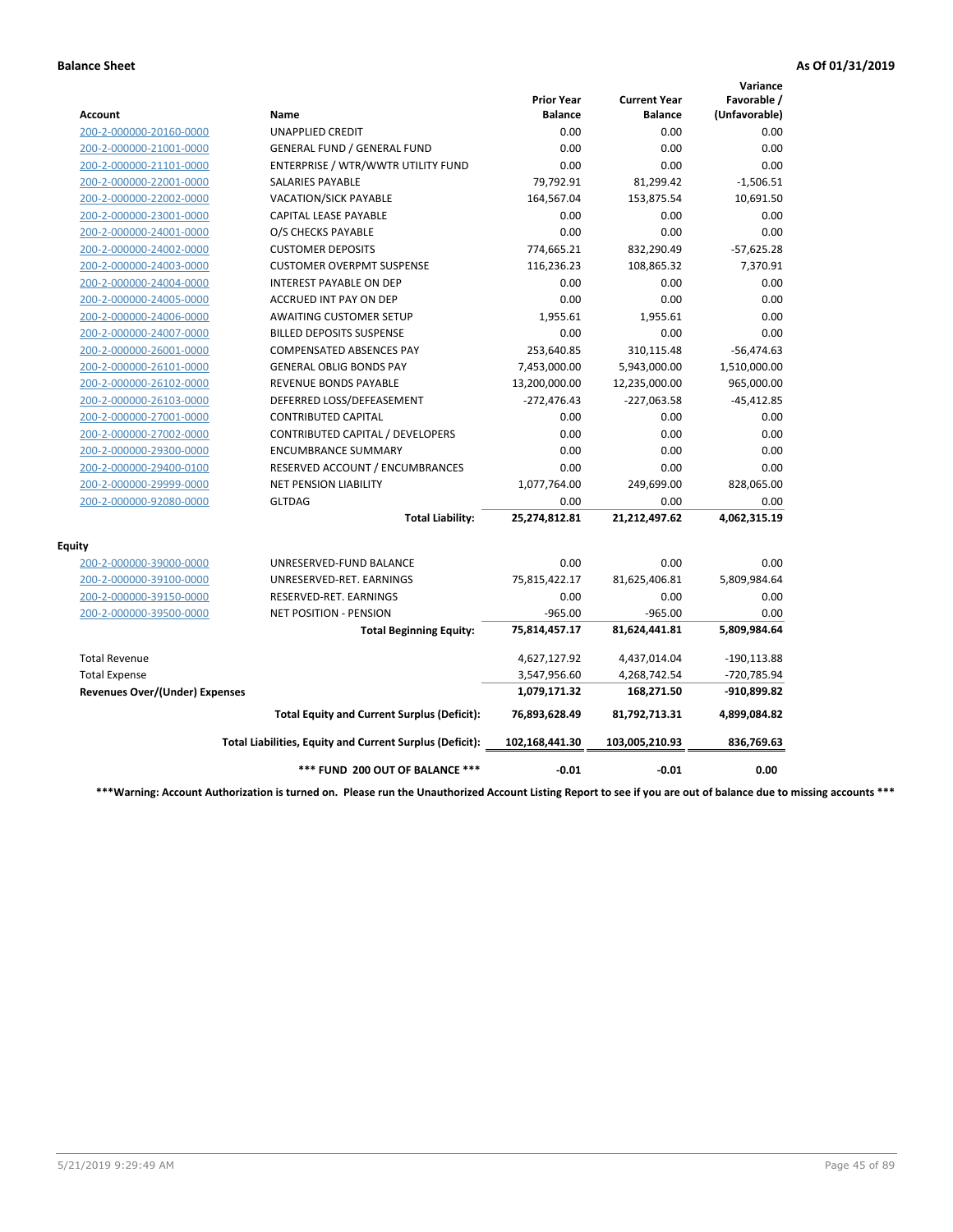**Balance Sheet** **As Of 01/31/2019**

| Account | Name | Prior Year Balance | Current Year Balance | Variance Favorable / (Unfavorable) |
|---|---|---|---|---|
| 200-2-000000-20160-0000 | UNAPPLIED CREDIT | 0.00 | 0.00 | 0.00 |
| 200-2-000000-21001-0000 | GENERAL FUND / GENERAL FUND | 0.00 | 0.00 | 0.00 |
| 200-2-000000-21101-0000 | ENTERPRISE / WTR/WWTR UTILITY FUND | 0.00 | 0.00 | 0.00 |
| 200-2-000000-22001-0000 | SALARIES PAYABLE | 79,792.91 | 81,299.42 | -1,506.51 |
| 200-2-000000-22002-0000 | VACATION/SICK PAYABLE | 164,567.04 | 153,875.54 | 10,691.50 |
| 200-2-000000-23001-0000 | CAPITAL LEASE PAYABLE | 0.00 | 0.00 | 0.00 |
| 200-2-000000-24001-0000 | O/S CHECKS PAYABLE | 0.00 | 0.00 | 0.00 |
| 200-2-000000-24002-0000 | CUSTOMER DEPOSITS | 774,665.21 | 832,290.49 | -57,625.28 |
| 200-2-000000-24003-0000 | CUSTOMER OVERPMT SUSPENSE | 116,236.23 | 108,865.32 | 7,370.91 |
| 200-2-000000-24004-0000 | INTEREST PAYABLE ON DEP | 0.00 | 0.00 | 0.00 |
| 200-2-000000-24005-0000 | ACCRUED INT PAY ON DEP | 0.00 | 0.00 | 0.00 |
| 200-2-000000-24006-0000 | AWAITING CUSTOMER SETUP | 1,955.61 | 1,955.61 | 0.00 |
| 200-2-000000-24007-0000 | BILLED DEPOSITS SUSPENSE | 0.00 | 0.00 | 0.00 |
| 200-2-000000-26001-0000 | COMPENSATED ABSENCES PAY | 253,640.85 | 310,115.48 | -56,474.63 |
| 200-2-000000-26101-0000 | GENERAL OBLIG BONDS PAY | 7,453,000.00 | 5,943,000.00 | 1,510,000.00 |
| 200-2-000000-26102-0000 | REVENUE BONDS PAYABLE | 13,200,000.00 | 12,235,000.00 | 965,000.00 |
| 200-2-000000-26103-0000 | DEFERRED LOSS/DEFEASEMENT | -272,476.43 | -227,063.58 | -45,412.85 |
| 200-2-000000-27001-0000 | CONTRIBUTED CAPITAL | 0.00 | 0.00 | 0.00 |
| 200-2-000000-27002-0000 | CONTRIBUTED CAPITAL / DEVELOPERS | 0.00 | 0.00 | 0.00 |
| 200-2-000000-29300-0000 | ENCUMBRANCE SUMMARY | 0.00 | 0.00 | 0.00 |
| 200-2-000000-29400-0100 | RESERVED ACCOUNT / ENCUMBRANCES | 0.00 | 0.00 | 0.00 |
| 200-2-000000-29999-0000 | NET PENSION LIABILITY | 1,077,764.00 | 249,699.00 | 828,065.00 |
| 200-2-000000-92080-0000 | GLTDAG | 0.00 | 0.00 | 0.00 |
| | **Total Liability:** | **25,274,812.81** | **21,212,497.62** | **4,062,315.19** |
| **Equity** | | | | |
| 200-2-000000-39000-0000 | UNRESERVED-FUND BALANCE | 0.00 | 0.00 | 0.00 |
| 200-2-000000-39100-0000 | UNRESERVED-RET. EARNINGS | 75,815,422.17 | 81,625,406.81 | 5,809,984.64 |
| 200-2-000000-39150-0000 | RESERVED-RET. EARNINGS | 0.00 | 0.00 | 0.00 |
| 200-2-000000-39500-0000 | NET POSITION - PENSION | -965.00 | -965.00 | 0.00 |
| | **Total Beginning Equity:** | **75,814,457.17** | **81,624,441.81** | **5,809,984.64** |
| Total Revenue | | 4,627,127.92 | 4,437,014.04 | -190,113.88 |
| Total Expense | | 3,547,956.60 | 4,268,742.54 | -720,785.94 |
| **Revenues Over/(Under) Expenses** | | **1,079,171.32** | **168,271.50** | **-910,899.82** |
| | **Total Equity and Current Surplus (Deficit):** | **76,893,628.49** | **81,792,713.31** | **4,899,084.82** |
| | **Total Liabilities, Equity and Current Surplus (Deficit):** | **102,168,441.30** | **103,005,210.93** | **836,769.63** |
| | **\*\*\* FUND 200 OUT OF BALANCE \*\*\*** | **-0.01** | **-0.01** | **0.00** |

**\*\*\*Warning: Account Authorization is turned on. Please run the Unauthorized Account Listing Report to see if you are out of balance due to missing accounts \*\*\***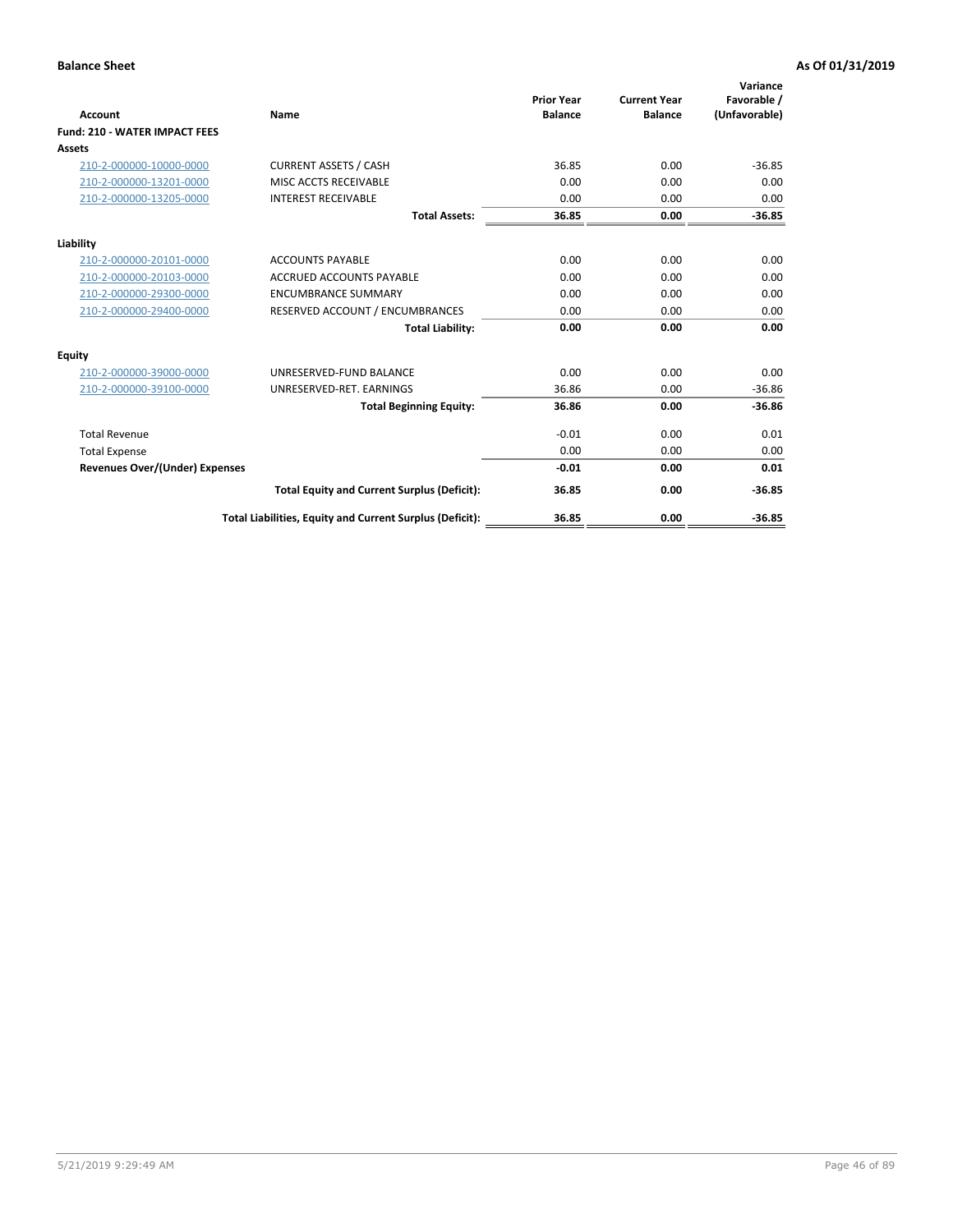**Balance Sheet** | **As Of 01/31/2019**

| Account | Name | Prior Year Balance | Current Year Balance | Variance Favorable / (Unfavorable) |
|---|---|---|---|---|
| **Fund: 210 - WATER IMPACT FEES** | | | | |
| **Assets** | | | | |
| 210-2-000000-10000-0000 | CURRENT ASSETS / CASH | 36.85 | 0.00 | -36.85 |
| 210-2-000000-13201-0000 | MISC ACCTS RECEIVABLE | 0.00 | 0.00 | 0.00 |
| 210-2-000000-13205-0000 | INTEREST RECEIVABLE | 0.00 | 0.00 | 0.00 |
| | **Total Assets:** | **36.85** | **0.00** | **-36.85** |
| **Liability** | | | | |
| 210-2-000000-20101-0000 | ACCOUNTS PAYABLE | 0.00 | 0.00 | 0.00 |
| 210-2-000000-20103-0000 | ACCRUED ACCOUNTS PAYABLE | 0.00 | 0.00 | 0.00 |
| 210-2-000000-29300-0000 | ENCUMBRANCE SUMMARY | 0.00 | 0.00 | 0.00 |
| 210-2-000000-29400-0000 | RESERVED ACCOUNT / ENCUMBRANCES | 0.00 | 0.00 | 0.00 |
| | **Total Liability:** | **0.00** | **0.00** | **0.00** |
| **Equity** | | | | |
| 210-2-000000-39000-0000 | UNRESERVED-FUND BALANCE | 0.00 | 0.00 | 0.00 |
| 210-2-000000-39100-0000 | UNRESERVED-RET. EARNINGS | 36.86 | 0.00 | -36.86 |
| | **Total Beginning Equity:** | **36.86** | **0.00** | **-36.86** |
| Total Revenue | | -0.01 | 0.00 | 0.01 |
| Total Expense | | 0.00 | 0.00 | 0.00 |
| **Revenues Over/(Under) Expenses** | | **-0.01** | **0.00** | **0.01** |
| | **Total Equity and Current Surplus (Deficit):** | **36.85** | **0.00** | **-36.85** |
| | **Total Liabilities, Equity and Current Surplus (Deficit):** | **36.85** | **0.00** | **-36.85** |

5/21/2019 9:29:49 AM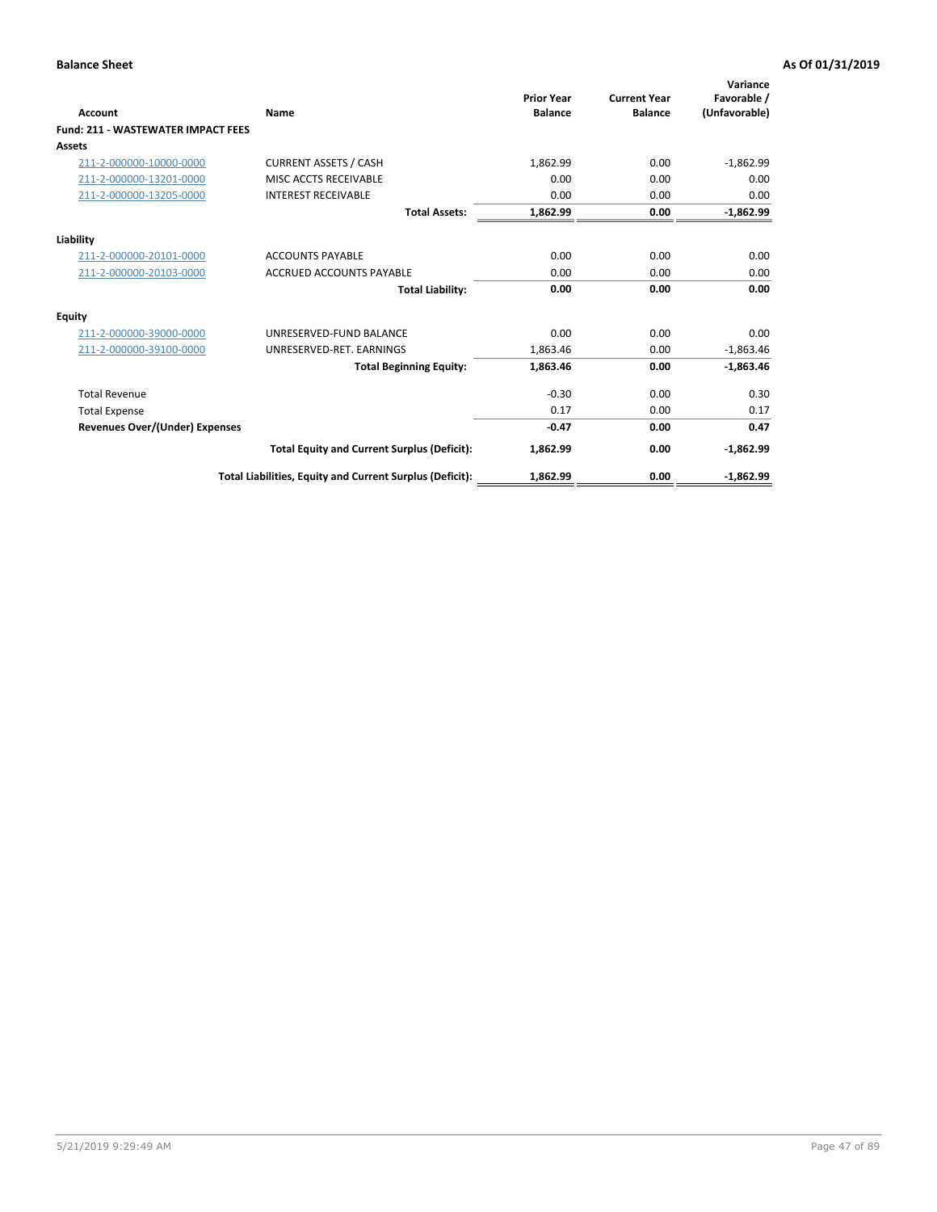**Balance Sheet** **As Of 01/31/2019**

| Account | Name | Prior Year Balance | Current Year Balance | Variance Favorable / (Unfavorable) |
|---|---|---|---|---|
| **Fund: 211 - WASTEWATER IMPACT FEES** | | | | |
| **Assets** | | | | |
| 211-2-000000-10000-0000 | CURRENT ASSETS / CASH | 1,862.99 | 0.00 | -1,862.99 |
| 211-2-000000-13201-0000 | MISC ACCTS RECEIVABLE | 0.00 | 0.00 | 0.00 |
| 211-2-000000-13205-0000 | INTEREST RECEIVABLE | 0.00 | 0.00 | 0.00 |
| | **Total Assets:** | **1,862.99** | **0.00** | **-1,862.99** |
| **Liability** | | | | |
| 211-2-000000-20101-0000 | ACCOUNTS PAYABLE | 0.00 | 0.00 | 0.00 |
| 211-2-000000-20103-0000 | ACCRUED ACCOUNTS PAYABLE | 0.00 | 0.00 | 0.00 |
| | **Total Liability:** | **0.00** | **0.00** | **0.00** |
| **Equity** | | | | |
| 211-2-000000-39000-0000 | UNRESERVED-FUND BALANCE | 0.00 | 0.00 | 0.00 |
| 211-2-000000-39100-0000 | UNRESERVED-RET. EARNINGS | 1,863.46 | 0.00 | -1,863.46 |
| | **Total Beginning Equity:** | **1,863.46** | **0.00** | **-1,863.46** |
| Total Revenue | | -0.30 | 0.00 | 0.30 |
| Total Expense | | 0.17 | 0.00 | 0.17 |
| **Revenues Over/(Under) Expenses** | | **-0.47** | **0.00** | **0.47** |
| | **Total Equity and Current Surplus (Deficit):** | **1,862.99** | **0.00** | **-1,862.99** |
| | **Total Liabilities, Equity and Current Surplus (Deficit):** | **1,862.99** | **0.00** | **-1,862.99** |

5/21/2019 9:29:49 AM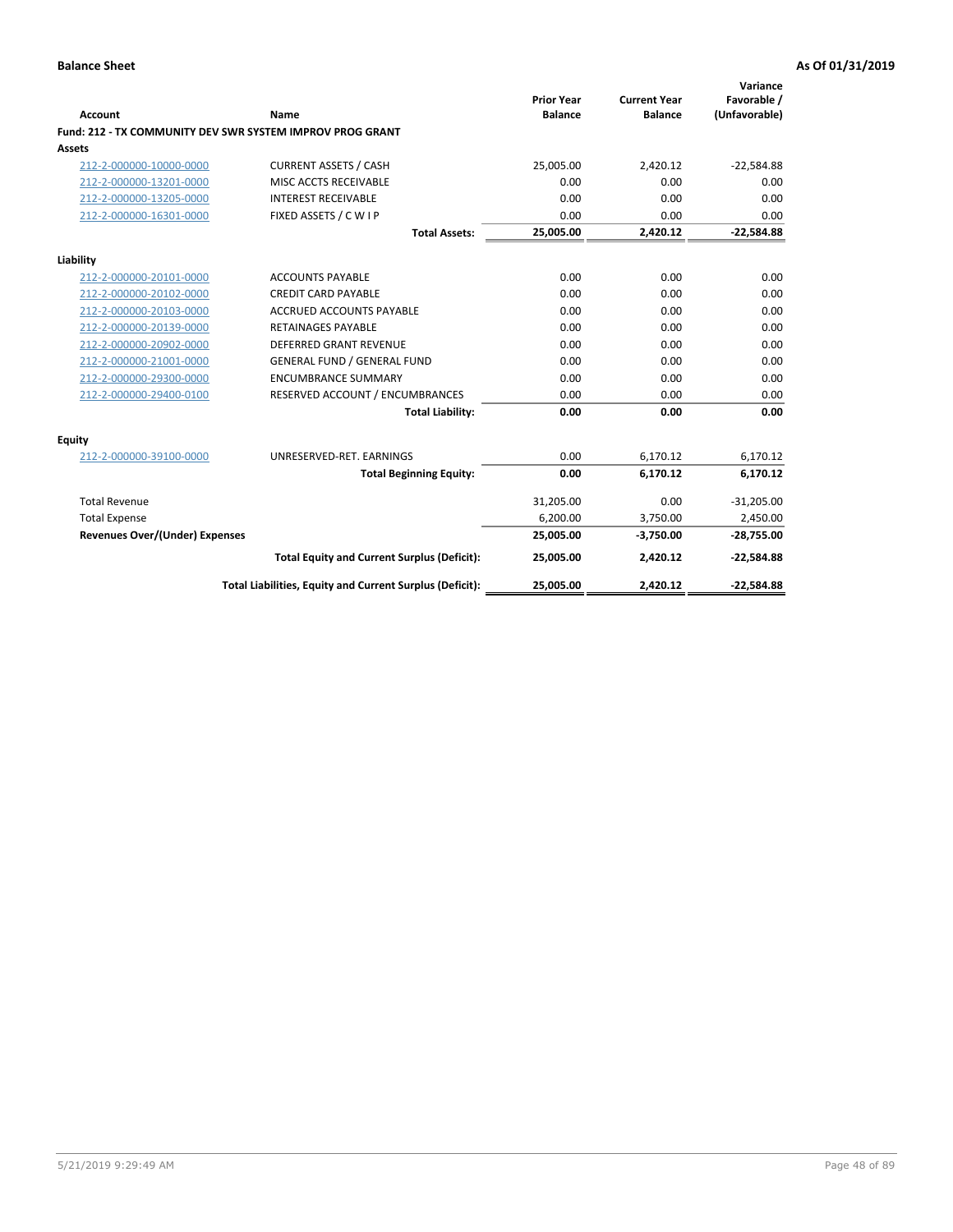**Balance Sheet** | **As Of 01/31/2019**

| Account | Name | Prior Year Balance | Current Year Balance | Variance Favorable / (Unfavorable) |
|---|---|---|---|---|
| **Fund: 212 - TX COMMUNITY DEV SWR SYSTEM IMPROV PROG GRANT** | | | | |
| **Assets** | | | | |
| 212-2-000000-10000-0000 | CURRENT ASSETS / CASH | 25,005.00 | 2,420.12 | -22,584.88 |
| 212-2-000000-13201-0000 | MISC ACCTS RECEIVABLE | 0.00 | 0.00 | 0.00 |
| 212-2-000000-13205-0000 | INTEREST RECEIVABLE | 0.00 | 0.00 | 0.00 |
| 212-2-000000-16301-0000 | FIXED ASSETS / C W I P | 0.00 | 0.00 | 0.00 |
| | **Total Assets:** | **25,005.00** | **2,420.12** | **-22,584.88** |
| **Liability** | | | | |
| 212-2-000000-20101-0000 | ACCOUNTS PAYABLE | 0.00 | 0.00 | 0.00 |
| 212-2-000000-20102-0000 | CREDIT CARD PAYABLE | 0.00 | 0.00 | 0.00 |
| 212-2-000000-20103-0000 | ACCRUED ACCOUNTS PAYABLE | 0.00 | 0.00 | 0.00 |
| 212-2-000000-20139-0000 | RETAINAGES PAYABLE | 0.00 | 0.00 | 0.00 |
| 212-2-000000-20902-0000 | DEFERRED GRANT REVENUE | 0.00 | 0.00 | 0.00 |
| 212-2-000000-21001-0000 | GENERAL FUND / GENERAL FUND | 0.00 | 0.00 | 0.00 |
| 212-2-000000-29300-0000 | ENCUMBRANCE SUMMARY | 0.00 | 0.00 | 0.00 |
| 212-2-000000-29400-0100 | RESERVED ACCOUNT / ENCUMBRANCES | 0.00 | 0.00 | 0.00 |
| | **Total Liability:** | **0.00** | **0.00** | **0.00** |
| **Equity** | | | | |
| 212-2-000000-39100-0000 | UNRESERVED-RET. EARNINGS | 0.00 | 6,170.12 | 6,170.12 |
| | **Total Beginning Equity:** | **0.00** | **6,170.12** | **6,170.12** |
| Total Revenue | | 31,205.00 | 0.00 | -31,205.00 |
| Total Expense | | 6,200.00 | 3,750.00 | 2,450.00 |
| **Revenues Over/(Under) Expenses** | | **25,005.00** | **-3,750.00** | **-28,755.00** |
| | **Total Equity and Current Surplus (Deficit):** | **25,005.00** | **2,420.12** | **-22,584.88** |
| | **Total Liabilities, Equity and Current Surplus (Deficit):** | **25,005.00** | **2,420.12** | **-22,584.88** |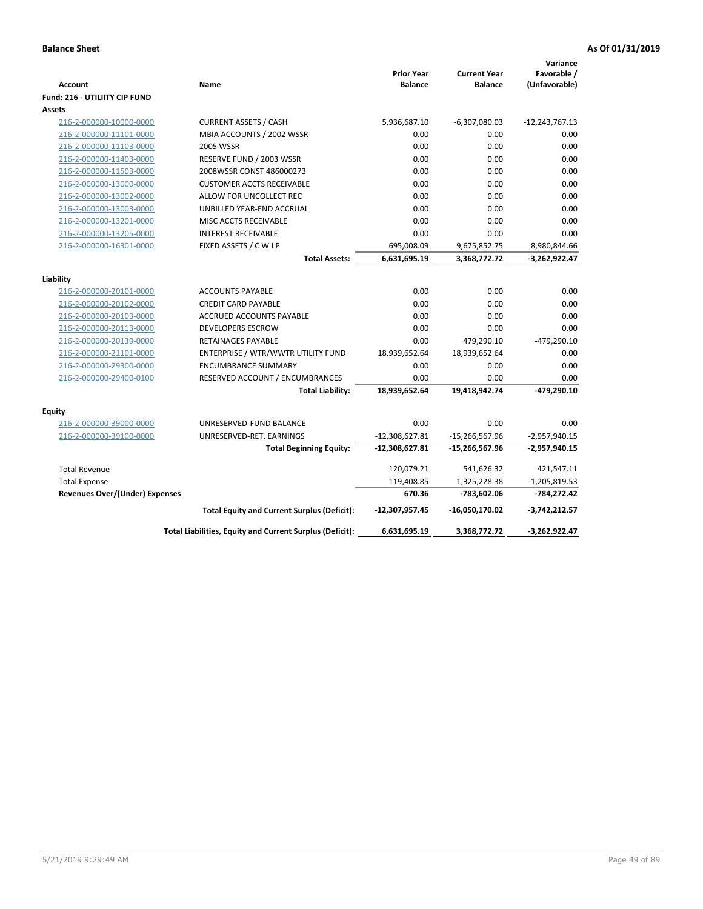**Balance Sheet** **As Of 01/31/2019**

| Account | Name | Prior Year Balance | Current Year Balance | Variance Favorable / (Unfavorable) |
|---|---|---|---|---|
| **Fund: 216 - UTILIITY CIP FUND** | | | | |
| **Assets** | | | | |
| 216-2-000000-10000-0000 | CURRENT ASSETS / CASH | 5,936,687.10 | -6,307,080.03 | -12,243,767.13 |
| 216-2-000000-11101-0000 | MBIA ACCOUNTS / 2002 WSSR | 0.00 | 0.00 | 0.00 |
| 216-2-000000-11103-0000 | 2005 WSSR | 0.00 | 0.00 | 0.00 |
| 216-2-000000-11403-0000 | RESERVE FUND / 2003 WSSR | 0.00 | 0.00 | 0.00 |
| 216-2-000000-11503-0000 | 2008WSSR CONST 486000273 | 0.00 | 0.00 | 0.00 |
| 216-2-000000-13000-0000 | CUSTOMER ACCTS RECEIVABLE | 0.00 | 0.00 | 0.00 |
| 216-2-000000-13002-0000 | ALLOW FOR UNCOLLECT REC | 0.00 | 0.00 | 0.00 |
| 216-2-000000-13003-0000 | UNBILLED YEAR-END ACCRUAL | 0.00 | 0.00 | 0.00 |
| 216-2-000000-13201-0000 | MISC ACCTS RECEIVABLE | 0.00 | 0.00 | 0.00 |
| 216-2-000000-13205-0000 | INTEREST RECEIVABLE | 0.00 | 0.00 | 0.00 |
| 216-2-000000-16301-0000 | FIXED ASSETS / C W I P | 695,008.09 | 9,675,852.75 | 8,980,844.66 |
| | **Total Assets:** | **6,631,695.19** | **3,368,772.72** | **-3,262,922.47** |
| **Liability** | | | | |
| 216-2-000000-20101-0000 | ACCOUNTS PAYABLE | 0.00 | 0.00 | 0.00 |
| 216-2-000000-20102-0000 | CREDIT CARD PAYABLE | 0.00 | 0.00 | 0.00 |
| 216-2-000000-20103-0000 | ACCRUED ACCOUNTS PAYABLE | 0.00 | 0.00 | 0.00 |
| 216-2-000000-20113-0000 | DEVELOPERS ESCROW | 0.00 | 0.00 | 0.00 |
| 216-2-000000-20139-0000 | RETAINAGES PAYABLE | 0.00 | 479,290.10 | -479,290.10 |
| 216-2-000000-21101-0000 | ENTERPRISE / WTR/WWTR UTILITY FUND | 18,939,652.64 | 18,939,652.64 | 0.00 |
| 216-2-000000-29300-0000 | ENCUMBRANCE SUMMARY | 0.00 | 0.00 | 0.00 |
| 216-2-000000-29400-0100 | RESERVED ACCOUNT / ENCUMBRANCES | 0.00 | 0.00 | 0.00 |
| | **Total Liability:** | **18,939,652.64** | **19,418,942.74** | **-479,290.10** |
| **Equity** | | | | |
| 216-2-000000-39000-0000 | UNRESERVED-FUND BALANCE | 0.00 | 0.00 | 0.00 |
| 216-2-000000-39100-0000 | UNRESERVED-RET. EARNINGS | -12,308,627.81 | -15,266,567.96 | -2,957,940.15 |
| | **Total Beginning Equity:** | **-12,308,627.81** | **-15,266,567.96** | **-2,957,940.15** |
| Total Revenue | | 120,079.21 | 541,626.32 | 421,547.11 |
| Total Expense | | 119,408.85 | 1,325,228.38 | -1,205,819.53 |
| **Revenues Over/(Under) Expenses** | | **670.36** | **-783,602.06** | **-784,272.42** |
| | **Total Equity and Current Surplus (Deficit):** | **-12,307,957.45** | **-16,050,170.02** | **-3,742,212.57** |
| | **Total Liabilities, Equity and Current Surplus (Deficit):** | **6,631,695.19** | **3,368,772.72** | **-3,262,922.47** |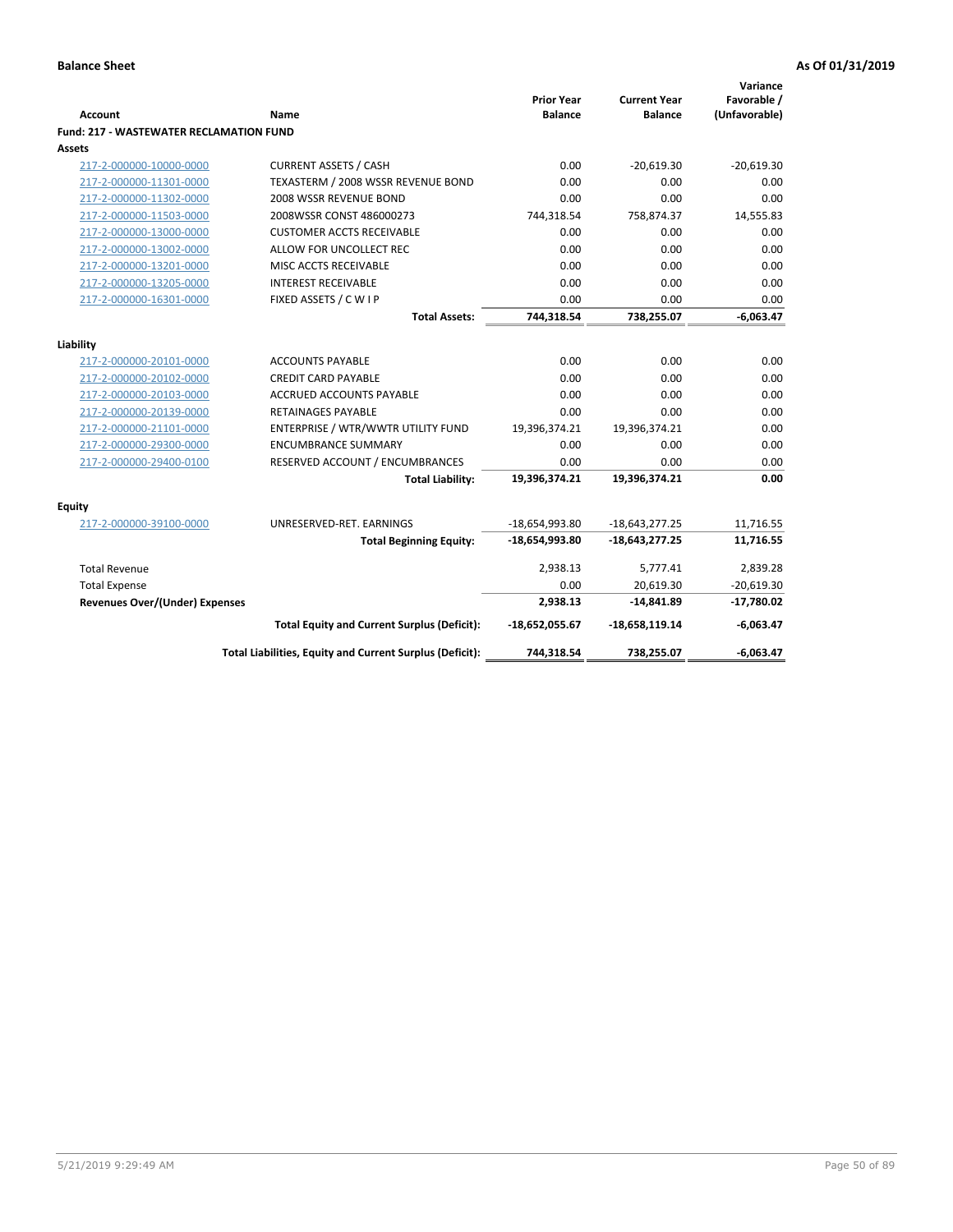**Balance Sheet** **As Of 01/31/2019**

| Account | Name | Prior Year Balance | Current Year Balance | Variance Favorable / (Unfavorable) |
|---|---|---|---|---|
| **Fund: 217 - WASTEWATER RECLAMATION FUND** | | | | |
| **Assets** | | | | |
| 217-2-000000-10000-0000 | CURRENT ASSETS / CASH | 0.00 | -20,619.30 | -20,619.30 |
| 217-2-000000-11301-0000 | TEXASTERM / 2008 WSSR REVENUE BOND | 0.00 | 0.00 | 0.00 |
| 217-2-000000-11302-0000 | 2008 WSSR REVENUE BOND | 0.00 | 0.00 | 0.00 |
| 217-2-000000-11503-0000 | 2008WSSR CONST 486000273 | 744,318.54 | 758,874.37 | 14,555.83 |
| 217-2-000000-13000-0000 | CUSTOMER ACCTS RECEIVABLE | 0.00 | 0.00 | 0.00 |
| 217-2-000000-13002-0000 | ALLOW FOR UNCOLLECT REC | 0.00 | 0.00 | 0.00 |
| 217-2-000000-13201-0000 | MISC ACCTS RECEIVABLE | 0.00 | 0.00 | 0.00 |
| 217-2-000000-13205-0000 | INTEREST RECEIVABLE | 0.00 | 0.00 | 0.00 |
| 217-2-000000-16301-0000 | FIXED ASSETS / C W I P | 0.00 | 0.00 | 0.00 |
| | **Total Assets:** | **744,318.54** | **738,255.07** | **-6,063.47** |
| **Liability** | | | | |
| 217-2-000000-20101-0000 | ACCOUNTS PAYABLE | 0.00 | 0.00 | 0.00 |
| 217-2-000000-20102-0000 | CREDIT CARD PAYABLE | 0.00 | 0.00 | 0.00 |
| 217-2-000000-20103-0000 | ACCRUED ACCOUNTS PAYABLE | 0.00 | 0.00 | 0.00 |
| 217-2-000000-20139-0000 | RETAINAGES PAYABLE | 0.00 | 0.00 | 0.00 |
| 217-2-000000-21101-0000 | ENTERPRISE / WTR/WWTR UTILITY FUND | 19,396,374.21 | 19,396,374.21 | 0.00 |
| 217-2-000000-29300-0000 | ENCUMBRANCE SUMMARY | 0.00 | 0.00 | 0.00 |
| 217-2-000000-29400-0100 | RESERVED ACCOUNT / ENCUMBRANCES | 0.00 | 0.00 | 0.00 |
| | **Total Liability:** | **19,396,374.21** | **19,396,374.21** | **0.00** |
| **Equity** | | | | |
| 217-2-000000-39100-0000 | UNRESERVED-RET. EARNINGS | -18,654,993.80 | -18,643,277.25 | 11,716.55 |
| | **Total Beginning Equity:** | **-18,654,993.80** | **-18,643,277.25** | **11,716.55** |
| Total Revenue | | 2,938.13 | 5,777.41 | 2,839.28 |
| Total Expense | | 0.00 | 20,619.30 | -20,619.30 |
| **Revenues Over/(Under) Expenses** | | **2,938.13** | **-14,841.89** | **-17,780.02** |
| | **Total Equity and Current Surplus (Deficit):** | **-18,652,055.67** | **-18,658,119.14** | **-6,063.47** |
| | **Total Liabilities, Equity and Current Surplus (Deficit):** | **744,318.54** | **738,255.07** | **-6,063.47** |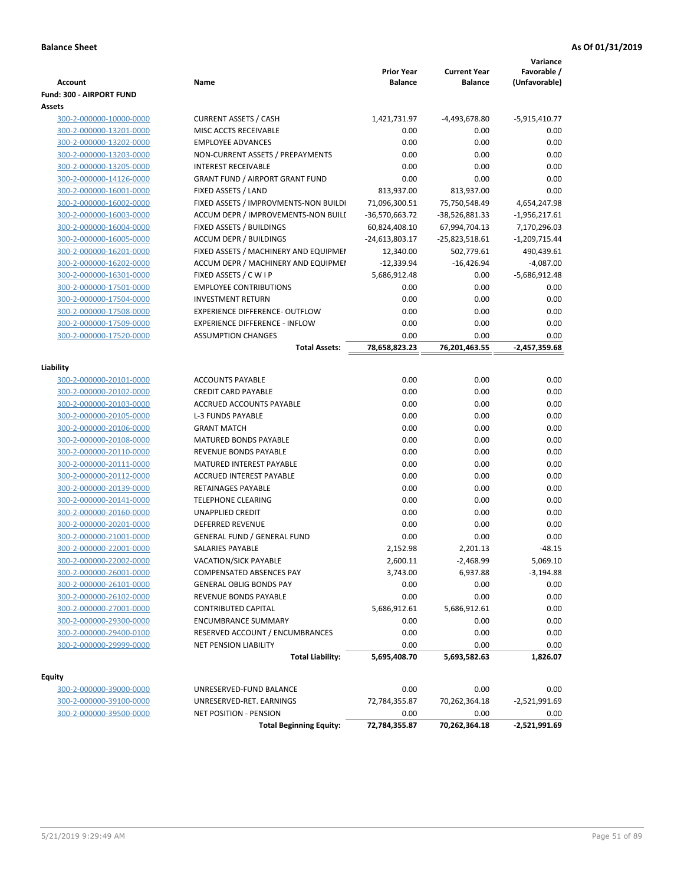**Balance Sheet** **As Of 01/31/2019**

| Account | Name | Prior Year Balance | Current Year Balance | Variance Favorable / (Unfavorable) |
|---|---|---|---|---|
| **Fund: 300 - AIRPORT FUND** | | | | |
| **Assets** | | | | |
| 300-2-000000-10000-0000 | CURRENT ASSETS / CASH | 1,421,731.97 | -4,493,678.80 | -5,915,410.77 |
| 300-2-000000-13201-0000 | MISC ACCTS RECEIVABLE | 0.00 | 0.00 | 0.00 |
| 300-2-000000-13202-0000 | EMPLOYEE ADVANCES | 0.00 | 0.00 | 0.00 |
| 300-2-000000-13203-0000 | NON-CURRENT ASSETS / PREPAYMENTS | 0.00 | 0.00 | 0.00 |
| 300-2-000000-13205-0000 | INTEREST RECEIVABLE | 0.00 | 0.00 | 0.00 |
| 300-2-000000-14126-0000 | GRANT FUND / AIRPORT GRANT FUND | 0.00 | 0.00 | 0.00 |
| 300-2-000000-16001-0000 | FIXED ASSETS / LAND | 813,937.00 | 813,937.00 | 0.00 |
| 300-2-000000-16002-0000 | FIXED ASSETS / IMPROVMENTS-NON BUILDI | 71,096,300.51 | 75,750,548.49 | 4,654,247.98 |
| 300-2-000000-16003-0000 | ACCUM DEPR / IMPROVEMENTS-NON BUILI | -36,570,663.72 | -38,526,881.33 | -1,956,217.61 |
| 300-2-000000-16004-0000 | FIXED ASSETS / BUILDINGS | 60,824,408.10 | 67,994,704.13 | 7,170,296.03 |
| 300-2-000000-16005-0000 | ACCUM DEPR / BUILDINGS | -24,613,803.17 | -25,823,518.61 | -1,209,715.44 |
| 300-2-000000-16201-0000 | FIXED ASSETS / MACHINERY AND EQUIPMEI | 12,340.00 | 502,779.61 | 490,439.61 |
| 300-2-000000-16202-0000 | ACCUM DEPR / MACHINERY AND EQUIPMEI | -12,339.94 | -16,426.94 | -4,087.00 |
| 300-2-000000-16301-0000 | FIXED ASSETS / C W I P | 5,686,912.48 | 0.00 | -5,686,912.48 |
| 300-2-000000-17501-0000 | EMPLOYEE CONTRIBUTIONS | 0.00 | 0.00 | 0.00 |
| 300-2-000000-17504-0000 | INVESTMENT RETURN | 0.00 | 0.00 | 0.00 |
| 300-2-000000-17508-0000 | EXPERIENCE DIFFERENCE- OUTFLOW | 0.00 | 0.00 | 0.00 |
| 300-2-000000-17509-0000 | EXPERIENCE DIFFERENCE - INFLOW | 0.00 | 0.00 | 0.00 |
| 300-2-000000-17520-0000 | ASSUMPTION CHANGES | 0.00 | 0.00 | 0.00 |
| | **Total Assets:** | **78,658,823.23** | **76,201,463.55** | **-2,457,359.68** |
| **Liability** | | | | |
| 300-2-000000-20101-0000 | ACCOUNTS PAYABLE | 0.00 | 0.00 | 0.00 |
| 300-2-000000-20102-0000 | CREDIT CARD PAYABLE | 0.00 | 0.00 | 0.00 |
| 300-2-000000-20103-0000 | ACCRUED ACCOUNTS PAYABLE | 0.00 | 0.00 | 0.00 |
| 300-2-000000-20105-0000 | L-3 FUNDS PAYABLE | 0.00 | 0.00 | 0.00 |
| 300-2-000000-20106-0000 | GRANT MATCH | 0.00 | 0.00 | 0.00 |
| 300-2-000000-20108-0000 | MATURED BONDS PAYABLE | 0.00 | 0.00 | 0.00 |
| 300-2-000000-20110-0000 | REVENUE BONDS PAYABLE | 0.00 | 0.00 | 0.00 |
| 300-2-000000-20111-0000 | MATURED INTEREST PAYABLE | 0.00 | 0.00 | 0.00 |
| 300-2-000000-20112-0000 | ACCRUED INTEREST PAYABLE | 0.00 | 0.00 | 0.00 |
| 300-2-000000-20139-0000 | RETAINAGES PAYABLE | 0.00 | 0.00 | 0.00 |
| 300-2-000000-20141-0000 | TELEPHONE CLEARING | 0.00 | 0.00 | 0.00 |
| 300-2-000000-20160-0000 | UNAPPLIED CREDIT | 0.00 | 0.00 | 0.00 |
| 300-2-000000-20201-0000 | DEFERRED REVENUE | 0.00 | 0.00 | 0.00 |
| 300-2-000000-21001-0000 | GENERAL FUND / GENERAL FUND | 0.00 | 0.00 | 0.00 |
| 300-2-000000-22001-0000 | SALARIES PAYABLE | 2,152.98 | 2,201.13 | -48.15 |
| 300-2-000000-22002-0000 | VACATION/SICK PAYABLE | 2,600.11 | -2,468.99 | 5,069.10 |
| 300-2-000000-26001-0000 | COMPENSATED ABSENCES PAY | 3,743.00 | 6,937.88 | -3,194.88 |
| 300-2-000000-26101-0000 | GENERAL OBLIG BONDS PAY | 0.00 | 0.00 | 0.00 |
| 300-2-000000-26102-0000 | REVENUE BONDS PAYABLE | 0.00 | 0.00 | 0.00 |
| 300-2-000000-27001-0000 | CONTRIBUTED CAPITAL | 5,686,912.61 | 5,686,912.61 | 0.00 |
| 300-2-000000-29300-0000 | ENCUMBRANCE SUMMARY | 0.00 | 0.00 | 0.00 |
| 300-2-000000-29400-0100 | RESERVED ACCOUNT / ENCUMBRANCES | 0.00 | 0.00 | 0.00 |
| 300-2-000000-29999-0000 | NET PENSION LIABILITY | 0.00 | 0.00 | 0.00 |
| | **Total Liability:** | **5,695,408.70** | **5,693,582.63** | **1,826.07** |
| **Equity** | | | | |
| 300-2-000000-39000-0000 | UNRESERVED-FUND BALANCE | 0.00 | 0.00 | 0.00 |
| 300-2-000000-39100-0000 | UNRESERVED-RET. EARNINGS | 72,784,355.87 | 70,262,364.18 | -2,521,991.69 |
| 300-2-000000-39500-0000 | NET POSITION - PENSION | 0.00 | 0.00 | 0.00 |
| | **Total Beginning Equity:** | **72,784,355.87** | **70,262,364.18** | **-2,521,991.69** |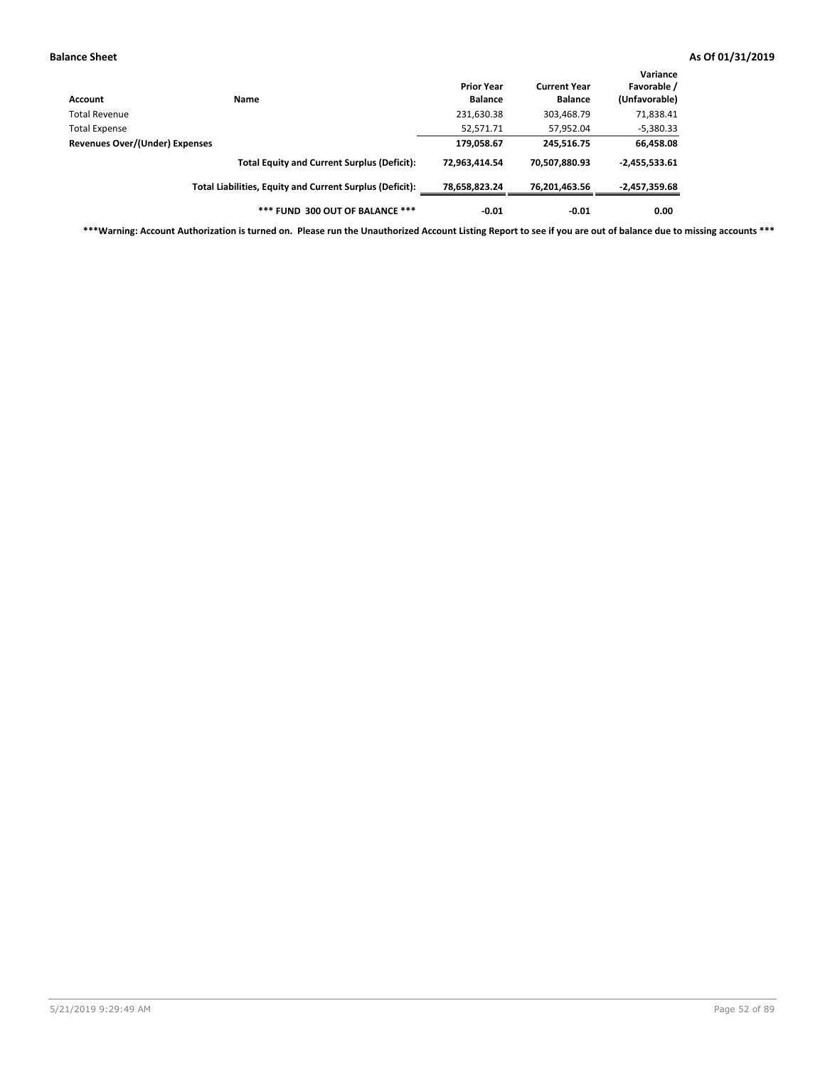| Account | Name | Prior Year Balance | Current Year Balance | Variance Favorable / (Unfavorable) |
|---|---|---|---|---|
| Total Revenue | | 231,630.38 | 303,468.79 | 71,838.41 |
| Total Expense | | 52,571.71 | 57,952.04 | -5,380.33 |
| **Revenues Over/(Under) Expenses** | | **179,058.67** | **245,516.75** | **66,458.08** |
| | **Total Equity and Current Surplus (Deficit):** | **72,963,414.54** | **70,507,880.93** | **-2,455,533.61** |
| | **Total Liabilities, Equity and Current Surplus (Deficit):** | **78,658,823.24** | **76,201,463.56** | **-2,457,359.68** |
| | **\*\*\* FUND 300 OUT OF BALANCE \*\*\*** | **-0.01** | **-0.01** | **0.00** |

**\*\*\*Warning: Account Authorization is turned on. Please run the Unauthorized Account Listing Report to see if you are out of balance due to missing accounts \*\*\***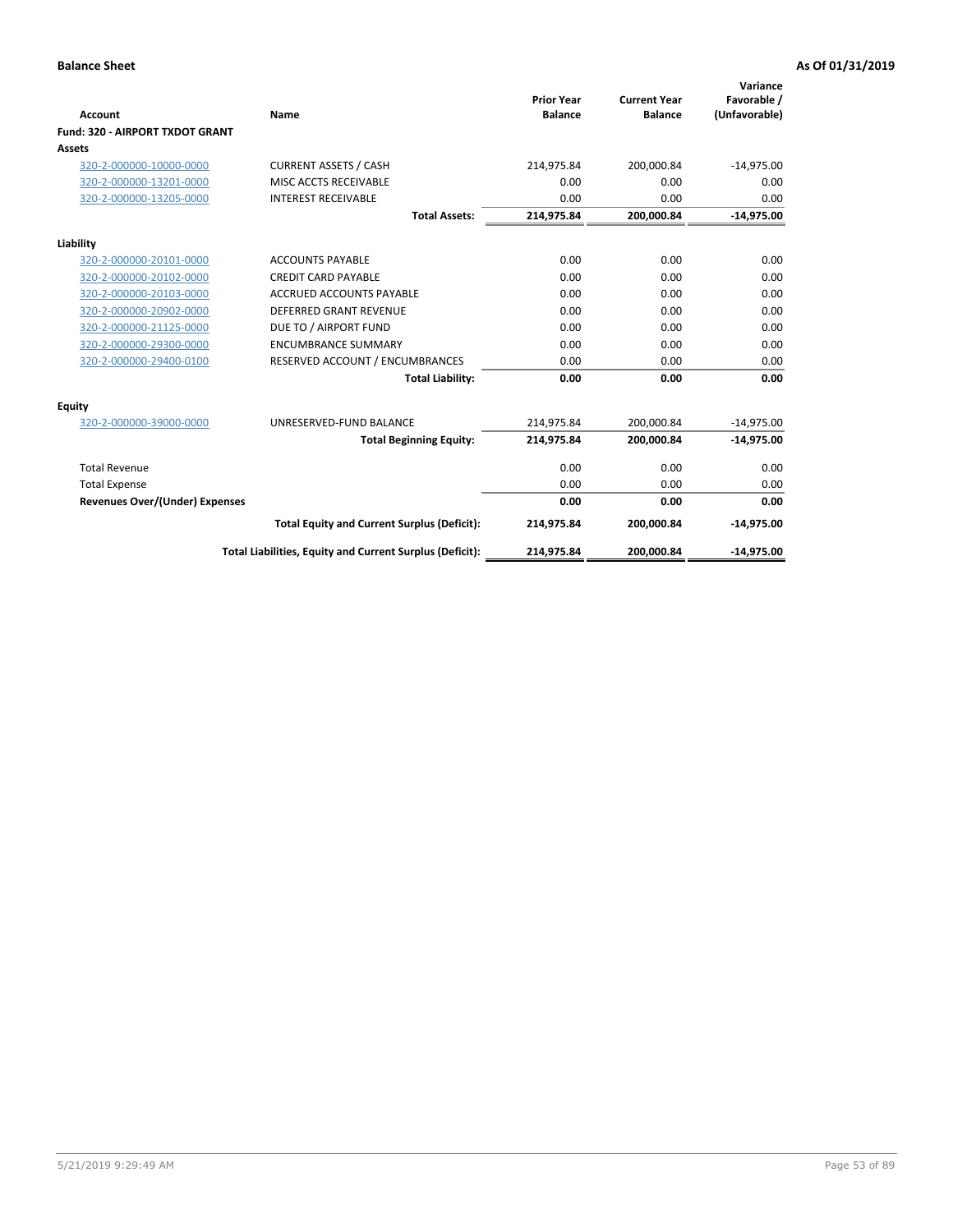**Balance Sheet** **As Of 01/31/2019**

| Account | Name | Prior Year Balance | Current Year Balance | Variance Favorable / (Unfavorable) |
|---|---|---|---|---|
| **Fund: 320 - AIRPORT TXDOT GRANT** | | | | |
| **Assets** | | | | |
| 320-2-000000-10000-0000 | CURRENT ASSETS / CASH | 214,975.84 | 200,000.84 | -14,975.00 |
| 320-2-000000-13201-0000 | MISC ACCTS RECEIVABLE | 0.00 | 0.00 | 0.00 |
| 320-2-000000-13205-0000 | INTEREST RECEIVABLE | 0.00 | 0.00 | 0.00 |
| | **Total Assets:** | **214,975.84** | **200,000.84** | **-14,975.00** |
| **Liability** | | | | |
| 320-2-000000-20101-0000 | ACCOUNTS PAYABLE | 0.00 | 0.00 | 0.00 |
| 320-2-000000-20102-0000 | CREDIT CARD PAYABLE | 0.00 | 0.00 | 0.00 |
| 320-2-000000-20103-0000 | ACCRUED ACCOUNTS PAYABLE | 0.00 | 0.00 | 0.00 |
| 320-2-000000-20902-0000 | DEFERRED GRANT REVENUE | 0.00 | 0.00 | 0.00 |
| 320-2-000000-21125-0000 | DUE TO / AIRPORT FUND | 0.00 | 0.00 | 0.00 |
| 320-2-000000-29300-0000 | ENCUMBRANCE SUMMARY | 0.00 | 0.00 | 0.00 |
| 320-2-000000-29400-0100 | RESERVED ACCOUNT / ENCUMBRANCES | 0.00 | 0.00 | 0.00 |
| | **Total Liability:** | **0.00** | **0.00** | **0.00** |
| **Equity** | | | | |
| 320-2-000000-39000-0000 | UNRESERVED-FUND BALANCE | 214,975.84 | 200,000.84 | -14,975.00 |
| | **Total Beginning Equity:** | **214,975.84** | **200,000.84** | **-14,975.00** |
| Total Revenue | | 0.00 | 0.00 | 0.00 |
| Total Expense | | 0.00 | 0.00 | 0.00 |
| **Revenues Over/(Under) Expenses** | | **0.00** | **0.00** | **0.00** |
| | **Total Equity and Current Surplus (Deficit):** | **214,975.84** | **200,000.84** | **-14,975.00** |
| | **Total Liabilities, Equity and Current Surplus (Deficit):** | **214,975.84** | **200,000.84** | **-14,975.00** |

5/21/2019 9:29:49 AM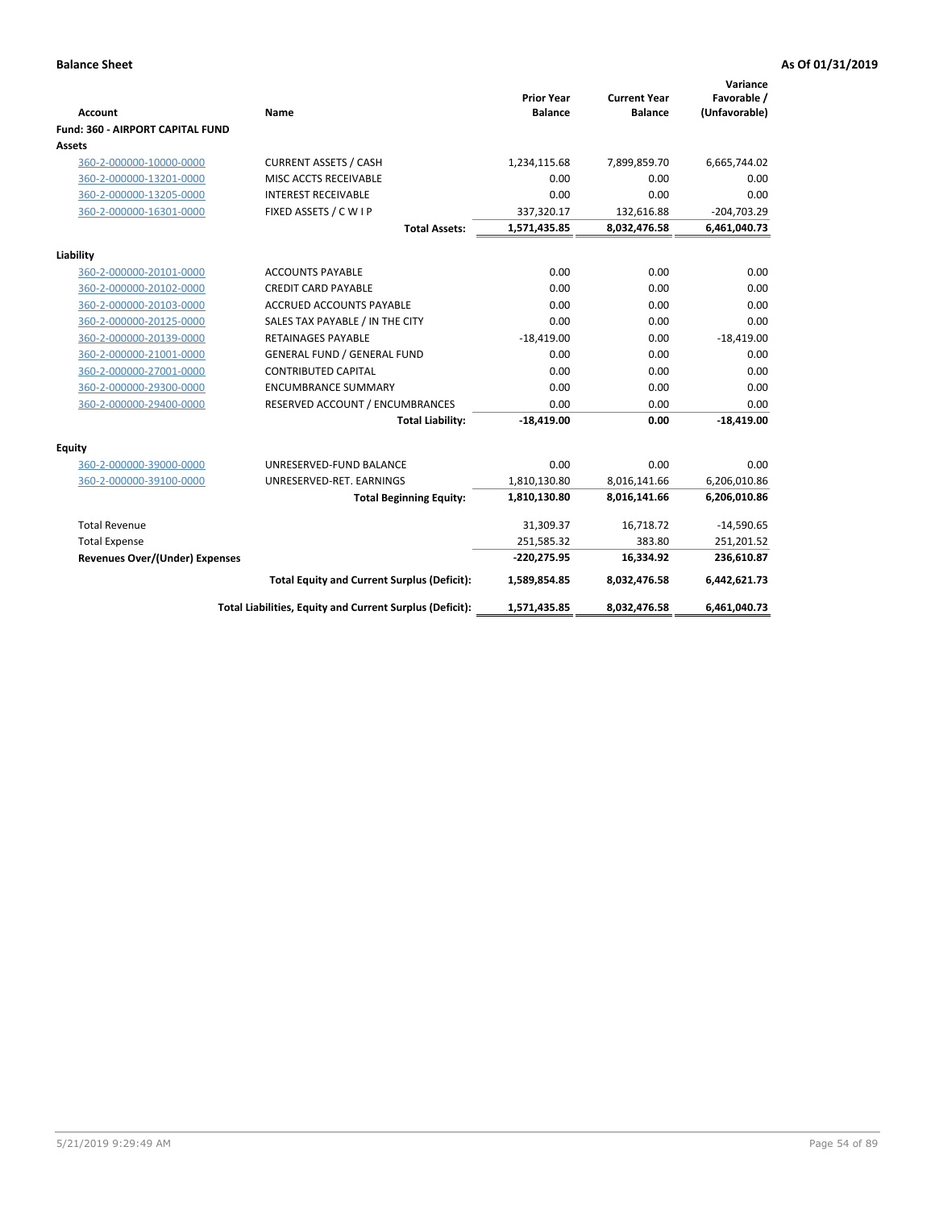**Balance Sheet** **As Of 01/31/2019**

| Account | Name | Prior Year Balance | Current Year Balance | Variance Favorable / (Unfavorable) |
|---|---|---|---|---|
| **Fund: 360 - AIRPORT CAPITAL FUND** | | | | |
| **Assets** | | | | |
| 360-2-000000-10000-0000 | CURRENT ASSETS / CASH | 1,234,115.68 | 7,899,859.70 | 6,665,744.02 |
| 360-2-000000-13201-0000 | MISC ACCTS RECEIVABLE | 0.00 | 0.00 | 0.00 |
| 360-2-000000-13205-0000 | INTEREST RECEIVABLE | 0.00 | 0.00 | 0.00 |
| 360-2-000000-16301-0000 | FIXED ASSETS / C W I P | 337,320.17 | 132,616.88 | -204,703.29 |
| | **Total Assets:** | **1,571,435.85** | **8,032,476.58** | **6,461,040.73** |
| **Liability** | | | | |
| 360-2-000000-20101-0000 | ACCOUNTS PAYABLE | 0.00 | 0.00 | 0.00 |
| 360-2-000000-20102-0000 | CREDIT CARD PAYABLE | 0.00 | 0.00 | 0.00 |
| 360-2-000000-20103-0000 | ACCRUED ACCOUNTS PAYABLE | 0.00 | 0.00 | 0.00 |
| 360-2-000000-20125-0000 | SALES TAX PAYABLE / IN THE CITY | 0.00 | 0.00 | 0.00 |
| 360-2-000000-20139-0000 | RETAINAGES PAYABLE | -18,419.00 | 0.00 | -18,419.00 |
| 360-2-000000-21001-0000 | GENERAL FUND / GENERAL FUND | 0.00 | 0.00 | 0.00 |
| 360-2-000000-27001-0000 | CONTRIBUTED CAPITAL | 0.00 | 0.00 | 0.00 |
| 360-2-000000-29300-0000 | ENCUMBRANCE SUMMARY | 0.00 | 0.00 | 0.00 |
| 360-2-000000-29400-0000 | RESERVED ACCOUNT / ENCUMBRANCES | 0.00 | 0.00 | 0.00 |
| | **Total Liability:** | **-18,419.00** | **0.00** | **-18,419.00** |
| **Equity** | | | | |
| 360-2-000000-39000-0000 | UNRESERVED-FUND BALANCE | 0.00 | 0.00 | 0.00 |
| 360-2-000000-39100-0000 | UNRESERVED-RET. EARNINGS | 1,810,130.80 | 8,016,141.66 | 6,206,010.86 |
| | **Total Beginning Equity:** | **1,810,130.80** | **8,016,141.66** | **6,206,010.86** |
| Total Revenue | | 31,309.37 | 16,718.72 | -14,590.65 |
| Total Expense | | 251,585.32 | 383.80 | 251,201.52 |
| **Revenues Over/(Under) Expenses** | | **-220,275.95** | **16,334.92** | **236,610.87** |
| | **Total Equity and Current Surplus (Deficit):** | **1,589,854.85** | **8,032,476.58** | **6,442,621.73** |
| | **Total Liabilities, Equity and Current Surplus (Deficit):** | **1,571,435.85** | **8,032,476.58** | **6,461,040.73** |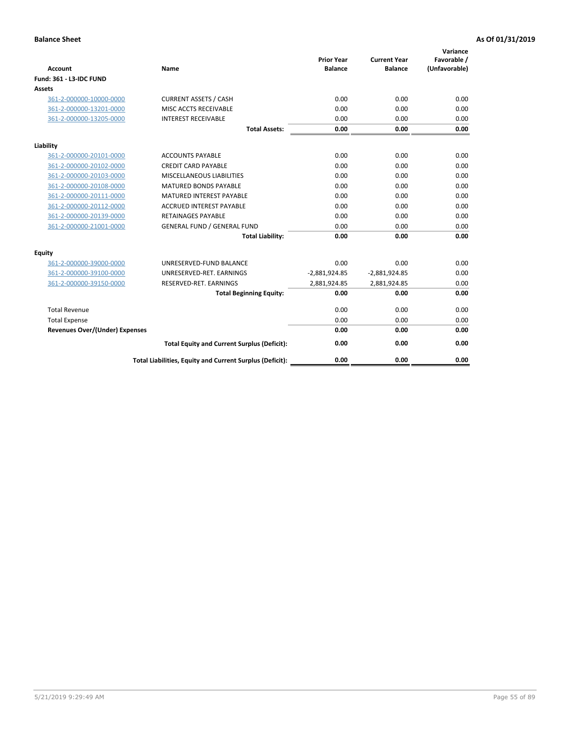**Balance Sheet** **As Of 01/31/2019**

| Account | Name | Prior Year Balance | Current Year Balance | Variance Favorable / (Unfavorable) |
|---|---|---|---|---|
| **Fund: 361 - L3-IDC FUND** | | | | |
| **Assets** | | | | |
| 361-2-000000-10000-0000 | CURRENT ASSETS / CASH | 0.00 | 0.00 | 0.00 |
| 361-2-000000-13201-0000 | MISC ACCTS RECEIVABLE | 0.00 | 0.00 | 0.00 |
| 361-2-000000-13205-0000 | INTEREST RECEIVABLE | 0.00 | 0.00 | 0.00 |
| | **Total Assets:** | **0.00** | **0.00** | **0.00** |
| **Liability** | | | | |
| 361-2-000000-20101-0000 | ACCOUNTS PAYABLE | 0.00 | 0.00 | 0.00 |
| 361-2-000000-20102-0000 | CREDIT CARD PAYABLE | 0.00 | 0.00 | 0.00 |
| 361-2-000000-20103-0000 | MISCELLANEOUS LIABILITIES | 0.00 | 0.00 | 0.00 |
| 361-2-000000-20108-0000 | MATURED BONDS PAYABLE | 0.00 | 0.00 | 0.00 |
| 361-2-000000-20111-0000 | MATURED INTEREST PAYABLE | 0.00 | 0.00 | 0.00 |
| 361-2-000000-20112-0000 | ACCRUED INTEREST PAYABLE | 0.00 | 0.00 | 0.00 |
| 361-2-000000-20139-0000 | RETAINAGES PAYABLE | 0.00 | 0.00 | 0.00 |
| 361-2-000000-21001-0000 | GENERAL FUND / GENERAL FUND | 0.00 | 0.00 | 0.00 |
| | **Total Liability:** | **0.00** | **0.00** | **0.00** |
| **Equity** | | | | |
| 361-2-000000-39000-0000 | UNRESERVED-FUND BALANCE | 0.00 | 0.00 | 0.00 |
| 361-2-000000-39100-0000 | UNRESERVED-RET. EARNINGS | -2,881,924.85 | -2,881,924.85 | 0.00 |
| 361-2-000000-39150-0000 | RESERVED-RET. EARNINGS | 2,881,924.85 | 2,881,924.85 | 0.00 |
| | **Total Beginning Equity:** | **0.00** | **0.00** | **0.00** |
| Total Revenue | | 0.00 | 0.00 | 0.00 |
| Total Expense | | 0.00 | 0.00 | 0.00 |
| **Revenues Over/(Under) Expenses** | | **0.00** | **0.00** | **0.00** |
| | **Total Equity and Current Surplus (Deficit):** | **0.00** | **0.00** | **0.00** |
| | **Total Liabilities, Equity and Current Surplus (Deficit):** | **0.00** | **0.00** | **0.00** |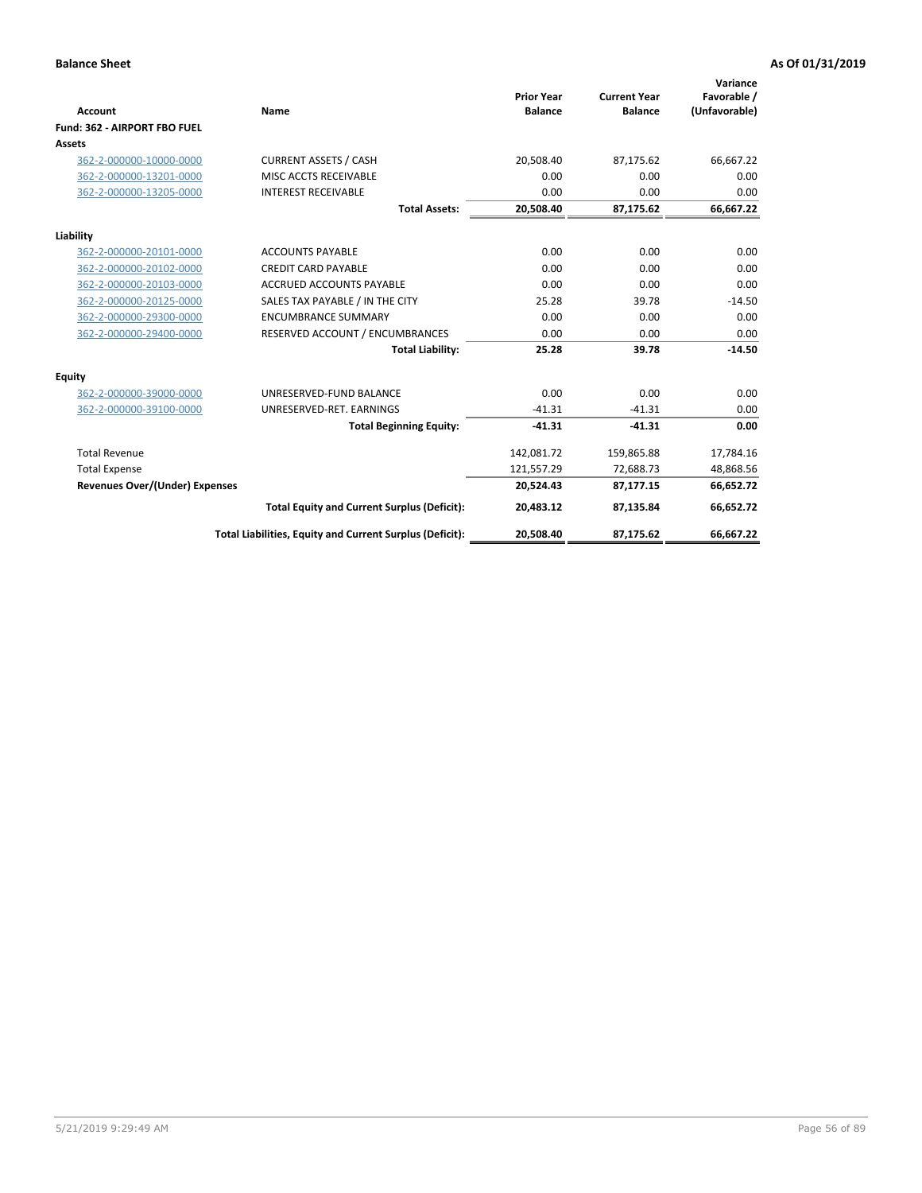**Balance Sheet** — **As Of 01/31/2019**

| Account | Name | Prior Year Balance | Current Year Balance | Variance Favorable / (Unfavorable) |
|---|---|---|---|---|
| **Fund: 362 - AIRPORT FBO FUEL** | | | | |
| **Assets** | | | | |
| 362-2-000000-10000-0000 | CURRENT ASSETS / CASH | 20,508.40 | 87,175.62 | 66,667.22 |
| 362-2-000000-13201-0000 | MISC ACCTS RECEIVABLE | 0.00 | 0.00 | 0.00 |
| 362-2-000000-13205-0000 | INTEREST RECEIVABLE | 0.00 | 0.00 | 0.00 |
| | **Total Assets:** | **20,508.40** | **87,175.62** | **66,667.22** |
| **Liability** | | | | |
| 362-2-000000-20101-0000 | ACCOUNTS PAYABLE | 0.00 | 0.00 | 0.00 |
| 362-2-000000-20102-0000 | CREDIT CARD PAYABLE | 0.00 | 0.00 | 0.00 |
| 362-2-000000-20103-0000 | ACCRUED ACCOUNTS PAYABLE | 0.00 | 0.00 | 0.00 |
| 362-2-000000-20125-0000 | SALES TAX PAYABLE / IN THE CITY | 25.28 | 39.78 | -14.50 |
| 362-2-000000-29300-0000 | ENCUMBRANCE SUMMARY | 0.00 | 0.00 | 0.00 |
| 362-2-000000-29400-0000 | RESERVED ACCOUNT / ENCUMBRANCES | 0.00 | 0.00 | 0.00 |
| | **Total Liability:** | **25.28** | **39.78** | **-14.50** |
| **Equity** | | | | |
| 362-2-000000-39000-0000 | UNRESERVED-FUND BALANCE | 0.00 | 0.00 | 0.00 |
| 362-2-000000-39100-0000 | UNRESERVED-RET. EARNINGS | -41.31 | -41.31 | 0.00 |
| | **Total Beginning Equity:** | **-41.31** | **-41.31** | **0.00** |
| Total Revenue | | 142,081.72 | 159,865.88 | 17,784.16 |
| Total Expense | | 121,557.29 | 72,688.73 | 48,868.56 |
| **Revenues Over/(Under) Expenses** | | **20,524.43** | **87,177.15** | **66,652.72** |
| | **Total Equity and Current Surplus (Deficit):** | **20,483.12** | **87,135.84** | **66,652.72** |
| | **Total Liabilities, Equity and Current Surplus (Deficit):** | **20,508.40** | **87,175.62** | **66,667.22** |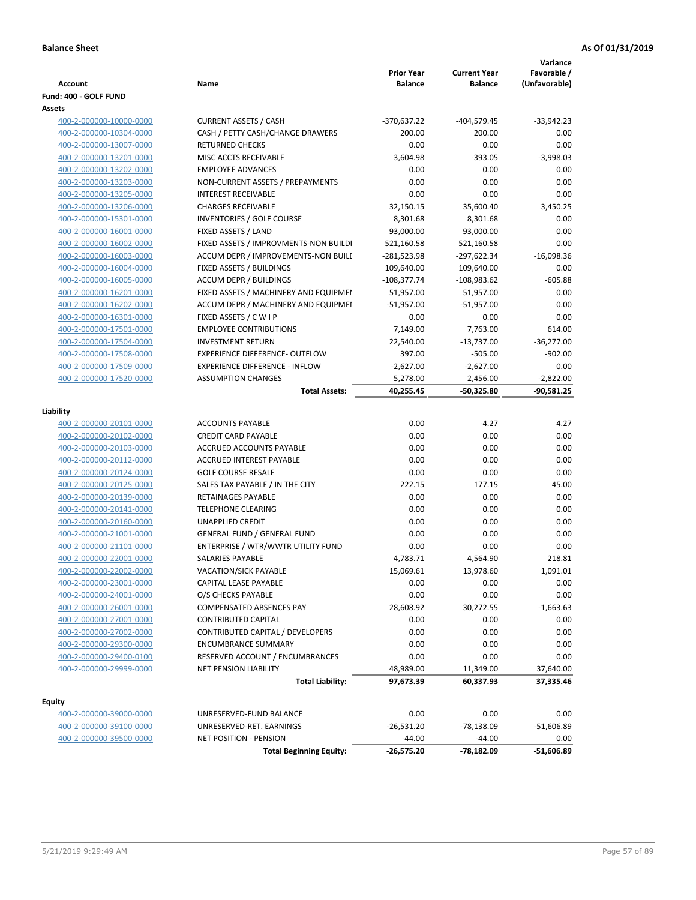**Balance Sheet** **As Of 01/31/2019**

| Account | Name | Prior Year Balance | Current Year Balance | Variance Favorable / (Unfavorable) |
|---|---|---|---|---|
| **Fund: 400 - GOLF FUND** | | | | |
| **Assets** | | | | |
| 400-2-000000-10000-0000 | CURRENT ASSETS / CASH | -370,637.22 | -404,579.45 | -33,942.23 |
| 400-2-000000-10304-0000 | CASH / PETTY CASH/CHANGE DRAWERS | 200.00 | 200.00 | 0.00 |
| 400-2-000000-13007-0000 | RETURNED CHECKS | 0.00 | 0.00 | 0.00 |
| 400-2-000000-13201-0000 | MISC ACCTS RECEIVABLE | 3,604.98 | -393.05 | -3,998.03 |
| 400-2-000000-13202-0000 | EMPLOYEE ADVANCES | 0.00 | 0.00 | 0.00 |
| 400-2-000000-13203-0000 | NON-CURRENT ASSETS / PREPAYMENTS | 0.00 | 0.00 | 0.00 |
| 400-2-000000-13205-0000 | INTEREST RECEIVABLE | 0.00 | 0.00 | 0.00 |
| 400-2-000000-13206-0000 | CHARGES RECEIVABLE | 32,150.15 | 35,600.40 | 3,450.25 |
| 400-2-000000-15301-0000 | INVENTORIES / GOLF COURSE | 8,301.68 | 8,301.68 | 0.00 |
| 400-2-000000-16001-0000 | FIXED ASSETS / LAND | 93,000.00 | 93,000.00 | 0.00 |
| 400-2-000000-16002-0000 | FIXED ASSETS / IMPROVMENTS-NON BUILDI | 521,160.58 | 521,160.58 | 0.00 |
| 400-2-000000-16003-0000 | ACCUM DEPR / IMPROVEMENTS-NON BUILI | -281,523.98 | -297,622.34 | -16,098.36 |
| 400-2-000000-16004-0000 | FIXED ASSETS / BUILDINGS | 109,640.00 | 109,640.00 | 0.00 |
| 400-2-000000-16005-0000 | ACCUM DEPR / BUILDINGS | -108,377.74 | -108,983.62 | -605.88 |
| 400-2-000000-16201-0000 | FIXED ASSETS / MACHINERY AND EQUIPMEI | 51,957.00 | 51,957.00 | 0.00 |
| 400-2-000000-16202-0000 | ACCUM DEPR / MACHINERY AND EQUIPMEI | -51,957.00 | -51,957.00 | 0.00 |
| 400-2-000000-16301-0000 | FIXED ASSETS / C W I P | 0.00 | 0.00 | 0.00 |
| 400-2-000000-17501-0000 | EMPLOYEE CONTRIBUTIONS | 7,149.00 | 7,763.00 | 614.00 |
| 400-2-000000-17504-0000 | INVESTMENT RETURN | 22,540.00 | -13,737.00 | -36,277.00 |
| 400-2-000000-17508-0000 | EXPERIENCE DIFFERENCE- OUTFLOW | 397.00 | -505.00 | -902.00 |
| 400-2-000000-17509-0000 | EXPERIENCE DIFFERENCE - INFLOW | -2,627.00 | -2,627.00 | 0.00 |
| 400-2-000000-17520-0000 | ASSUMPTION CHANGES | 5,278.00 | 2,456.00 | -2,822.00 |
| | **Total Assets:** | **40,255.45** | **-50,325.80** | **-90,581.25** |
| **Liability** | | | | |
| 400-2-000000-20101-0000 | ACCOUNTS PAYABLE | 0.00 | -4.27 | 4.27 |
| 400-2-000000-20102-0000 | CREDIT CARD PAYABLE | 0.00 | 0.00 | 0.00 |
| 400-2-000000-20103-0000 | ACCRUED ACCOUNTS PAYABLE | 0.00 | 0.00 | 0.00 |
| 400-2-000000-20112-0000 | ACCRUED INTEREST PAYABLE | 0.00 | 0.00 | 0.00 |
| 400-2-000000-20124-0000 | GOLF COURSE RESALE | 0.00 | 0.00 | 0.00 |
| 400-2-000000-20125-0000 | SALES TAX PAYABLE / IN THE CITY | 222.15 | 177.15 | 45.00 |
| 400-2-000000-20139-0000 | RETAINAGES PAYABLE | 0.00 | 0.00 | 0.00 |
| 400-2-000000-20141-0000 | TELEPHONE CLEARING | 0.00 | 0.00 | 0.00 |
| 400-2-000000-20160-0000 | UNAPPLIED CREDIT | 0.00 | 0.00 | 0.00 |
| 400-2-000000-21001-0000 | GENERAL FUND / GENERAL FUND | 0.00 | 0.00 | 0.00 |
| 400-2-000000-21101-0000 | ENTERPRISE / WTR/WWTR UTILITY FUND | 0.00 | 0.00 | 0.00 |
| 400-2-000000-22001-0000 | SALARIES PAYABLE | 4,783.71 | 4,564.90 | 218.81 |
| 400-2-000000-22002-0000 | VACATION/SICK PAYABLE | 15,069.61 | 13,978.60 | 1,091.01 |
| 400-2-000000-23001-0000 | CAPITAL LEASE PAYABLE | 0.00 | 0.00 | 0.00 |
| 400-2-000000-24001-0000 | O/S CHECKS PAYABLE | 0.00 | 0.00 | 0.00 |
| 400-2-000000-26001-0000 | COMPENSATED ABSENCES PAY | 28,608.92 | 30,272.55 | -1,663.63 |
| 400-2-000000-27001-0000 | CONTRIBUTED CAPITAL | 0.00 | 0.00 | 0.00 |
| 400-2-000000-27002-0000 | CONTRIBUTED CAPITAL / DEVELOPERS | 0.00 | 0.00 | 0.00 |
| 400-2-000000-29300-0000 | ENCUMBRANCE SUMMARY | 0.00 | 0.00 | 0.00 |
| 400-2-000000-29400-0100 | RESERVED ACCOUNT / ENCUMBRANCES | 0.00 | 0.00 | 0.00 |
| 400-2-000000-29999-0000 | NET PENSION LIABILITY | 48,989.00 | 11,349.00 | 37,640.00 |
| | **Total Liability:** | **97,673.39** | **60,337.93** | **37,335.46** |
| **Equity** | | | | |
| 400-2-000000-39000-0000 | UNRESERVED-FUND BALANCE | 0.00 | 0.00 | 0.00 |
| 400-2-000000-39100-0000 | UNRESERVED-RET. EARNINGS | -26,531.20 | -78,138.09 | -51,606.89 |
| 400-2-000000-39500-0000 | NET POSITION - PENSION | -44.00 | -44.00 | 0.00 |
| | **Total Beginning Equity:** | **-26,575.20** | **-78,182.09** | **-51,606.89** |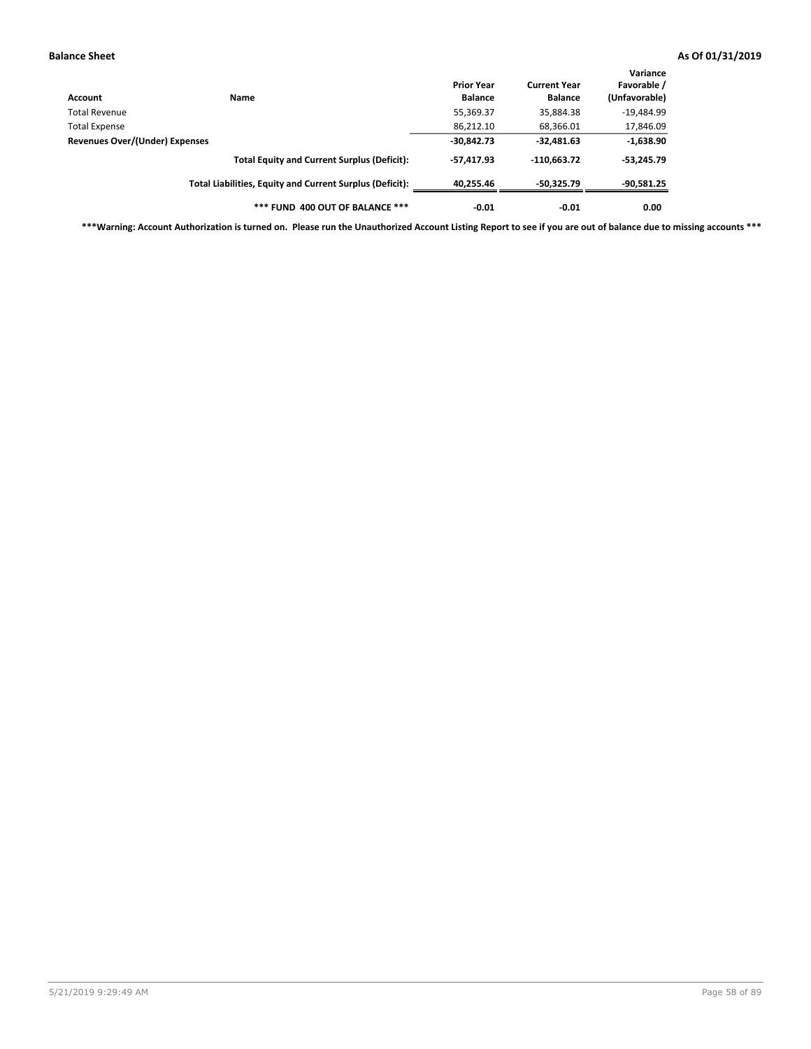**Balance Sheet** **As Of 01/31/2019**

| Account | Name | Prior Year Balance | Current Year Balance | Variance Favorable / (Unfavorable) |
|---|---|---|---|---|
| Total Revenue | | 55,369.37 | 35,884.38 | -19,484.99 |
| Total Expense | | 86,212.10 | 68,366.01 | 17,846.09 |
| **Revenues Over/(Under) Expenses** | | **-30,842.73** | **-32,481.63** | **-1,638.90** |
| | **Total Equity and Current Surplus (Deficit):** | **-57,417.93** | **-110,663.72** | **-53,245.79** |
| | **Total Liabilities, Equity and Current Surplus (Deficit):** | **40,255.46** | **-50,325.79** | **-90,581.25** |
| | **\*\*\* FUND 400 OUT OF BALANCE \*\*\*** | **-0.01** | **-0.01** | **0.00** |

**\*\*\*Warning: Account Authorization is turned on. Please run the Unauthorized Account Listing Report to see if you are out of balance due to missing accounts \*\*\***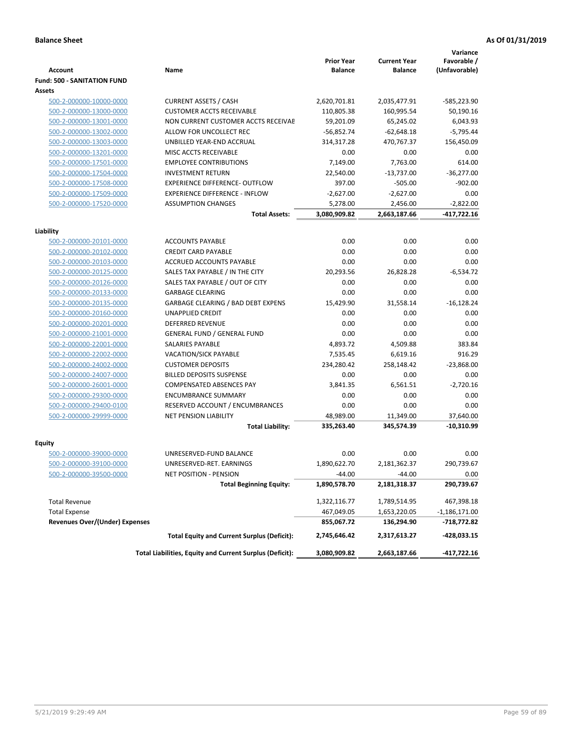**Balance Sheet** **As Of 01/31/2019**

| Account | Name | Prior Year Balance | Current Year Balance | Variance Favorable / (Unfavorable) |
|---|---|---|---|---|
| **Fund: 500 - SANITATION FUND** | | | | |
| **Assets** | | | | |
| 500-2-000000-10000-0000 | CURRENT ASSETS / CASH | 2,620,701.81 | 2,035,477.91 | -585,223.90 |
| 500-2-000000-13000-0000 | CUSTOMER ACCTS RECEIVABLE | 110,805.38 | 160,995.54 | 50,190.16 |
| 500-2-000000-13001-0000 | NON CURRENT CUSTOMER ACCTS RECEIVAE | 59,201.09 | 65,245.02 | 6,043.93 |
| 500-2-000000-13002-0000 | ALLOW FOR UNCOLLECT REC | -56,852.74 | -62,648.18 | -5,795.44 |
| 500-2-000000-13003-0000 | UNBILLED YEAR-END ACCRUAL | 314,317.28 | 470,767.37 | 156,450.09 |
| 500-2-000000-13201-0000 | MISC ACCTS RECEIVABLE | 0.00 | 0.00 | 0.00 |
| 500-2-000000-17501-0000 | EMPLOYEE CONTRIBUTIONS | 7,149.00 | 7,763.00 | 614.00 |
| 500-2-000000-17504-0000 | INVESTMENT RETURN | 22,540.00 | -13,737.00 | -36,277.00 |
| 500-2-000000-17508-0000 | EXPERIENCE DIFFERENCE- OUTFLOW | 397.00 | -505.00 | -902.00 |
| 500-2-000000-17509-0000 | EXPERIENCE DIFFERENCE - INFLOW | -2,627.00 | -2,627.00 | 0.00 |
| 500-2-000000-17520-0000 | ASSUMPTION CHANGES | 5,278.00 | 2,456.00 | -2,822.00 |
| | **Total Assets:** | **3,080,909.82** | **2,663,187.66** | **-417,722.16** |
| **Liability** | | | | |
| 500-2-000000-20101-0000 | ACCOUNTS PAYABLE | 0.00 | 0.00 | 0.00 |
| 500-2-000000-20102-0000 | CREDIT CARD PAYABLE | 0.00 | 0.00 | 0.00 |
| 500-2-000000-20103-0000 | ACCRUED ACCOUNTS PAYABLE | 0.00 | 0.00 | 0.00 |
| 500-2-000000-20125-0000 | SALES TAX PAYABLE / IN THE CITY | 20,293.56 | 26,828.28 | -6,534.72 |
| 500-2-000000-20126-0000 | SALES TAX PAYABLE / OUT OF CITY | 0.00 | 0.00 | 0.00 |
| 500-2-000000-20133-0000 | GARBAGE CLEARING | 0.00 | 0.00 | 0.00 |
| 500-2-000000-20135-0000 | GARBAGE CLEARING / BAD DEBT EXPENS | 15,429.90 | 31,558.14 | -16,128.24 |
| 500-2-000000-20160-0000 | UNAPPLIED CREDIT | 0.00 | 0.00 | 0.00 |
| 500-2-000000-20201-0000 | DEFERRED REVENUE | 0.00 | 0.00 | 0.00 |
| 500-2-000000-21001-0000 | GENERAL FUND / GENERAL FUND | 0.00 | 0.00 | 0.00 |
| 500-2-000000-22001-0000 | SALARIES PAYABLE | 4,893.72 | 4,509.88 | 383.84 |
| 500-2-000000-22002-0000 | VACATION/SICK PAYABLE | 7,535.45 | 6,619.16 | 916.29 |
| 500-2-000000-24002-0000 | CUSTOMER DEPOSITS | 234,280.42 | 258,148.42 | -23,868.00 |
| 500-2-000000-24007-0000 | BILLED DEPOSITS SUSPENSE | 0.00 | 0.00 | 0.00 |
| 500-2-000000-26001-0000 | COMPENSATED ABSENCES PAY | 3,841.35 | 6,561.51 | -2,720.16 |
| 500-2-000000-29300-0000 | ENCUMBRANCE SUMMARY | 0.00 | 0.00 | 0.00 |
| 500-2-000000-29400-0100 | RESERVED ACCOUNT / ENCUMBRANCES | 0.00 | 0.00 | 0.00 |
| 500-2-000000-29999-0000 | NET PENSION LIABILITY | 48,989.00 | 11,349.00 | 37,640.00 |
| | **Total Liability:** | **335,263.40** | **345,574.39** | **-10,310.99** |
| **Equity** | | | | |
| 500-2-000000-39000-0000 | UNRESERVED-FUND BALANCE | 0.00 | 0.00 | 0.00 |
| 500-2-000000-39100-0000 | UNRESERVED-RET. EARNINGS | 1,890,622.70 | 2,181,362.37 | 290,739.67 |
| 500-2-000000-39500-0000 | NET POSITION - PENSION | -44.00 | -44.00 | 0.00 |
| | **Total Beginning Equity:** | **1,890,578.70** | **2,181,318.37** | **290,739.67** |
| Total Revenue | | 1,322,116.77 | 1,789,514.95 | 467,398.18 |
| Total Expense | | 467,049.05 | 1,653,220.05 | -1,186,171.00 |
| **Revenues Over/(Under) Expenses** | | **855,067.72** | **136,294.90** | **-718,772.82** |
| | **Total Equity and Current Surplus (Deficit):** | **2,745,646.42** | **2,317,613.27** | **-428,033.15** |
| | **Total Liabilities, Equity and Current Surplus (Deficit):** | **3,080,909.82** | **2,663,187.66** | **-417,722.16** |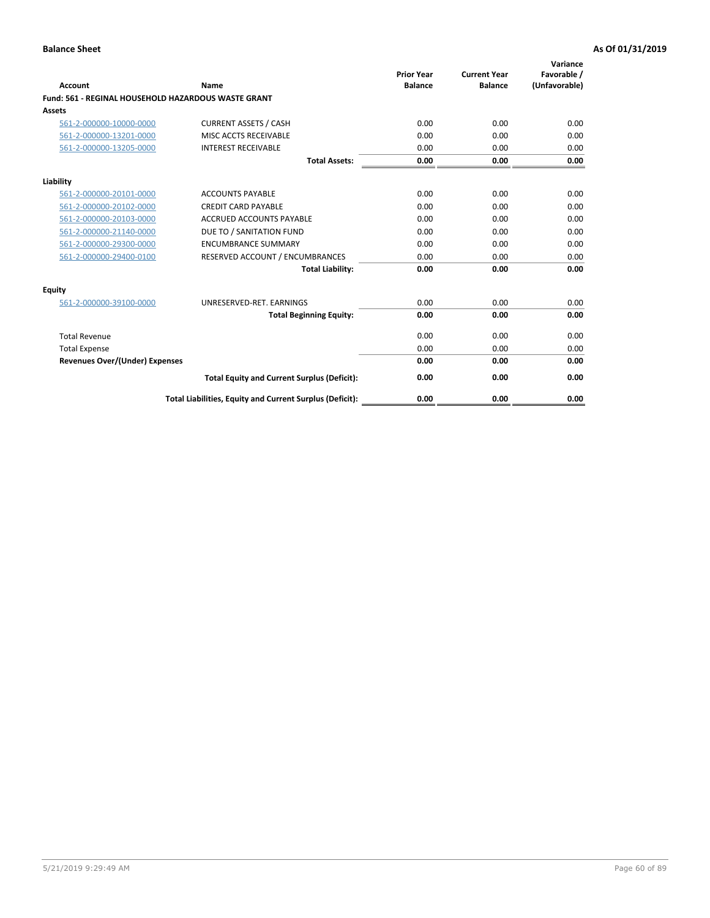**Balance Sheet** **As Of 01/31/2019**

| Account | Name | Prior Year Balance | Current Year Balance | Variance Favorable / (Unfavorable) |
|---|---|---|---|---|
| **Fund: 561 - REGINAL HOUSEHOLD HAZARDOUS WASTE GRANT** | | | | |
| **Assets** | | | | |
| 561-2-000000-10000-0000 | CURRENT ASSETS / CASH | 0.00 | 0.00 | 0.00 |
| 561-2-000000-13201-0000 | MISC ACCTS RECEIVABLE | 0.00 | 0.00 | 0.00 |
| 561-2-000000-13205-0000 | INTEREST RECEIVABLE | 0.00 | 0.00 | 0.00 |
| | **Total Assets:** | **0.00** | **0.00** | **0.00** |
| **Liability** | | | | |
| 561-2-000000-20101-0000 | ACCOUNTS PAYABLE | 0.00 | 0.00 | 0.00 |
| 561-2-000000-20102-0000 | CREDIT CARD PAYABLE | 0.00 | 0.00 | 0.00 |
| 561-2-000000-20103-0000 | ACCRUED ACCOUNTS PAYABLE | 0.00 | 0.00 | 0.00 |
| 561-2-000000-21140-0000 | DUE TO / SANITATION FUND | 0.00 | 0.00 | 0.00 |
| 561-2-000000-29300-0000 | ENCUMBRANCE SUMMARY | 0.00 | 0.00 | 0.00 |
| 561-2-000000-29400-0100 | RESERVED ACCOUNT / ENCUMBRANCES | 0.00 | 0.00 | 0.00 |
| | **Total Liability:** | **0.00** | **0.00** | **0.00** |
| **Equity** | | | | |
| 561-2-000000-39100-0000 | UNRESERVED-RET. EARNINGS | 0.00 | 0.00 | 0.00 |
| | **Total Beginning Equity:** | **0.00** | **0.00** | **0.00** |
| Total Revenue | | 0.00 | 0.00 | 0.00 |
| Total Expense | | 0.00 | 0.00 | 0.00 |
| **Revenues Over/(Under) Expenses** | | **0.00** | **0.00** | **0.00** |
| | **Total Equity and Current Surplus (Deficit):** | **0.00** | **0.00** | **0.00** |
| | **Total Liabilities, Equity and Current Surplus (Deficit):** | **0.00** | **0.00** | **0.00** |

5/21/2019 9:29:49 AM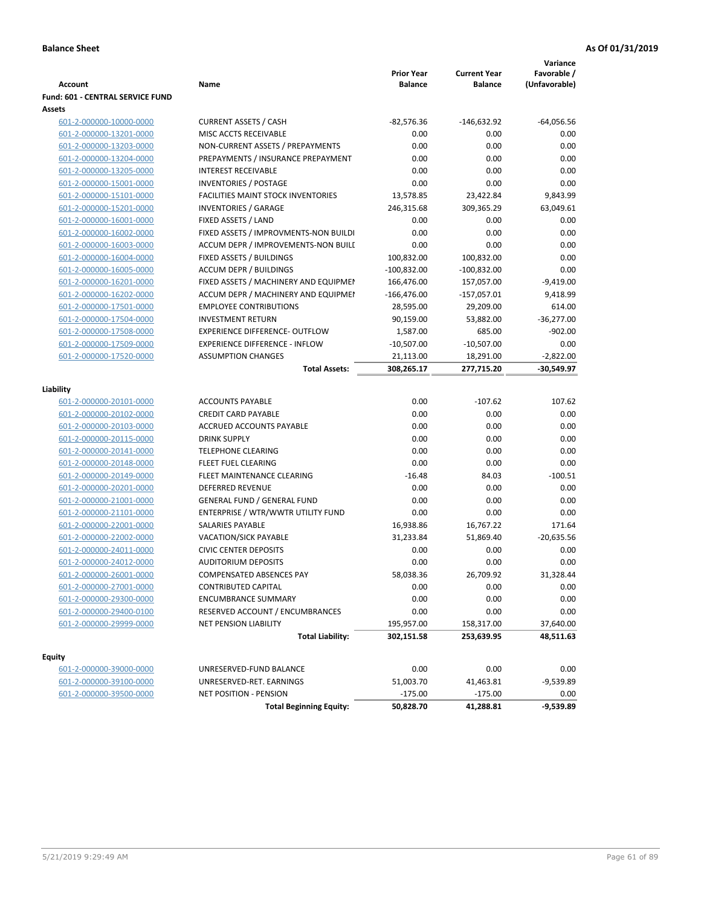**Balance Sheet** **As Of 01/31/2019**

| Account | Name | Prior Year Balance | Current Year Balance | Variance Favorable / (Unfavorable) |
|---|---|---|---|---|
| **Fund: 601 - CENTRAL SERVICE FUND** | | | | |
| **Assets** | | | | |
| 601-2-000000-10000-0000 | CURRENT ASSETS / CASH | -82,576.36 | -146,632.92 | -64,056.56 |
| 601-2-000000-13201-0000 | MISC ACCTS RECEIVABLE | 0.00 | 0.00 | 0.00 |
| 601-2-000000-13203-0000 | NON-CURRENT ASSETS / PREPAYMENTS | 0.00 | 0.00 | 0.00 |
| 601-2-000000-13204-0000 | PREPAYMENTS / INSURANCE PREPAYMENT | 0.00 | 0.00 | 0.00 |
| 601-2-000000-13205-0000 | INTEREST RECEIVABLE | 0.00 | 0.00 | 0.00 |
| 601-2-000000-15001-0000 | INVENTORIES / POSTAGE | 0.00 | 0.00 | 0.00 |
| 601-2-000000-15101-0000 | FACILITIES MAINT STOCK INVENTORIES | 13,578.85 | 23,422.84 | 9,843.99 |
| 601-2-000000-15201-0000 | INVENTORIES / GARAGE | 246,315.68 | 309,365.29 | 63,049.61 |
| 601-2-000000-16001-0000 | FIXED ASSETS / LAND | 0.00 | 0.00 | 0.00 |
| 601-2-000000-16002-0000 | FIXED ASSETS / IMPROVMENTS-NON BUILDI | 0.00 | 0.00 | 0.00 |
| 601-2-000000-16003-0000 | ACCUM DEPR / IMPROVEMENTS-NON BUILI | 0.00 | 0.00 | 0.00 |
| 601-2-000000-16004-0000 | FIXED ASSETS / BUILDINGS | 100,832.00 | 100,832.00 | 0.00 |
| 601-2-000000-16005-0000 | ACCUM DEPR / BUILDINGS | -100,832.00 | -100,832.00 | 0.00 |
| 601-2-000000-16201-0000 | FIXED ASSETS / MACHINERY AND EQUIPMEI | 166,476.00 | 157,057.00 | -9,419.00 |
| 601-2-000000-16202-0000 | ACCUM DEPR / MACHINERY AND EQUIPMEI | -166,476.00 | -157,057.01 | 9,418.99 |
| 601-2-000000-17501-0000 | EMPLOYEE CONTRIBUTIONS | 28,595.00 | 29,209.00 | 614.00 |
| 601-2-000000-17504-0000 | INVESTMENT RETURN | 90,159.00 | 53,882.00 | -36,277.00 |
| 601-2-000000-17508-0000 | EXPERIENCE DIFFERENCE- OUTFLOW | 1,587.00 | 685.00 | -902.00 |
| 601-2-000000-17509-0000 | EXPERIENCE DIFFERENCE - INFLOW | -10,507.00 | -10,507.00 | 0.00 |
| 601-2-000000-17520-0000 | ASSUMPTION CHANGES | 21,113.00 | 18,291.00 | -2,822.00 |
| | **Total Assets:** | **308,265.17** | **277,715.20** | **-30,549.97** |
| **Liability** | | | | |
| 601-2-000000-20101-0000 | ACCOUNTS PAYABLE | 0.00 | -107.62 | 107.62 |
| 601-2-000000-20102-0000 | CREDIT CARD PAYABLE | 0.00 | 0.00 | 0.00 |
| 601-2-000000-20103-0000 | ACCRUED ACCOUNTS PAYABLE | 0.00 | 0.00 | 0.00 |
| 601-2-000000-20115-0000 | DRINK SUPPLY | 0.00 | 0.00 | 0.00 |
| 601-2-000000-20141-0000 | TELEPHONE CLEARING | 0.00 | 0.00 | 0.00 |
| 601-2-000000-20148-0000 | FLEET FUEL CLEARING | 0.00 | 0.00 | 0.00 |
| 601-2-000000-20149-0000 | FLEET MAINTENANCE CLEARING | -16.48 | 84.03 | -100.51 |
| 601-2-000000-20201-0000 | DEFERRED REVENUE | 0.00 | 0.00 | 0.00 |
| 601-2-000000-21001-0000 | GENERAL FUND / GENERAL FUND | 0.00 | 0.00 | 0.00 |
| 601-2-000000-21101-0000 | ENTERPRISE / WTR/WWTR UTILITY FUND | 0.00 | 0.00 | 0.00 |
| 601-2-000000-22001-0000 | SALARIES PAYABLE | 16,938.86 | 16,767.22 | 171.64 |
| 601-2-000000-22002-0000 | VACATION/SICK PAYABLE | 31,233.84 | 51,869.40 | -20,635.56 |
| 601-2-000000-24011-0000 | CIVIC CENTER DEPOSITS | 0.00 | 0.00 | 0.00 |
| 601-2-000000-24012-0000 | AUDITORIUM DEPOSITS | 0.00 | 0.00 | 0.00 |
| 601-2-000000-26001-0000 | COMPENSATED ABSENCES PAY | 58,038.36 | 26,709.92 | 31,328.44 |
| 601-2-000000-27001-0000 | CONTRIBUTED CAPITAL | 0.00 | 0.00 | 0.00 |
| 601-2-000000-29300-0000 | ENCUMBRANCE SUMMARY | 0.00 | 0.00 | 0.00 |
| 601-2-000000-29400-0100 | RESERVED ACCOUNT / ENCUMBRANCES | 0.00 | 0.00 | 0.00 |
| 601-2-000000-29999-0000 | NET PENSION LIABILITY | 195,957.00 | 158,317.00 | 37,640.00 |
| | **Total Liability:** | **302,151.58** | **253,639.95** | **48,511.63** |
| **Equity** | | | | |
| 601-2-000000-39000-0000 | UNRESERVED-FUND BALANCE | 0.00 | 0.00 | 0.00 |
| 601-2-000000-39100-0000 | UNRESERVED-RET. EARNINGS | 51,003.70 | 41,463.81 | -9,539.89 |
| 601-2-000000-39500-0000 | NET POSITION - PENSION | -175.00 | -175.00 | 0.00 |
| | **Total Beginning Equity:** | **50,828.70** | **41,288.81** | **-9,539.89** |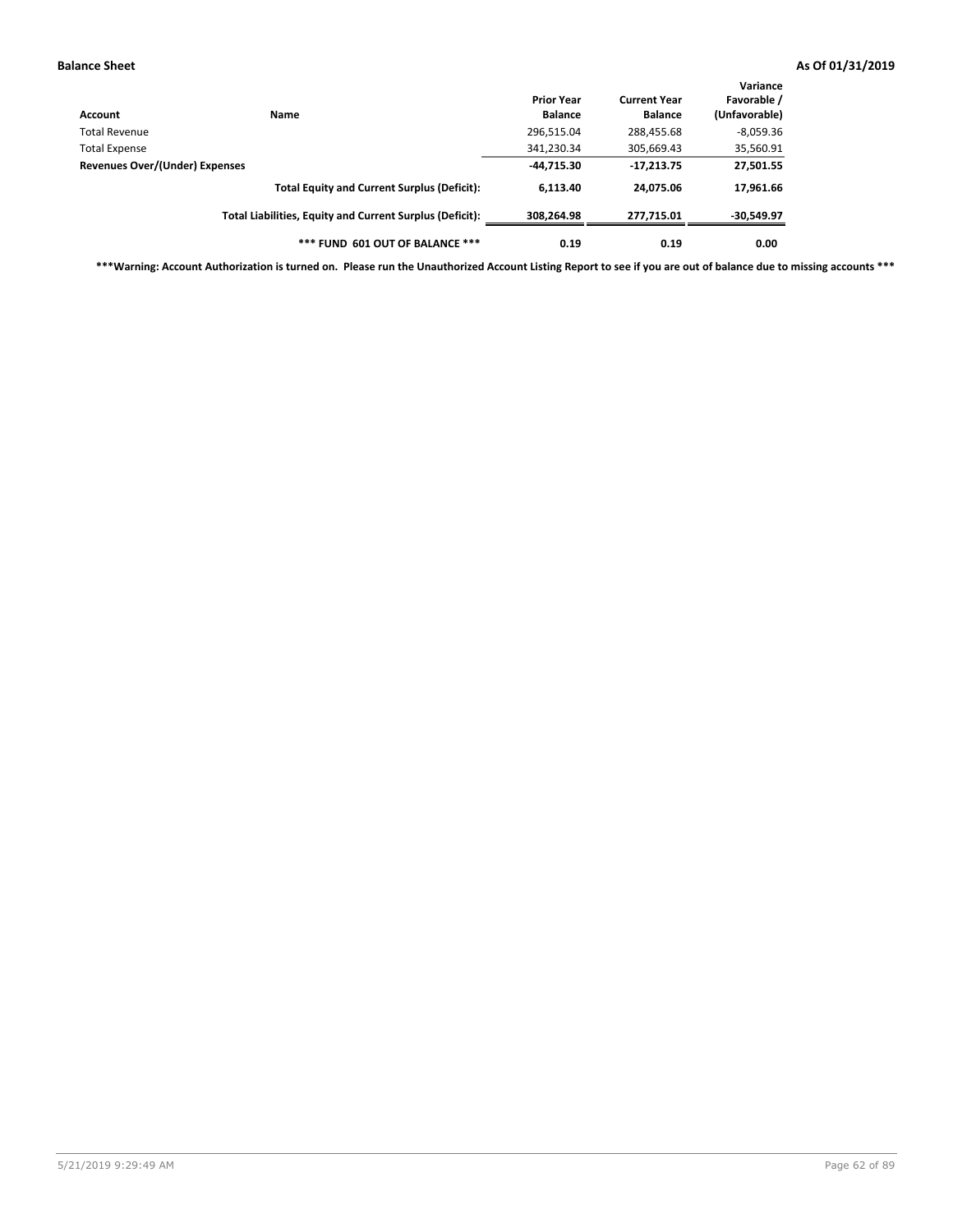**Balance Sheet** **As Of 01/31/2019**

| Account | Name | Prior Year Balance | Current Year Balance | Variance Favorable / (Unfavorable) |
|---|---|---|---|---|
| Total Revenue | | 296,515.04 | 288,455.68 | -8,059.36 |
| Total Expense | | 341,230.34 | 305,669.43 | 35,560.91 |
| **Revenues Over/(Under) Expenses** | | **-44,715.30** | **-17,213.75** | **27,501.55** |
| | **Total Equity and Current Surplus (Deficit):** | **6,113.40** | **24,075.06** | **17,961.66** |
| | **Total Liabilities, Equity and Current Surplus (Deficit):** | **308,264.98** | **277,715.01** | **-30,549.97** |
| | **\*\*\* FUND 601 OUT OF BALANCE \*\*\*** | **0.19** | **0.19** | **0.00** |

**\*\*\*Warning: Account Authorization is turned on. Please run the Unauthorized Account Listing Report to see if you are out of balance due to missing accounts \*\*\***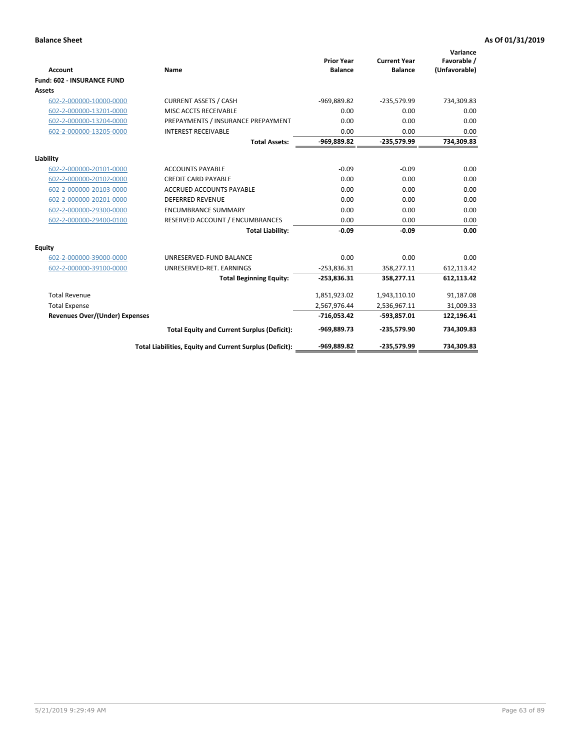**Balance Sheet** **As Of 01/31/2019**

| Account | Name | Prior Year Balance | Current Year Balance | Variance Favorable / (Unfavorable) |
|---|---|---|---|---|
| **Fund: 602 - INSURANCE FUND** | | | | |
| **Assets** | | | | |
| 602-2-000000-10000-0000 | CURRENT ASSETS / CASH | -969,889.82 | -235,579.99 | 734,309.83 |
| 602-2-000000-13201-0000 | MISC ACCTS RECEIVABLE | 0.00 | 0.00 | 0.00 |
| 602-2-000000-13204-0000 | PREPAYMENTS / INSURANCE PREPAYMENT | 0.00 | 0.00 | 0.00 |
| 602-2-000000-13205-0000 | INTEREST RECEIVABLE | 0.00 | 0.00 | 0.00 |
| | **Total Assets:** | **-969,889.82** | **-235,579.99** | **734,309.83** |
| **Liability** | | | | |
| 602-2-000000-20101-0000 | ACCOUNTS PAYABLE | -0.09 | -0.09 | 0.00 |
| 602-2-000000-20102-0000 | CREDIT CARD PAYABLE | 0.00 | 0.00 | 0.00 |
| 602-2-000000-20103-0000 | ACCRUED ACCOUNTS PAYABLE | 0.00 | 0.00 | 0.00 |
| 602-2-000000-20201-0000 | DEFERRED REVENUE | 0.00 | 0.00 | 0.00 |
| 602-2-000000-29300-0000 | ENCUMBRANCE SUMMARY | 0.00 | 0.00 | 0.00 |
| 602-2-000000-29400-0100 | RESERVED ACCOUNT / ENCUMBRANCES | 0.00 | 0.00 | 0.00 |
| | **Total Liability:** | **-0.09** | **-0.09** | **0.00** |
| **Equity** | | | | |
| 602-2-000000-39000-0000 | UNRESERVED-FUND BALANCE | 0.00 | 0.00 | 0.00 |
| 602-2-000000-39100-0000 | UNRESERVED-RET. EARNINGS | -253,836.31 | 358,277.11 | 612,113.42 |
| | **Total Beginning Equity:** | **-253,836.31** | **358,277.11** | **612,113.42** |
| Total Revenue | | 1,851,923.02 | 1,943,110.10 | 91,187.08 |
| Total Expense | | 2,567,976.44 | 2,536,967.11 | 31,009.33 |
| **Revenues Over/(Under) Expenses** | | **-716,053.42** | **-593,857.01** | **122,196.41** |
| | **Total Equity and Current Surplus (Deficit):** | **-969,889.73** | **-235,579.90** | **734,309.83** |
| | **Total Liabilities, Equity and Current Surplus (Deficit):** | **-969,889.82** | **-235,579.99** | **734,309.83** |

5/21/2019 9:29:49 AM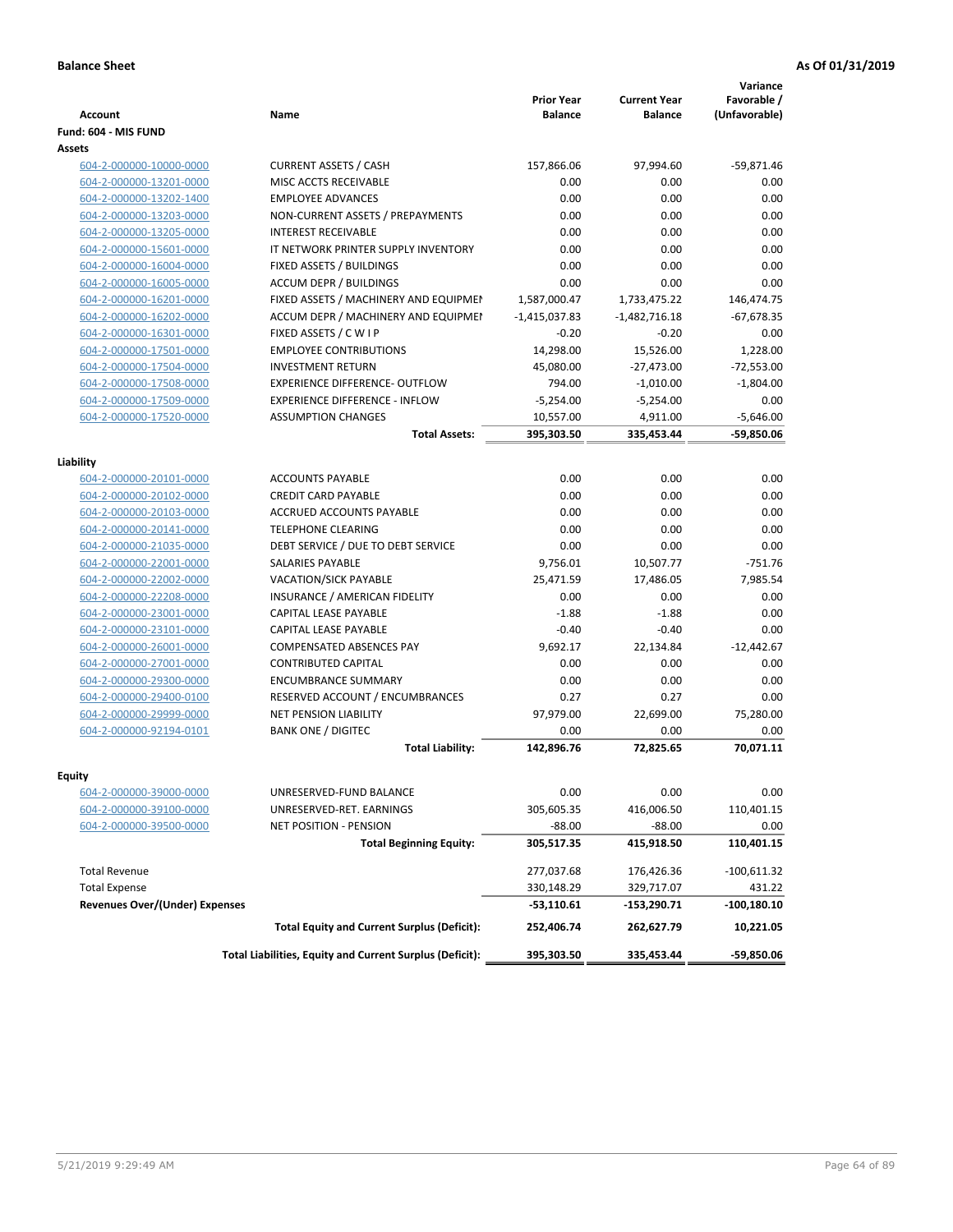**Balance Sheet** — **As Of 01/31/2019**

| Account | Name | Prior Year Balance | Current Year Balance | Variance Favorable / (Unfavorable) |
|---|---|---|---|---|
| **Fund: 604 - MIS FUND** | | | | |
| **Assets** | | | | |
| 604-2-000000-10000-0000 | CURRENT ASSETS / CASH | 157,866.06 | 97,994.60 | -59,871.46 |
| 604-2-000000-13201-0000 | MISC ACCTS RECEIVABLE | 0.00 | 0.00 | 0.00 |
| 604-2-000000-13202-1400 | EMPLOYEE ADVANCES | 0.00 | 0.00 | 0.00 |
| 604-2-000000-13203-0000 | NON-CURRENT ASSETS / PREPAYMENTS | 0.00 | 0.00 | 0.00 |
| 604-2-000000-13205-0000 | INTEREST RECEIVABLE | 0.00 | 0.00 | 0.00 |
| 604-2-000000-15601-0000 | IT NETWORK PRINTER SUPPLY INVENTORY | 0.00 | 0.00 | 0.00 |
| 604-2-000000-16004-0000 | FIXED ASSETS / BUILDINGS | 0.00 | 0.00 | 0.00 |
| 604-2-000000-16005-0000 | ACCUM DEPR / BUILDINGS | 0.00 | 0.00 | 0.00 |
| 604-2-000000-16201-0000 | FIXED ASSETS / MACHINERY AND EQUIPMEI | 1,587,000.47 | 1,733,475.22 | 146,474.75 |
| 604-2-000000-16202-0000 | ACCUM DEPR / MACHINERY AND EQUIPMEI | -1,415,037.83 | -1,482,716.18 | -67,678.35 |
| 604-2-000000-16301-0000 | FIXED ASSETS / C W I P | -0.20 | -0.20 | 0.00 |
| 604-2-000000-17501-0000 | EMPLOYEE CONTRIBUTIONS | 14,298.00 | 15,526.00 | 1,228.00 |
| 604-2-000000-17504-0000 | INVESTMENT RETURN | 45,080.00 | -27,473.00 | -72,553.00 |
| 604-2-000000-17508-0000 | EXPERIENCE DIFFERENCE- OUTFLOW | 794.00 | -1,010.00 | -1,804.00 |
| 604-2-000000-17509-0000 | EXPERIENCE DIFFERENCE - INFLOW | -5,254.00 | -5,254.00 | 0.00 |
| 604-2-000000-17520-0000 | ASSUMPTION CHANGES | 10,557.00 | 4,911.00 | -5,646.00 |
| | **Total Assets:** | **395,303.50** | **335,453.44** | **-59,850.06** |
| **Liability** | | | | |
| 604-2-000000-20101-0000 | ACCOUNTS PAYABLE | 0.00 | 0.00 | 0.00 |
| 604-2-000000-20102-0000 | CREDIT CARD PAYABLE | 0.00 | 0.00 | 0.00 |
| 604-2-000000-20103-0000 | ACCRUED ACCOUNTS PAYABLE | 0.00 | 0.00 | 0.00 |
| 604-2-000000-20141-0000 | TELEPHONE CLEARING | 0.00 | 0.00 | 0.00 |
| 604-2-000000-21035-0000 | DEBT SERVICE / DUE TO DEBT SERVICE | 0.00 | 0.00 | 0.00 |
| 604-2-000000-22001-0000 | SALARIES PAYABLE | 9,756.01 | 10,507.77 | -751.76 |
| 604-2-000000-22002-0000 | VACATION/SICK PAYABLE | 25,471.59 | 17,486.05 | 7,985.54 |
| 604-2-000000-22208-0000 | INSURANCE / AMERICAN FIDELITY | 0.00 | 0.00 | 0.00 |
| 604-2-000000-23001-0000 | CAPITAL LEASE PAYABLE | -1.88 | -1.88 | 0.00 |
| 604-2-000000-23101-0000 | CAPITAL LEASE PAYABLE | -0.40 | -0.40 | 0.00 |
| 604-2-000000-26001-0000 | COMPENSATED ABSENCES PAY | 9,692.17 | 22,134.84 | -12,442.67 |
| 604-2-000000-27001-0000 | CONTRIBUTED CAPITAL | 0.00 | 0.00 | 0.00 |
| 604-2-000000-29300-0000 | ENCUMBRANCE SUMMARY | 0.00 | 0.00 | 0.00 |
| 604-2-000000-29400-0100 | RESERVED ACCOUNT / ENCUMBRANCES | 0.27 | 0.27 | 0.00 |
| 604-2-000000-29999-0000 | NET PENSION LIABILITY | 97,979.00 | 22,699.00 | 75,280.00 |
| 604-2-000000-92194-0101 | BANK ONE / DIGITEC | 0.00 | 0.00 | 0.00 |
| | **Total Liability:** | **142,896.76** | **72,825.65** | **70,071.11** |
| **Equity** | | | | |
| 604-2-000000-39000-0000 | UNRESERVED-FUND BALANCE | 0.00 | 0.00 | 0.00 |
| 604-2-000000-39100-0000 | UNRESERVED-RET. EARNINGS | 305,605.35 | 416,006.50 | 110,401.15 |
| 604-2-000000-39500-0000 | NET POSITION - PENSION | -88.00 | -88.00 | 0.00 |
| | **Total Beginning Equity:** | **305,517.35** | **415,918.50** | **110,401.15** |
| Total Revenue | | 277,037.68 | 176,426.36 | -100,611.32 |
| Total Expense | | 330,148.29 | 329,717.07 | 431.22 |
| **Revenues Over/(Under) Expenses** | | **-53,110.61** | **-153,290.71** | **-100,180.10** |
| | **Total Equity and Current Surplus (Deficit):** | **252,406.74** | **262,627.79** | **10,221.05** |
| | **Total Liabilities, Equity and Current Surplus (Deficit):** | **395,303.50** | **335,453.44** | **-59,850.06** |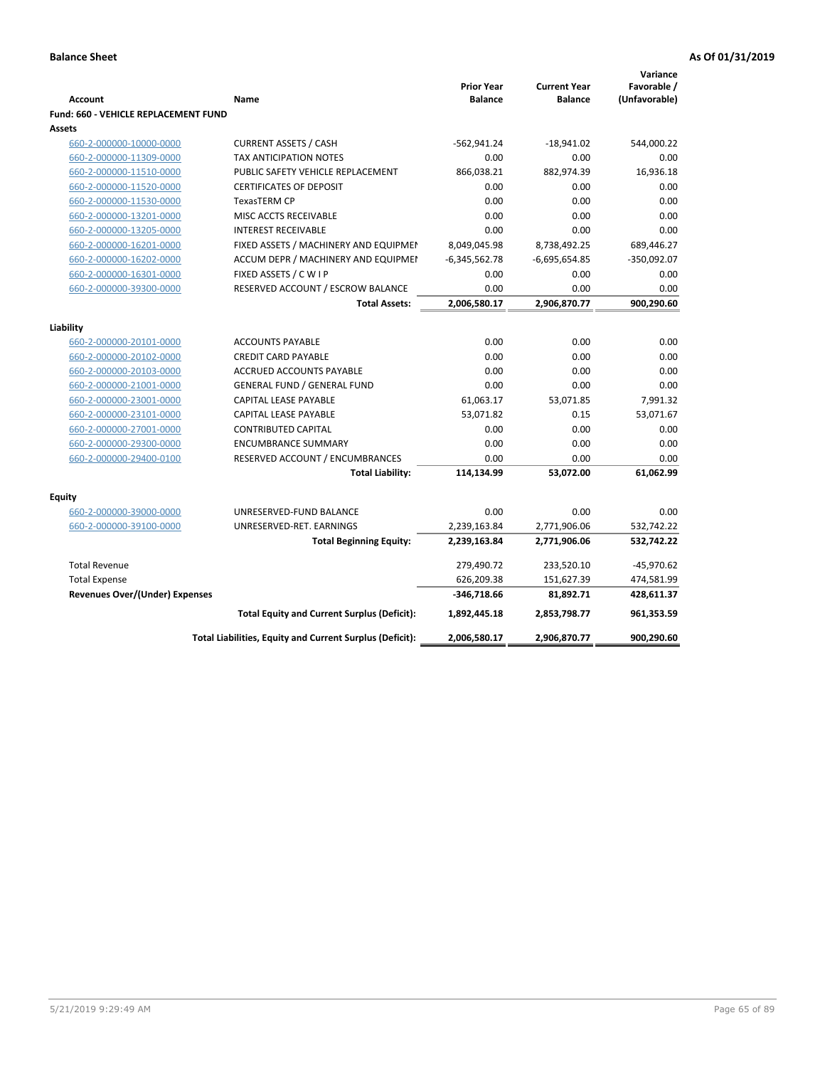**Balance Sheet** — As Of 01/31/2019

| Account | Name | Prior Year Balance | Current Year Balance | Variance Favorable / (Unfavorable) |
|---|---|---|---|---|
| **Fund: 660 - VEHICLE REPLACEMENT FUND** | | | | |
| **Assets** | | | | |
| 660-2-000000-10000-0000 | CURRENT ASSETS / CASH | -562,941.24 | -18,941.02 | 544,000.22 |
| 660-2-000000-11309-0000 | TAX ANTICIPATION NOTES | 0.00 | 0.00 | 0.00 |
| 660-2-000000-11510-0000 | PUBLIC SAFETY VEHICLE REPLACEMENT | 866,038.21 | 882,974.39 | 16,936.18 |
| 660-2-000000-11520-0000 | CERTIFICATES OF DEPOSIT | 0.00 | 0.00 | 0.00 |
| 660-2-000000-11530-0000 | TexasTERM CP | 0.00 | 0.00 | 0.00 |
| 660-2-000000-13201-0000 | MISC ACCTS RECEIVABLE | 0.00 | 0.00 | 0.00 |
| 660-2-000000-13205-0000 | INTEREST RECEIVABLE | 0.00 | 0.00 | 0.00 |
| 660-2-000000-16201-0000 | FIXED ASSETS / MACHINERY AND EQUIPMEI | 8,049,045.98 | 8,738,492.25 | 689,446.27 |
| 660-2-000000-16202-0000 | ACCUM DEPR / MACHINERY AND EQUIPMEI | -6,345,562.78 | -6,695,654.85 | -350,092.07 |
| 660-2-000000-16301-0000 | FIXED ASSETS / C W I P | 0.00 | 0.00 | 0.00 |
| 660-2-000000-39300-0000 | RESERVED ACCOUNT / ESCROW BALANCE | 0.00 | 0.00 | 0.00 |
| | **Total Assets:** | **2,006,580.17** | **2,906,870.77** | **900,290.60** |
| **Liability** | | | | |
| 660-2-000000-20101-0000 | ACCOUNTS PAYABLE | 0.00 | 0.00 | 0.00 |
| 660-2-000000-20102-0000 | CREDIT CARD PAYABLE | 0.00 | 0.00 | 0.00 |
| 660-2-000000-20103-0000 | ACCRUED ACCOUNTS PAYABLE | 0.00 | 0.00 | 0.00 |
| 660-2-000000-21001-0000 | GENERAL FUND / GENERAL FUND | 0.00 | 0.00 | 0.00 |
| 660-2-000000-23001-0000 | CAPITAL LEASE PAYABLE | 61,063.17 | 53,071.85 | 7,991.32 |
| 660-2-000000-23101-0000 | CAPITAL LEASE PAYABLE | 53,071.82 | 0.15 | 53,071.67 |
| 660-2-000000-27001-0000 | CONTRIBUTED CAPITAL | 0.00 | 0.00 | 0.00 |
| 660-2-000000-29300-0000 | ENCUMBRANCE SUMMARY | 0.00 | 0.00 | 0.00 |
| 660-2-000000-29400-0100 | RESERVED ACCOUNT / ENCUMBRANCES | 0.00 | 0.00 | 0.00 |
| | **Total Liability:** | **114,134.99** | **53,072.00** | **61,062.99** |
| **Equity** | | | | |
| 660-2-000000-39000-0000 | UNRESERVED-FUND BALANCE | 0.00 | 0.00 | 0.00 |
| 660-2-000000-39100-0000 | UNRESERVED-RET. EARNINGS | 2,239,163.84 | 2,771,906.06 | 532,742.22 |
| | **Total Beginning Equity:** | **2,239,163.84** | **2,771,906.06** | **532,742.22** |
| Total Revenue | | 279,490.72 | 233,520.10 | -45,970.62 |
| Total Expense | | 626,209.38 | 151,627.39 | 474,581.99 |
| **Revenues Over/(Under) Expenses** | | **-346,718.66** | **81,892.71** | **428,611.37** |
| | **Total Equity and Current Surplus (Deficit):** | **1,892,445.18** | **2,853,798.77** | **961,353.59** |
| | **Total Liabilities, Equity and Current Surplus (Deficit):** | **2,006,580.17** | **2,906,870.77** | **900,290.60** |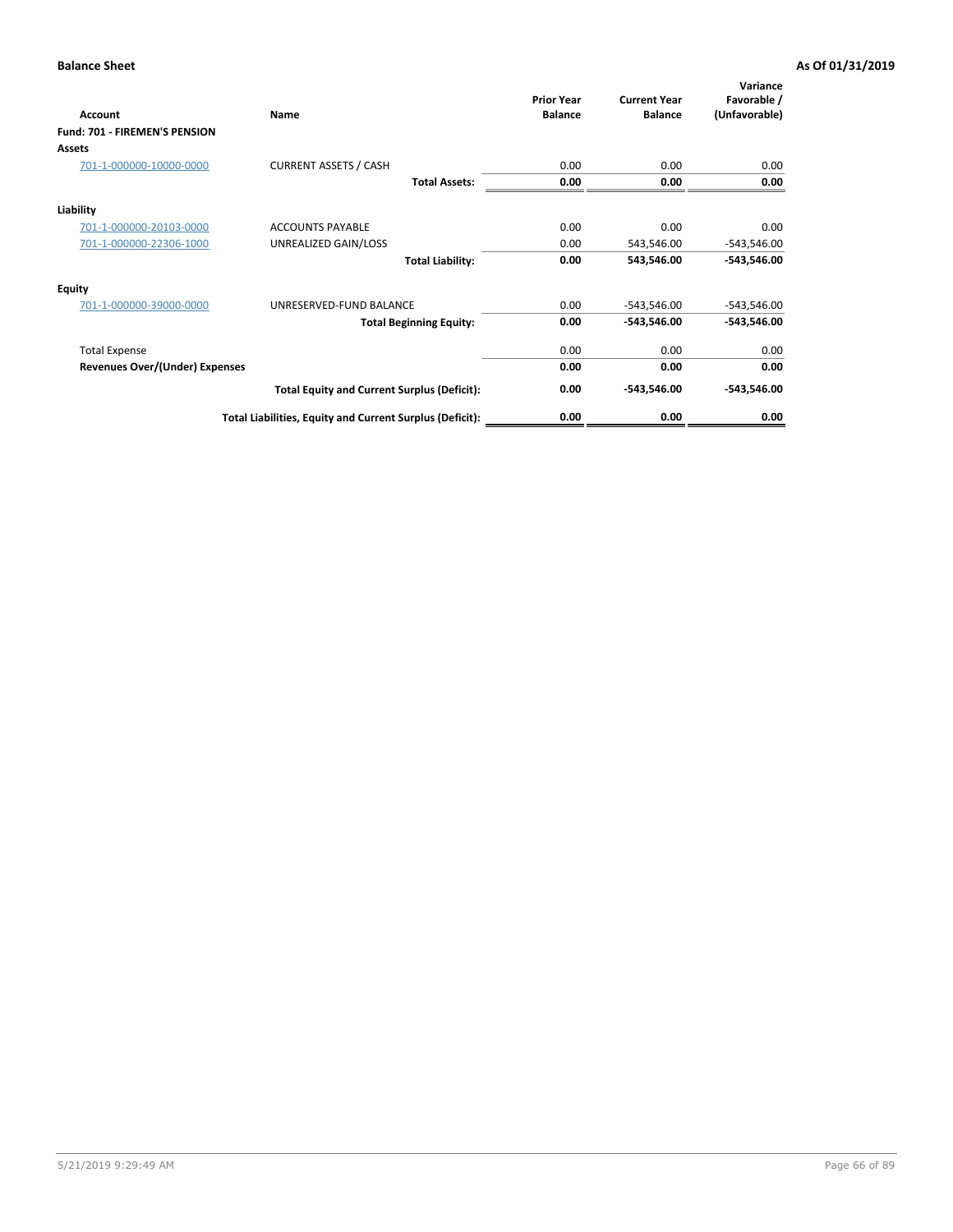**Balance Sheet** | **As Of 01/31/2019**

| Account | Name | Prior Year Balance | Current Year Balance | Variance Favorable / (Unfavorable) |
|---|---|---|---|---|
| **Fund: 701 - FIREMEN'S PENSION** | | | | |
| **Assets** | | | | |
| 701-1-000000-10000-0000 | CURRENT ASSETS / CASH | 0.00 | 0.00 | 0.00 |
| | **Total Assets:** | **0.00** | **0.00** | **0.00** |
| **Liability** | | | | |
| 701-1-000000-20103-0000 | ACCOUNTS PAYABLE | 0.00 | 0.00 | 0.00 |
| 701-1-000000-22306-1000 | UNREALIZED GAIN/LOSS | 0.00 | 543,546.00 | -543,546.00 |
| | **Total Liability:** | **0.00** | **543,546.00** | **-543,546.00** |
| **Equity** | | | | |
| 701-1-000000-39000-0000 | UNRESERVED-FUND BALANCE | 0.00 | -543,546.00 | -543,546.00 |
| | **Total Beginning Equity:** | **0.00** | **-543,546.00** | **-543,546.00** |
| Total Expense | | 0.00 | 0.00 | 0.00 |
| **Revenues Over/(Under) Expenses** | | **0.00** | **0.00** | **0.00** |
| | **Total Equity and Current Surplus (Deficit):** | **0.00** | **-543,546.00** | **-543,546.00** |
| | **Total Liabilities, Equity and Current Surplus (Deficit):** | **0.00** | **0.00** | **0.00** |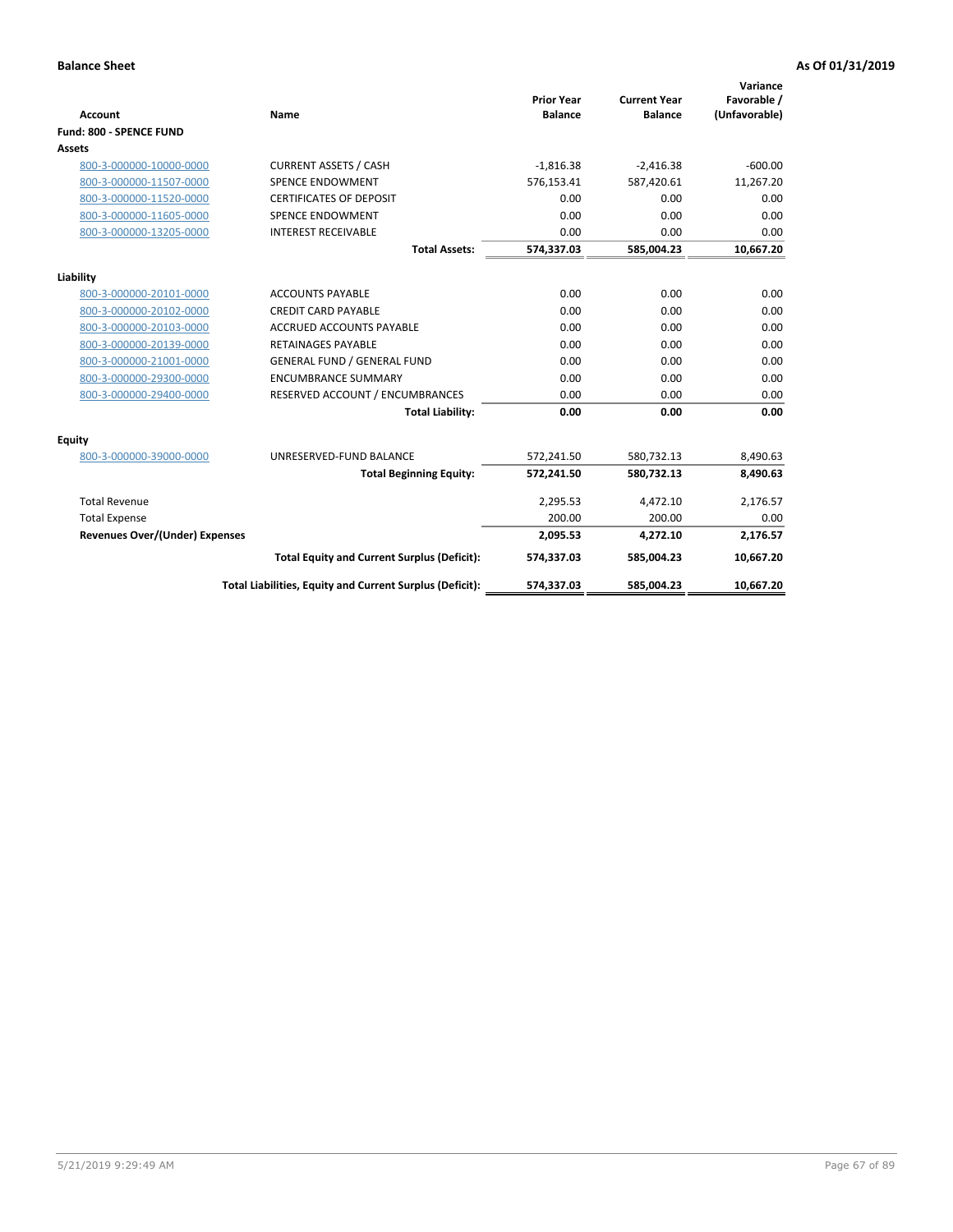**Balance Sheet** **As Of 01/31/2019**

| Account | Name | Prior Year Balance | Current Year Balance | Variance Favorable / (Unfavorable) |
|---|---|---|---|---|
| **Fund: 800 - SPENCE FUND** | | | | |
| **Assets** | | | | |
| 800-3-000000-10000-0000 | CURRENT ASSETS / CASH | -1,816.38 | -2,416.38 | -600.00 |
| 800-3-000000-11507-0000 | SPENCE ENDOWMENT | 576,153.41 | 587,420.61 | 11,267.20 |
| 800-3-000000-11520-0000 | CERTIFICATES OF DEPOSIT | 0.00 | 0.00 | 0.00 |
| 800-3-000000-11605-0000 | SPENCE ENDOWMENT | 0.00 | 0.00 | 0.00 |
| 800-3-000000-13205-0000 | INTEREST RECEIVABLE | 0.00 | 0.00 | 0.00 |
| | **Total Assets:** | **574,337.03** | **585,004.23** | **10,667.20** |
| **Liability** | | | | |
| 800-3-000000-20101-0000 | ACCOUNTS PAYABLE | 0.00 | 0.00 | 0.00 |
| 800-3-000000-20102-0000 | CREDIT CARD PAYABLE | 0.00 | 0.00 | 0.00 |
| 800-3-000000-20103-0000 | ACCRUED ACCOUNTS PAYABLE | 0.00 | 0.00 | 0.00 |
| 800-3-000000-20139-0000 | RETAINAGES PAYABLE | 0.00 | 0.00 | 0.00 |
| 800-3-000000-21001-0000 | GENERAL FUND / GENERAL FUND | 0.00 | 0.00 | 0.00 |
| 800-3-000000-29300-0000 | ENCUMBRANCE SUMMARY | 0.00 | 0.00 | 0.00 |
| 800-3-000000-29400-0000 | RESERVED ACCOUNT / ENCUMBRANCES | 0.00 | 0.00 | 0.00 |
| | **Total Liability:** | **0.00** | **0.00** | **0.00** |
| **Equity** | | | | |
| 800-3-000000-39000-0000 | UNRESERVED-FUND BALANCE | 572,241.50 | 580,732.13 | 8,490.63 |
| | **Total Beginning Equity:** | **572,241.50** | **580,732.13** | **8,490.63** |
| Total Revenue | | 2,295.53 | 4,472.10 | 2,176.57 |
| Total Expense | | 200.00 | 200.00 | 0.00 |
| **Revenues Over/(Under) Expenses** | | **2,095.53** | **4,272.10** | **2,176.57** |
| | **Total Equity and Current Surplus (Deficit):** | **574,337.03** | **585,004.23** | **10,667.20** |
| | **Total Liabilities, Equity and Current Surplus (Deficit):** | **574,337.03** | **585,004.23** | **10,667.20** |

5/21/2019 9:29:49 AM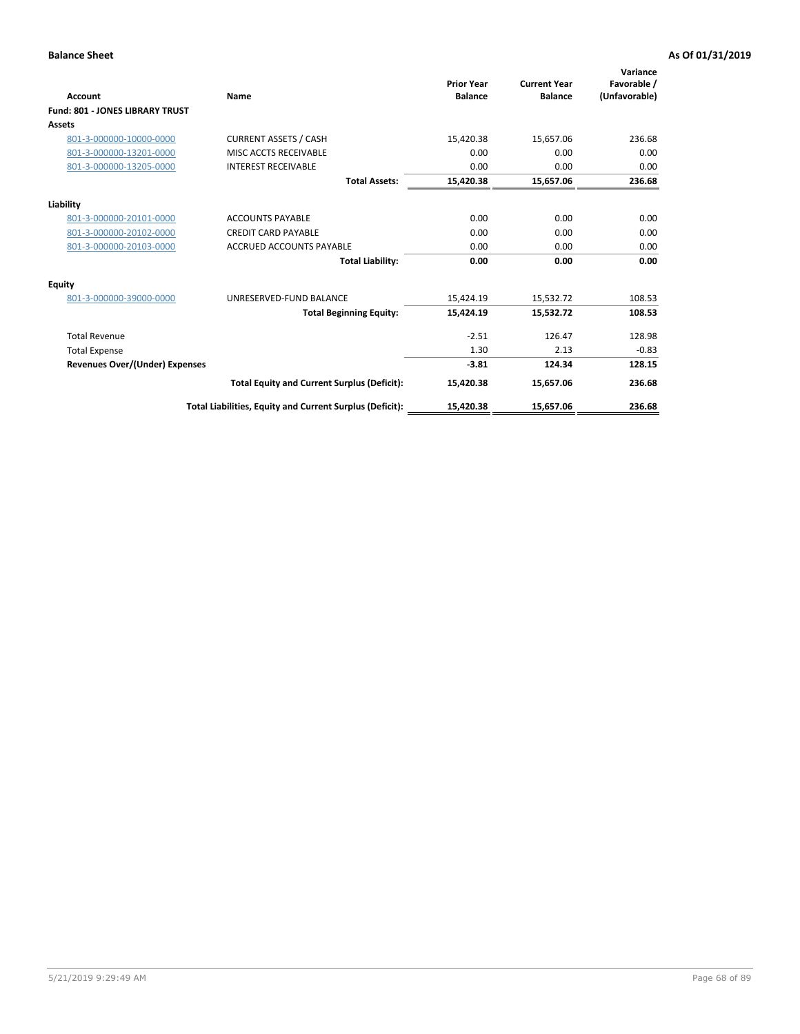**Balance Sheet** **As Of 01/31/2019**

| Account | Name | Prior Year Balance | Current Year Balance | Variance Favorable / (Unfavorable) |
|---|---|---|---|---|
| **Fund: 801 - JONES LIBRARY TRUST** | | | | |
| **Assets** | | | | |
| 801-3-000000-10000-0000 | CURRENT ASSETS / CASH | 15,420.38 | 15,657.06 | 236.68 |
| 801-3-000000-13201-0000 | MISC ACCTS RECEIVABLE | 0.00 | 0.00 | 0.00 |
| 801-3-000000-13205-0000 | INTEREST RECEIVABLE | 0.00 | 0.00 | 0.00 |
| | **Total Assets:** | **15,420.38** | **15,657.06** | **236.68** |
| **Liability** | | | | |
| 801-3-000000-20101-0000 | ACCOUNTS PAYABLE | 0.00 | 0.00 | 0.00 |
| 801-3-000000-20102-0000 | CREDIT CARD PAYABLE | 0.00 | 0.00 | 0.00 |
| 801-3-000000-20103-0000 | ACCRUED ACCOUNTS PAYABLE | 0.00 | 0.00 | 0.00 |
| | **Total Liability:** | **0.00** | **0.00** | **0.00** |
| **Equity** | | | | |
| 801-3-000000-39000-0000 | UNRESERVED-FUND BALANCE | 15,424.19 | 15,532.72 | 108.53 |
| | **Total Beginning Equity:** | **15,424.19** | **15,532.72** | **108.53** |
| Total Revenue | | -2.51 | 126.47 | 128.98 |
| Total Expense | | 1.30 | 2.13 | -0.83 |
| **Revenues Over/(Under) Expenses** | | **-3.81** | **124.34** | **128.15** |
| | **Total Equity and Current Surplus (Deficit):** | **15,420.38** | **15,657.06** | **236.68** |
| | **Total Liabilities, Equity and Current Surplus (Deficit):** | **15,420.38** | **15,657.06** | **236.68** |

5/21/2019 9:29:49 AM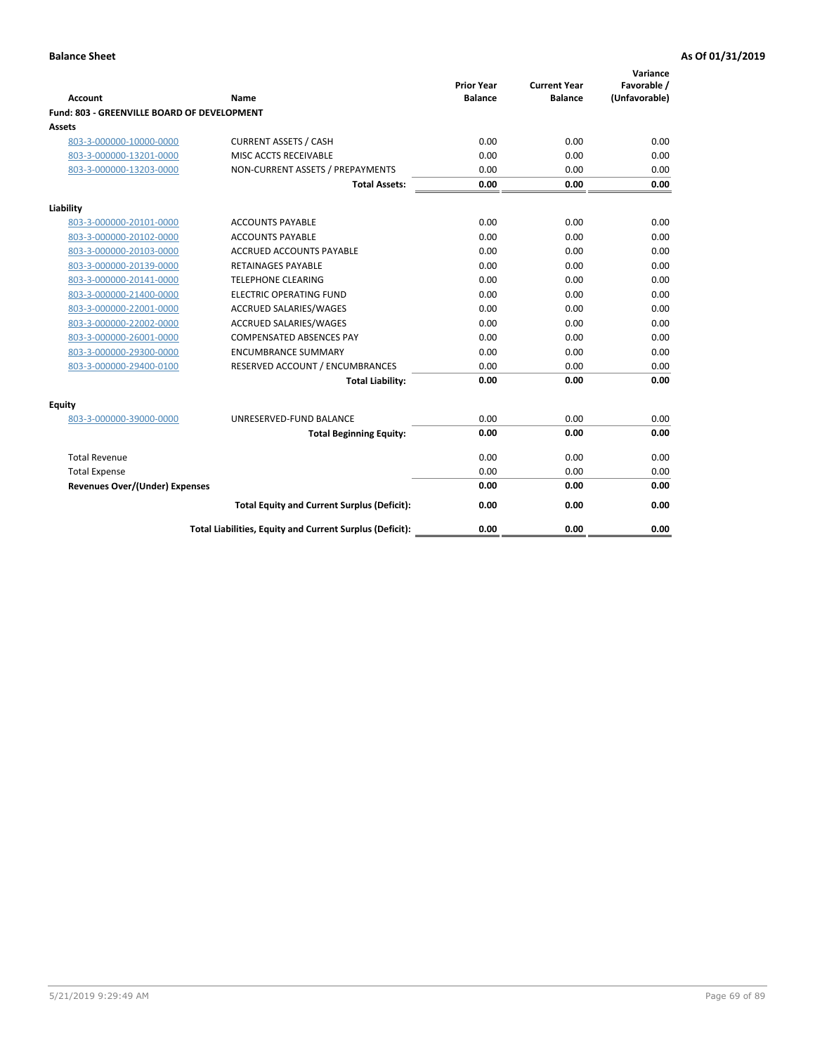**Balance Sheet** **As Of 01/31/2019**

| Account | Name | Prior Year Balance | Current Year Balance | Variance Favorable / (Unfavorable) |
|---|---|---|---|---|
| **Fund: 803 - GREENVILLE BOARD OF DEVELOPMENT** | | | | |
| **Assets** | | | | |
| 803-3-000000-10000-0000 | CURRENT ASSETS / CASH | 0.00 | 0.00 | 0.00 |
| 803-3-000000-13201-0000 | MISC ACCTS RECEIVABLE | 0.00 | 0.00 | 0.00 |
| 803-3-000000-13203-0000 | NON-CURRENT ASSETS / PREPAYMENTS | 0.00 | 0.00 | 0.00 |
| | **Total Assets:** | **0.00** | **0.00** | **0.00** |
| **Liability** | | | | |
| 803-3-000000-20101-0000 | ACCOUNTS PAYABLE | 0.00 | 0.00 | 0.00 |
| 803-3-000000-20102-0000 | ACCOUNTS PAYABLE | 0.00 | 0.00 | 0.00 |
| 803-3-000000-20103-0000 | ACCRUED ACCOUNTS PAYABLE | 0.00 | 0.00 | 0.00 |
| 803-3-000000-20139-0000 | RETAINAGES PAYABLE | 0.00 | 0.00 | 0.00 |
| 803-3-000000-20141-0000 | TELEPHONE CLEARING | 0.00 | 0.00 | 0.00 |
| 803-3-000000-21400-0000 | ELECTRIC OPERATING FUND | 0.00 | 0.00 | 0.00 |
| 803-3-000000-22001-0000 | ACCRUED SALARIES/WAGES | 0.00 | 0.00 | 0.00 |
| 803-3-000000-22002-0000 | ACCRUED SALARIES/WAGES | 0.00 | 0.00 | 0.00 |
| 803-3-000000-26001-0000 | COMPENSATED ABSENCES PAY | 0.00 | 0.00 | 0.00 |
| 803-3-000000-29300-0000 | ENCUMBRANCE SUMMARY | 0.00 | 0.00 | 0.00 |
| 803-3-000000-29400-0100 | RESERVED ACCOUNT / ENCUMBRANCES | 0.00 | 0.00 | 0.00 |
| | **Total Liability:** | **0.00** | **0.00** | **0.00** |
| **Equity** | | | | |
| 803-3-000000-39000-0000 | UNRESERVED-FUND BALANCE | 0.00 | 0.00 | 0.00 |
| | **Total Beginning Equity:** | **0.00** | **0.00** | **0.00** |
| Total Revenue | | 0.00 | 0.00 | 0.00 |
| Total Expense | | 0.00 | 0.00 | 0.00 |
| **Revenues Over/(Under) Expenses** | | **0.00** | **0.00** | **0.00** |
| | **Total Equity and Current Surplus (Deficit):** | **0.00** | **0.00** | **0.00** |
| | **Total Liabilities, Equity and Current Surplus (Deficit):** | **0.00** | **0.00** | **0.00** |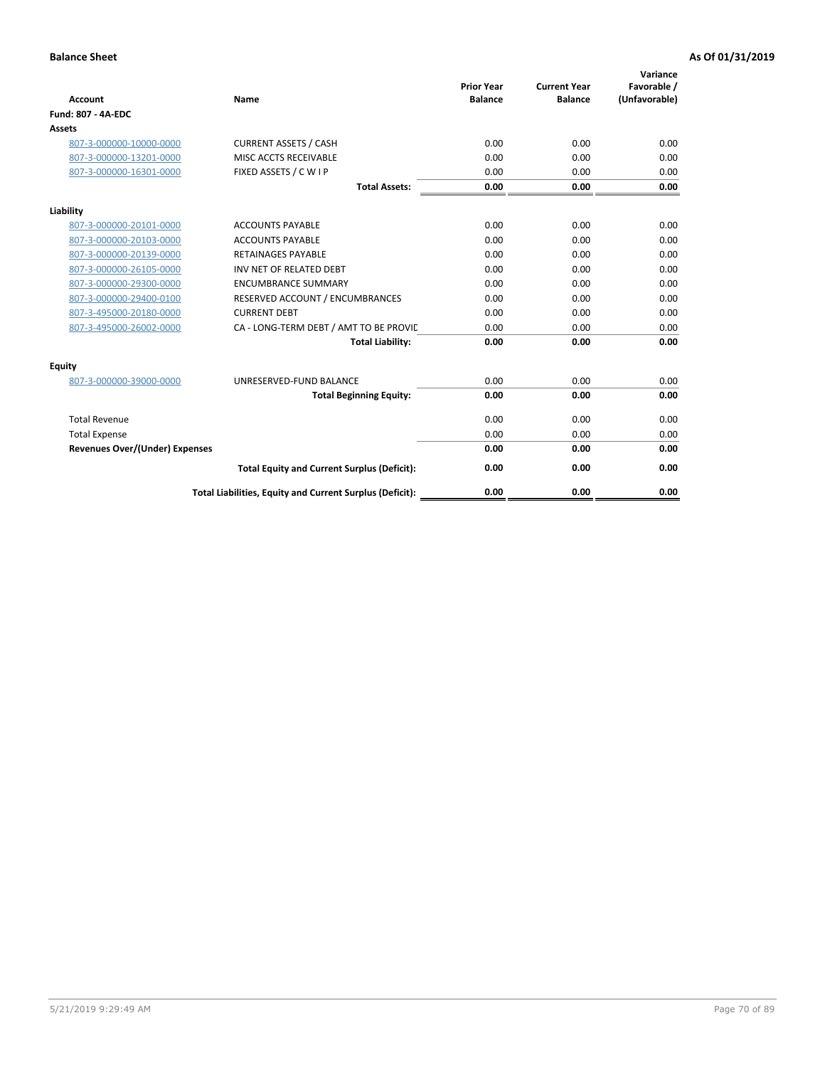**Balance Sheet** **As Of 01/31/2019**

| Account | Name | Prior Year Balance | Current Year Balance | Variance Favorable / (Unfavorable) |
|---|---|---|---|---|
| **Fund: 807 - 4A-EDC** | | | | |
| **Assets** | | | | |
| 807-3-000000-10000-0000 | CURRENT ASSETS / CASH | 0.00 | 0.00 | 0.00 |
| 807-3-000000-13201-0000 | MISC ACCTS RECEIVABLE | 0.00 | 0.00 | 0.00 |
| 807-3-000000-16301-0000 | FIXED ASSETS / C W I P | 0.00 | 0.00 | 0.00 |
| | **Total Assets:** | **0.00** | **0.00** | **0.00** |
| **Liability** | | | | |
| 807-3-000000-20101-0000 | ACCOUNTS PAYABLE | 0.00 | 0.00 | 0.00 |
| 807-3-000000-20103-0000 | ACCOUNTS PAYABLE | 0.00 | 0.00 | 0.00 |
| 807-3-000000-20139-0000 | RETAINAGES PAYABLE | 0.00 | 0.00 | 0.00 |
| 807-3-000000-26105-0000 | INV NET OF RELATED DEBT | 0.00 | 0.00 | 0.00 |
| 807-3-000000-29300-0000 | ENCUMBRANCE SUMMARY | 0.00 | 0.00 | 0.00 |
| 807-3-000000-29400-0100 | RESERVED ACCOUNT / ENCUMBRANCES | 0.00 | 0.00 | 0.00 |
| 807-3-495000-20180-0000 | CURRENT DEBT | 0.00 | 0.00 | 0.00 |
| 807-3-495000-26002-0000 | CA - LONG-TERM DEBT / AMT TO BE PROVIC | 0.00 | 0.00 | 0.00 |
| | **Total Liability:** | **0.00** | **0.00** | **0.00** |
| **Equity** | | | | |
| 807-3-000000-39000-0000 | UNRESERVED-FUND BALANCE | 0.00 | 0.00 | 0.00 |
| | **Total Beginning Equity:** | **0.00** | **0.00** | **0.00** |
| Total Revenue | | 0.00 | 0.00 | 0.00 |
| Total Expense | | 0.00 | 0.00 | 0.00 |
| **Revenues Over/(Under) Expenses** | | **0.00** | **0.00** | **0.00** |
| | **Total Equity and Current Surplus (Deficit):** | **0.00** | **0.00** | **0.00** |
| | **Total Liabilities, Equity and Current Surplus (Deficit):** | **0.00** | **0.00** | **0.00** |

5/21/2019 9:29:49 AM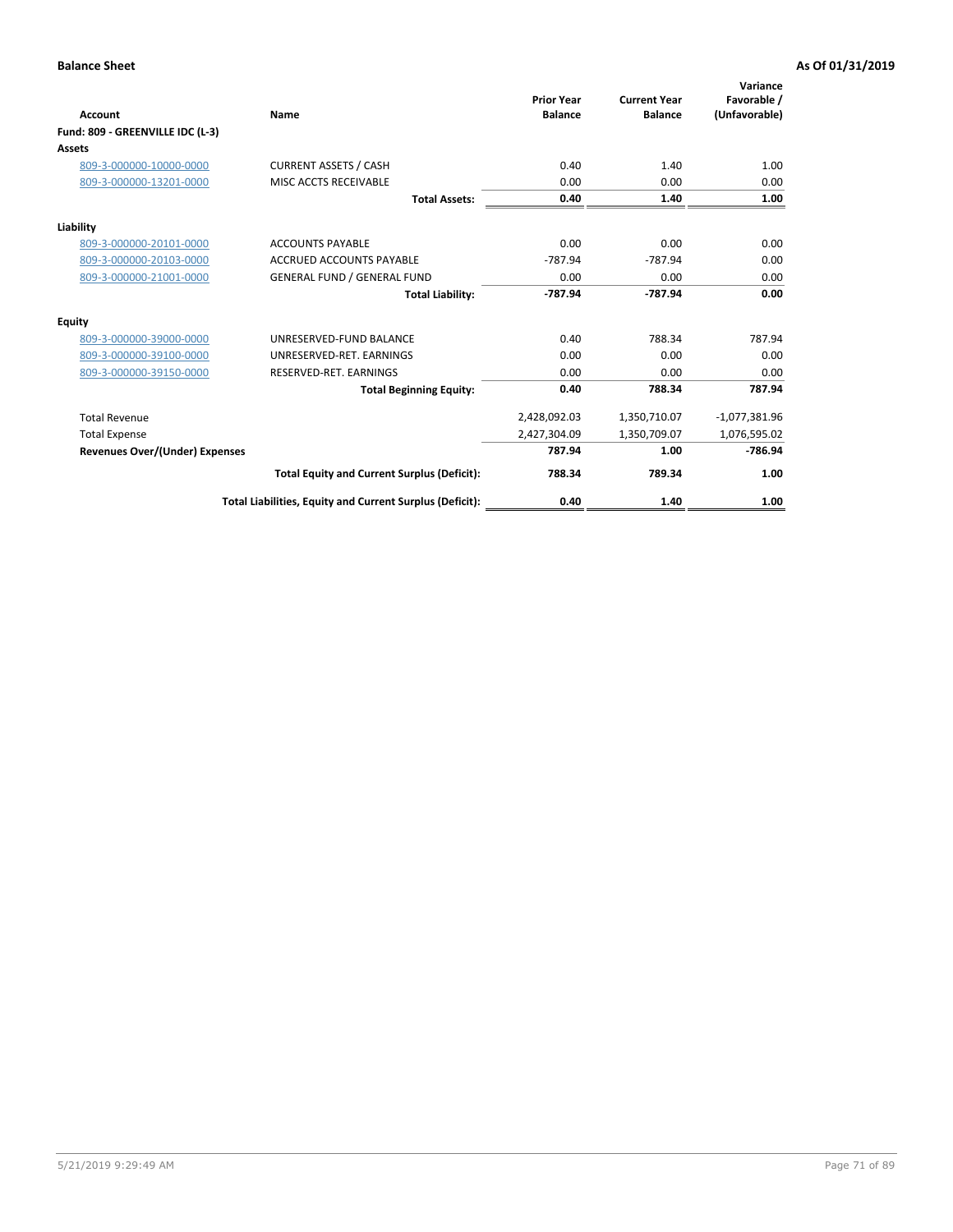**Balance Sheet** **As Of 01/31/2019**

| Account | Name | Prior Year Balance | Current Year Balance | Variance Favorable / (Unfavorable) |
|---|---|---|---|---|
| **Fund: 809 - GREENVILLE IDC (L-3)** | | | | |
| **Assets** | | | | |
| 809-3-000000-10000-0000 | CURRENT ASSETS / CASH | 0.40 | 1.40 | 1.00 |
| 809-3-000000-13201-0000 | MISC ACCTS RECEIVABLE | 0.00 | 0.00 | 0.00 |
| | **Total Assets:** | **0.40** | **1.40** | **1.00** |
| **Liability** | | | | |
| 809-3-000000-20101-0000 | ACCOUNTS PAYABLE | 0.00 | 0.00 | 0.00 |
| 809-3-000000-20103-0000 | ACCRUED ACCOUNTS PAYABLE | -787.94 | -787.94 | 0.00 |
| 809-3-000000-21001-0000 | GENERAL FUND / GENERAL FUND | 0.00 | 0.00 | 0.00 |
| | **Total Liability:** | **-787.94** | **-787.94** | **0.00** |
| **Equity** | | | | |
| 809-3-000000-39000-0000 | UNRESERVED-FUND BALANCE | 0.40 | 788.34 | 787.94 |
| 809-3-000000-39100-0000 | UNRESERVED-RET. EARNINGS | 0.00 | 0.00 | 0.00 |
| 809-3-000000-39150-0000 | RESERVED-RET. EARNINGS | 0.00 | 0.00 | 0.00 |
| | **Total Beginning Equity:** | **0.40** | **788.34** | **787.94** |
| Total Revenue | | 2,428,092.03 | 1,350,710.07 | -1,077,381.96 |
| Total Expense | | 2,427,304.09 | 1,350,709.07 | 1,076,595.02 |
| **Revenues Over/(Under) Expenses** | | **787.94** | **1.00** | **-786.94** |
| | **Total Equity and Current Surplus (Deficit):** | **788.34** | **789.34** | **1.00** |
| | **Total Liabilities, Equity and Current Surplus (Deficit):** | **0.40** | **1.40** | **1.00** |

5/21/2019 9:29:49 AM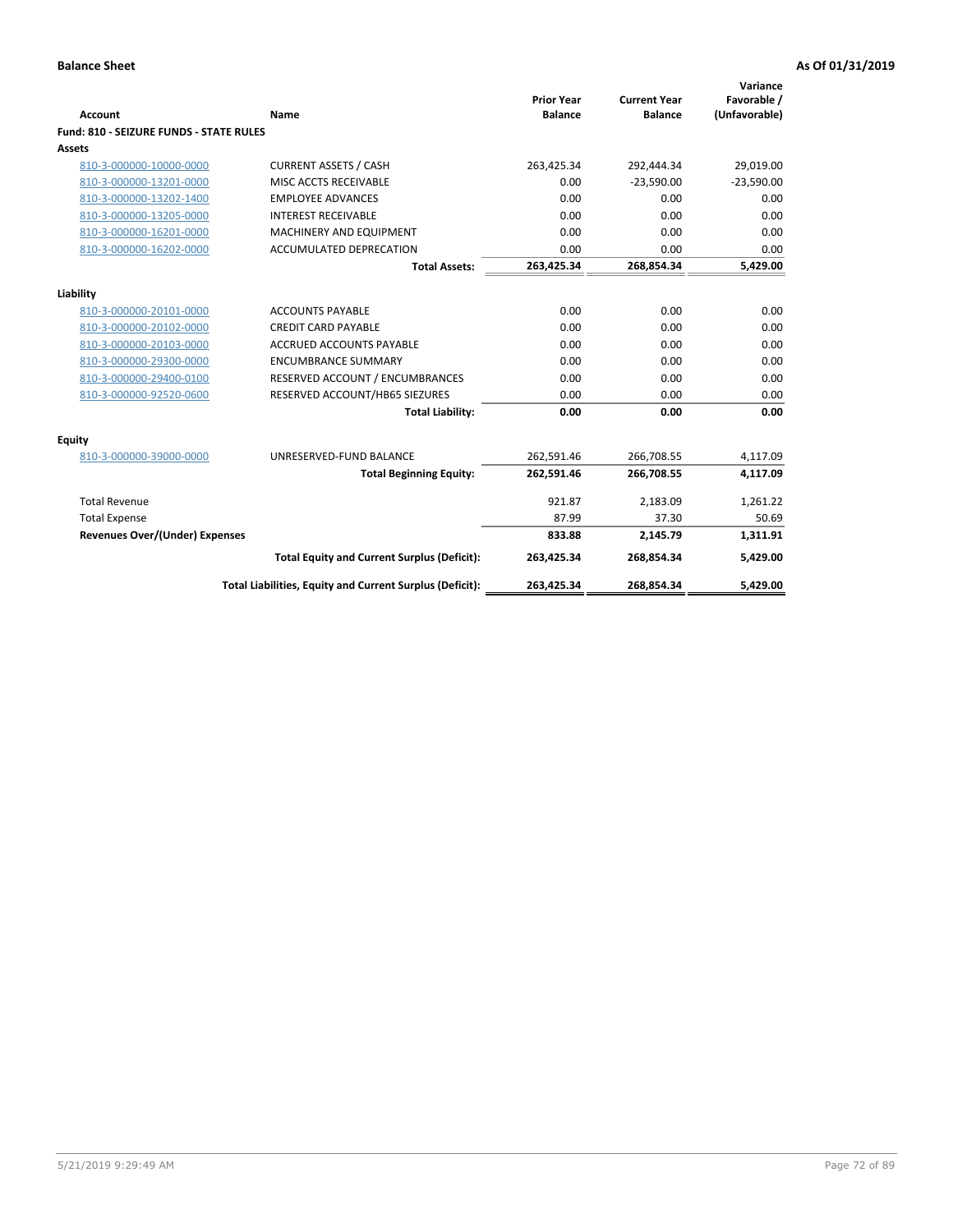**Balance Sheet** **As Of 01/31/2019**

| Account | Name | Prior Year Balance | Current Year Balance | Variance Favorable / (Unfavorable) |
|---|---|---|---|---|
| **Fund: 810 - SEIZURE FUNDS - STATE RULES** | | | | |
| **Assets** | | | | |
| 810-3-000000-10000-0000 | CURRENT ASSETS / CASH | 263,425.34 | 292,444.34 | 29,019.00 |
| 810-3-000000-13201-0000 | MISC ACCTS RECEIVABLE | 0.00 | -23,590.00 | -23,590.00 |
| 810-3-000000-13202-1400 | EMPLOYEE ADVANCES | 0.00 | 0.00 | 0.00 |
| 810-3-000000-13205-0000 | INTEREST RECEIVABLE | 0.00 | 0.00 | 0.00 |
| 810-3-000000-16201-0000 | MACHINERY AND EQUIPMENT | 0.00 | 0.00 | 0.00 |
| 810-3-000000-16202-0000 | ACCUMULATED DEPRECATION | 0.00 | 0.00 | 0.00 |
| | **Total Assets:** | **263,425.34** | **268,854.34** | **5,429.00** |
| **Liability** | | | | |
| 810-3-000000-20101-0000 | ACCOUNTS PAYABLE | 0.00 | 0.00 | 0.00 |
| 810-3-000000-20102-0000 | CREDIT CARD PAYABLE | 0.00 | 0.00 | 0.00 |
| 810-3-000000-20103-0000 | ACCRUED ACCOUNTS PAYABLE | 0.00 | 0.00 | 0.00 |
| 810-3-000000-29300-0000 | ENCUMBRANCE SUMMARY | 0.00 | 0.00 | 0.00 |
| 810-3-000000-29400-0100 | RESERVED ACCOUNT / ENCUMBRANCES | 0.00 | 0.00 | 0.00 |
| 810-3-000000-92520-0600 | RESERVED ACCOUNT/HB65 SIEZURES | 0.00 | 0.00 | 0.00 |
| | **Total Liability:** | **0.00** | **0.00** | **0.00** |
| **Equity** | | | | |
| 810-3-000000-39000-0000 | UNRESERVED-FUND BALANCE | 262,591.46 | 266,708.55 | 4,117.09 |
| | **Total Beginning Equity:** | **262,591.46** | **266,708.55** | **4,117.09** |
| Total Revenue | | 921.87 | 2,183.09 | 1,261.22 |
| Total Expense | | 87.99 | 37.30 | 50.69 |
| **Revenues Over/(Under) Expenses** | | **833.88** | **2,145.79** | **1,311.91** |
| | **Total Equity and Current Surplus (Deficit):** | **263,425.34** | **268,854.34** | **5,429.00** |
| | **Total Liabilities, Equity and Current Surplus (Deficit):** | **263,425.34** | **268,854.34** | **5,429.00** |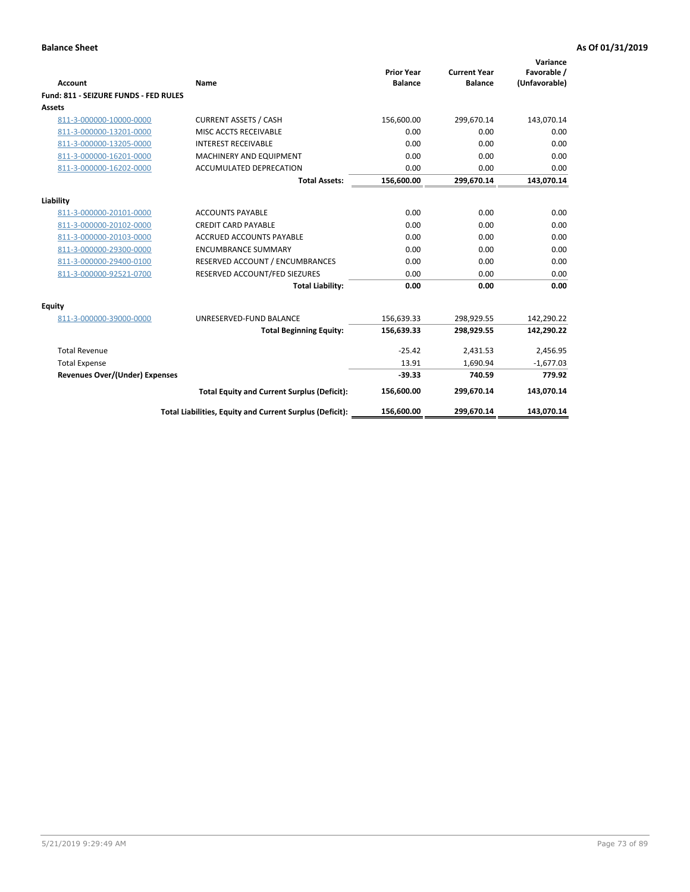**Balance Sheet** **As Of 01/31/2019**

| Account | Name | Prior Year Balance | Current Year Balance | Variance Favorable / (Unfavorable) |
|---|---|---|---|---|
| **Fund: 811 - SEIZURE FUNDS - FED RULES** | | | | |
| **Assets** | | | | |
| 811-3-000000-10000-0000 | CURRENT ASSETS / CASH | 156,600.00 | 299,670.14 | 143,070.14 |
| 811-3-000000-13201-0000 | MISC ACCTS RECEIVABLE | 0.00 | 0.00 | 0.00 |
| 811-3-000000-13205-0000 | INTEREST RECEIVABLE | 0.00 | 0.00 | 0.00 |
| 811-3-000000-16201-0000 | MACHINERY AND EQUIPMENT | 0.00 | 0.00 | 0.00 |
| 811-3-000000-16202-0000 | ACCUMULATED DEPRECATION | 0.00 | 0.00 | 0.00 |
| | **Total Assets:** | **156,600.00** | **299,670.14** | **143,070.14** |
| **Liability** | | | | |
| 811-3-000000-20101-0000 | ACCOUNTS PAYABLE | 0.00 | 0.00 | 0.00 |
| 811-3-000000-20102-0000 | CREDIT CARD PAYABLE | 0.00 | 0.00 | 0.00 |
| 811-3-000000-20103-0000 | ACCRUED ACCOUNTS PAYABLE | 0.00 | 0.00 | 0.00 |
| 811-3-000000-29300-0000 | ENCUMBRANCE SUMMARY | 0.00 | 0.00 | 0.00 |
| 811-3-000000-29400-0100 | RESERVED ACCOUNT / ENCUMBRANCES | 0.00 | 0.00 | 0.00 |
| 811-3-000000-92521-0700 | RESERVED ACCOUNT/FED SIEZURES | 0.00 | 0.00 | 0.00 |
| | **Total Liability:** | **0.00** | **0.00** | **0.00** |
| **Equity** | | | | |
| 811-3-000000-39000-0000 | UNRESERVED-FUND BALANCE | 156,639.33 | 298,929.55 | 142,290.22 |
| | **Total Beginning Equity:** | **156,639.33** | **298,929.55** | **142,290.22** |
| Total Revenue | | -25.42 | 2,431.53 | 2,456.95 |
| Total Expense | | 13.91 | 1,690.94 | -1,677.03 |
| **Revenues Over/(Under) Expenses** | | **-39.33** | **740.59** | **779.92** |
| | **Total Equity and Current Surplus (Deficit):** | **156,600.00** | **299,670.14** | **143,070.14** |
| | **Total Liabilities, Equity and Current Surplus (Deficit):** | **156,600.00** | **299,670.14** | **143,070.14** |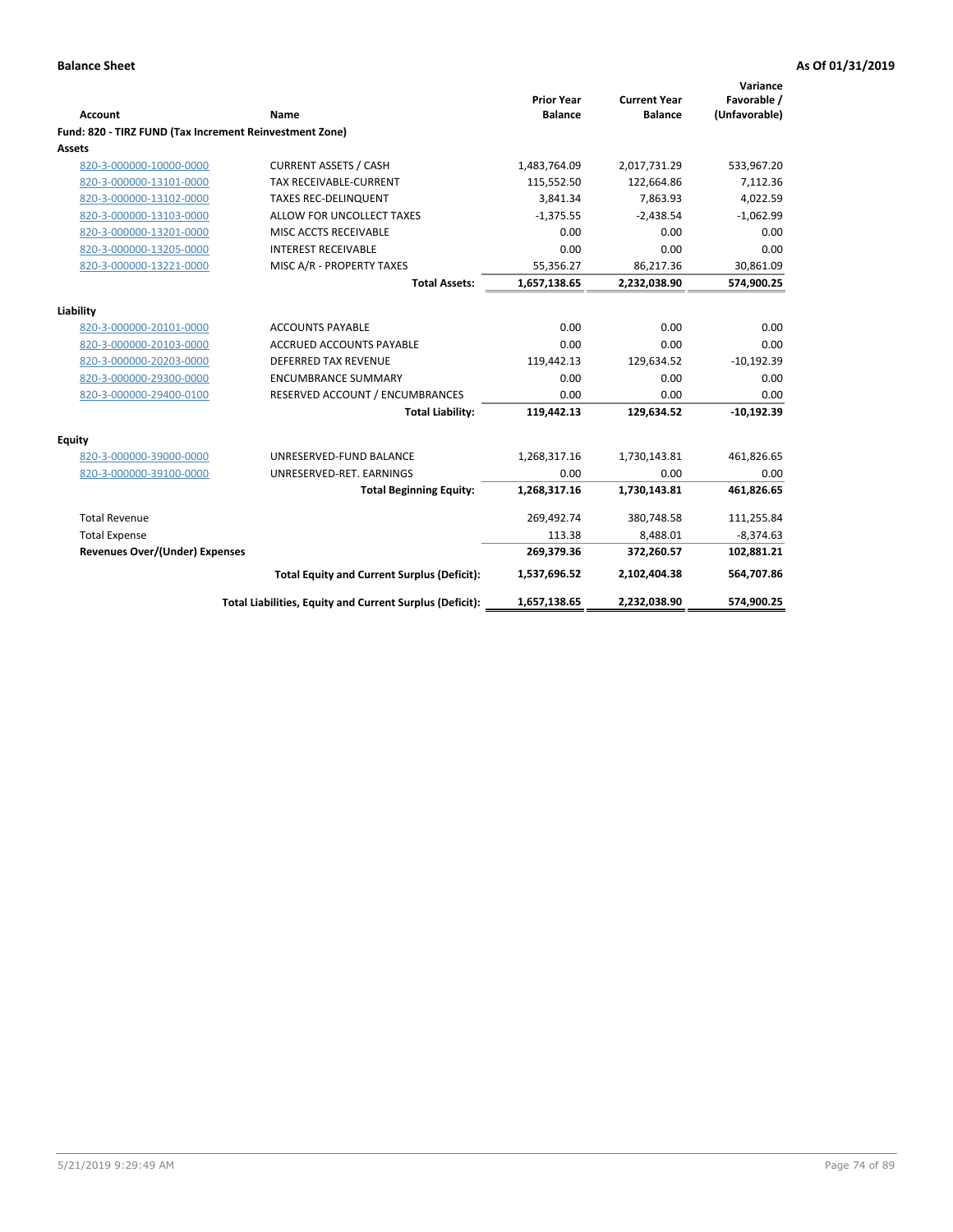**Balance Sheet** — **As Of 01/31/2019**

| Account | Name | Prior Year Balance | Current Year Balance | Variance Favorable / (Unfavorable) |
|---|---|---|---|---|
| **Fund: 820 - TIRZ FUND (Tax Increment Reinvestment Zone)** | | | | |
| **Assets** | | | | |
| 820-3-000000-10000-0000 | CURRENT ASSETS / CASH | 1,483,764.09 | 2,017,731.29 | 533,967.20 |
| 820-3-000000-13101-0000 | TAX RECEIVABLE-CURRENT | 115,552.50 | 122,664.86 | 7,112.36 |
| 820-3-000000-13102-0000 | TAXES REC-DELINQUENT | 3,841.34 | 7,863.93 | 4,022.59 |
| 820-3-000000-13103-0000 | ALLOW FOR UNCOLLECT TAXES | -1,375.55 | -2,438.54 | -1,062.99 |
| 820-3-000000-13201-0000 | MISC ACCTS RECEIVABLE | 0.00 | 0.00 | 0.00 |
| 820-3-000000-13205-0000 | INTEREST RECEIVABLE | 0.00 | 0.00 | 0.00 |
| 820-3-000000-13221-0000 | MISC A/R - PROPERTY TAXES | 55,356.27 | 86,217.36 | 30,861.09 |
| | **Total Assets:** | **1,657,138.65** | **2,232,038.90** | **574,900.25** |
| **Liability** | | | | |
| 820-3-000000-20101-0000 | ACCOUNTS PAYABLE | 0.00 | 0.00 | 0.00 |
| 820-3-000000-20103-0000 | ACCRUED ACCOUNTS PAYABLE | 0.00 | 0.00 | 0.00 |
| 820-3-000000-20203-0000 | DEFERRED TAX REVENUE | 119,442.13 | 129,634.52 | -10,192.39 |
| 820-3-000000-29300-0000 | ENCUMBRANCE SUMMARY | 0.00 | 0.00 | 0.00 |
| 820-3-000000-29400-0100 | RESERVED ACCOUNT / ENCUMBRANCES | 0.00 | 0.00 | 0.00 |
| | **Total Liability:** | **119,442.13** | **129,634.52** | **-10,192.39** |
| **Equity** | | | | |
| 820-3-000000-39000-0000 | UNRESERVED-FUND BALANCE | 1,268,317.16 | 1,730,143.81 | 461,826.65 |
| 820-3-000000-39100-0000 | UNRESERVED-RET. EARNINGS | 0.00 | 0.00 | 0.00 |
| | **Total Beginning Equity:** | **1,268,317.16** | **1,730,143.81** | **461,826.65** |
| Total Revenue | | 269,492.74 | 380,748.58 | 111,255.84 |
| Total Expense | | 113.38 | 8,488.01 | -8,374.63 |
| **Revenues Over/(Under) Expenses** | | **269,379.36** | **372,260.57** | **102,881.21** |
| | **Total Equity and Current Surplus (Deficit):** | **1,537,696.52** | **2,102,404.38** | **564,707.86** |
| | **Total Liabilities, Equity and Current Surplus (Deficit):** | **1,657,138.65** | **2,232,038.90** | **574,900.25** |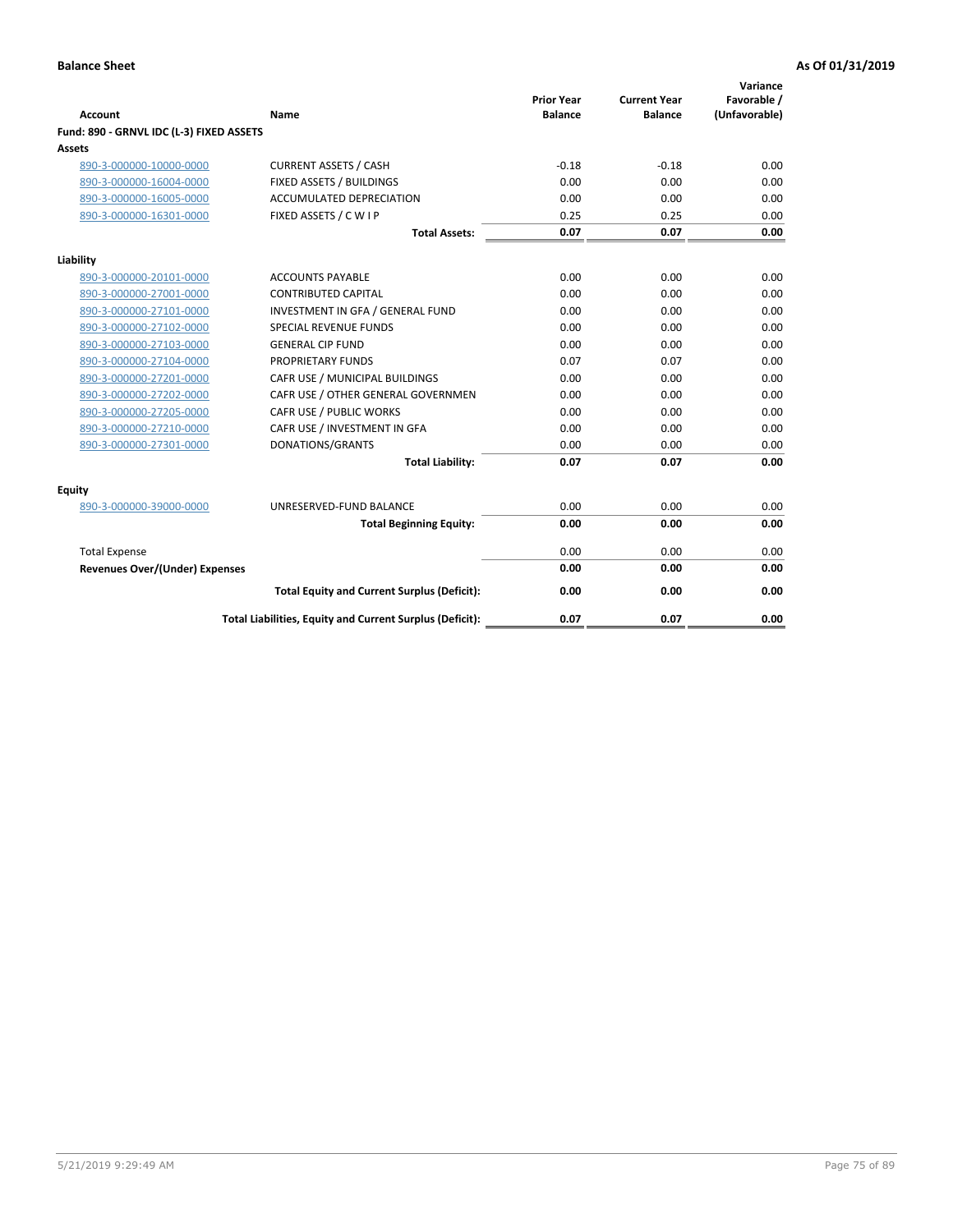**Balance Sheet** **As Of 01/31/2019**

| Account | Name | Prior Year Balance | Current Year Balance | Variance Favorable / (Unfavorable) |
|---|---|---|---|---|
| **Fund: 890 - GRNVL IDC (L-3) FIXED ASSETS** | | | | |
| **Assets** | | | | |
| 890-3-000000-10000-0000 | CURRENT ASSETS / CASH | -0.18 | -0.18 | 0.00 |
| 890-3-000000-16004-0000 | FIXED ASSETS / BUILDINGS | 0.00 | 0.00 | 0.00 |
| 890-3-000000-16005-0000 | ACCUMULATED DEPRECIATION | 0.00 | 0.00 | 0.00 |
| 890-3-000000-16301-0000 | FIXED ASSETS / C W I P | 0.25 | 0.25 | 0.00 |
| | **Total Assets:** | **0.07** | **0.07** | **0.00** |
| **Liability** | | | | |
| 890-3-000000-20101-0000 | ACCOUNTS PAYABLE | 0.00 | 0.00 | 0.00 |
| 890-3-000000-27001-0000 | CONTRIBUTED CAPITAL | 0.00 | 0.00 | 0.00 |
| 890-3-000000-27101-0000 | INVESTMENT IN GFA / GENERAL FUND | 0.00 | 0.00 | 0.00 |
| 890-3-000000-27102-0000 | SPECIAL REVENUE FUNDS | 0.00 | 0.00 | 0.00 |
| 890-3-000000-27103-0000 | GENERAL CIP FUND | 0.00 | 0.00 | 0.00 |
| 890-3-000000-27104-0000 | PROPRIETARY FUNDS | 0.07 | 0.07 | 0.00 |
| 890-3-000000-27201-0000 | CAFR USE / MUNICIPAL BUILDINGS | 0.00 | 0.00 | 0.00 |
| 890-3-000000-27202-0000 | CAFR USE / OTHER GENERAL GOVERNMEN | 0.00 | 0.00 | 0.00 |
| 890-3-000000-27205-0000 | CAFR USE / PUBLIC WORKS | 0.00 | 0.00 | 0.00 |
| 890-3-000000-27210-0000 | CAFR USE / INVESTMENT IN GFA | 0.00 | 0.00 | 0.00 |
| 890-3-000000-27301-0000 | DONATIONS/GRANTS | 0.00 | 0.00 | 0.00 |
| | **Total Liability:** | **0.07** | **0.07** | **0.00** |
| **Equity** | | | | |
| 890-3-000000-39000-0000 | UNRESERVED-FUND BALANCE | 0.00 | 0.00 | 0.00 |
| | **Total Beginning Equity:** | **0.00** | **0.00** | **0.00** |
| Total Expense | | 0.00 | 0.00 | 0.00 |
| **Revenues Over/(Under) Expenses** | | **0.00** | **0.00** | **0.00** |
| | **Total Equity and Current Surplus (Deficit):** | **0.00** | **0.00** | **0.00** |
| | **Total Liabilities, Equity and Current Surplus (Deficit):** | **0.07** | **0.07** | **0.00** |

5/21/2019 9:29:49 AM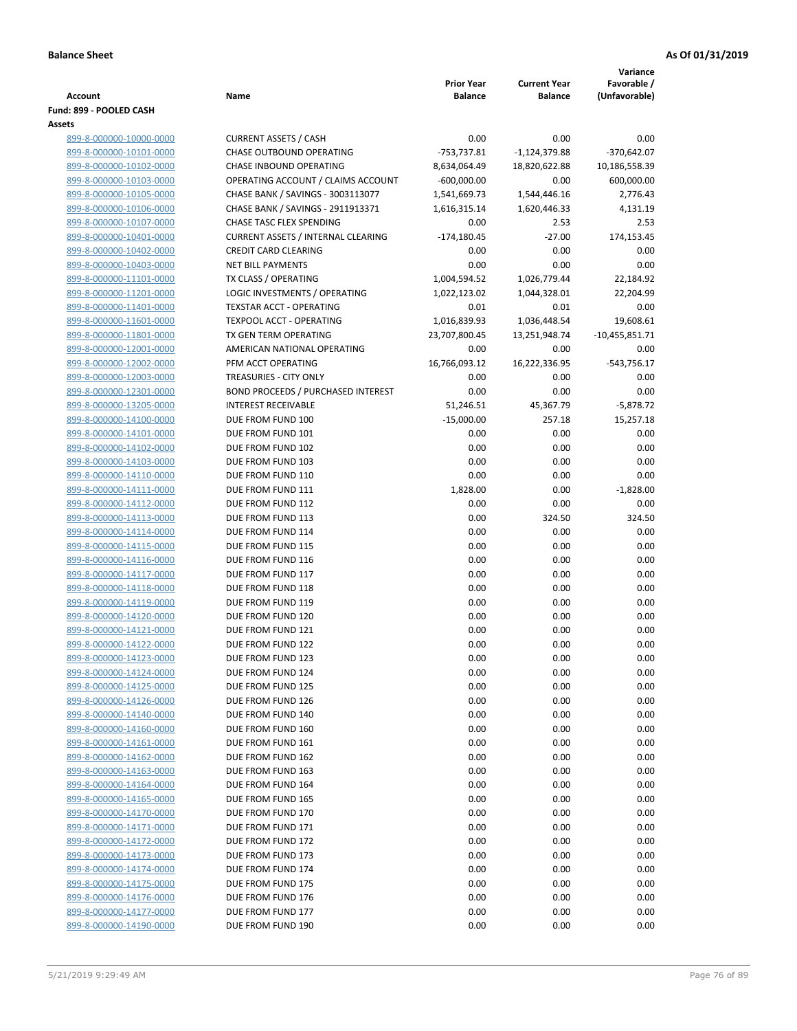**Balance Sheet** — As Of 01/31/2019

| Account | Name | Prior Year Balance | Current Year Balance | Variance Favorable / (Unfavorable) |
|---|---|---|---|---|
| **Fund: 899 - POOLED CASH** | | | | |
| **Assets** | | | | |
| 899-8-000000-10000-0000 | CURRENT ASSETS / CASH | 0.00 | 0.00 | 0.00 |
| 899-8-000000-10101-0000 | CHASE OUTBOUND OPERATING | -753,737.81 | -1,124,379.88 | -370,642.07 |
| 899-8-000000-10102-0000 | CHASE INBOUND OPERATING | 8,634,064.49 | 18,820,622.88 | 10,186,558.39 |
| 899-8-000000-10103-0000 | OPERATING ACCOUNT / CLAIMS ACCOUNT | -600,000.00 | 0.00 | 600,000.00 |
| 899-8-000000-10105-0000 | CHASE BANK / SAVINGS - 3003113077 | 1,541,669.73 | 1,544,446.16 | 2,776.43 |
| 899-8-000000-10106-0000 | CHASE BANK / SAVINGS - 2911913371 | 1,616,315.14 | 1,620,446.33 | 4,131.19 |
| 899-8-000000-10107-0000 | CHASE TASC FLEX SPENDING | 0.00 | 2.53 | 2.53 |
| 899-8-000000-10401-0000 | CURRENT ASSETS / INTERNAL CLEARING | -174,180.45 | -27.00 | 174,153.45 |
| 899-8-000000-10402-0000 | CREDIT CARD CLEARING | 0.00 | 0.00 | 0.00 |
| 899-8-000000-10403-0000 | NET BILL PAYMENTS | 0.00 | 0.00 | 0.00 |
| 899-8-000000-11101-0000 | TX CLASS / OPERATING | 1,004,594.52 | 1,026,779.44 | 22,184.92 |
| 899-8-000000-11201-0000 | LOGIC INVESTMENTS / OPERATING | 1,022,123.02 | 1,044,328.01 | 22,204.99 |
| 899-8-000000-11401-0000 | TEXSTAR ACCT - OPERATING | 0.01 | 0.01 | 0.00 |
| 899-8-000000-11601-0000 | TEXPOOL ACCT - OPERATING | 1,016,839.93 | 1,036,448.54 | 19,608.61 |
| 899-8-000000-11801-0000 | TX GEN TERM OPERATING | 23,707,800.45 | 13,251,948.74 | -10,455,851.71 |
| 899-8-000000-12001-0000 | AMERICAN NATIONAL OPERATING | 0.00 | 0.00 | 0.00 |
| 899-8-000000-12002-0000 | PFM ACCT OPERATING | 16,766,093.12 | 16,222,336.95 | -543,756.17 |
| 899-8-000000-12003-0000 | TREASURIES - CITY ONLY | 0.00 | 0.00 | 0.00 |
| 899-8-000000-12301-0000 | BOND PROCEEDS / PURCHASED INTEREST | 0.00 | 0.00 | 0.00 |
| 899-8-000000-13205-0000 | INTEREST RECEIVABLE | 51,246.51 | 45,367.79 | -5,878.72 |
| 899-8-000000-14100-0000 | DUE FROM FUND 100 | -15,000.00 | 257.18 | 15,257.18 |
| 899-8-000000-14101-0000 | DUE FROM FUND 101 | 0.00 | 0.00 | 0.00 |
| 899-8-000000-14102-0000 | DUE FROM FUND 102 | 0.00 | 0.00 | 0.00 |
| 899-8-000000-14103-0000 | DUE FROM FUND 103 | 0.00 | 0.00 | 0.00 |
| 899-8-000000-14110-0000 | DUE FROM FUND 110 | 0.00 | 0.00 | 0.00 |
| 899-8-000000-14111-0000 | DUE FROM FUND 111 | 1,828.00 | 0.00 | -1,828.00 |
| 899-8-000000-14112-0000 | DUE FROM FUND 112 | 0.00 | 0.00 | 0.00 |
| 899-8-000000-14113-0000 | DUE FROM FUND 113 | 0.00 | 324.50 | 324.50 |
| 899-8-000000-14114-0000 | DUE FROM FUND 114 | 0.00 | 0.00 | 0.00 |
| 899-8-000000-14115-0000 | DUE FROM FUND 115 | 0.00 | 0.00 | 0.00 |
| 899-8-000000-14116-0000 | DUE FROM FUND 116 | 0.00 | 0.00 | 0.00 |
| 899-8-000000-14117-0000 | DUE FROM FUND 117 | 0.00 | 0.00 | 0.00 |
| 899-8-000000-14118-0000 | DUE FROM FUND 118 | 0.00 | 0.00 | 0.00 |
| 899-8-000000-14119-0000 | DUE FROM FUND 119 | 0.00 | 0.00 | 0.00 |
| 899-8-000000-14120-0000 | DUE FROM FUND 120 | 0.00 | 0.00 | 0.00 |
| 899-8-000000-14121-0000 | DUE FROM FUND 121 | 0.00 | 0.00 | 0.00 |
| 899-8-000000-14122-0000 | DUE FROM FUND 122 | 0.00 | 0.00 | 0.00 |
| 899-8-000000-14123-0000 | DUE FROM FUND 123 | 0.00 | 0.00 | 0.00 |
| 899-8-000000-14124-0000 | DUE FROM FUND 124 | 0.00 | 0.00 | 0.00 |
| 899-8-000000-14125-0000 | DUE FROM FUND 125 | 0.00 | 0.00 | 0.00 |
| 899-8-000000-14126-0000 | DUE FROM FUND 126 | 0.00 | 0.00 | 0.00 |
| 899-8-000000-14140-0000 | DUE FROM FUND 140 | 0.00 | 0.00 | 0.00 |
| 899-8-000000-14160-0000 | DUE FROM FUND 160 | 0.00 | 0.00 | 0.00 |
| 899-8-000000-14161-0000 | DUE FROM FUND 161 | 0.00 | 0.00 | 0.00 |
| 899-8-000000-14162-0000 | DUE FROM FUND 162 | 0.00 | 0.00 | 0.00 |
| 899-8-000000-14163-0000 | DUE FROM FUND 163 | 0.00 | 0.00 | 0.00 |
| 899-8-000000-14164-0000 | DUE FROM FUND 164 | 0.00 | 0.00 | 0.00 |
| 899-8-000000-14165-0000 | DUE FROM FUND 165 | 0.00 | 0.00 | 0.00 |
| 899-8-000000-14170-0000 | DUE FROM FUND 170 | 0.00 | 0.00 | 0.00 |
| 899-8-000000-14171-0000 | DUE FROM FUND 171 | 0.00 | 0.00 | 0.00 |
| 899-8-000000-14172-0000 | DUE FROM FUND 172 | 0.00 | 0.00 | 0.00 |
| 899-8-000000-14173-0000 | DUE FROM FUND 173 | 0.00 | 0.00 | 0.00 |
| 899-8-000000-14174-0000 | DUE FROM FUND 174 | 0.00 | 0.00 | 0.00 |
| 899-8-000000-14175-0000 | DUE FROM FUND 175 | 0.00 | 0.00 | 0.00 |
| 899-8-000000-14176-0000 | DUE FROM FUND 176 | 0.00 | 0.00 | 0.00 |
| 899-8-000000-14177-0000 | DUE FROM FUND 177 | 0.00 | 0.00 | 0.00 |
| 899-8-000000-14190-0000 | DUE FROM FUND 190 | 0.00 | 0.00 | 0.00 |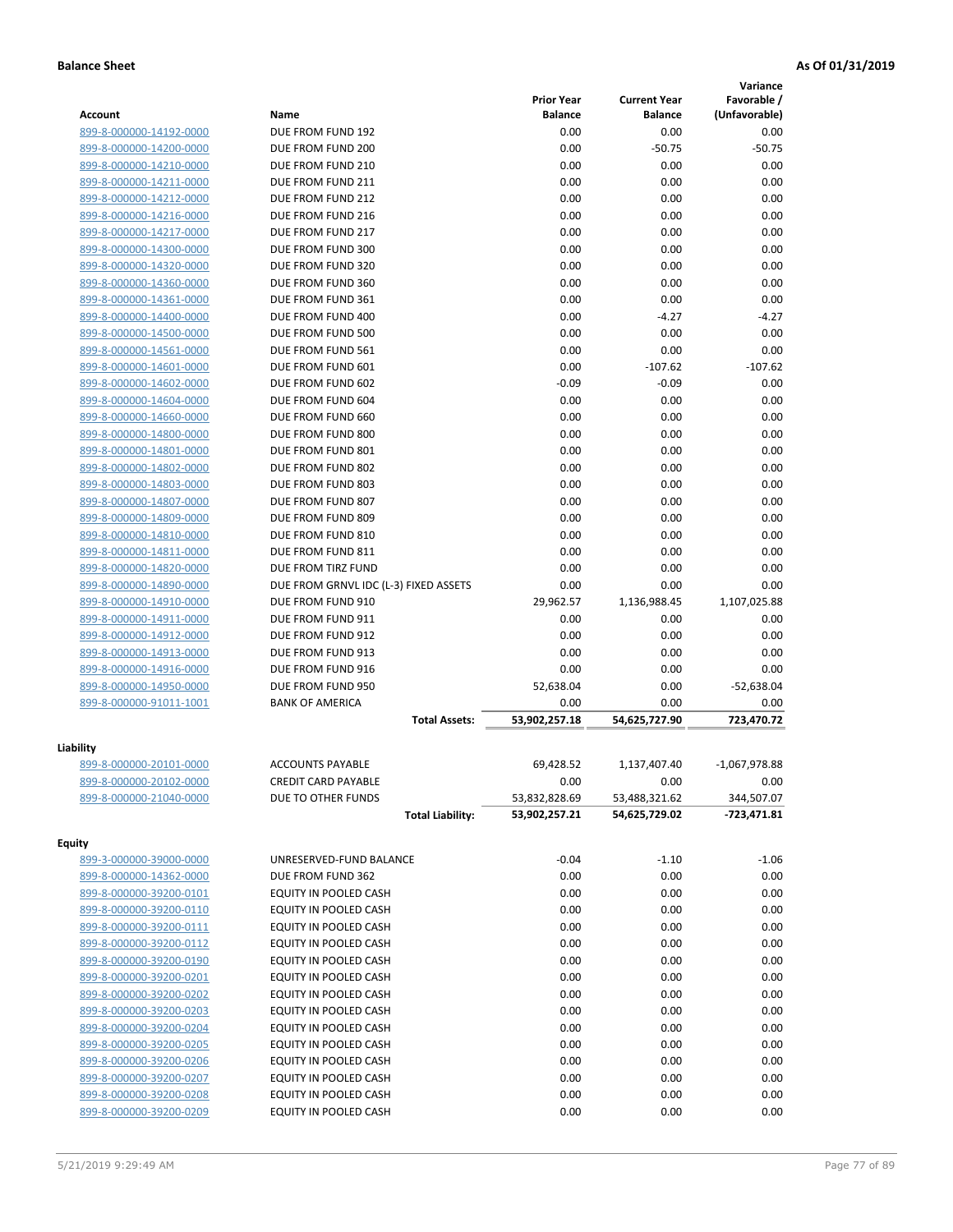**Balance Sheet** **As Of 01/31/2019**

| Account | Name | Prior Year Balance | Current Year Balance | Variance Favorable / (Unfavorable) |
|---|---|---|---|---|
| 899-8-000000-14192-0000 | DUE FROM FUND 192 | 0.00 | 0.00 | 0.00 |
| 899-8-000000-14200-0000 | DUE FROM FUND 200 | 0.00 | -50.75 | -50.75 |
| 899-8-000000-14210-0000 | DUE FROM FUND 210 | 0.00 | 0.00 | 0.00 |
| 899-8-000000-14211-0000 | DUE FROM FUND 211 | 0.00 | 0.00 | 0.00 |
| 899-8-000000-14212-0000 | DUE FROM FUND 212 | 0.00 | 0.00 | 0.00 |
| 899-8-000000-14216-0000 | DUE FROM FUND 216 | 0.00 | 0.00 | 0.00 |
| 899-8-000000-14217-0000 | DUE FROM FUND 217 | 0.00 | 0.00 | 0.00 |
| 899-8-000000-14300-0000 | DUE FROM FUND 300 | 0.00 | 0.00 | 0.00 |
| 899-8-000000-14320-0000 | DUE FROM FUND 320 | 0.00 | 0.00 | 0.00 |
| 899-8-000000-14360-0000 | DUE FROM FUND 360 | 0.00 | 0.00 | 0.00 |
| 899-8-000000-14361-0000 | DUE FROM FUND 361 | 0.00 | 0.00 | 0.00 |
| 899-8-000000-14400-0000 | DUE FROM FUND 400 | 0.00 | -4.27 | -4.27 |
| 899-8-000000-14500-0000 | DUE FROM FUND 500 | 0.00 | 0.00 | 0.00 |
| 899-8-000000-14561-0000 | DUE FROM FUND 561 | 0.00 | 0.00 | 0.00 |
| 899-8-000000-14601-0000 | DUE FROM FUND 601 | 0.00 | -107.62 | -107.62 |
| 899-8-000000-14602-0000 | DUE FROM FUND 602 | -0.09 | -0.09 | 0.00 |
| 899-8-000000-14604-0000 | DUE FROM FUND 604 | 0.00 | 0.00 | 0.00 |
| 899-8-000000-14660-0000 | DUE FROM FUND 660 | 0.00 | 0.00 | 0.00 |
| 899-8-000000-14800-0000 | DUE FROM FUND 800 | 0.00 | 0.00 | 0.00 |
| 899-8-000000-14801-0000 | DUE FROM FUND 801 | 0.00 | 0.00 | 0.00 |
| 899-8-000000-14802-0000 | DUE FROM FUND 802 | 0.00 | 0.00 | 0.00 |
| 899-8-000000-14803-0000 | DUE FROM FUND 803 | 0.00 | 0.00 | 0.00 |
| 899-8-000000-14807-0000 | DUE FROM FUND 807 | 0.00 | 0.00 | 0.00 |
| 899-8-000000-14809-0000 | DUE FROM FUND 809 | 0.00 | 0.00 | 0.00 |
| 899-8-000000-14810-0000 | DUE FROM FUND 810 | 0.00 | 0.00 | 0.00 |
| 899-8-000000-14811-0000 | DUE FROM FUND 811 | 0.00 | 0.00 | 0.00 |
| 899-8-000000-14820-0000 | DUE FROM TIRZ FUND | 0.00 | 0.00 | 0.00 |
| 899-8-000000-14890-0000 | DUE FROM GRNVL IDC (L-3) FIXED ASSETS | 0.00 | 0.00 | 0.00 |
| 899-8-000000-14910-0000 | DUE FROM FUND 910 | 29,962.57 | 1,136,988.45 | 1,107,025.88 |
| 899-8-000000-14911-0000 | DUE FROM FUND 911 | 0.00 | 0.00 | 0.00 |
| 899-8-000000-14912-0000 | DUE FROM FUND 912 | 0.00 | 0.00 | 0.00 |
| 899-8-000000-14913-0000 | DUE FROM FUND 913 | 0.00 | 0.00 | 0.00 |
| 899-8-000000-14916-0000 | DUE FROM FUND 916 | 0.00 | 0.00 | 0.00 |
| 899-8-000000-14950-0000 | DUE FROM FUND 950 | 52,638.04 | 0.00 | -52,638.04 |
| 899-8-000000-91011-1001 | BANK OF AMERICA | 0.00 | 0.00 | 0.00 |
| | **Total Assets:** | **53,902,257.18** | **54,625,727.90** | **723,470.72** |
| **Liability** | | | | |
| 899-8-000000-20101-0000 | ACCOUNTS PAYABLE | 69,428.52 | 1,137,407.40 | -1,067,978.88 |
| 899-8-000000-20102-0000 | CREDIT CARD PAYABLE | 0.00 | 0.00 | 0.00 |
| 899-8-000000-21040-0000 | DUE TO OTHER FUNDS | 53,832,828.69 | 53,488,321.62 | 344,507.07 |
| | **Total Liability:** | **53,902,257.21** | **54,625,729.02** | **-723,471.81** |
| **Equity** | | | | |
| 899-3-000000-39000-0000 | UNRESERVED-FUND BALANCE | -0.04 | -1.10 | -1.06 |
| 899-8-000000-14362-0000 | DUE FROM FUND 362 | 0.00 | 0.00 | 0.00 |
| 899-8-000000-39200-0101 | EQUITY IN POOLED CASH | 0.00 | 0.00 | 0.00 |
| 899-8-000000-39200-0110 | EQUITY IN POOLED CASH | 0.00 | 0.00 | 0.00 |
| 899-8-000000-39200-0111 | EQUITY IN POOLED CASH | 0.00 | 0.00 | 0.00 |
| 899-8-000000-39200-0112 | EQUITY IN POOLED CASH | 0.00 | 0.00 | 0.00 |
| 899-8-000000-39200-0190 | EQUITY IN POOLED CASH | 0.00 | 0.00 | 0.00 |
| 899-8-000000-39200-0201 | EQUITY IN POOLED CASH | 0.00 | 0.00 | 0.00 |
| 899-8-000000-39200-0202 | EQUITY IN POOLED CASH | 0.00 | 0.00 | 0.00 |
| 899-8-000000-39200-0203 | EQUITY IN POOLED CASH | 0.00 | 0.00 | 0.00 |
| 899-8-000000-39200-0204 | EQUITY IN POOLED CASH | 0.00 | 0.00 | 0.00 |
| 899-8-000000-39200-0205 | EQUITY IN POOLED CASH | 0.00 | 0.00 | 0.00 |
| 899-8-000000-39200-0206 | EQUITY IN POOLED CASH | 0.00 | 0.00 | 0.00 |
| 899-8-000000-39200-0207 | EQUITY IN POOLED CASH | 0.00 | 0.00 | 0.00 |
| 899-8-000000-39200-0208 | EQUITY IN POOLED CASH | 0.00 | 0.00 | 0.00 |
| 899-8-000000-39200-0209 | EQUITY IN POOLED CASH | 0.00 | 0.00 | 0.00 |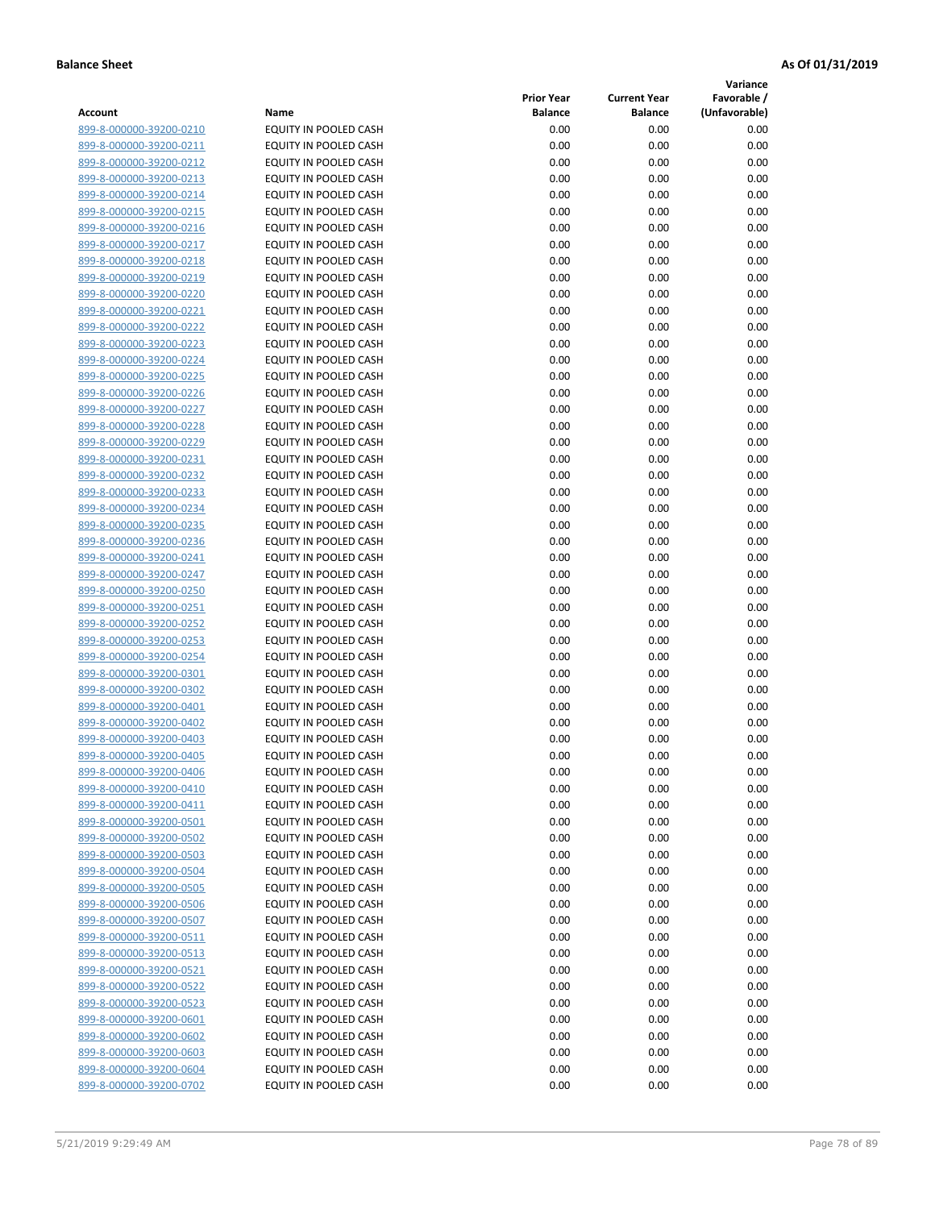**Balance Sheet** **As Of 01/31/2019**

| Account | Name | Prior Year Balance | Current Year Balance | Variance Favorable / (Unfavorable) |
|---|---|---|---|---|
| 899-8-000000-39200-0210 | EQUITY IN POOLED CASH | 0.00 | 0.00 | 0.00 |
| 899-8-000000-39200-0211 | EQUITY IN POOLED CASH | 0.00 | 0.00 | 0.00 |
| 899-8-000000-39200-0212 | EQUITY IN POOLED CASH | 0.00 | 0.00 | 0.00 |
| 899-8-000000-39200-0213 | EQUITY IN POOLED CASH | 0.00 | 0.00 | 0.00 |
| 899-8-000000-39200-0214 | EQUITY IN POOLED CASH | 0.00 | 0.00 | 0.00 |
| 899-8-000000-39200-0215 | EQUITY IN POOLED CASH | 0.00 | 0.00 | 0.00 |
| 899-8-000000-39200-0216 | EQUITY IN POOLED CASH | 0.00 | 0.00 | 0.00 |
| 899-8-000000-39200-0217 | EQUITY IN POOLED CASH | 0.00 | 0.00 | 0.00 |
| 899-8-000000-39200-0218 | EQUITY IN POOLED CASH | 0.00 | 0.00 | 0.00 |
| 899-8-000000-39200-0219 | EQUITY IN POOLED CASH | 0.00 | 0.00 | 0.00 |
| 899-8-000000-39200-0220 | EQUITY IN POOLED CASH | 0.00 | 0.00 | 0.00 |
| 899-8-000000-39200-0221 | EQUITY IN POOLED CASH | 0.00 | 0.00 | 0.00 |
| 899-8-000000-39200-0222 | EQUITY IN POOLED CASH | 0.00 | 0.00 | 0.00 |
| 899-8-000000-39200-0223 | EQUITY IN POOLED CASH | 0.00 | 0.00 | 0.00 |
| 899-8-000000-39200-0224 | EQUITY IN POOLED CASH | 0.00 | 0.00 | 0.00 |
| 899-8-000000-39200-0225 | EQUITY IN POOLED CASH | 0.00 | 0.00 | 0.00 |
| 899-8-000000-39200-0226 | EQUITY IN POOLED CASH | 0.00 | 0.00 | 0.00 |
| 899-8-000000-39200-0227 | EQUITY IN POOLED CASH | 0.00 | 0.00 | 0.00 |
| 899-8-000000-39200-0228 | EQUITY IN POOLED CASH | 0.00 | 0.00 | 0.00 |
| 899-8-000000-39200-0229 | EQUITY IN POOLED CASH | 0.00 | 0.00 | 0.00 |
| 899-8-000000-39200-0231 | EQUITY IN POOLED CASH | 0.00 | 0.00 | 0.00 |
| 899-8-000000-39200-0232 | EQUITY IN POOLED CASH | 0.00 | 0.00 | 0.00 |
| 899-8-000000-39200-0233 | EQUITY IN POOLED CASH | 0.00 | 0.00 | 0.00 |
| 899-8-000000-39200-0234 | EQUITY IN POOLED CASH | 0.00 | 0.00 | 0.00 |
| 899-8-000000-39200-0235 | EQUITY IN POOLED CASH | 0.00 | 0.00 | 0.00 |
| 899-8-000000-39200-0236 | EQUITY IN POOLED CASH | 0.00 | 0.00 | 0.00 |
| 899-8-000000-39200-0241 | EQUITY IN POOLED CASH | 0.00 | 0.00 | 0.00 |
| 899-8-000000-39200-0247 | EQUITY IN POOLED CASH | 0.00 | 0.00 | 0.00 |
| 899-8-000000-39200-0250 | EQUITY IN POOLED CASH | 0.00 | 0.00 | 0.00 |
| 899-8-000000-39200-0251 | EQUITY IN POOLED CASH | 0.00 | 0.00 | 0.00 |
| 899-8-000000-39200-0252 | EQUITY IN POOLED CASH | 0.00 | 0.00 | 0.00 |
| 899-8-000000-39200-0253 | EQUITY IN POOLED CASH | 0.00 | 0.00 | 0.00 |
| 899-8-000000-39200-0254 | EQUITY IN POOLED CASH | 0.00 | 0.00 | 0.00 |
| 899-8-000000-39200-0301 | EQUITY IN POOLED CASH | 0.00 | 0.00 | 0.00 |
| 899-8-000000-39200-0302 | EQUITY IN POOLED CASH | 0.00 | 0.00 | 0.00 |
| 899-8-000000-39200-0401 | EQUITY IN POOLED CASH | 0.00 | 0.00 | 0.00 |
| 899-8-000000-39200-0402 | EQUITY IN POOLED CASH | 0.00 | 0.00 | 0.00 |
| 899-8-000000-39200-0403 | EQUITY IN POOLED CASH | 0.00 | 0.00 | 0.00 |
| 899-8-000000-39200-0405 | EQUITY IN POOLED CASH | 0.00 | 0.00 | 0.00 |
| 899-8-000000-39200-0406 | EQUITY IN POOLED CASH | 0.00 | 0.00 | 0.00 |
| 899-8-000000-39200-0410 | EQUITY IN POOLED CASH | 0.00 | 0.00 | 0.00 |
| 899-8-000000-39200-0411 | EQUITY IN POOLED CASH | 0.00 | 0.00 | 0.00 |
| 899-8-000000-39200-0501 | EQUITY IN POOLED CASH | 0.00 | 0.00 | 0.00 |
| 899-8-000000-39200-0502 | EQUITY IN POOLED CASH | 0.00 | 0.00 | 0.00 |
| 899-8-000000-39200-0503 | EQUITY IN POOLED CASH | 0.00 | 0.00 | 0.00 |
| 899-8-000000-39200-0504 | EQUITY IN POOLED CASH | 0.00 | 0.00 | 0.00 |
| 899-8-000000-39200-0505 | EQUITY IN POOLED CASH | 0.00 | 0.00 | 0.00 |
| 899-8-000000-39200-0506 | EQUITY IN POOLED CASH | 0.00 | 0.00 | 0.00 |
| 899-8-000000-39200-0507 | EQUITY IN POOLED CASH | 0.00 | 0.00 | 0.00 |
| 899-8-000000-39200-0511 | EQUITY IN POOLED CASH | 0.00 | 0.00 | 0.00 |
| 899-8-000000-39200-0513 | EQUITY IN POOLED CASH | 0.00 | 0.00 | 0.00 |
| 899-8-000000-39200-0521 | EQUITY IN POOLED CASH | 0.00 | 0.00 | 0.00 |
| 899-8-000000-39200-0522 | EQUITY IN POOLED CASH | 0.00 | 0.00 | 0.00 |
| 899-8-000000-39200-0523 | EQUITY IN POOLED CASH | 0.00 | 0.00 | 0.00 |
| 899-8-000000-39200-0601 | EQUITY IN POOLED CASH | 0.00 | 0.00 | 0.00 |
| 899-8-000000-39200-0602 | EQUITY IN POOLED CASH | 0.00 | 0.00 | 0.00 |
| 899-8-000000-39200-0603 | EQUITY IN POOLED CASH | 0.00 | 0.00 | 0.00 |
| 899-8-000000-39200-0604 | EQUITY IN POOLED CASH | 0.00 | 0.00 | 0.00 |
| 899-8-000000-39200-0702 | EQUITY IN POOLED CASH | 0.00 | 0.00 | 0.00 |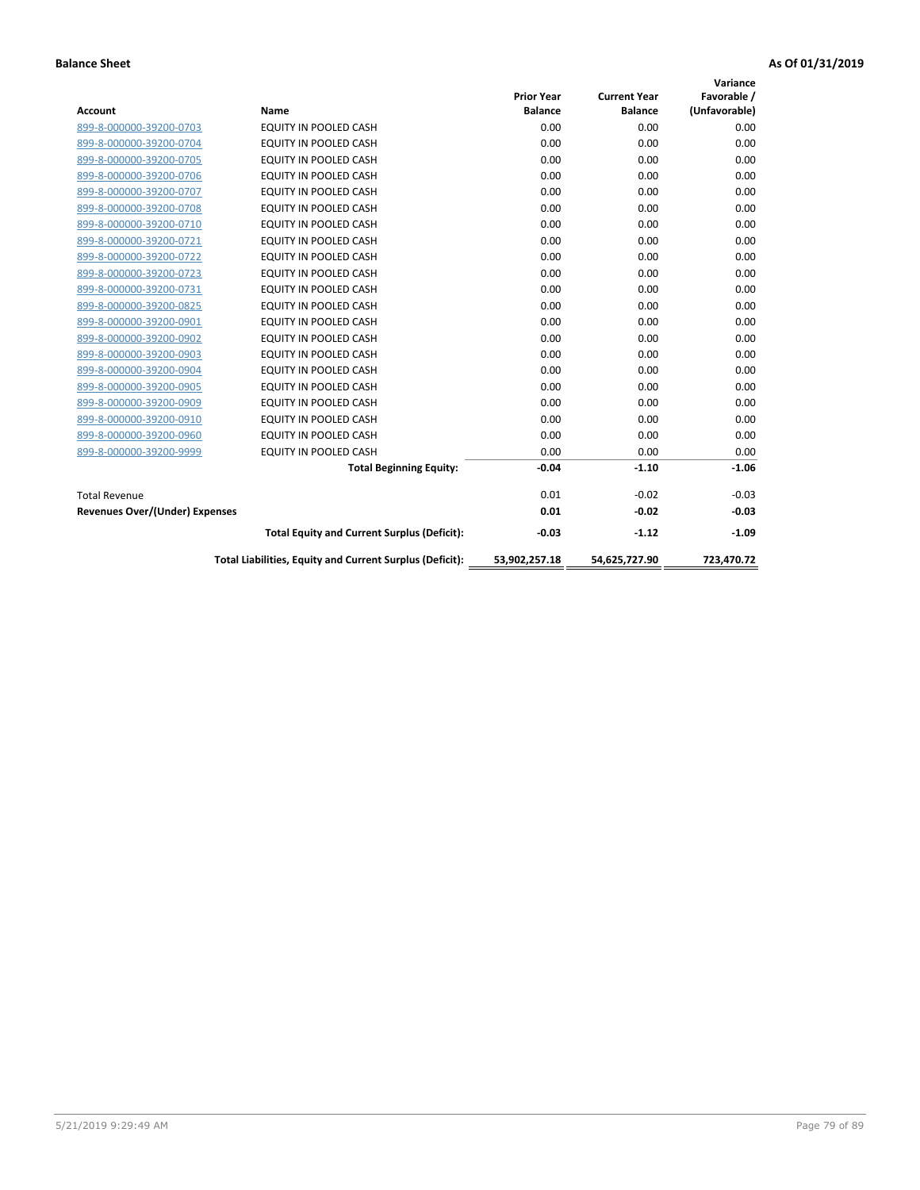**Balance Sheet** **As Of 01/31/2019**

| Account | Name | Prior Year Balance | Current Year Balance | Variance Favorable / (Unfavorable) |
|---|---|---|---|---|
| 899-8-000000-39200-0703 | EQUITY IN POOLED CASH | 0.00 | 0.00 | 0.00 |
| 899-8-000000-39200-0704 | EQUITY IN POOLED CASH | 0.00 | 0.00 | 0.00 |
| 899-8-000000-39200-0705 | EQUITY IN POOLED CASH | 0.00 | 0.00 | 0.00 |
| 899-8-000000-39200-0706 | EQUITY IN POOLED CASH | 0.00 | 0.00 | 0.00 |
| 899-8-000000-39200-0707 | EQUITY IN POOLED CASH | 0.00 | 0.00 | 0.00 |
| 899-8-000000-39200-0708 | EQUITY IN POOLED CASH | 0.00 | 0.00 | 0.00 |
| 899-8-000000-39200-0710 | EQUITY IN POOLED CASH | 0.00 | 0.00 | 0.00 |
| 899-8-000000-39200-0721 | EQUITY IN POOLED CASH | 0.00 | 0.00 | 0.00 |
| 899-8-000000-39200-0722 | EQUITY IN POOLED CASH | 0.00 | 0.00 | 0.00 |
| 899-8-000000-39200-0723 | EQUITY IN POOLED CASH | 0.00 | 0.00 | 0.00 |
| 899-8-000000-39200-0731 | EQUITY IN POOLED CASH | 0.00 | 0.00 | 0.00 |
| 899-8-000000-39200-0825 | EQUITY IN POOLED CASH | 0.00 | 0.00 | 0.00 |
| 899-8-000000-39200-0901 | EQUITY IN POOLED CASH | 0.00 | 0.00 | 0.00 |
| 899-8-000000-39200-0902 | EQUITY IN POOLED CASH | 0.00 | 0.00 | 0.00 |
| 899-8-000000-39200-0903 | EQUITY IN POOLED CASH | 0.00 | 0.00 | 0.00 |
| 899-8-000000-39200-0904 | EQUITY IN POOLED CASH | 0.00 | 0.00 | 0.00 |
| 899-8-000000-39200-0905 | EQUITY IN POOLED CASH | 0.00 | 0.00 | 0.00 |
| 899-8-000000-39200-0909 | EQUITY IN POOLED CASH | 0.00 | 0.00 | 0.00 |
| 899-8-000000-39200-0910 | EQUITY IN POOLED CASH | 0.00 | 0.00 | 0.00 |
| 899-8-000000-39200-0960 | EQUITY IN POOLED CASH | 0.00 | 0.00 | 0.00 |
| 899-8-000000-39200-9999 | EQUITY IN POOLED CASH | 0.00 | 0.00 | 0.00 |
| | **Total Beginning Equity:** | **-0.04** | **-1.10** | **-1.06** |
| Total Revenue | | 0.01 | -0.02 | -0.03 |
| **Revenues Over/(Under) Expenses** | | **0.01** | **-0.02** | **-0.03** |
| | **Total Equity and Current Surplus (Deficit):** | **-0.03** | **-1.12** | **-1.09** |
| | **Total Liabilities, Equity and Current Surplus (Deficit):** | **53,902,257.18** | **54,625,727.90** | **723,470.72** |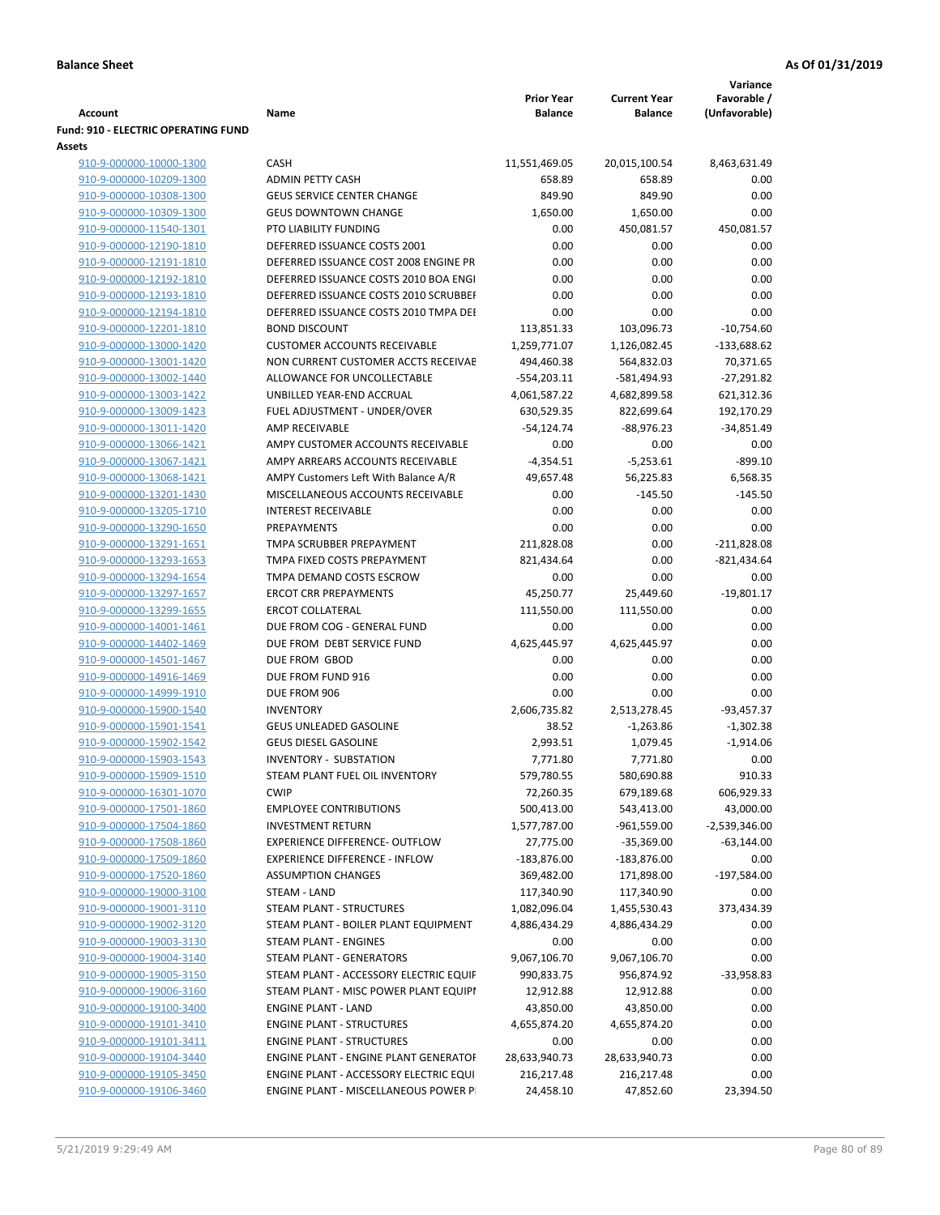**Balance Sheet** **As Of 01/31/2019**

| Account | Name | Prior Year Balance | Current Year Balance | Variance Favorable / (Unfavorable) |
|---|---|---|---|---|
| **Fund: 910 - ELECTRIC OPERATING FUND** | | | | |
| **Assets** | | | | |
| 910-9-000000-10000-1300 | CASH | 11,551,469.05 | 20,015,100.54 | 8,463,631.49 |
| 910-9-000000-10209-1300 | ADMIN PETTY CASH | 658.89 | 658.89 | 0.00 |
| 910-9-000000-10308-1300 | GEUS SERVICE CENTER CHANGE | 849.90 | 849.90 | 0.00 |
| 910-9-000000-10309-1300 | GEUS DOWNTOWN CHANGE | 1,650.00 | 1,650.00 | 0.00 |
| 910-9-000000-11540-1301 | PTO LIABILITY FUNDING | 0.00 | 450,081.57 | 450,081.57 |
| 910-9-000000-12190-1810 | DEFERRED ISSUANCE COSTS 2001 | 0.00 | 0.00 | 0.00 |
| 910-9-000000-12191-1810 | DEFERRED ISSUANCE COST 2008 ENGINE PR | 0.00 | 0.00 | 0.00 |
| 910-9-000000-12192-1810 | DEFERRED ISSUANCE COSTS 2010 BOA ENGI | 0.00 | 0.00 | 0.00 |
| 910-9-000000-12193-1810 | DEFERRED ISSUANCE COSTS 2010 SCRUBBEI | 0.00 | 0.00 | 0.00 |
| 910-9-000000-12194-1810 | DEFERRED ISSUANCE COSTS 2010 TMPA DEI | 0.00 | 0.00 | 0.00 |
| 910-9-000000-12201-1810 | BOND DISCOUNT | 113,851.33 | 103,096.73 | -10,754.60 |
| 910-9-000000-13000-1420 | CUSTOMER ACCOUNTS RECEIVABLE | 1,259,771.07 | 1,126,082.45 | -133,688.62 |
| 910-9-000000-13001-1420 | NON CURRENT CUSTOMER ACCTS RECEIVAE | 494,460.38 | 564,832.03 | 70,371.65 |
| 910-9-000000-13002-1440 | ALLOWANCE FOR UNCOLLECTABLE | -554,203.11 | -581,494.93 | -27,291.82 |
| 910-9-000000-13003-1422 | UNBILLED YEAR-END ACCRUAL | 4,061,587.22 | 4,682,899.58 | 621,312.36 |
| 910-9-000000-13009-1423 | FUEL ADJUSTMENT - UNDER/OVER | 630,529.35 | 822,699.64 | 192,170.29 |
| 910-9-000000-13011-1420 | AMP RECEIVABLE | -54,124.74 | -88,976.23 | -34,851.49 |
| 910-9-000000-13066-1421 | AMPY CUSTOMER ACCOUNTS RECEIVABLE | 0.00 | 0.00 | 0.00 |
| 910-9-000000-13067-1421 | AMPY ARREARS ACCOUNTS RECEIVABLE | -4,354.51 | -5,253.61 | -899.10 |
| 910-9-000000-13068-1421 | AMPY Customers Left With Balance A/R | 49,657.48 | 56,225.83 | 6,568.35 |
| 910-9-000000-13201-1430 | MISCELLANEOUS ACCOUNTS RECEIVABLE | 0.00 | -145.50 | -145.50 |
| 910-9-000000-13205-1710 | INTEREST RECEIVABLE | 0.00 | 0.00 | 0.00 |
| 910-9-000000-13290-1650 | PREPAYMENTS | 0.00 | 0.00 | 0.00 |
| 910-9-000000-13291-1651 | TMPA SCRUBBER PREPAYMENT | 211,828.08 | 0.00 | -211,828.08 |
| 910-9-000000-13293-1653 | TMPA FIXED COSTS PREPAYMENT | 821,434.64 | 0.00 | -821,434.64 |
| 910-9-000000-13294-1654 | TMPA DEMAND COSTS ESCROW | 0.00 | 0.00 | 0.00 |
| 910-9-000000-13297-1657 | ERCOT CRR PREPAYMENTS | 45,250.77 | 25,449.60 | -19,801.17 |
| 910-9-000000-13299-1655 | ERCOT COLLATERAL | 111,550.00 | 111,550.00 | 0.00 |
| 910-9-000000-14001-1461 | DUE FROM COG - GENERAL FUND | 0.00 | 0.00 | 0.00 |
| 910-9-000000-14402-1469 | DUE FROM DEBT SERVICE FUND | 4,625,445.97 | 4,625,445.97 | 0.00 |
| 910-9-000000-14501-1467 | DUE FROM GBOD | 0.00 | 0.00 | 0.00 |
| 910-9-000000-14916-1469 | DUE FROM FUND 916 | 0.00 | 0.00 | 0.00 |
| 910-9-000000-14999-1910 | DUE FROM 906 | 0.00 | 0.00 | 0.00 |
| 910-9-000000-15900-1540 | INVENTORY | 2,606,735.82 | 2,513,278.45 | -93,457.37 |
| 910-9-000000-15901-1541 | GEUS UNLEADED GASOLINE | 38.52 | -1,263.86 | -1,302.38 |
| 910-9-000000-15902-1542 | GEUS DIESEL GASOLINE | 2,993.51 | 1,079.45 | -1,914.06 |
| 910-9-000000-15903-1543 | INVENTORY - SUBSTATION | 7,771.80 | 7,771.80 | 0.00 |
| 910-9-000000-15909-1510 | STEAM PLANT FUEL OIL INVENTORY | 579,780.55 | 580,690.88 | 910.33 |
| 910-9-000000-16301-1070 | CWIP | 72,260.35 | 679,189.68 | 606,929.33 |
| 910-9-000000-17501-1860 | EMPLOYEE CONTRIBUTIONS | 500,413.00 | 543,413.00 | 43,000.00 |
| 910-9-000000-17504-1860 | INVESTMENT RETURN | 1,577,787.00 | -961,559.00 | -2,539,346.00 |
| 910-9-000000-17508-1860 | EXPERIENCE DIFFERENCE- OUTFLOW | 27,775.00 | -35,369.00 | -63,144.00 |
| 910-9-000000-17509-1860 | EXPERIENCE DIFFERENCE - INFLOW | -183,876.00 | -183,876.00 | 0.00 |
| 910-9-000000-17520-1860 | ASSUMPTION CHANGES | 369,482.00 | 171,898.00 | -197,584.00 |
| 910-9-000000-19000-3100 | STEAM - LAND | 117,340.90 | 117,340.90 | 0.00 |
| 910-9-000000-19001-3110 | STEAM PLANT - STRUCTURES | 1,082,096.04 | 1,455,530.43 | 373,434.39 |
| 910-9-000000-19002-3120 | STEAM PLANT - BOILER PLANT EQUIPMENT | 4,886,434.29 | 4,886,434.29 | 0.00 |
| 910-9-000000-19003-3130 | STEAM PLANT - ENGINES | 0.00 | 0.00 | 0.00 |
| 910-9-000000-19004-3140 | STEAM PLANT - GENERATORS | 9,067,106.70 | 9,067,106.70 | 0.00 |
| 910-9-000000-19005-3150 | STEAM PLANT - ACCESSORY ELECTRIC EQUIF | 990,833.75 | 956,874.92 | -33,958.83 |
| 910-9-000000-19006-3160 | STEAM PLANT - MISC POWER PLANT EQUIPI | 12,912.88 | 12,912.88 | 0.00 |
| 910-9-000000-19100-3400 | ENGINE PLANT - LAND | 43,850.00 | 43,850.00 | 0.00 |
| 910-9-000000-19101-3410 | ENGINE PLANT - STRUCTURES | 4,655,874.20 | 4,655,874.20 | 0.00 |
| 910-9-000000-19101-3411 | ENGINE PLANT - STRUCTURES | 0.00 | 0.00 | 0.00 |
| 910-9-000000-19104-3440 | ENGINE PLANT - ENGINE PLANT GENERATOF | 28,633,940.73 | 28,633,940.73 | 0.00 |
| 910-9-000000-19105-3450 | ENGINE PLANT - ACCESSORY ELECTRIC EQUI | 216,217.48 | 216,217.48 | 0.00 |
| 910-9-000000-19106-3460 | ENGINE PLANT - MISCELLANEOUS POWER P | 24,458.10 | 47,852.60 | 23,394.50 |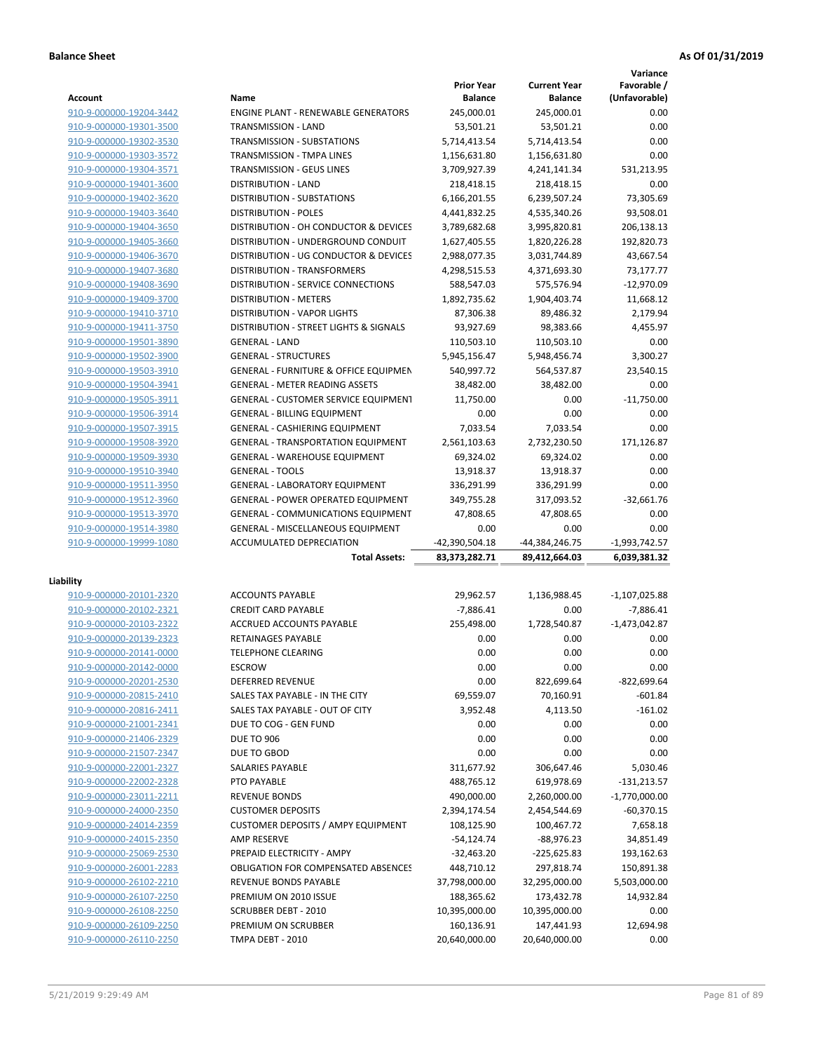**Balance Sheet** **As Of 01/31/2019**

| Account | Name | Prior Year Balance | Current Year Balance | Variance Favorable / (Unfavorable) |
|---|---|---|---|---|
| 910-9-000000-19204-3442 | ENGINE PLANT - RENEWABLE GENERATORS | 245,000.01 | 245,000.01 | 0.00 |
| 910-9-000000-19301-3500 | TRANSMISSION - LAND | 53,501.21 | 53,501.21 | 0.00 |
| 910-9-000000-19302-3530 | TRANSMISSION - SUBSTATIONS | 5,714,413.54 | 5,714,413.54 | 0.00 |
| 910-9-000000-19303-3572 | TRANSMISSION - TMPA LINES | 1,156,631.80 | 1,156,631.80 | 0.00 |
| 910-9-000000-19304-3571 | TRANSMISSION - GEUS LINES | 3,709,927.39 | 4,241,141.34 | 531,213.95 |
| 910-9-000000-19401-3600 | DISTRIBUTION - LAND | 218,418.15 | 218,418.15 | 0.00 |
| 910-9-000000-19402-3620 | DISTRIBUTION - SUBSTATIONS | 6,166,201.55 | 6,239,507.24 | 73,305.69 |
| 910-9-000000-19403-3640 | DISTRIBUTION - POLES | 4,441,832.25 | 4,535,340.26 | 93,508.01 |
| 910-9-000000-19404-3650 | DISTRIBUTION - OH CONDUCTOR & DEVICES | 3,789,682.68 | 3,995,820.81 | 206,138.13 |
| 910-9-000000-19405-3660 | DISTRIBUTION - UNDERGROUND CONDUIT | 1,627,405.55 | 1,820,226.28 | 192,820.73 |
| 910-9-000000-19406-3670 | DISTRIBUTION - UG CONDUCTOR & DEVICES | 2,988,077.35 | 3,031,744.89 | 43,667.54 |
| 910-9-000000-19407-3680 | DISTRIBUTION - TRANSFORMERS | 4,298,515.53 | 4,371,693.30 | 73,177.77 |
| 910-9-000000-19408-3690 | DISTRIBUTION - SERVICE CONNECTIONS | 588,547.03 | 575,576.94 | -12,970.09 |
| 910-9-000000-19409-3700 | DISTRIBUTION - METERS | 1,892,735.62 | 1,904,403.74 | 11,668.12 |
| 910-9-000000-19410-3710 | DISTRIBUTION - VAPOR LIGHTS | 87,306.38 | 89,486.32 | 2,179.94 |
| 910-9-000000-19411-3750 | DISTRIBUTION - STREET LIGHTS & SIGNALS | 93,927.69 | 98,383.66 | 4,455.97 |
| 910-9-000000-19501-3890 | GENERAL - LAND | 110,503.10 | 110,503.10 | 0.00 |
| 910-9-000000-19502-3900 | GENERAL - STRUCTURES | 5,945,156.47 | 5,948,456.74 | 3,300.27 |
| 910-9-000000-19503-3910 | GENERAL - FURNITURE & OFFICE EQUIPMEN | 540,997.72 | 564,537.87 | 23,540.15 |
| 910-9-000000-19504-3941 | GENERAL - METER READING ASSETS | 38,482.00 | 38,482.00 | 0.00 |
| 910-9-000000-19505-3911 | GENERAL - CUSTOMER SERVICE EQUIPMENT | 11,750.00 | 0.00 | -11,750.00 |
| 910-9-000000-19506-3914 | GENERAL - BILLING EQUIPMENT | 0.00 | 0.00 | 0.00 |
| 910-9-000000-19507-3915 | GENERAL - CASHIERING EQUIPMENT | 7,033.54 | 7,033.54 | 0.00 |
| 910-9-000000-19508-3920 | GENERAL - TRANSPORTATION EQUIPMENT | 2,561,103.63 | 2,732,230.50 | 171,126.87 |
| 910-9-000000-19509-3930 | GENERAL - WAREHOUSE EQUIPMENT | 69,324.02 | 69,324.02 | 0.00 |
| 910-9-000000-19510-3940 | GENERAL - TOOLS | 13,918.37 | 13,918.37 | 0.00 |
| 910-9-000000-19511-3950 | GENERAL - LABORATORY EQUIPMENT | 336,291.99 | 336,291.99 | 0.00 |
| 910-9-000000-19512-3960 | GENERAL - POWER OPERATED EQUIPMENT | 349,755.28 | 317,093.52 | -32,661.76 |
| 910-9-000000-19513-3970 | GENERAL - COMMUNICATIONS EQUIPMENT | 47,808.65 | 47,808.65 | 0.00 |
| 910-9-000000-19514-3980 | GENERAL - MISCELLANEOUS EQUIPMENT | 0.00 | 0.00 | 0.00 |
| 910-9-000000-19999-1080 | ACCUMULATED DEPRECIATION | -42,390,504.18 | -44,384,246.75 | -1,993,742.57 |
| | **Total Assets:** | **83,373,282.71** | **89,412,664.03** | **6,039,381.32** |

**Liability**

| Account | Name | Prior Year Balance | Current Year Balance | Variance Favorable / (Unfavorable) |
|---|---|---|---|---|
| 910-9-000000-20101-2320 | ACCOUNTS PAYABLE | 29,962.57 | 1,136,988.45 | -1,107,025.88 |
| 910-9-000000-20102-2321 | CREDIT CARD PAYABLE | -7,886.41 | 0.00 | -7,886.41 |
| 910-9-000000-20103-2322 | ACCRUED ACCOUNTS PAYABLE | 255,498.00 | 1,728,540.87 | -1,473,042.87 |
| 910-9-000000-20139-2323 | RETAINAGES PAYABLE | 0.00 | 0.00 | 0.00 |
| 910-9-000000-20141-0000 | TELEPHONE CLEARING | 0.00 | 0.00 | 0.00 |
| 910-9-000000-20142-0000 | ESCROW | 0.00 | 0.00 | 0.00 |
| 910-9-000000-20201-2530 | DEFERRED REVENUE | 0.00 | 822,699.64 | -822,699.64 |
| 910-9-000000-20815-2410 | SALES TAX PAYABLE - IN THE CITY | 69,559.07 | 70,160.91 | -601.84 |
| 910-9-000000-20816-2411 | SALES TAX PAYABLE - OUT OF CITY | 3,952.48 | 4,113.50 | -161.02 |
| 910-9-000000-21001-2341 | DUE TO COG - GEN FUND | 0.00 | 0.00 | 0.00 |
| 910-9-000000-21406-2329 | DUE TO 906 | 0.00 | 0.00 | 0.00 |
| 910-9-000000-21507-2347 | DUE TO GBOD | 0.00 | 0.00 | 0.00 |
| 910-9-000000-22001-2327 | SALARIES PAYABLE | 311,677.92 | 306,647.46 | 5,030.46 |
| 910-9-000000-22002-2328 | PTO PAYABLE | 488,765.12 | 619,978.69 | -131,213.57 |
| 910-9-000000-23011-2211 | REVENUE BONDS | 490,000.00 | 2,260,000.00 | -1,770,000.00 |
| 910-9-000000-24000-2350 | CUSTOMER DEPOSITS | 2,394,174.54 | 2,454,544.69 | -60,370.15 |
| 910-9-000000-24014-2359 | CUSTOMER DEPOSITS / AMPY EQUIPMENT | 108,125.90 | 100,467.72 | 7,658.18 |
| 910-9-000000-24015-2350 | AMP RESERVE | -54,124.74 | -88,976.23 | 34,851.49 |
| 910-9-000000-25069-2530 | PREPAID ELECTRICITY - AMPY | -32,463.20 | -225,625.83 | 193,162.63 |
| 910-9-000000-26001-2283 | OBLIGATION FOR COMPENSATED ABSENCES | 448,710.12 | 297,818.74 | 150,891.38 |
| 910-9-000000-26102-2210 | REVENUE BONDS PAYABLE | 37,798,000.00 | 32,295,000.00 | 5,503,000.00 |
| 910-9-000000-26107-2250 | PREMIUM ON 2010 ISSUE | 188,365.62 | 173,432.78 | 14,932.84 |
| 910-9-000000-26108-2250 | SCRUBBER DEBT - 2010 | 10,395,000.00 | 10,395,000.00 | 0.00 |
| 910-9-000000-26109-2250 | PREMIUM ON SCRUBBER | 160,136.91 | 147,441.93 | 12,694.98 |
| 910-9-000000-26110-2250 | TMPA DEBT - 2010 | 20,640,000.00 | 20,640,000.00 | 0.00 |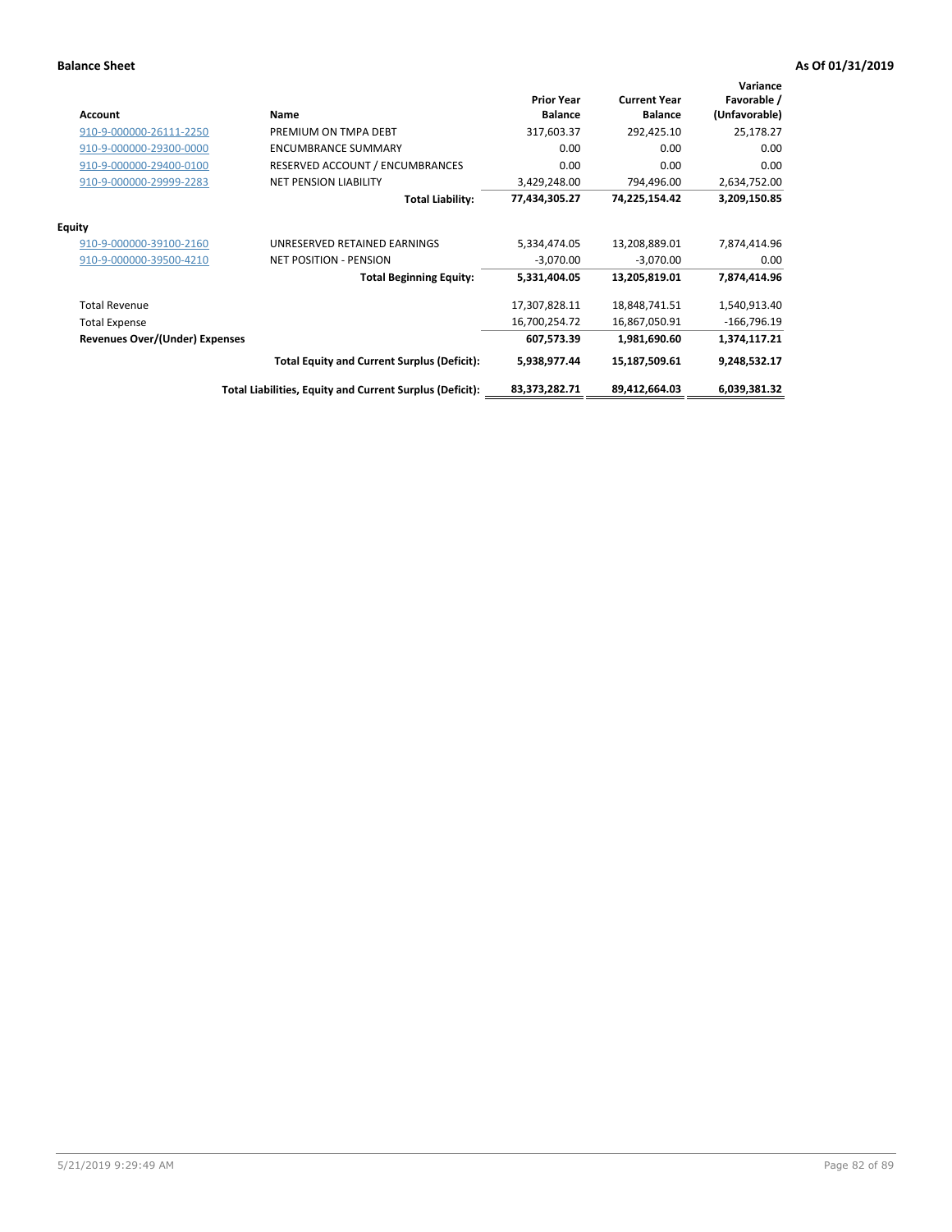**Balance Sheet** **As Of 01/31/2019**

| Account | Name | Prior Year Balance | Current Year Balance | Variance Favorable / (Unfavorable) |
|---|---|---|---|---|
| 910-9-000000-26111-2250 | PREMIUM ON TMPA DEBT | 317,603.37 | 292,425.10 | 25,178.27 |
| 910-9-000000-29300-0000 | ENCUMBRANCE SUMMARY | 0.00 | 0.00 | 0.00 |
| 910-9-000000-29400-0100 | RESERVED ACCOUNT / ENCUMBRANCES | 0.00 | 0.00 | 0.00 |
| 910-9-000000-29999-2283 | NET PENSION LIABILITY | 3,429,248.00 | 794,496.00 | 2,634,752.00 |
| | **Total Liability:** | **77,434,305.27** | **74,225,154.42** | **3,209,150.85** |
| **Equity** | | | | |
| 910-9-000000-39100-2160 | UNRESERVED RETAINED EARNINGS | 5,334,474.05 | 13,208,889.01 | 7,874,414.96 |
| 910-9-000000-39500-4210 | NET POSITION - PENSION | -3,070.00 | -3,070.00 | 0.00 |
| | **Total Beginning Equity:** | **5,331,404.05** | **13,205,819.01** | **7,874,414.96** |
| Total Revenue | | 17,307,828.11 | 18,848,741.51 | 1,540,913.40 |
| Total Expense | | 16,700,254.72 | 16,867,050.91 | -166,796.19 |
| **Revenues Over/(Under) Expenses** | | **607,573.39** | **1,981,690.60** | **1,374,117.21** |
| | **Total Equity and Current Surplus (Deficit):** | **5,938,977.44** | **15,187,509.61** | **9,248,532.17** |
| | **Total Liabilities, Equity and Current Surplus (Deficit):** | **83,373,282.71** | **89,412,664.03** | **6,039,381.32** |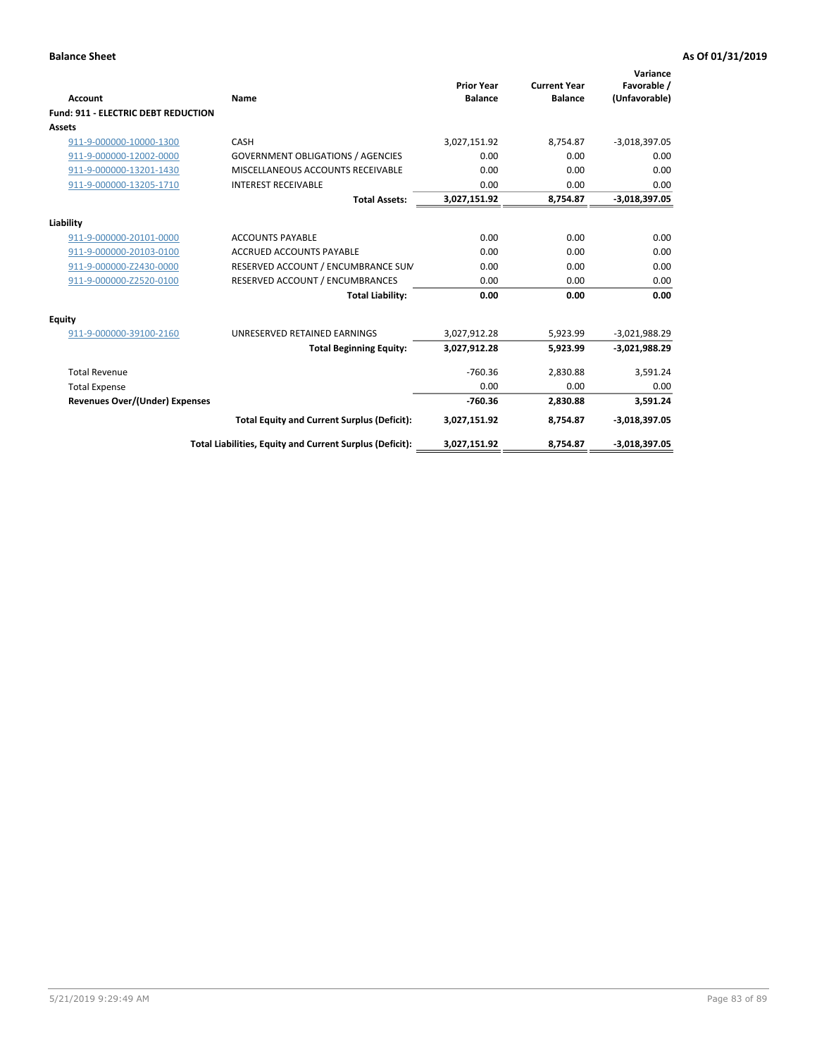**Balance Sheet** **As Of 01/31/2019**

| Account | Name | Prior Year Balance | Current Year Balance | Variance Favorable / (Unfavorable) |
|---|---|---|---|---|
| **Fund: 911 - ELECTRIC DEBT REDUCTION** | | | | |
| **Assets** | | | | |
| 911-9-000000-10000-1300 | CASH | 3,027,151.92 | 8,754.87 | -3,018,397.05 |
| 911-9-000000-12002-0000 | GOVERNMENT OBLIGATIONS / AGENCIES | 0.00 | 0.00 | 0.00 |
| 911-9-000000-13201-1430 | MISCELLANEOUS ACCOUNTS RECEIVABLE | 0.00 | 0.00 | 0.00 |
| 911-9-000000-13205-1710 | INTEREST RECEIVABLE | 0.00 | 0.00 | 0.00 |
| | **Total Assets:** | **3,027,151.92** | **8,754.87** | **-3,018,397.05** |
| **Liability** | | | | |
| 911-9-000000-20101-0000 | ACCOUNTS PAYABLE | 0.00 | 0.00 | 0.00 |
| 911-9-000000-20103-0100 | ACCRUED ACCOUNTS PAYABLE | 0.00 | 0.00 | 0.00 |
| 911-9-000000-Z2430-0000 | RESERVED ACCOUNT / ENCUMBRANCE SUM | 0.00 | 0.00 | 0.00 |
| 911-9-000000-Z2520-0100 | RESERVED ACCOUNT / ENCUMBRANCES | 0.00 | 0.00 | 0.00 |
| | **Total Liability:** | **0.00** | **0.00** | **0.00** |
| **Equity** | | | | |
| 911-9-000000-39100-2160 | UNRESERVED RETAINED EARNINGS | 3,027,912.28 | 5,923.99 | -3,021,988.29 |
| | **Total Beginning Equity:** | **3,027,912.28** | **5,923.99** | **-3,021,988.29** |
| Total Revenue | | -760.36 | 2,830.88 | 3,591.24 |
| Total Expense | | 0.00 | 0.00 | 0.00 |
| **Revenues Over/(Under) Expenses** | | **-760.36** | **2,830.88** | **3,591.24** |
| | **Total Equity and Current Surplus (Deficit):** | **3,027,151.92** | **8,754.87** | **-3,018,397.05** |
| | **Total Liabilities, Equity and Current Surplus (Deficit):** | **3,027,151.92** | **8,754.87** | **-3,018,397.05** |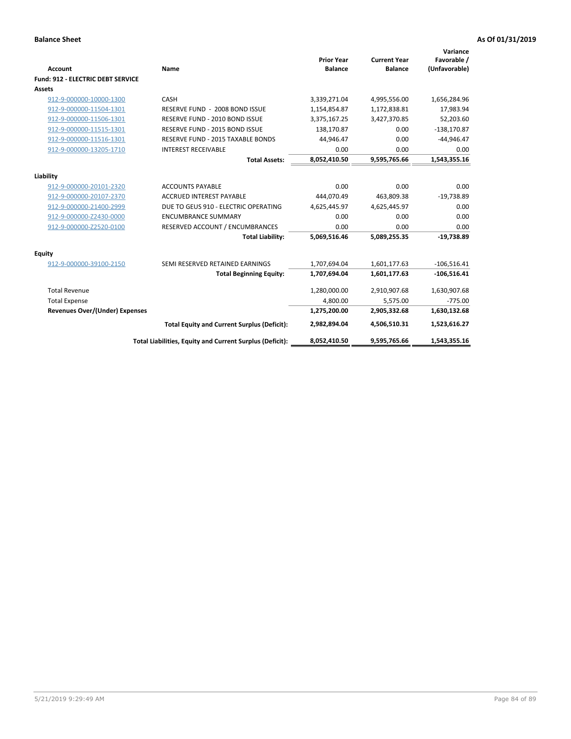**Balance Sheet** **As Of 01/31/2019**

| Account | Name | Prior Year Balance | Current Year Balance | Variance Favorable / (Unfavorable) |
|---|---|---|---|---|
| **Fund: 912 - ELECTRIC DEBT SERVICE** | | | | |
| **Assets** | | | | |
| 912-9-000000-10000-1300 | CASH | 3,339,271.04 | 4,995,556.00 | 1,656,284.96 |
| 912-9-000000-11504-1301 | RESERVE FUND - 2008 BOND ISSUE | 1,154,854.87 | 1,172,838.81 | 17,983.94 |
| 912-9-000000-11506-1301 | RESERVE FUND - 2010 BOND ISSUE | 3,375,167.25 | 3,427,370.85 | 52,203.60 |
| 912-9-000000-11515-1301 | RESERVE FUND - 2015 BOND ISSUE | 138,170.87 | 0.00 | -138,170.87 |
| 912-9-000000-11516-1301 | RESERVE FUND - 2015 TAXABLE BONDS | 44,946.47 | 0.00 | -44,946.47 |
| 912-9-000000-13205-1710 | INTEREST RECEIVABLE | 0.00 | 0.00 | 0.00 |
| | **Total Assets:** | **8,052,410.50** | **9,595,765.66** | **1,543,355.16** |
| **Liability** | | | | |
| 912-9-000000-20101-2320 | ACCOUNTS PAYABLE | 0.00 | 0.00 | 0.00 |
| 912-9-000000-20107-2370 | ACCRUED INTEREST PAYABLE | 444,070.49 | 463,809.38 | -19,738.89 |
| 912-9-000000-21400-2999 | DUE TO GEUS 910 - ELECTRIC OPERATING | 4,625,445.97 | 4,625,445.97 | 0.00 |
| 912-9-000000-Z2430-0000 | ENCUMBRANCE SUMMARY | 0.00 | 0.00 | 0.00 |
| 912-9-000000-Z2520-0100 | RESERVED ACCOUNT / ENCUMBRANCES | 0.00 | 0.00 | 0.00 |
| | **Total Liability:** | **5,069,516.46** | **5,089,255.35** | **-19,738.89** |
| **Equity** | | | | |
| 912-9-000000-39100-2150 | SEMI RESERVED RETAINED EARNINGS | 1,707,694.04 | 1,601,177.63 | -106,516.41 |
| | **Total Beginning Equity:** | **1,707,694.04** | **1,601,177.63** | **-106,516.41** |
| Total Revenue | | 1,280,000.00 | 2,910,907.68 | 1,630,907.68 |
| Total Expense | | 4,800.00 | 5,575.00 | -775.00 |
| **Revenues Over/(Under) Expenses** | | **1,275,200.00** | **2,905,332.68** | **1,630,132.68** |
| | **Total Equity and Current Surplus (Deficit):** | **2,982,894.04** | **4,506,510.31** | **1,523,616.27** |
| | **Total Liabilities, Equity and Current Surplus (Deficit):** | **8,052,410.50** | **9,595,765.66** | **1,543,355.16** |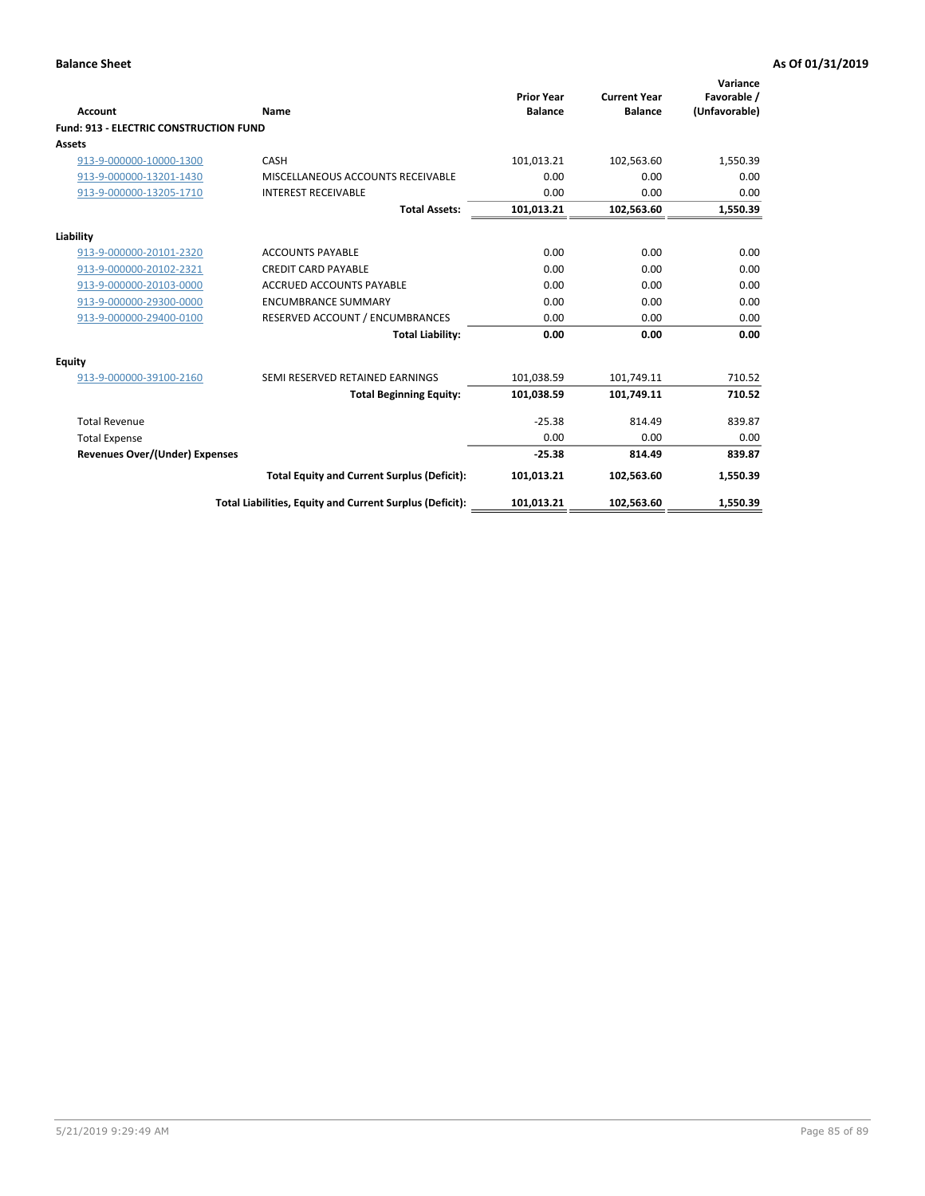**Balance Sheet** **As Of 01/31/2019**

| Account | Name | Prior Year Balance | Current Year Balance | Variance Favorable / (Unfavorable) |
|---|---|---|---|---|
| **Fund: 913 - ELECTRIC CONSTRUCTION FUND** | | | | |
| **Assets** | | | | |
| 913-9-000000-10000-1300 | CASH | 101,013.21 | 102,563.60 | 1,550.39 |
| 913-9-000000-13201-1430 | MISCELLANEOUS ACCOUNTS RECEIVABLE | 0.00 | 0.00 | 0.00 |
| 913-9-000000-13205-1710 | INTEREST RECEIVABLE | 0.00 | 0.00 | 0.00 |
| | **Total Assets:** | **101,013.21** | **102,563.60** | **1,550.39** |
| **Liability** | | | | |
| 913-9-000000-20101-2320 | ACCOUNTS PAYABLE | 0.00 | 0.00 | 0.00 |
| 913-9-000000-20102-2321 | CREDIT CARD PAYABLE | 0.00 | 0.00 | 0.00 |
| 913-9-000000-20103-0000 | ACCRUED ACCOUNTS PAYABLE | 0.00 | 0.00 | 0.00 |
| 913-9-000000-29300-0000 | ENCUMBRANCE SUMMARY | 0.00 | 0.00 | 0.00 |
| 913-9-000000-29400-0100 | RESERVED ACCOUNT / ENCUMBRANCES | 0.00 | 0.00 | 0.00 |
| | **Total Liability:** | **0.00** | **0.00** | **0.00** |
| **Equity** | | | | |
| 913-9-000000-39100-2160 | SEMI RESERVED RETAINED EARNINGS | 101,038.59 | 101,749.11 | 710.52 |
| | **Total Beginning Equity:** | **101,038.59** | **101,749.11** | **710.52** |
| Total Revenue | | -25.38 | 814.49 | 839.87 |
| Total Expense | | 0.00 | 0.00 | 0.00 |
| **Revenues Over/(Under) Expenses** | | **-25.38** | **814.49** | **839.87** |
| | **Total Equity and Current Surplus (Deficit):** | **101,013.21** | **102,563.60** | **1,550.39** |
| | **Total Liabilities, Equity and Current Surplus (Deficit):** | **101,013.21** | **102,563.60** | **1,550.39** |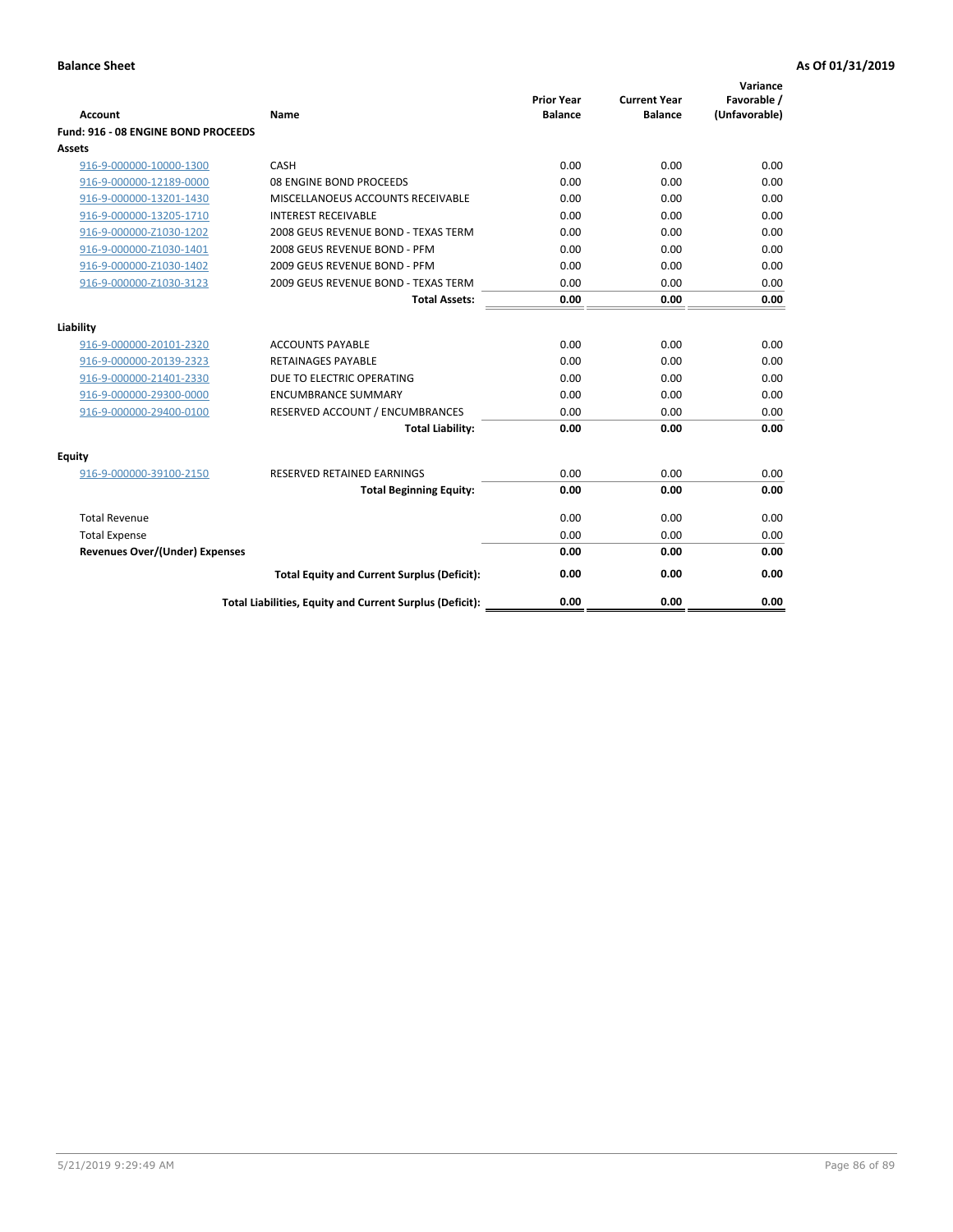**Balance Sheet** | **As Of 01/31/2019**

| Account | Name | Prior Year Balance | Current Year Balance | Variance Favorable / (Unfavorable) |
|---|---|---|---|---|
| **Fund: 916 - 08 ENGINE BOND PROCEEDS** | | | | |
| **Assets** | | | | |
| 916-9-000000-10000-1300 | CASH | 0.00 | 0.00 | 0.00 |
| 916-9-000000-12189-0000 | 08 ENGINE BOND PROCEEDS | 0.00 | 0.00 | 0.00 |
| 916-9-000000-13201-1430 | MISCELLANOEUS ACCOUNTS RECEIVABLE | 0.00 | 0.00 | 0.00 |
| 916-9-000000-13205-1710 | INTEREST RECEIVABLE | 0.00 | 0.00 | 0.00 |
| 916-9-000000-Z1030-1202 | 2008 GEUS REVENUE BOND - TEXAS TERM | 0.00 | 0.00 | 0.00 |
| 916-9-000000-Z1030-1401 | 2008 GEUS REVENUE BOND - PFM | 0.00 | 0.00 | 0.00 |
| 916-9-000000-Z1030-1402 | 2009 GEUS REVENUE BOND - PFM | 0.00 | 0.00 | 0.00 |
| 916-9-000000-Z1030-3123 | 2009 GEUS REVENUE BOND - TEXAS TERM | 0.00 | 0.00 | 0.00 |
| | **Total Assets:** | **0.00** | **0.00** | **0.00** |
| **Liability** | | | | |
| 916-9-000000-20101-2320 | ACCOUNTS PAYABLE | 0.00 | 0.00 | 0.00 |
| 916-9-000000-20139-2323 | RETAINAGES PAYABLE | 0.00 | 0.00 | 0.00 |
| 916-9-000000-21401-2330 | DUE TO ELECTRIC OPERATING | 0.00 | 0.00 | 0.00 |
| 916-9-000000-29300-0000 | ENCUMBRANCE SUMMARY | 0.00 | 0.00 | 0.00 |
| 916-9-000000-29400-0100 | RESERVED ACCOUNT / ENCUMBRANCES | 0.00 | 0.00 | 0.00 |
| | **Total Liability:** | **0.00** | **0.00** | **0.00** |
| **Equity** | | | | |
| 916-9-000000-39100-2150 | RESERVED RETAINED EARNINGS | 0.00 | 0.00 | 0.00 |
| | **Total Beginning Equity:** | **0.00** | **0.00** | **0.00** |
| Total Revenue | | 0.00 | 0.00 | 0.00 |
| Total Expense | | 0.00 | 0.00 | 0.00 |
| **Revenues Over/(Under) Expenses** | | **0.00** | **0.00** | **0.00** |
| | **Total Equity and Current Surplus (Deficit):** | **0.00** | **0.00** | **0.00** |
| | **Total Liabilities, Equity and Current Surplus (Deficit):** | **0.00** | **0.00** | **0.00** |

5/21/2019 9:29:49 AM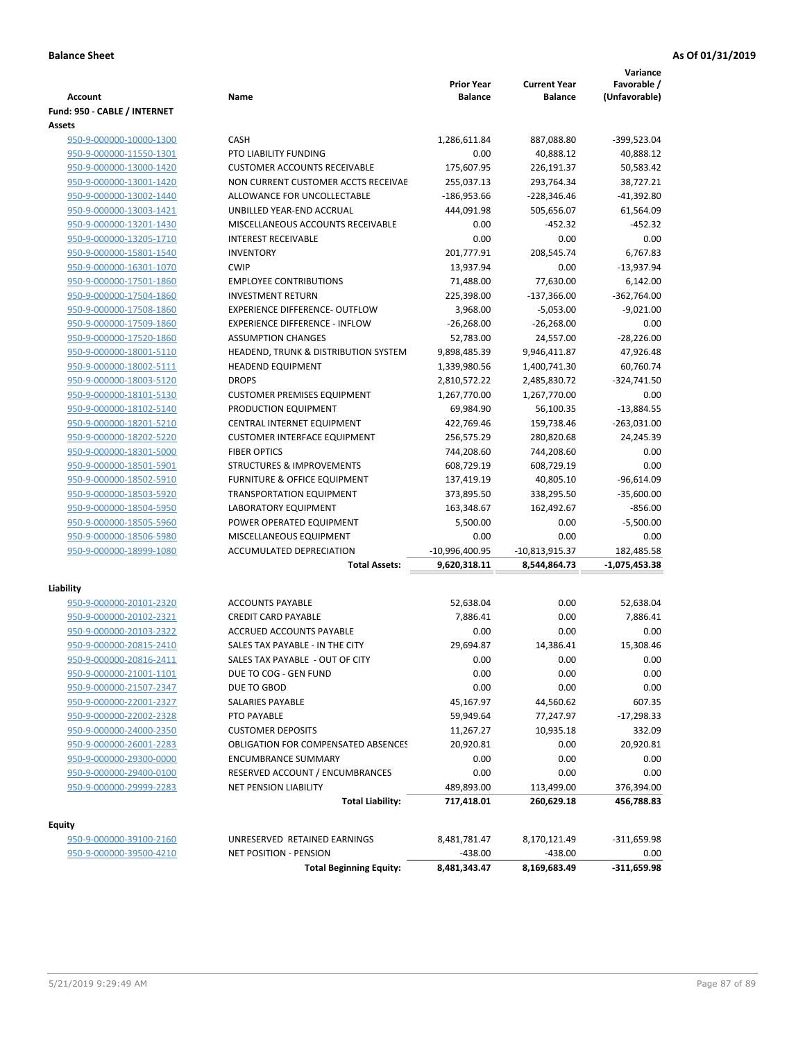**Balance Sheet** **As Of 01/31/2019**

| Account | Name | Prior Year Balance | Current Year Balance | Variance Favorable / (Unfavorable) |
|---|---|---|---|---|
| **Fund: 950 - CABLE / INTERNET** | | | | |
| **Assets** | | | | |
| 950-9-000000-10000-1300 | CASH | 1,286,611.84 | 887,088.80 | -399,523.04 |
| 950-9-000000-11550-1301 | PTO LIABILITY FUNDING | 0.00 | 40,888.12 | 40,888.12 |
| 950-9-000000-13000-1420 | CUSTOMER ACCOUNTS RECEIVABLE | 175,607.95 | 226,191.37 | 50,583.42 |
| 950-9-000000-13001-1420 | NON CURRENT CUSTOMER ACCTS RECEIVAE | 255,037.13 | 293,764.34 | 38,727.21 |
| 950-9-000000-13002-1440 | ALLOWANCE FOR UNCOLLECTABLE | -186,953.66 | -228,346.46 | -41,392.80 |
| 950-9-000000-13003-1421 | UNBILLED YEAR-END ACCRUAL | 444,091.98 | 505,656.07 | 61,564.09 |
| 950-9-000000-13201-1430 | MISCELLANEOUS ACCOUNTS RECEIVABLE | 0.00 | -452.32 | -452.32 |
| 950-9-000000-13205-1710 | INTEREST RECEIVABLE | 0.00 | 0.00 | 0.00 |
| 950-9-000000-15801-1540 | INVENTORY | 201,777.91 | 208,545.74 | 6,767.83 |
| 950-9-000000-16301-1070 | CWIP | 13,937.94 | 0.00 | -13,937.94 |
| 950-9-000000-17501-1860 | EMPLOYEE CONTRIBUTIONS | 71,488.00 | 77,630.00 | 6,142.00 |
| 950-9-000000-17504-1860 | INVESTMENT RETURN | 225,398.00 | -137,366.00 | -362,764.00 |
| 950-9-000000-17508-1860 | EXPERIENCE DIFFERENCE- OUTFLOW | 3,968.00 | -5,053.00 | -9,021.00 |
| 950-9-000000-17509-1860 | EXPERIENCE DIFFERENCE - INFLOW | -26,268.00 | -26,268.00 | 0.00 |
| 950-9-000000-17520-1860 | ASSUMPTION CHANGES | 52,783.00 | 24,557.00 | -28,226.00 |
| 950-9-000000-18001-5110 | HEADEND, TRUNK & DISTRIBUTION SYSTEM | 9,898,485.39 | 9,946,411.87 | 47,926.48 |
| 950-9-000000-18002-5111 | HEADEND EQUIPMENT | 1,339,980.56 | 1,400,741.30 | 60,760.74 |
| 950-9-000000-18003-5120 | DROPS | 2,810,572.22 | 2,485,830.72 | -324,741.50 |
| 950-9-000000-18101-5130 | CUSTOMER PREMISES EQUIPMENT | 1,267,770.00 | 1,267,770.00 | 0.00 |
| 950-9-000000-18102-5140 | PRODUCTION EQUIPMENT | 69,984.90 | 56,100.35 | -13,884.55 |
| 950-9-000000-18201-5210 | CENTRAL INTERNET EQUIPMENT | 422,769.46 | 159,738.46 | -263,031.00 |
| 950-9-000000-18202-5220 | CUSTOMER INTERFACE EQUIPMENT | 256,575.29 | 280,820.68 | 24,245.39 |
| 950-9-000000-18301-5000 | FIBER OPTICS | 744,208.60 | 744,208.60 | 0.00 |
| 950-9-000000-18501-5901 | STRUCTURES & IMPROVEMENTS | 608,729.19 | 608,729.19 | 0.00 |
| 950-9-000000-18502-5910 | FURNITURE & OFFICE EQUIPMENT | 137,419.19 | 40,805.10 | -96,614.09 |
| 950-9-000000-18503-5920 | TRANSPORTATION EQUIPMENT | 373,895.50 | 338,295.50 | -35,600.00 |
| 950-9-000000-18504-5950 | LABORATORY EQUIPMENT | 163,348.67 | 162,492.67 | -856.00 |
| 950-9-000000-18505-5960 | POWER OPERATED EQUIPMENT | 5,500.00 | 0.00 | -5,500.00 |
| 950-9-000000-18506-5980 | MISCELLANEOUS EQUIPMENT | 0.00 | 0.00 | 0.00 |
| 950-9-000000-18999-1080 | ACCUMULATED DEPRECIATION | -10,996,400.95 | -10,813,915.37 | 182,485.58 |
| | **Total Assets:** | **9,620,318.11** | **8,544,864.73** | **-1,075,453.38** |
| **Liability** | | | | |
| 950-9-000000-20101-2320 | ACCOUNTS PAYABLE | 52,638.04 | 0.00 | 52,638.04 |
| 950-9-000000-20102-2321 | CREDIT CARD PAYABLE | 7,886.41 | 0.00 | 7,886.41 |
| 950-9-000000-20103-2322 | ACCRUED ACCOUNTS PAYABLE | 0.00 | 0.00 | 0.00 |
| 950-9-000000-20815-2410 | SALES TAX PAYABLE - IN THE CITY | 29,694.87 | 14,386.41 | 15,308.46 |
| 950-9-000000-20816-2411 | SALES TAX PAYABLE - OUT OF CITY | 0.00 | 0.00 | 0.00 |
| 950-9-000000-21001-1101 | DUE TO COG - GEN FUND | 0.00 | 0.00 | 0.00 |
| 950-9-000000-21507-2347 | DUE TO GBOD | 0.00 | 0.00 | 0.00 |
| 950-9-000000-22001-2327 | SALARIES PAYABLE | 45,167.97 | 44,560.62 | 607.35 |
| 950-9-000000-22002-2328 | PTO PAYABLE | 59,949.64 | 77,247.97 | -17,298.33 |
| 950-9-000000-24000-2350 | CUSTOMER DEPOSITS | 11,267.27 | 10,935.18 | 332.09 |
| 950-9-000000-26001-2283 | OBLIGATION FOR COMPENSATED ABSENCES | 20,920.81 | 0.00 | 20,920.81 |
| 950-9-000000-29300-0000 | ENCUMBRANCE SUMMARY | 0.00 | 0.00 | 0.00 |
| 950-9-000000-29400-0100 | RESERVED ACCOUNT / ENCUMBRANCES | 0.00 | 0.00 | 0.00 |
| 950-9-000000-29999-2283 | NET PENSION LIABILITY | 489,893.00 | 113,499.00 | 376,394.00 |
| | **Total Liability:** | **717,418.01** | **260,629.18** | **456,788.83** |
| **Equity** | | | | |
| 950-9-000000-39100-2160 | UNRESERVED RETAINED EARNINGS | 8,481,781.47 | 8,170,121.49 | -311,659.98 |
| 950-9-000000-39500-4210 | NET POSITION - PENSION | -438.00 | -438.00 | 0.00 |
| | **Total Beginning Equity:** | **8,481,343.47** | **8,169,683.49** | **-311,659.98** |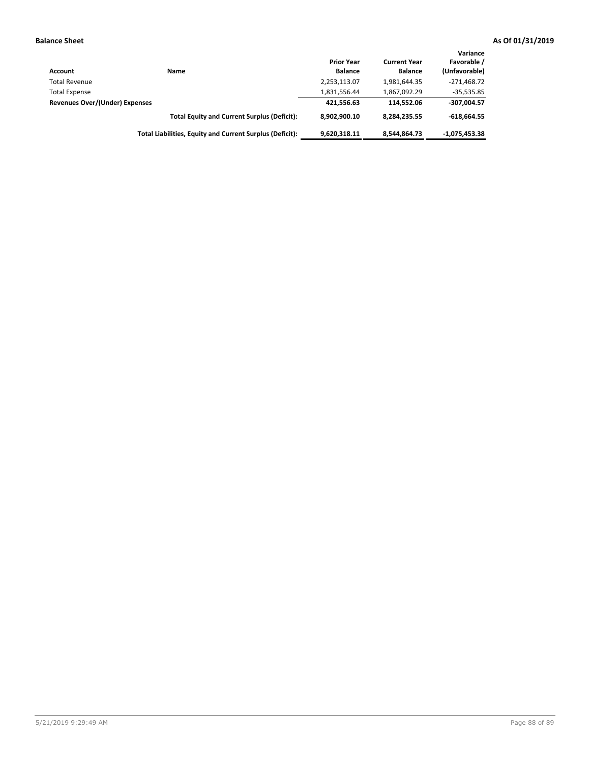**Balance Sheet** **As Of 01/31/2019**

| Account | Name | Prior Year Balance | Current Year Balance | Variance Favorable / (Unfavorable) |
|---|---|---|---|---|
| Total Revenue | | 2,253,113.07 | 1,981,644.35 | -271,468.72 |
| Total Expense | | 1,831,556.44 | 1,867,092.29 | -35,535.85 |
| **Revenues Over/(Under) Expenses** | | **421,556.63** | **114,552.06** | **-307,004.57** |
| | **Total Equity and Current Surplus (Deficit):** | **8,902,900.10** | **8,284,235.55** | **-618,664.55** |
| | **Total Liabilities, Equity and Current Surplus (Deficit):** | **9,620,318.11** | **8,544,864.73** | **-1,075,453.38** |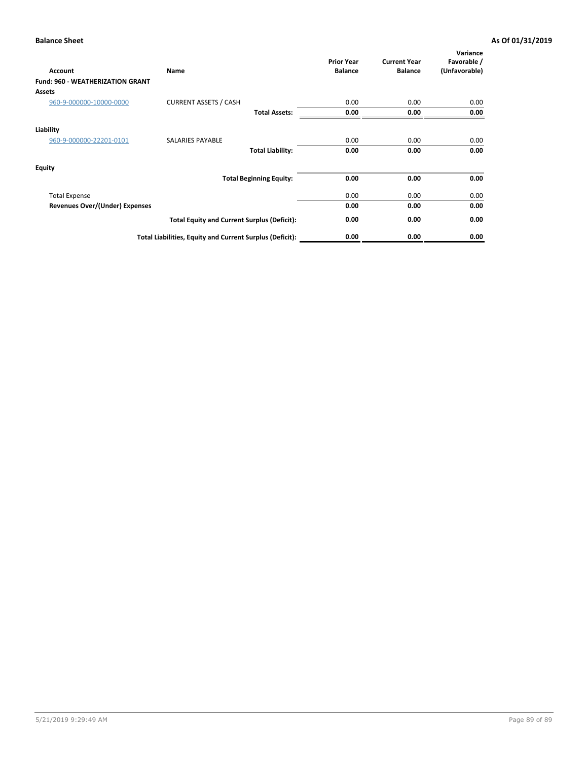**Balance Sheet** **As Of 01/31/2019**

| Account | Name | Prior Year Balance | Current Year Balance | Variance Favorable / (Unfavorable) |
|---|---|---|---|---|
| **Fund: 960 - WEATHERIZATION GRANT** | | | | |
| **Assets** | | | | |
| 960-9-000000-10000-0000 | CURRENT ASSETS / CASH | 0.00 | 0.00 | 0.00 |
| | **Total Assets:** | **0.00** | **0.00** | **0.00** |
| **Liability** | | | | |
| 960-9-000000-22201-0101 | SALARIES PAYABLE | 0.00 | 0.00 | 0.00 |
| | **Total Liability:** | **0.00** | **0.00** | **0.00** |
| **Equity** | | | | |
| | **Total Beginning Equity:** | **0.00** | **0.00** | **0.00** |
| Total Expense | | 0.00 | 0.00 | 0.00 |
| **Revenues Over/(Under) Expenses** | | **0.00** | **0.00** | **0.00** |
| | **Total Equity and Current Surplus (Deficit):** | **0.00** | **0.00** | **0.00** |
| | **Total Liabilities, Equity and Current Surplus (Deficit):** | **0.00** | **0.00** | **0.00** |

5/21/2019 9:29:49 AM